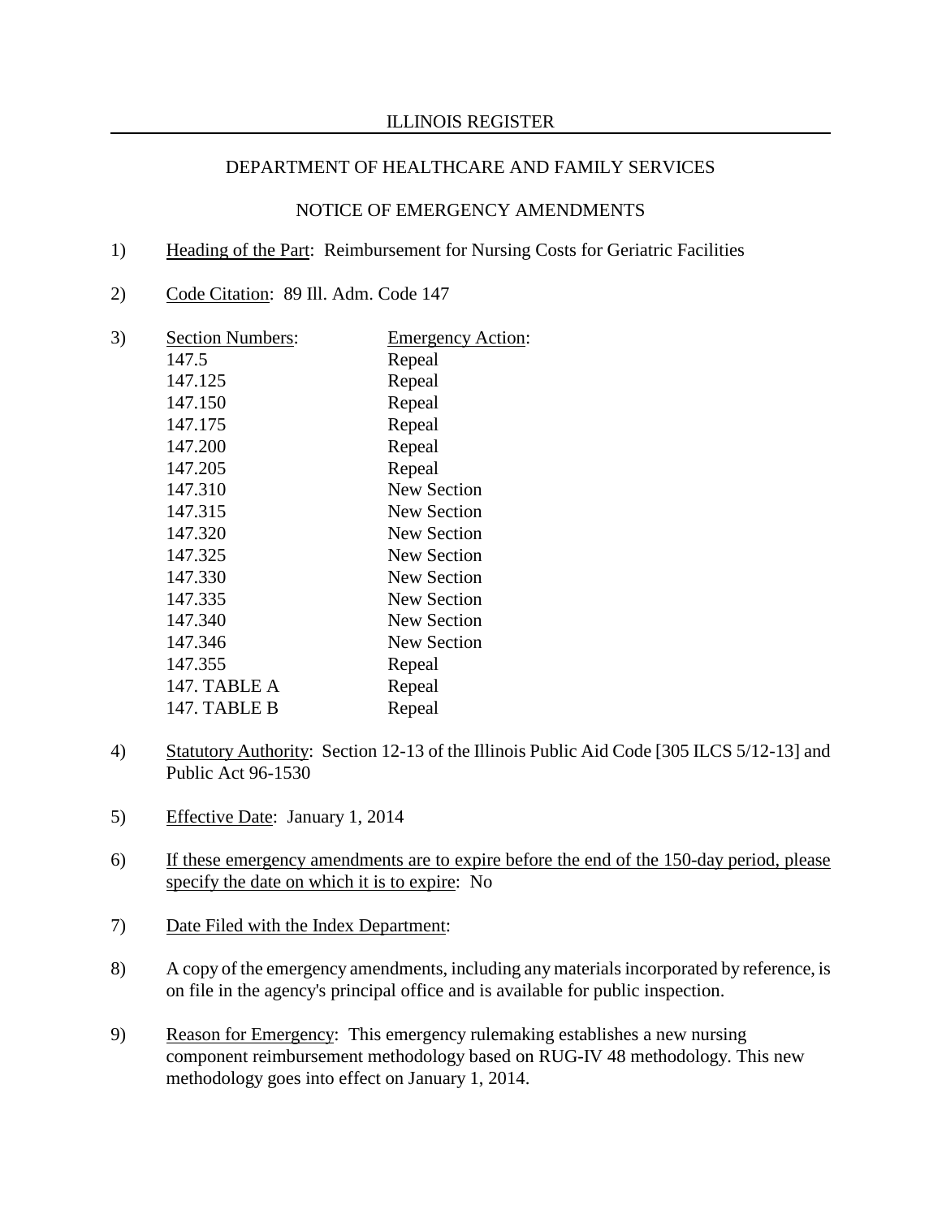ILLINOIS REGISTER

DEPARTMENT OF HEALTHCARE AND FAMILY SERVICES

NOTICE OF EMERGENCY AMENDMENTS

1) Heading of the Part: Reimbursement for Nursing Costs for Geriatric Facilities

2) Code Citation: 89 Ill. Adm. Code 147

3)

| Section Numbers: | Emergency Action: |
|---|---|
| 147.5 | Repeal |
| 147.125 | Repeal |
| 147.150 | Repeal |
| 147.175 | Repeal |
| 147.200 | Repeal |
| 147.205 | Repeal |
| 147.310 | New Section |
| 147.315 | New Section |
| 147.320 | New Section |
| 147.325 | New Section |
| 147.330 | New Section |
| 147.335 | New Section |
| 147.340 | New Section |
| 147.346 | New Section |
| 147.355 | Repeal |
| 147. TABLE A | Repeal |
| 147. TABLE B | Repeal |

4) Statutory Authority: Section 12-13 of the Illinois Public Aid Code [305 ILCS 5/12-13] and Public Act 96-1530

5) Effective Date: January 1, 2014

6) If these emergency amendments are to expire before the end of the 150-day period, please specify the date on which it is to expire: No

7) Date Filed with the Index Department:

8) A copy of the emergency amendments, including any materials incorporated by reference, is on file in the agency's principal office and is available for public inspection.

9) Reason for Emergency: This emergency rulemaking establishes a new nursing component reimbursement methodology based on RUG-IV 48 methodology. This new methodology goes into effect on January 1, 2014.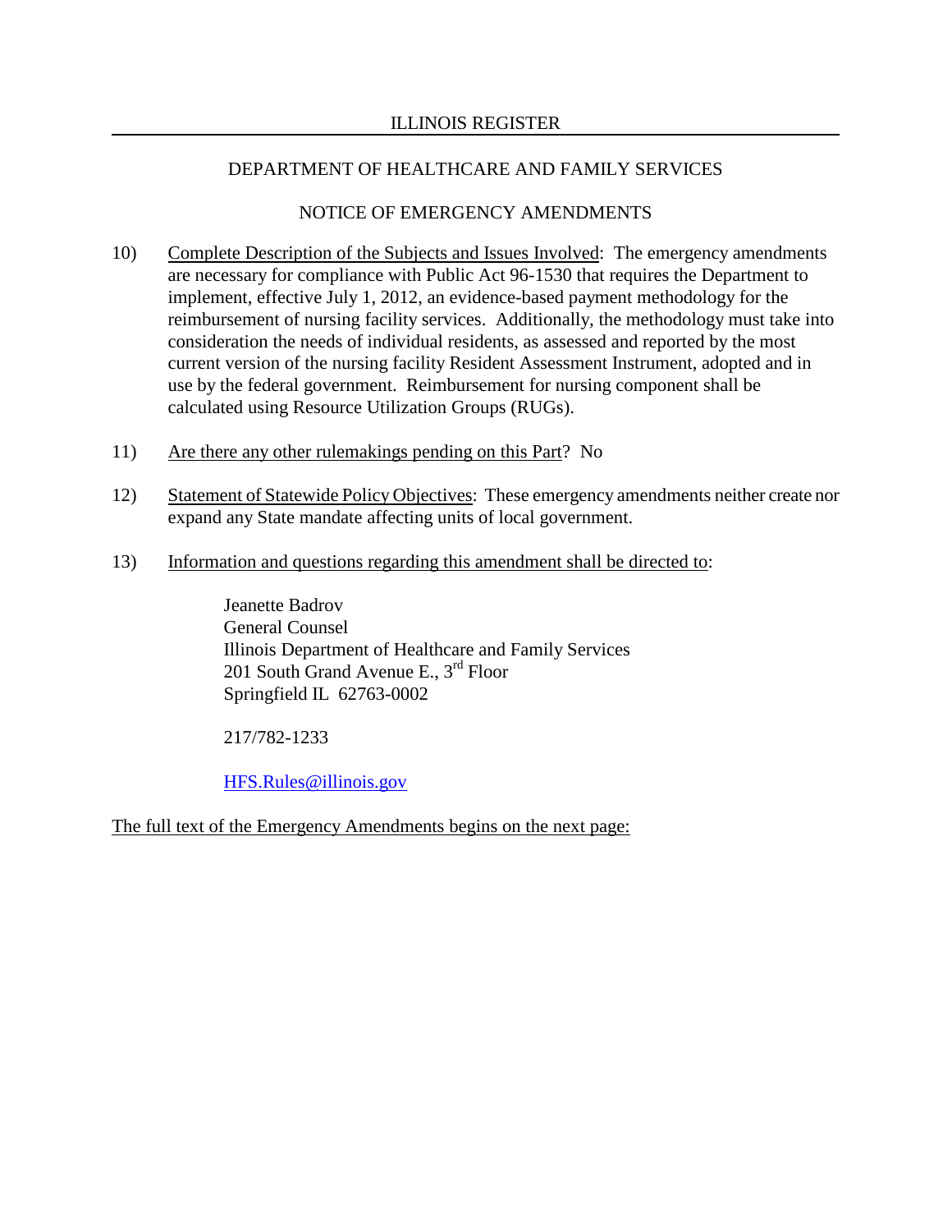DEPARTMENT OF HEALTHCARE AND FAMILY SERVICES

NOTICE OF EMERGENCY AMENDMENTS

10) Complete Description of the Subjects and Issues Involved: The emergency amendments are necessary for compliance with Public Act 96-1530 that requires the Department to implement, effective July 1, 2012, an evidence-based payment methodology for the reimbursement of nursing facility services. Additionally, the methodology must take into consideration the needs of individual residents, as assessed and reported by the most current version of the nursing facility Resident Assessment Instrument, adopted and in use by the federal government. Reimbursement for nursing component shall be calculated using Resource Utilization Groups (RUGs).

11) Are there any other rulemakings pending on this Part? No

12) Statement of Statewide Policy Objectives: These emergency amendments neither create nor expand any State mandate affecting units of local government.

13) Information and questions regarding this amendment shall be directed to:

Jeanette Badrov
General Counsel
Illinois Department of Healthcare and Family Services
201 South Grand Avenue E., 3rd Floor
Springfield IL 62763-0002

217/782-1233

HFS.Rules@illinois.gov

The full text of the Emergency Amendments begins on the next page: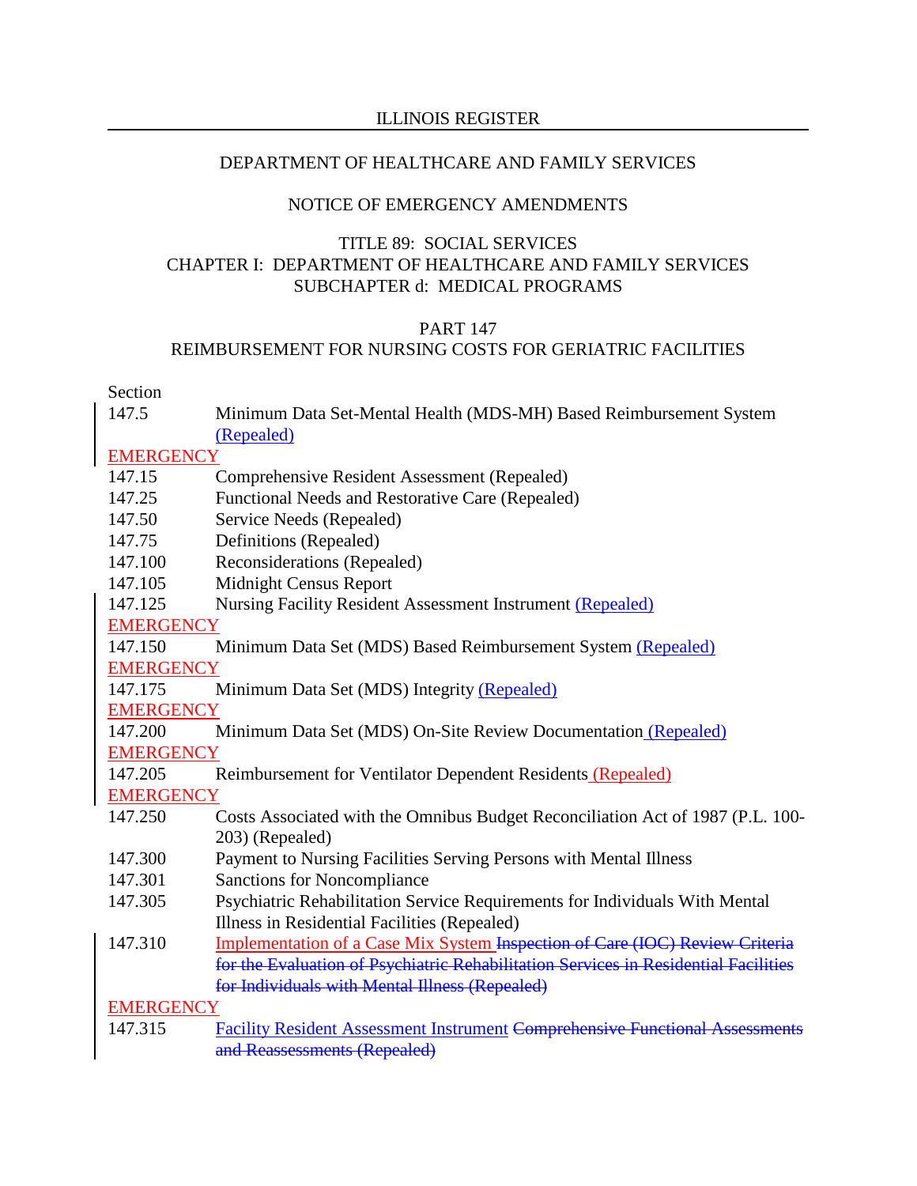ILLINOIS REGISTER

DEPARTMENT OF HEALTHCARE AND FAMILY SERVICES

NOTICE OF EMERGENCY AMENDMENTS

TITLE 89: SOCIAL SERVICES
CHAPTER I: DEPARTMENT OF HEALTHCARE AND FAMILY SERVICES
SUBCHAPTER d: MEDICAL PROGRAMS

PART 147
REIMBURSEMENT FOR NURSING COSTS FOR GERIATRIC FACILITIES

Section

| | |
|---|---|
| 147.5 | Minimum Data Set-Mental Health (MDS-MH) Based Reimbursement System (Repealed) |
| EMERGENCY | |
| 147.15 | Comprehensive Resident Assessment (Repealed) |
| 147.25 | Functional Needs and Restorative Care (Repealed) |
| 147.50 | Service Needs (Repealed) |
| 147.75 | Definitions (Repealed) |
| 147.100 | Reconsiderations (Repealed) |
| 147.105 | Midnight Census Report |
| 147.125 | Nursing Facility Resident Assessment Instrument (Repealed) |
| EMERGENCY | |
| 147.150 | Minimum Data Set (MDS) Based Reimbursement System (Repealed) |
| EMERGENCY | |
| 147.175 | Minimum Data Set (MDS) Integrity (Repealed) |
| EMERGENCY | |
| 147.200 | Minimum Data Set (MDS) On-Site Review Documentation (Repealed) |
| EMERGENCY | |
| 147.205 | Reimbursement for Ventilator Dependent Residents (Repealed) |
| EMERGENCY | |
| 147.250 | Costs Associated with the Omnibus Budget Reconciliation Act of 1987 (P.L. 100-203) (Repealed) |
| 147.300 | Payment to Nursing Facilities Serving Persons with Mental Illness |
| 147.301 | Sanctions for Noncompliance |
| 147.305 | Psychiatric Rehabilitation Service Requirements for Individuals With Mental Illness in Residential Facilities (Repealed) |
| 147.310 | Implementation of a Case Mix System ~~Inspection of Care (IOC) Review Criteria for the Evaluation of Psychiatric Rehabilitation Services in Residential Facilities for Individuals with Mental Illness (Repealed)~~ |
| EMERGENCY | |
| 147.315 | Facility Resident Assessment Instrument ~~Comprehensive Functional Assessments and Reassessments (Repealed)~~ |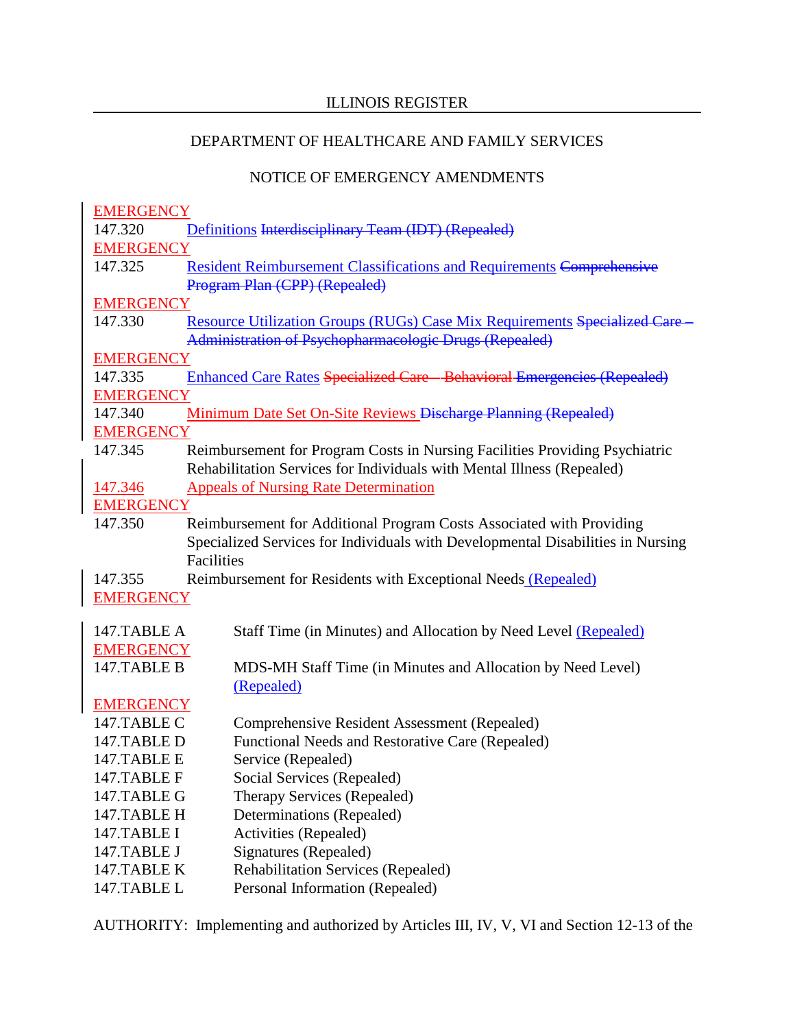ILLINOIS REGISTER

DEPARTMENT OF HEALTHCARE AND FAMILY SERVICES

NOTICE OF EMERGENCY AMENDMENTS

EMERGENCY
147.320 Definitions ~~Interdisciplinary Team (IDT) (Repealed)~~
EMERGENCY
147.325 Resident Reimbursement Classifications and Requirements ~~Comprehensive Program Plan (CPP) (Repealed)~~
EMERGENCY
147.330 Resource Utilization Groups (RUGs) Case Mix Requirements ~~Specialized Care – Administration of Psychopharmacologic Drugs (Repealed)~~
EMERGENCY
147.335 Enhanced Care Rates ~~Specialized Care – Behavioral Emergencies (Repealed)~~
EMERGENCY
147.340 Minimum Date Set On-Site Reviews ~~Discharge Planning (Repealed)~~
EMERGENCY
147.345 Reimbursement for Program Costs in Nursing Facilities Providing Psychiatric Rehabilitation Services for Individuals with Mental Illness (Repealed)
147.346 Appeals of Nursing Rate Determination
EMERGENCY
147.350 Reimbursement for Additional Program Costs Associated with Providing Specialized Services for Individuals with Developmental Disabilities in Nursing Facilities
147.355 Reimbursement for Residents with Exceptional Needs (Repealed)
EMERGENCY

147.TABLE A Staff Time (in Minutes) and Allocation by Need Level (Repealed)
EMERGENCY
147.TABLE B MDS-MH Staff Time (in Minutes and Allocation by Need Level) (Repealed)
EMERGENCY
147.TABLE C Comprehensive Resident Assessment (Repealed)
147.TABLE D Functional Needs and Restorative Care (Repealed)
147.TABLE E Service (Repealed)
147.TABLE F Social Services (Repealed)
147.TABLE G Therapy Services (Repealed)
147.TABLE H Determinations (Repealed)
147.TABLE I Activities (Repealed)
147.TABLE J Signatures (Repealed)
147.TABLE K Rehabilitation Services (Repealed)
147.TABLE L Personal Information (Repealed)

AUTHORITY: Implementing and authorized by Articles III, IV, V, VI and Section 12-13 of the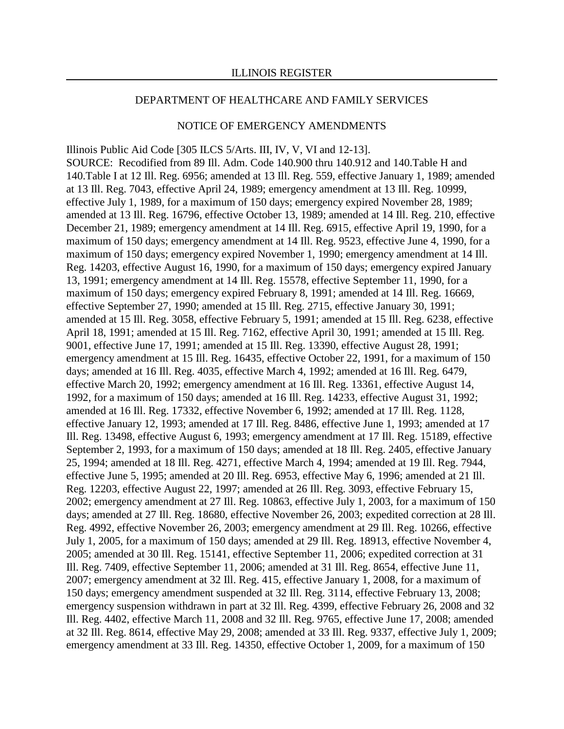Illinois Public Aid Code [305 ILCS 5/Arts. III, IV, V, VI and 12-13].

SOURCE: Recodified from 89 Ill. Adm. Code 140.900 thru 140.912 and 140.Table H and 140.Table I at 12 Ill. Reg. 6956; amended at 13 Ill. Reg. 559, effective January 1, 1989; amended at 13 Ill. Reg. 7043, effective April 24, 1989; emergency amendment at 13 Ill. Reg. 10999, effective July 1, 1989, for a maximum of 150 days; emergency expired November 28, 1989; amended at 13 Ill. Reg. 16796, effective October 13, 1989; amended at 14 Ill. Reg. 210, effective December 21, 1989; emergency amendment at 14 Ill. Reg. 6915, effective April 19, 1990, for a maximum of 150 days; emergency amendment at 14 Ill. Reg. 9523, effective June 4, 1990, for a maximum of 150 days; emergency expired November 1, 1990; emergency amendment at 14 Ill. Reg. 14203, effective August 16, 1990, for a maximum of 150 days; emergency expired January 13, 1991; emergency amendment at 14 Ill. Reg. 15578, effective September 11, 1990, for a maximum of 150 days; emergency expired February 8, 1991; amended at 14 Ill. Reg. 16669, effective September 27, 1990; amended at 15 Ill. Reg. 2715, effective January 30, 1991; amended at 15 Ill. Reg. 3058, effective February 5, 1991; amended at 15 Ill. Reg. 6238, effective April 18, 1991; amended at 15 Ill. Reg. 7162, effective April 30, 1991; amended at 15 Ill. Reg. 9001, effective June 17, 1991; amended at 15 Ill. Reg. 13390, effective August 28, 1991; emergency amendment at 15 Ill. Reg. 16435, effective October 22, 1991, for a maximum of 150 days; amended at 16 Ill. Reg. 4035, effective March 4, 1992; amended at 16 Ill. Reg. 6479, effective March 20, 1992; emergency amendment at 16 Ill. Reg. 13361, effective August 14, 1992, for a maximum of 150 days; amended at 16 Ill. Reg. 14233, effective August 31, 1992; amended at 16 Ill. Reg. 17332, effective November 6, 1992; amended at 17 Ill. Reg. 1128, effective January 12, 1993; amended at 17 Ill. Reg. 8486, effective June 1, 1993; amended at 17 Ill. Reg. 13498, effective August 6, 1993; emergency amendment at 17 Ill. Reg. 15189, effective September 2, 1993, for a maximum of 150 days; amended at 18 Ill. Reg. 2405, effective January 25, 1994; amended at 18 Ill. Reg. 4271, effective March 4, 1994; amended at 19 Ill. Reg. 7944, effective June 5, 1995; amended at 20 Ill. Reg. 6953, effective May 6, 1996; amended at 21 Ill. Reg. 12203, effective August 22, 1997; amended at 26 Ill. Reg. 3093, effective February 15, 2002; emergency amendment at 27 Ill. Reg. 10863, effective July 1, 2003, for a maximum of 150 days; amended at 27 Ill. Reg. 18680, effective November 26, 2003; expedited correction at 28 Ill. Reg. 4992, effective November 26, 2003; emergency amendment at 29 Ill. Reg. 10266, effective July 1, 2005, for a maximum of 150 days; amended at 29 Ill. Reg. 18913, effective November 4, 2005; amended at 30 Ill. Reg. 15141, effective September 11, 2006; expedited correction at 31 Ill. Reg. 7409, effective September 11, 2006; amended at 31 Ill. Reg. 8654, effective June 11, 2007; emergency amendment at 32 Ill. Reg. 415, effective January 1, 2008, for a maximum of 150 days; emergency amendment suspended at 32 Ill. Reg. 3114, effective February 13, 2008; emergency suspension withdrawn in part at 32 Ill. Reg. 4399, effective February 26, 2008 and 32 Ill. Reg. 4402, effective March 11, 2008 and 32 Ill. Reg. 9765, effective June 17, 2008; amended at 32 Ill. Reg. 8614, effective May 29, 2008; amended at 33 Ill. Reg. 9337, effective July 1, 2009; emergency amendment at 33 Ill. Reg. 14350, effective October 1, 2009, for a maximum of 150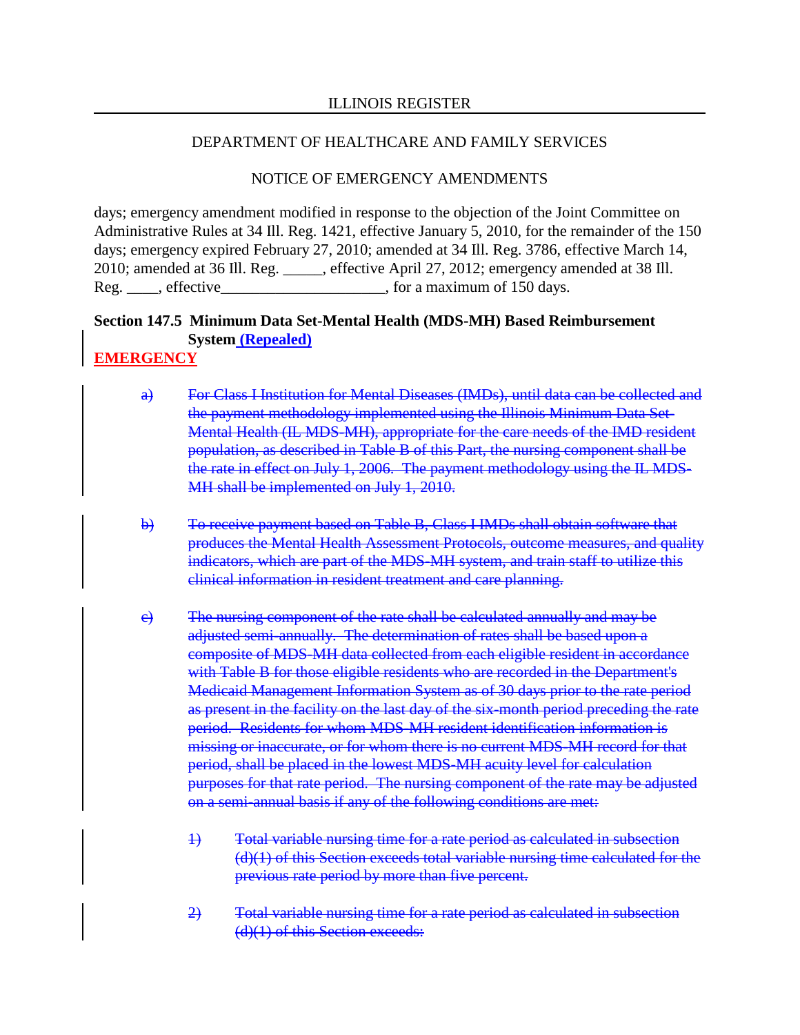days; emergency amendment modified in response to the objection of the Joint Committee on Administrative Rules at 34 Ill. Reg. 1421, effective January 5, 2010, for the remainder of the 150 days; emergency expired February 27, 2010; amended at 34 Ill. Reg. 3786, effective March 14, 2010; amended at 36 Ill. Reg. _____, effective April 27, 2012; emergency amended at 38 Ill. Reg. ____, effective_____________________, for a maximum of 150 days.

**Section 147.5 Minimum Data Set-Mental Health (MDS-MH) Based Reimbursement System (Repealed)**

**EMERGENCY**

a) ~~For Class I Institution for Mental Diseases (IMDs), until data can be collected and the payment methodology implemented using the Illinois Minimum Data Set-Mental Health (IL MDS-MH), appropriate for the care needs of the IMD resident population, as described in Table B of this Part, the nursing component shall be the rate in effect on July 1, 2006. The payment methodology using the IL MDS-MH shall be implemented on July 1, 2010.~~

b) ~~To receive payment based on Table B, Class I IMDs shall obtain software that produces the Mental Health Assessment Protocols, outcome measures, and quality indicators, which are part of the MDS-MH system, and train staff to utilize this clinical information in resident treatment and care planning.~~

c) ~~The nursing component of the rate shall be calculated annually and may be adjusted semi-annually. The determination of rates shall be based upon a composite of MDS-MH data collected from each eligible resident in accordance with Table B for those eligible residents who are recorded in the Department's Medicaid Management Information System as of 30 days prior to the rate period as present in the facility on the last day of the six-month period preceding the rate period. Residents for whom MDS-MH resident identification information is missing or inaccurate, or for whom there is no current MDS-MH record for that period, shall be placed in the lowest MDS-MH acuity level for calculation purposes for that rate period. The nursing component of the rate may be adjusted on a semi-annual basis if any of the following conditions are met:~~

1) ~~Total variable nursing time for a rate period as calculated in subsection (d)(1) of this Section exceeds total variable nursing time calculated for the previous rate period by more than five percent.~~

2) ~~Total variable nursing time for a rate period as calculated in subsection (d)(1) of this Section exceeds:~~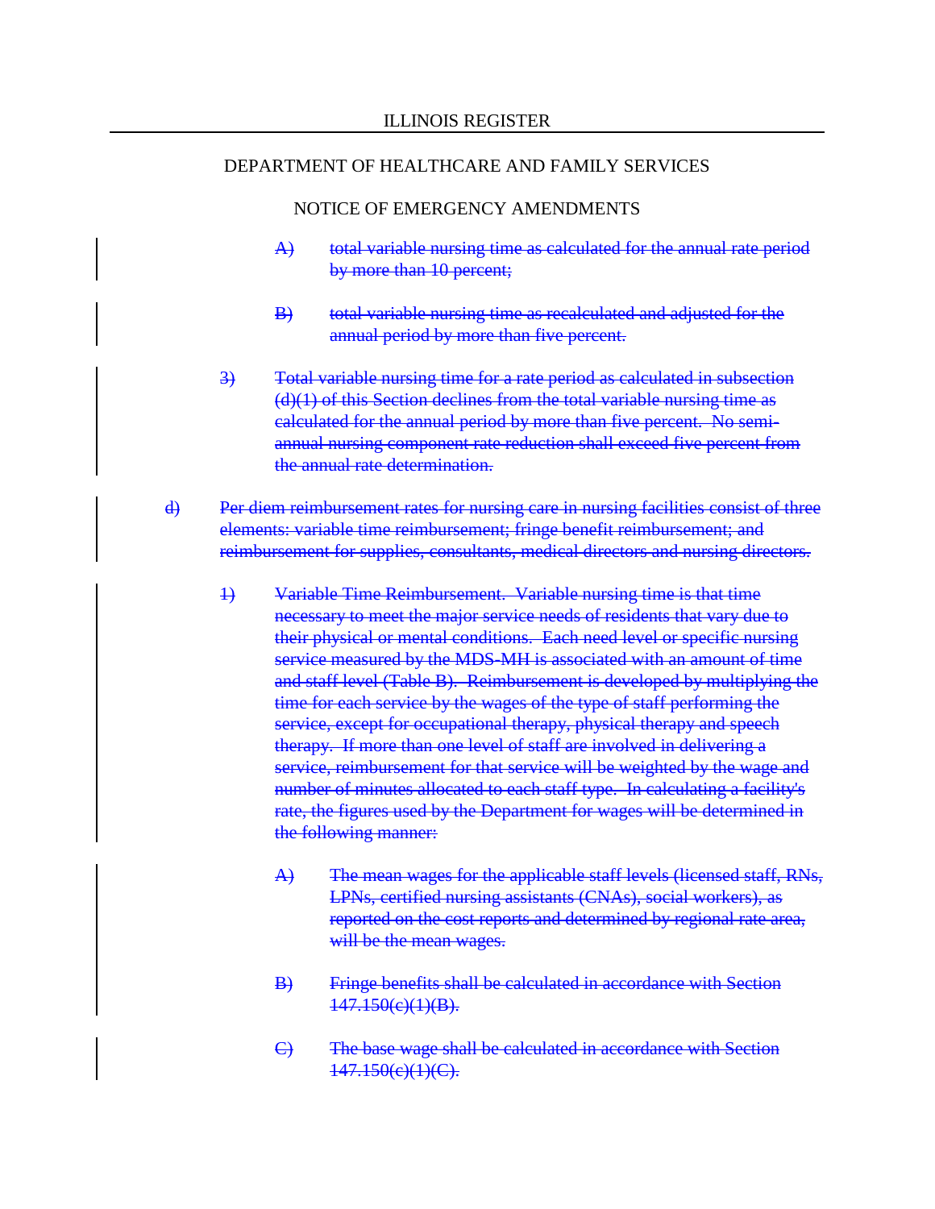A) ~~total variable nursing time as calculated for the annual rate period by more than 10 percent;~~

B) ~~total variable nursing time as recalculated and adjusted for the annual period by more than five percent.~~

3) ~~Total variable nursing time for a rate period as calculated in subsection (d)(1) of this Section declines from the total variable nursing time as calculated for the annual period by more than five percent. No semi-annual nursing component rate reduction shall exceed five percent from the annual rate determination.~~

d) ~~Per diem reimbursement rates for nursing care in nursing facilities consist of three elements: variable time reimbursement; fringe benefit reimbursement; and reimbursement for supplies, consultants, medical directors and nursing directors.~~

1) ~~Variable Time Reimbursement. Variable nursing time is that time necessary to meet the major service needs of residents that vary due to their physical or mental conditions. Each need level or specific nursing service measured by the MDS-MH is associated with an amount of time and staff level (Table B). Reimbursement is developed by multiplying the time for each service by the wages of the type of staff performing the service, except for occupational therapy, physical therapy and speech therapy. If more than one level of staff are involved in delivering a service, reimbursement for that service will be weighted by the wage and number of minutes allocated to each staff type. In calculating a facility's rate, the figures used by the Department for wages will be determined in the following manner:~~

A) ~~The mean wages for the applicable staff levels (licensed staff, RNs, LPNs, certified nursing assistants (CNAs), social workers), as reported on the cost reports and determined by regional rate area, will be the mean wages.~~

B) ~~Fringe benefits shall be calculated in accordance with Section 147.150(c)(1)(B).~~

C) ~~The base wage shall be calculated in accordance with Section 147.150(c)(1)(C).~~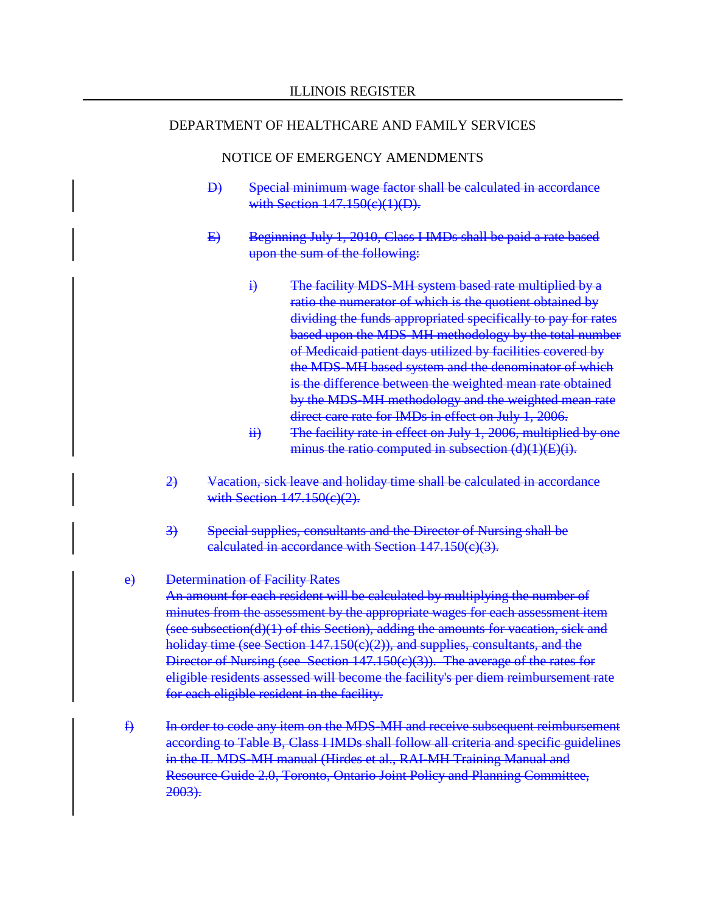D) ~~Special minimum wage factor shall be calculated in accordance with Section 147.150(c)(1)(D).~~

E) ~~Beginning July 1, 2010, Class I IMDs shall be paid a rate based upon the sum of the following:~~

i) ~~The facility MDS-MH system based rate multiplied by a ratio the numerator of which is the quotient obtained by dividing the funds appropriated specifically to pay for rates based upon the MDS-MH methodology by the total number of Medicaid patient days utilized by facilities covered by the MDS-MH based system and the denominator of which is the difference between the weighted mean rate obtained by the MDS-MH methodology and the weighted mean rate direct care rate for IMDs in effect on July 1, 2006.~~

ii) ~~The facility rate in effect on July 1, 2006, multiplied by one minus the ratio computed in subsection (d)(1)(E)(i).~~

2) ~~Vacation, sick leave and holiday time shall be calculated in accordance with Section 147.150(c)(2).~~

3) ~~Special supplies, consultants and the Director of Nursing shall be calculated in accordance with Section 147.150(c)(3).~~

e) ~~Determination of Facility Rates~~
~~An amount for each resident will be calculated by multiplying the number of minutes from the assessment by the appropriate wages for each assessment item (see subsection(d)(1) of this Section), adding the amounts for vacation, sick and holiday time (see Section 147.150(c)(2)), and supplies, consultants, and the Director of Nursing (see Section 147.150(c)(3)). The average of the rates for eligible residents assessed will become the facility's per diem reimbursement rate for each eligible resident in the facility.~~

f) ~~In order to code any item on the MDS-MH and receive subsequent reimbursement according to Table B, Class I IMDs shall follow all criteria and specific guidelines in the IL MDS-MH manual (Hirdes et al., RAI-MH Training Manual and Resource Guide 2.0, Toronto, Ontario Joint Policy and Planning Committee, 2003).~~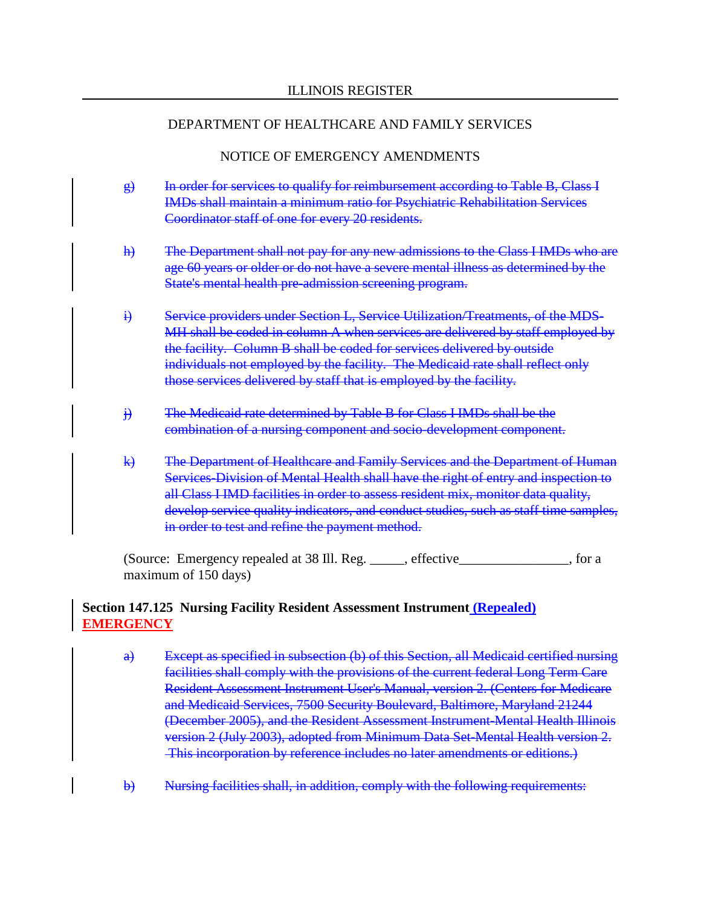g) ~~In order for services to qualify for reimbursement according to Table B, Class I IMDs shall maintain a minimum ratio for Psychiatric Rehabilitation Services Coordinator staff of one for every 20 residents.~~

h) ~~The Department shall not pay for any new admissions to the Class I IMDs who are age 60 years or older or do not have a severe mental illness as determined by the State's mental health pre-admission screening program.~~

i) ~~Service providers under Section L, Service Utilization/Treatments, of the MDS-MH shall be coded in column A when services are delivered by staff employed by the facility. Column B shall be coded for services delivered by outside individuals not employed by the facility. The Medicaid rate shall reflect only those services delivered by staff that is employed by the facility.~~

j) ~~The Medicaid rate determined by Table B for Class I IMDs shall be the combination of a nursing component and socio-development component.~~

k) ~~The Department of Healthcare and Family Services and the Department of Human Services-Division of Mental Health shall have the right of entry and inspection to all Class I IMD facilities in order to assess resident mix, monitor data quality, develop service quality indicators, and conduct studies, such as staff time samples, in order to test and refine the payment method.~~

(Source: Emergency repealed at 38 Ill. Reg. _____, effective________________, for a maximum of 150 days)

**Section 147.125 Nursing Facility Resident Assessment Instrument (Repealed) EMERGENCY**

a) ~~Except as specified in subsection (b) of this Section, all Medicaid certified nursing facilities shall comply with the provisions of the current federal Long Term Care Resident Assessment Instrument User's Manual, version 2. (Centers for Medicare and Medicaid Services, 7500 Security Boulevard, Baltimore, Maryland 21244 (December 2005), and the Resident Assessment Instrument-Mental Health Illinois version 2 (July 2003), adopted from Minimum Data Set-Mental Health version 2. This incorporation by reference includes no later amendments or editions.)~~

b) ~~Nursing facilities shall, in addition, comply with the following requirements:~~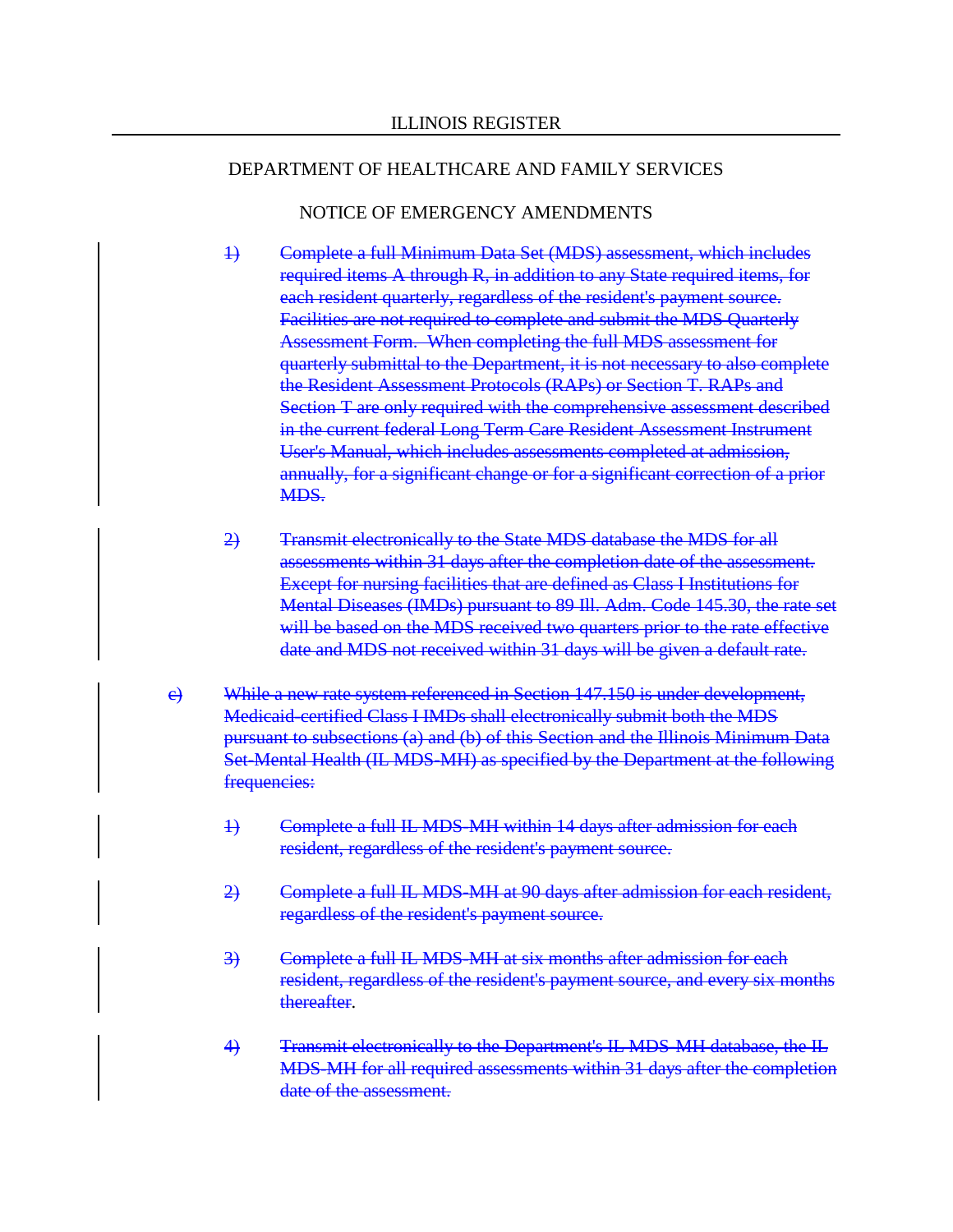ILLINOIS REGISTER

DEPARTMENT OF HEALTHCARE AND FAMILY SERVICES

NOTICE OF EMERGENCY AMENDMENTS

~~1) Complete a full Minimum Data Set (MDS) assessment, which includes required items A through R, in addition to any State required items, for each resident quarterly, regardless of the resident's payment source. Facilities are not required to complete and submit the MDS Quarterly Assessment Form. When completing the full MDS assessment for quarterly submittal to the Department, it is not necessary to also complete the Resident Assessment Protocols (RAPs) or Section T. RAPs and Section T are only required with the comprehensive assessment described in the current federal Long Term Care Resident Assessment Instrument User's Manual, which includes assessments completed at admission, annually, for a significant change or for a significant correction of a prior MDS.~~

~~2) Transmit electronically to the State MDS database the MDS for all assessments within 31 days after the completion date of the assessment. Except for nursing facilities that are defined as Class I Institutions for Mental Diseases (IMDs) pursuant to 89 Ill. Adm. Code 145.30, the rate set will be based on the MDS received two quarters prior to the rate effective date and MDS not received within 31 days will be given a default rate.~~

~~c) While a new rate system referenced in Section 147.150 is under development, Medicaid-certified Class I IMDs shall electronically submit both the MDS pursuant to subsections (a) and (b) of this Section and the Illinois Minimum Data Set-Mental Health (IL MDS-MH) as specified by the Department at the following frequencies:~~

~~1) Complete a full IL MDS-MH within 14 days after admission for each resident, regardless of the resident's payment source.~~

~~2) Complete a full IL MDS-MH at 90 days after admission for each resident, regardless of the resident's payment source.~~

~~3) Complete a full IL MDS-MH at six months after admission for each resident, regardless of the resident's payment source, and every six months thereafter.~~

~~4) Transmit electronically to the Department's IL MDS-MH database, the IL MDS-MH for all required assessments within 31 days after the completion date of the assessment.~~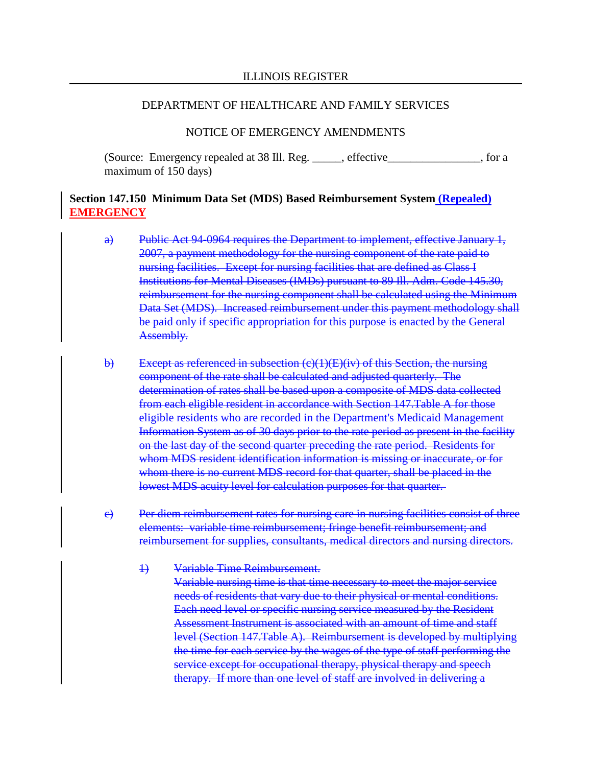DEPARTMENT OF HEALTHCARE AND FAMILY SERVICES

NOTICE OF EMERGENCY AMENDMENTS

(Source: Emergency repealed at 38 Ill. Reg. _____, effective________________, for a maximum of 150 days)

**Section 147.150 Minimum Data Set (MDS) Based Reimbursement System (Repealed) EMERGENCY**

a) ~~Public Act 94-0964 requires the Department to implement, effective January 1, 2007, a payment methodology for the nursing component of the rate paid to nursing facilities. Except for nursing facilities that are defined as Class I Institutions for Mental Diseases (IMDs) pursuant to 89 Ill. Adm. Code 145.30, reimbursement for the nursing component shall be calculated using the Minimum Data Set (MDS). Increased reimbursement under this payment methodology shall be paid only if specific appropriation for this purpose is enacted by the General Assembly.~~

b) ~~Except as referenced in subsection (c)(1)(E)(iv) of this Section, the nursing component of the rate shall be calculated and adjusted quarterly. The determination of rates shall be based upon a composite of MDS data collected from each eligible resident in accordance with Section 147.Table A for those eligible residents who are recorded in the Department's Medicaid Management Information System as of 30 days prior to the rate period as present in the facility on the last day of the second quarter preceding the rate period. Residents for whom MDS resident identification information is missing or inaccurate, or for whom there is no current MDS record for that quarter, shall be placed in the lowest MDS acuity level for calculation purposes for that quarter.~~

c) ~~Per diem reimbursement rates for nursing care in nursing facilities consist of three elements: variable time reimbursement; fringe benefit reimbursement; and reimbursement for supplies, consultants, medical directors and nursing directors.~~

1) ~~Variable Time Reimbursement.~~
~~Variable nursing time is that time necessary to meet the major service needs of residents that vary due to their physical or mental conditions. Each need level or specific nursing service measured by the Resident Assessment Instrument is associated with an amount of time and staff level (Section 147.Table A). Reimbursement is developed by multiplying the time for each service by the wages of the type of staff performing the service except for occupational therapy, physical therapy and speech therapy. If more than one level of staff are involved in delivering a~~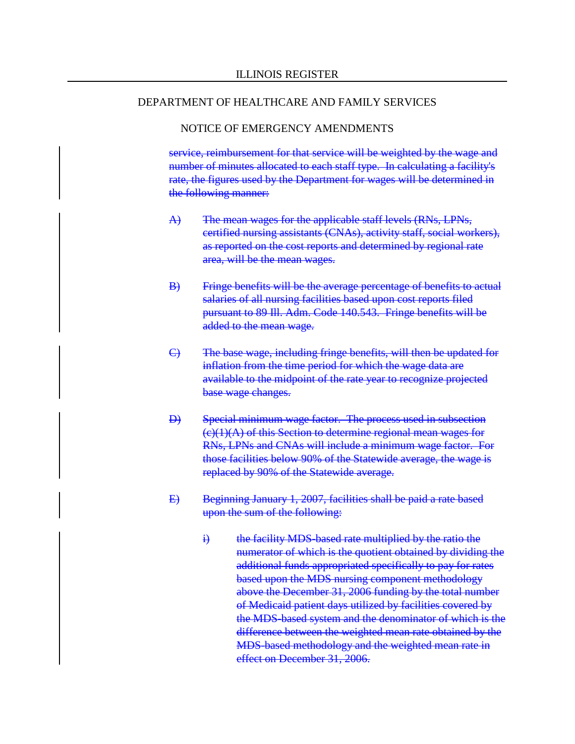~~service, reimbursement for that service will be weighted by the wage and number of minutes allocated to each staff type. In calculating a facility's rate, the figures used by the Department for wages will be determined in the following manner:~~

~~A) The mean wages for the applicable staff levels (RNs, LPNs, certified nursing assistants (CNAs), activity staff, social workers), as reported on the cost reports and determined by regional rate area, will be the mean wages.~~

~~B) Fringe benefits will be the average percentage of benefits to actual salaries of all nursing facilities based upon cost reports filed pursuant to 89 Ill. Adm. Code 140.543. Fringe benefits will be added to the mean wage.~~

~~C) The base wage, including fringe benefits, will then be updated for inflation from the time period for which the wage data are available to the midpoint of the rate year to recognize projected base wage changes.~~

~~D) Special minimum wage factor. The process used in subsection (c)(1)(A) of this Section to determine regional mean wages for RNs, LPNs and CNAs will include a minimum wage factor. For those facilities below 90% of the Statewide average, the wage is replaced by 90% of the Statewide average.~~

~~E) Beginning January 1, 2007, facilities shall be paid a rate based upon the sum of the following:~~

~~i) the facility MDS-based rate multiplied by the ratio the numerator of which is the quotient obtained by dividing the additional funds appropriated specifically to pay for rates based upon the MDS nursing component methodology above the December 31, 2006 funding by the total number of Medicaid patient days utilized by facilities covered by the MDS-based system and the denominator of which is the difference between the weighted mean rate obtained by the MDS-based methodology and the weighted mean rate in effect on December 31, 2006.~~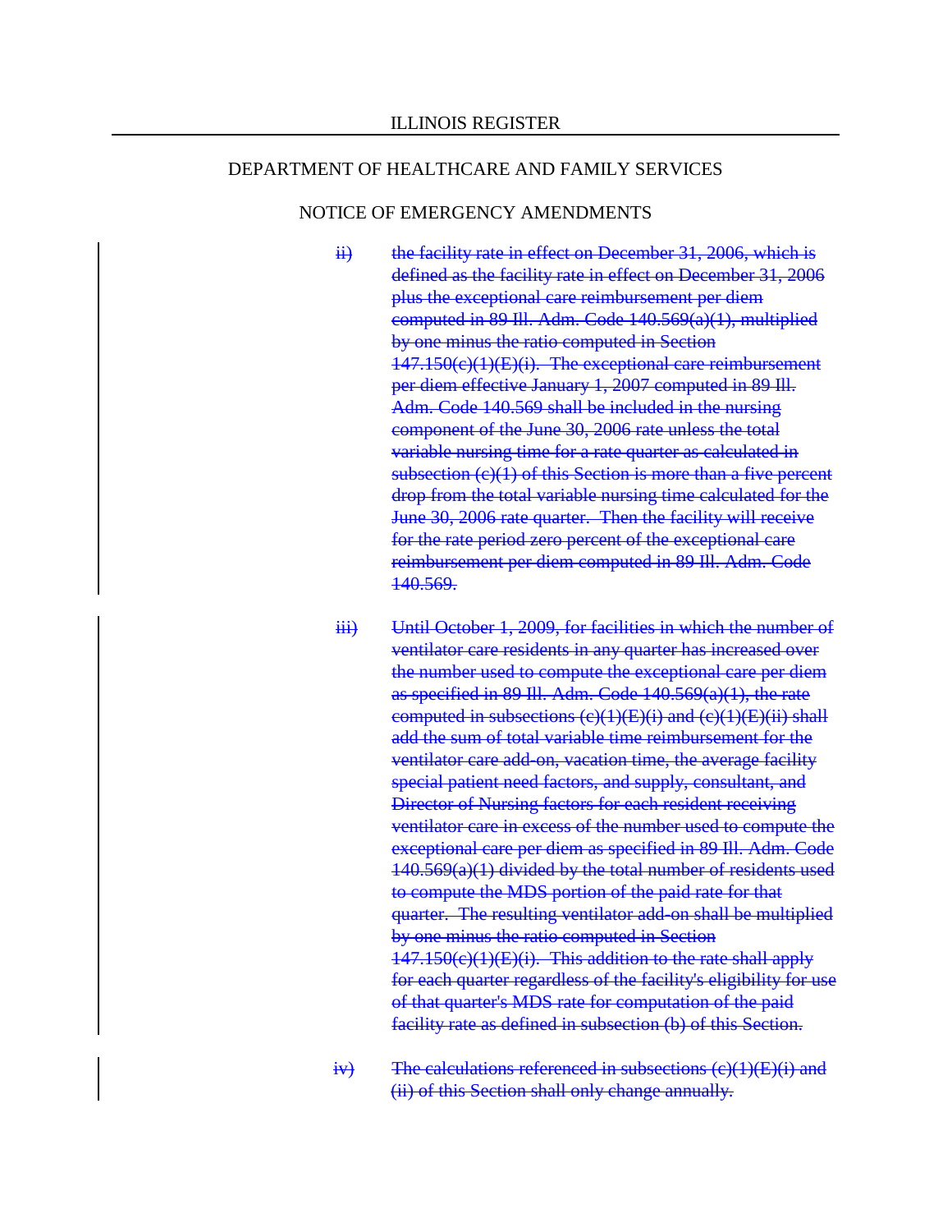ii) ~~the facility rate in effect on December 31, 2006, which is defined as the facility rate in effect on December 31, 2006 plus the exceptional care reimbursement per diem computed in 89 Ill. Adm. Code 140.569(a)(1), multiplied by one minus the ratio computed in Section 147.150(c)(1)(E)(i). The exceptional care reimbursement per diem effective January 1, 2007 computed in 89 Ill. Adm. Code 140.569 shall be included in the nursing component of the June 30, 2006 rate unless the total variable nursing time for a rate quarter as calculated in subsection (c)(1) of this Section is more than a five percent drop from the total variable nursing time calculated for the June 30, 2006 rate quarter. Then the facility will receive for the rate period zero percent of the exceptional care reimbursement per diem computed in 89 Ill. Adm. Code 140.569.~~

iii) ~~Until October 1, 2009, for facilities in which the number of ventilator care residents in any quarter has increased over the number used to compute the exceptional care per diem as specified in 89 Ill. Adm. Code 140.569(a)(1), the rate computed in subsections (c)(1)(E)(i) and (c)(1)(E)(ii) shall add the sum of total variable time reimbursement for the ventilator care add-on, vacation time, the average facility special patient need factors, and supply, consultant, and Director of Nursing factors for each resident receiving ventilator care in excess of the number used to compute the exceptional care per diem as specified in 89 Ill. Adm. Code 140.569(a)(1) divided by the total number of residents used to compute the MDS portion of the paid rate for that quarter. The resulting ventilator add-on shall be multiplied by one minus the ratio computed in Section 147.150(c)(1)(E)(i). This addition to the rate shall apply for each quarter regardless of the facility's eligibility for use of that quarter's MDS rate for computation of the paid facility rate as defined in subsection (b) of this Section.~~

iv) ~~The calculations referenced in subsections (c)(1)(E)(i) and (ii) of this Section shall only change annually.~~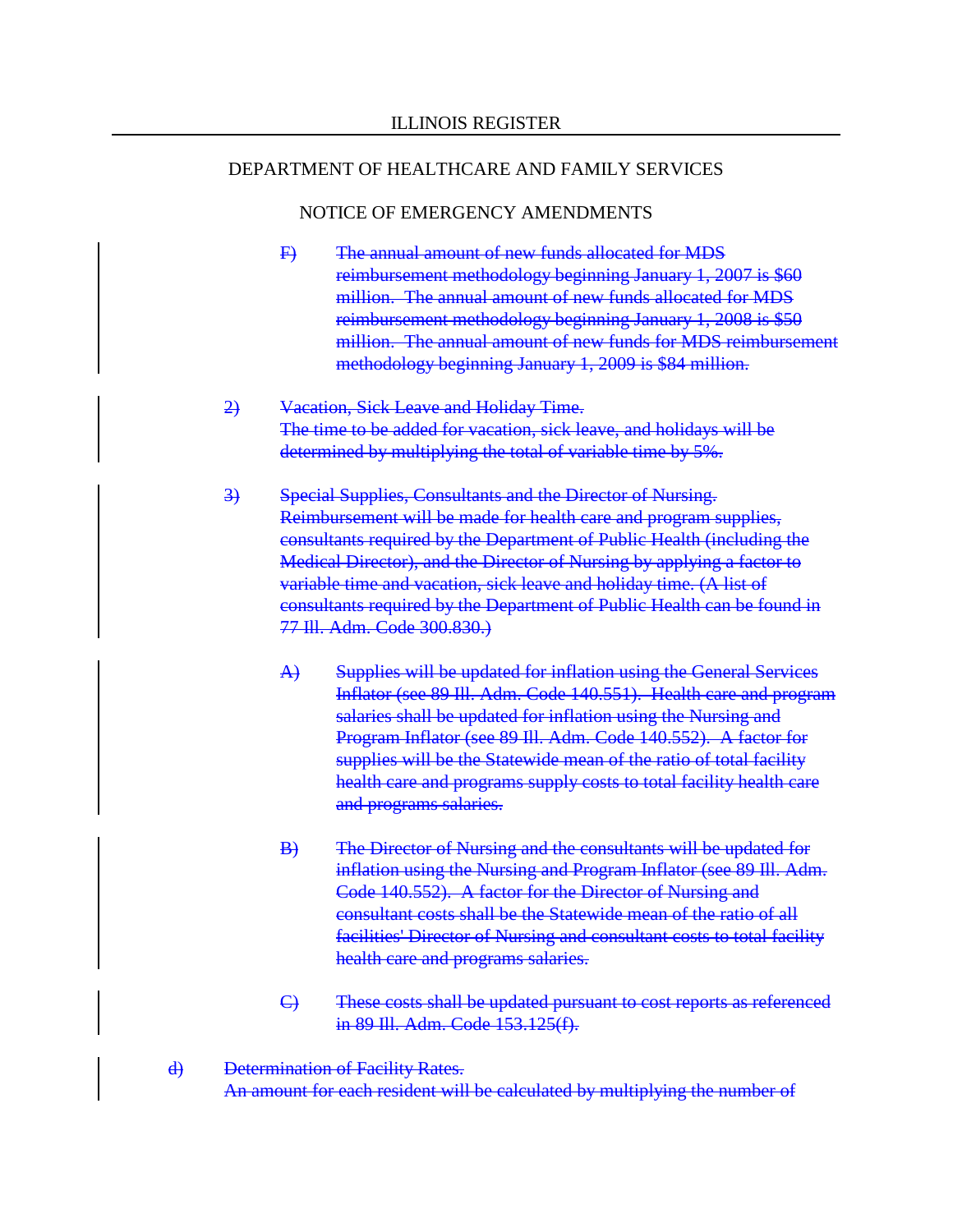F) ~~The annual amount of new funds allocated for MDS reimbursement methodology beginning January 1, 2007 is $60 million. The annual amount of new funds allocated for MDS reimbursement methodology beginning January 1, 2008 is $50 million. The annual amount of new funds for MDS reimbursement methodology beginning January 1, 2009 is $84 million.~~

2) ~~Vacation, Sick Leave and Holiday Time. The time to be added for vacation, sick leave, and holidays will be determined by multiplying the total of variable time by 5%.~~

3) ~~Special Supplies, Consultants and the Director of Nursing. Reimbursement will be made for health care and program supplies, consultants required by the Department of Public Health (including the Medical Director), and the Director of Nursing by applying a factor to variable time and vacation, sick leave and holiday time. (A list of consultants required by the Department of Public Health can be found in 77 Ill. Adm. Code 300.830.)~~

A) ~~Supplies will be updated for inflation using the General Services Inflator (see 89 Ill. Adm. Code 140.551). Health care and program salaries shall be updated for inflation using the Nursing and Program Inflator (see 89 Ill. Adm. Code 140.552). A factor for supplies will be the Statewide mean of the ratio of total facility health care and programs supply costs to total facility health care and programs salaries.~~

B) ~~The Director of Nursing and the consultants will be updated for inflation using the Nursing and Program Inflator (see 89 Ill. Adm. Code 140.552). A factor for the Director of Nursing and consultant costs shall be the Statewide mean of the ratio of all facilities' Director of Nursing and consultant costs to total facility health care and programs salaries.~~

C) ~~These costs shall be updated pursuant to cost reports as referenced in 89 Ill. Adm. Code 153.125(f).~~

d) ~~Determination of Facility Rates. An amount for each resident will be calculated by multiplying the number of~~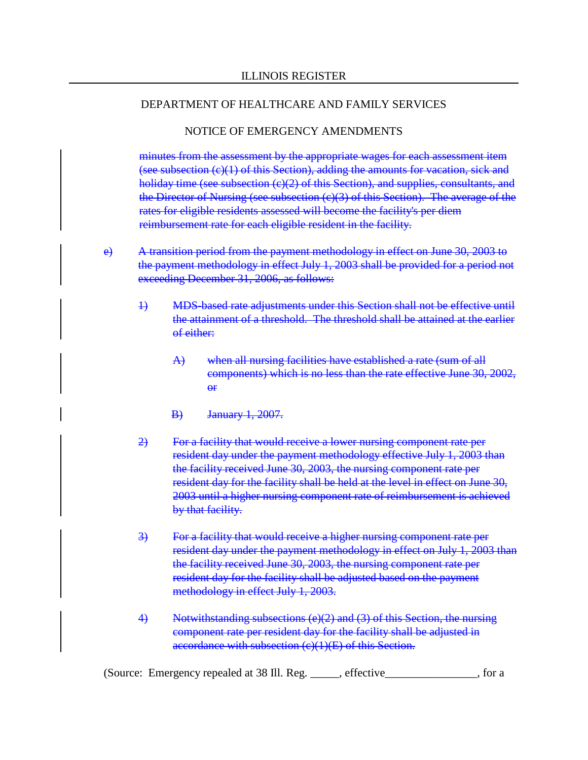~~minutes from the assessment by the appropriate wages for each assessment item (see subsection (c)(1) of this Section), adding the amounts for vacation, sick and holiday time (see subsection (c)(2) of this Section), and supplies, consultants, and the Director of Nursing (see subsection (c)(3) of this Section). The average of the rates for eligible residents assessed will become the facility's per diem reimbursement rate for each eligible resident in the facility.~~

~~e) A transition period from the payment methodology in effect on June 30, 2003 to the payment methodology in effect July 1, 2003 shall be provided for a period not exceeding December 31, 2006, as follows:~~

~~1) MDS-based rate adjustments under this Section shall not be effective until the attainment of a threshold. The threshold shall be attained at the earlier of either:~~

~~A) when all nursing facilities have established a rate (sum of all components) which is no less than the rate effective June 30, 2002, or~~

~~B) January 1, 2007.~~

~~2) For a facility that would receive a lower nursing component rate per resident day under the payment methodology effective July 1, 2003 than the facility received June 30, 2003, the nursing component rate per resident day for the facility shall be held at the level in effect on June 30, 2003 until a higher nursing component rate of reimbursement is achieved by that facility.~~

~~3) For a facility that would receive a higher nursing component rate per resident day under the payment methodology in effect on July 1, 2003 than the facility received June 30, 2003, the nursing component rate per resident day for the facility shall be adjusted based on the payment methodology in effect July 1, 2003.~~

~~4) Notwithstanding subsections (e)(2) and (3) of this Section, the nursing component rate per resident day for the facility shall be adjusted in accordance with subsection (c)(1)(E) of this Section.~~

(Source: Emergency repealed at 38 Ill. Reg. _____, effective_______________, for a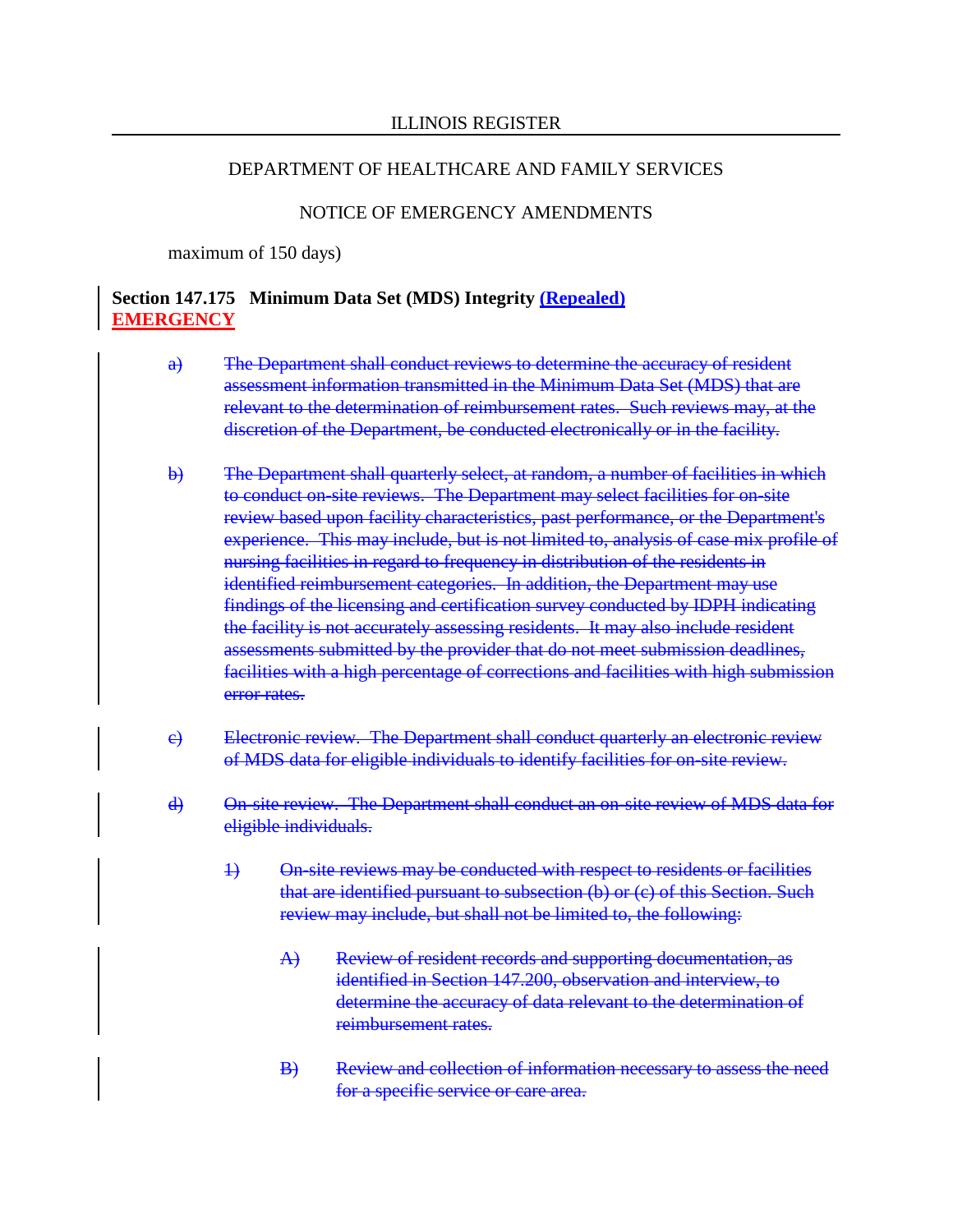maximum of 150 days)

**Section 147.175 Minimum Data Set (MDS) Integrity (Repealed)**
**EMERGENCY**

~~a) The Department shall conduct reviews to determine the accuracy of resident assessment information transmitted in the Minimum Data Set (MDS) that are relevant to the determination of reimbursement rates. Such reviews may, at the discretion of the Department, be conducted electronically or in the facility.~~

~~b) The Department shall quarterly select, at random, a number of facilities in which to conduct on-site reviews. The Department may select facilities for on-site review based upon facility characteristics, past performance, or the Department's experience. This may include, but is not limited to, analysis of case mix profile of nursing facilities in regard to frequency in distribution of the residents in identified reimbursement categories. In addition, the Department may use findings of the licensing and certification survey conducted by IDPH indicating the facility is not accurately assessing residents. It may also include resident assessments submitted by the provider that do not meet submission deadlines, facilities with a high percentage of corrections and facilities with high submission error rates.~~

~~c) Electronic review. The Department shall conduct quarterly an electronic review of MDS data for eligible individuals to identify facilities for on-site review.~~

~~d) On-site review. The Department shall conduct an on-site review of MDS data for eligible individuals.~~

~~1) On-site reviews may be conducted with respect to residents or facilities that are identified pursuant to subsection (b) or (c) of this Section. Such review may include, but shall not be limited to, the following:~~

~~A) Review of resident records and supporting documentation, as identified in Section 147.200, observation and interview, to determine the accuracy of data relevant to the determination of reimbursement rates.~~

~~B) Review and collection of information necessary to assess the need for a specific service or care area.~~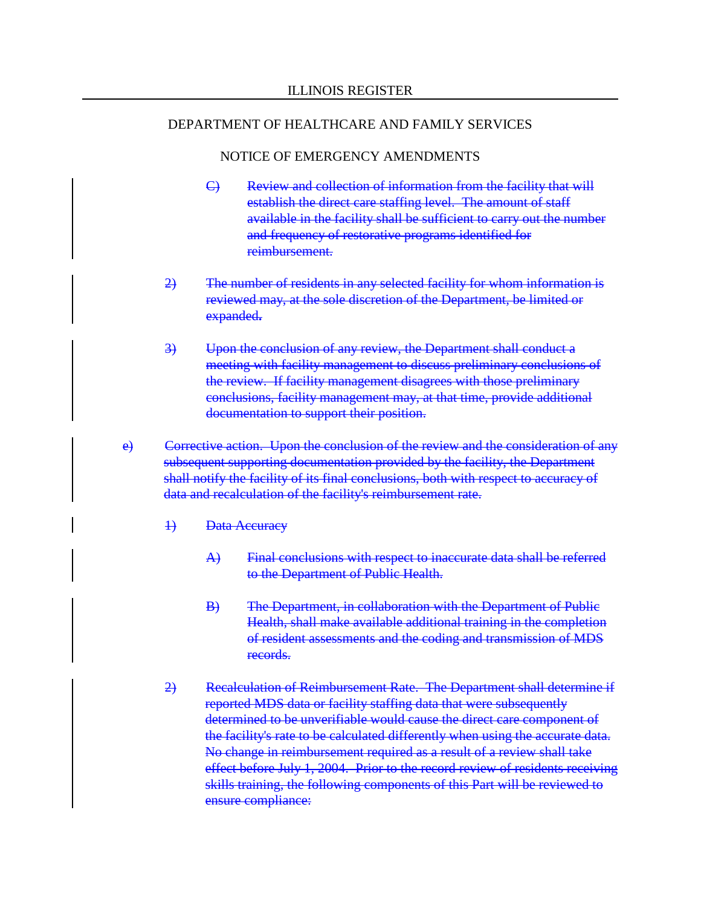ILLINOIS REGISTER

DEPARTMENT OF HEALTHCARE AND FAMILY SERVICES

NOTICE OF EMERGENCY AMENDMENTS

~~C) Review and collection of information from the facility that will establish the direct care staffing level. The amount of staff available in the facility shall be sufficient to carry out the number and frequency of restorative programs identified for reimbursement.~~

~~2) The number of residents in any selected facility for whom information is reviewed may, at the sole discretion of the Department, be limited or expanded.~~

~~3) Upon the conclusion of any review, the Department shall conduct a meeting with facility management to discuss preliminary conclusions of the review. If facility management disagrees with those preliminary conclusions, facility management may, at that time, provide additional documentation to support their position.~~

~~e) Corrective action. Upon the conclusion of the review and the consideration of any subsequent supporting documentation provided by the facility, the Department shall notify the facility of its final conclusions, both with respect to accuracy of data and recalculation of the facility's reimbursement rate.~~

~~1) Data Accuracy~~

~~A) Final conclusions with respect to inaccurate data shall be referred to the Department of Public Health.~~

~~B) The Department, in collaboration with the Department of Public Health, shall make available additional training in the completion of resident assessments and the coding and transmission of MDS records.~~

~~2) Recalculation of Reimbursement Rate. The Department shall determine if reported MDS data or facility staffing data that were subsequently determined to be unverifiable would cause the direct care component of the facility's rate to be calculated differently when using the accurate data. No change in reimbursement required as a result of a review shall take effect before July 1, 2004. Prior to the record review of residents receiving skills training, the following components of this Part will be reviewed to ensure compliance:~~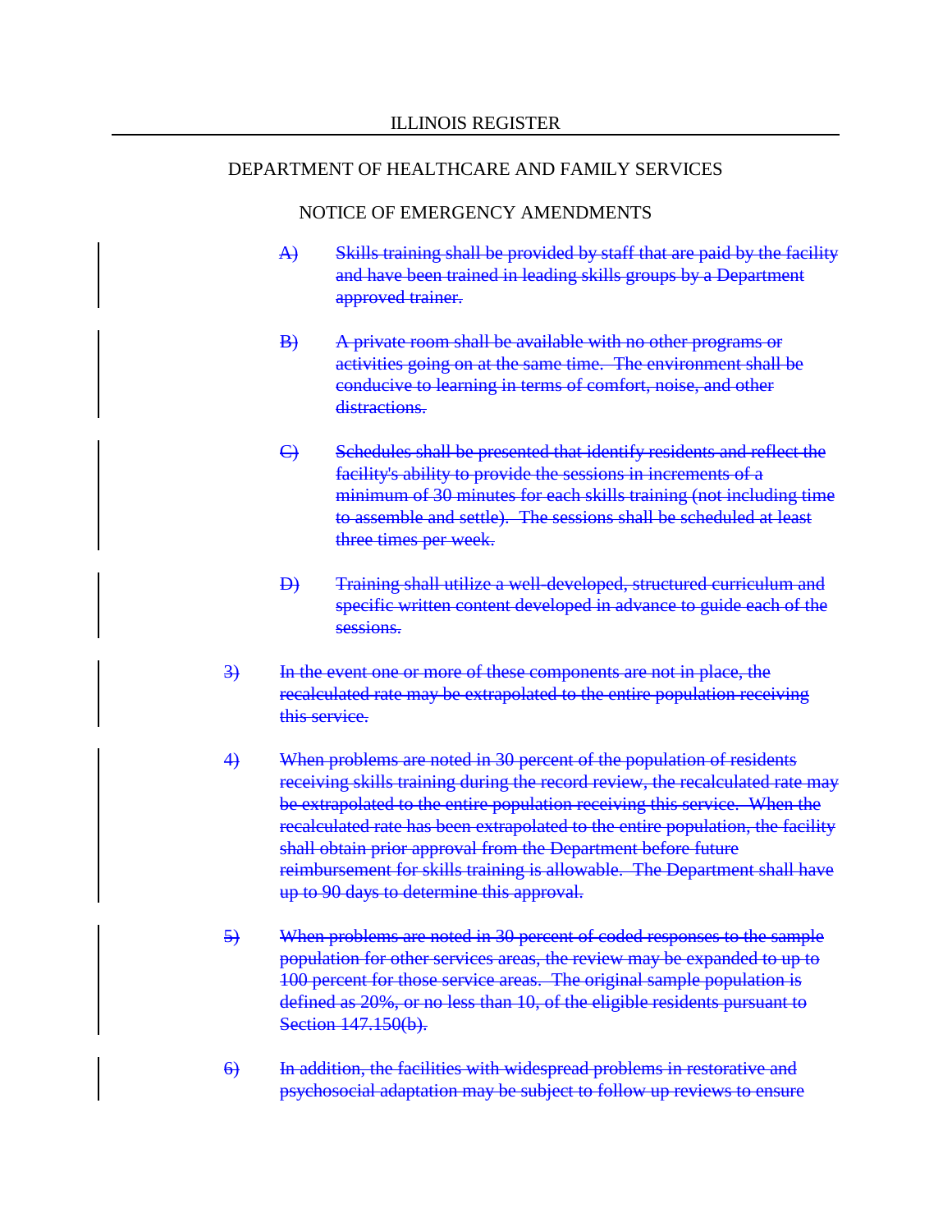ILLINOIS REGISTER

DEPARTMENT OF HEALTHCARE AND FAMILY SERVICES

NOTICE OF EMERGENCY AMENDMENTS

~~A) Skills training shall be provided by staff that are paid by the facility and have been trained in leading skills groups by a Department approved trainer.~~

~~B) A private room shall be available with no other programs or activities going on at the same time. The environment shall be conducive to learning in terms of comfort, noise, and other distractions.~~

~~C) Schedules shall be presented that identify residents and reflect the facility's ability to provide the sessions in increments of a minimum of 30 minutes for each skills training (not including time to assemble and settle). The sessions shall be scheduled at least three times per week.~~

~~D) Training shall utilize a well-developed, structured curriculum and specific written content developed in advance to guide each of the sessions.~~

~~3) In the event one or more of these components are not in place, the recalculated rate may be extrapolated to the entire population receiving this service.~~

~~4) When problems are noted in 30 percent of the population of residents receiving skills training during the record review, the recalculated rate may be extrapolated to the entire population receiving this service. When the recalculated rate has been extrapolated to the entire population, the facility shall obtain prior approval from the Department before future reimbursement for skills training is allowable. The Department shall have up to 90 days to determine this approval.~~

~~5) When problems are noted in 30 percent of coded responses to the sample population for other services areas, the review may be expanded to up to 100 percent for those service areas. The original sample population is defined as 20%, or no less than 10, of the eligible residents pursuant to Section 147.150(b).~~

~~6) In addition, the facilities with widespread problems in restorative and psychosocial adaptation may be subject to follow up reviews to ensure~~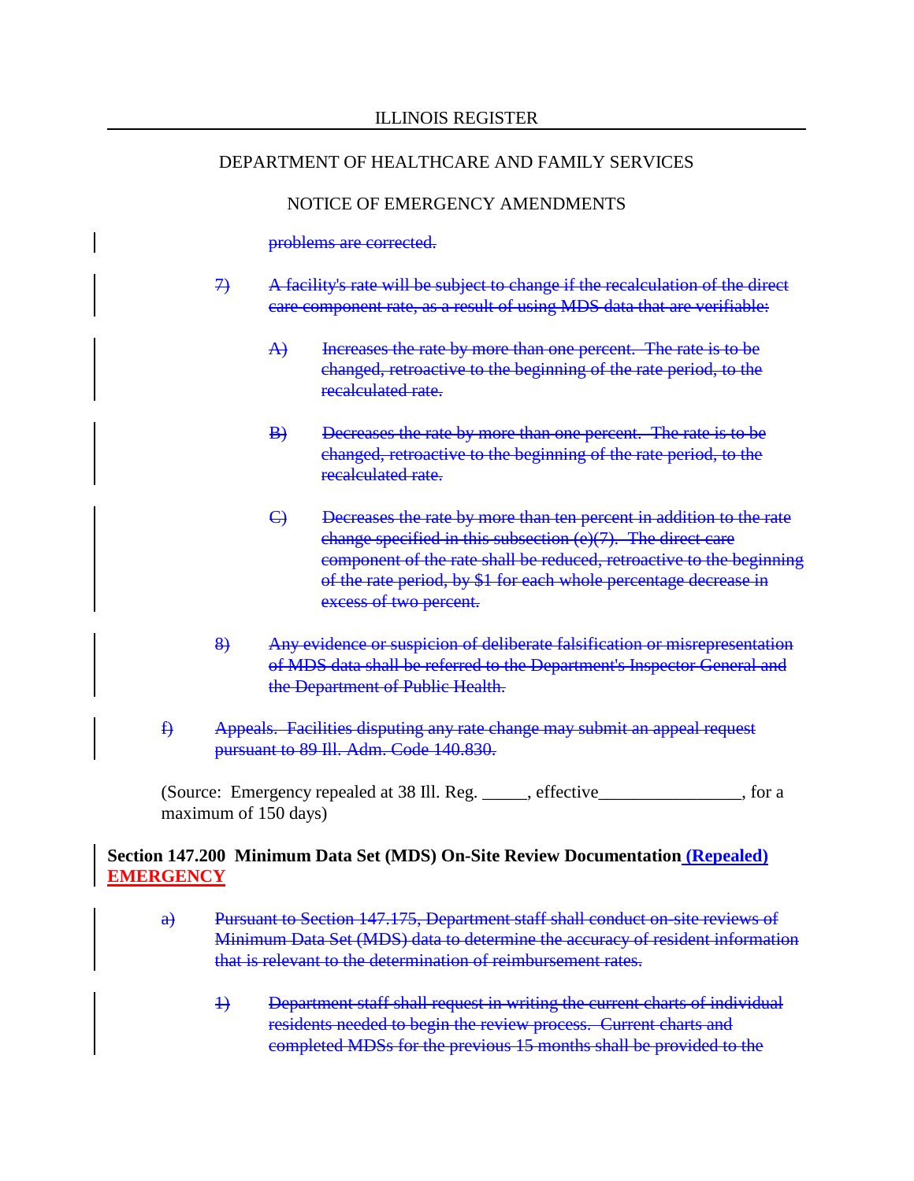~~problems are corrected.~~

7) ~~A facility's rate will be subject to change if the recalculation of the direct care component rate, as a result of using MDS data that are verifiable:~~

A) ~~Increases the rate by more than one percent. The rate is to be changed, retroactive to the beginning of the rate period, to the recalculated rate.~~

B) ~~Decreases the rate by more than one percent. The rate is to be changed, retroactive to the beginning of the rate period, to the recalculated rate.~~

C) ~~Decreases the rate by more than ten percent in addition to the rate change specified in this subsection (e)(7). The direct care component of the rate shall be reduced, retroactive to the beginning of the rate period, by $1 for each whole percentage decrease in excess of two percent.~~

8) ~~Any evidence or suspicion of deliberate falsification or misrepresentation of MDS data shall be referred to the Department's Inspector General and the Department of Public Health.~~

f) ~~Appeals. Facilities disputing any rate change may submit an appeal request pursuant to 89 Ill. Adm. Code 140.830.~~

(Source: Emergency repealed at 38 Ill. Reg. _____, effective________________, for a maximum of 150 days)

**Section 147.200 Minimum Data Set (MDS) On-Site Review Documentation <u>(Repealed)</u>**
**<u>EMERGENCY</u>**

a) ~~Pursuant to Section 147.175, Department staff shall conduct on-site reviews of Minimum Data Set (MDS) data to determine the accuracy of resident information that is relevant to the determination of reimbursement rates.~~

1) ~~Department staff shall request in writing the current charts of individual residents needed to begin the review process. Current charts and completed MDSs for the previous 15 months shall be provided to the~~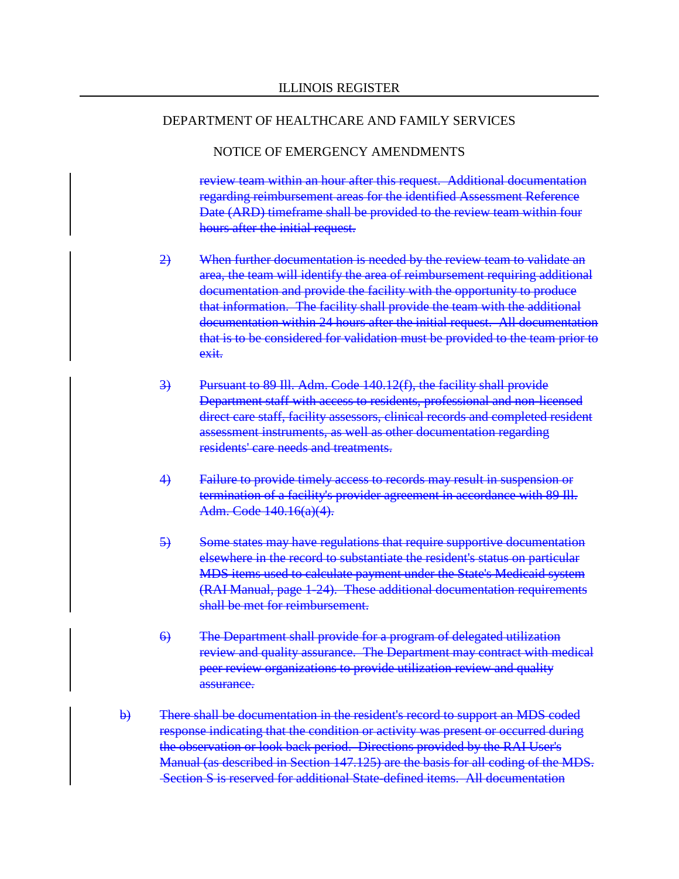review team within an hour after this request. Additional documentation regarding reimbursement areas for the identified Assessment Reference Date (ARD) timeframe shall be provided to the review team within four hours after the initial request.

2) When further documentation is needed by the review team to validate an area, the team will identify the area of reimbursement requiring additional documentation and provide the facility with the opportunity to produce that information. The facility shall provide the team with the additional documentation within 24 hours after the initial request. All documentation that is to be considered for validation must be provided to the team prior to exit.

3) Pursuant to 89 Ill. Adm. Code 140.12(f), the facility shall provide Department staff with access to residents, professional and non-licensed direct care staff, facility assessors, clinical records and completed resident assessment instruments, as well as other documentation regarding residents' care needs and treatments.

4) Failure to provide timely access to records may result in suspension or termination of a facility's provider agreement in accordance with 89 Ill. Adm. Code 140.16(a)(4).

5) Some states may have regulations that require supportive documentation elsewhere in the record to substantiate the resident's status on particular MDS items used to calculate payment under the State's Medicaid system (RAI Manual, page 1-24). These additional documentation requirements shall be met for reimbursement.

6) The Department shall provide for a program of delegated utilization review and quality assurance. The Department may contract with medical peer review organizations to provide utilization review and quality assurance.

b) There shall be documentation in the resident's record to support an MDS coded response indicating that the condition or activity was present or occurred during the observation or look back period. Directions provided by the RAI User's Manual (as described in Section 147.125) are the basis for all coding of the MDS. Section S is reserved for additional State-defined items. All documentation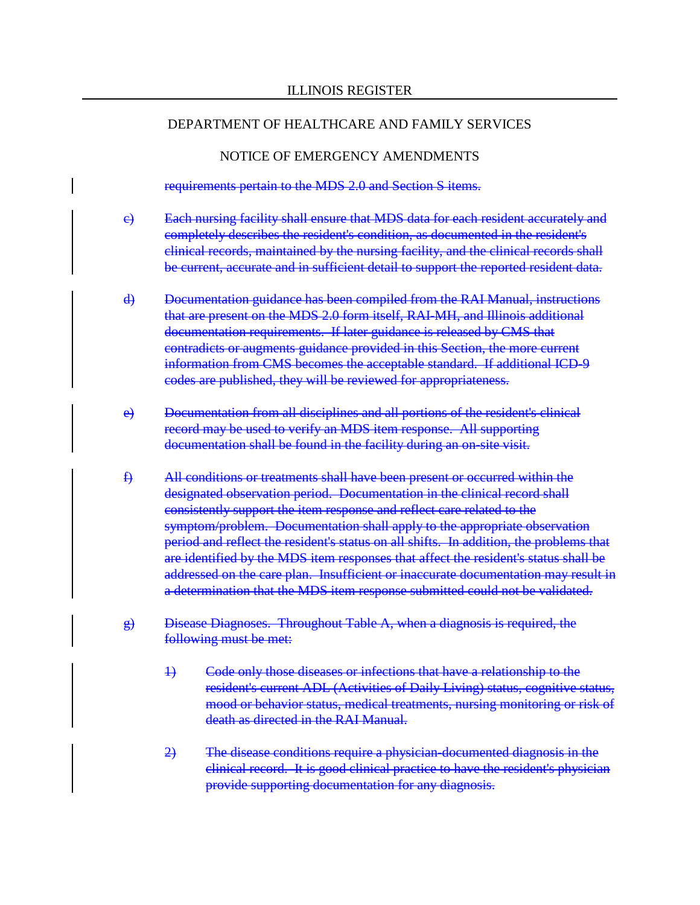~~requirements pertain to the MDS 2.0 and Section S items.~~

~~c) Each nursing facility shall ensure that MDS data for each resident accurately and completely describes the resident's condition, as documented in the resident's clinical records, maintained by the nursing facility, and the clinical records shall be current, accurate and in sufficient detail to support the reported resident data.~~

~~d) Documentation guidance has been compiled from the RAI Manual, instructions that are present on the MDS 2.0 form itself, RAI-MH, and Illinois additional documentation requirements. If later guidance is released by CMS that contradicts or augments guidance provided in this Section, the more current information from CMS becomes the acceptable standard. If additional ICD-9 codes are published, they will be reviewed for appropriateness.~~

~~e) Documentation from all disciplines and all portions of the resident's clinical record may be used to verify an MDS item response. All supporting documentation shall be found in the facility during an on-site visit.~~

~~f) All conditions or treatments shall have been present or occurred within the designated observation period. Documentation in the clinical record shall consistently support the item response and reflect care related to the symptom/problem. Documentation shall apply to the appropriate observation period and reflect the resident's status on all shifts. In addition, the problems that are identified by the MDS item responses that affect the resident's status shall be addressed on the care plan. Insufficient or inaccurate documentation may result in a determination that the MDS item response submitted could not be validated.~~

~~g) Disease Diagnoses. Throughout Table A, when a diagnosis is required, the following must be met:~~

~~1) Code only those diseases or infections that have a relationship to the resident's current ADL (Activities of Daily Living) status, cognitive status, mood or behavior status, medical treatments, nursing monitoring or risk of death as directed in the RAI Manual.~~

~~2) The disease conditions require a physician-documented diagnosis in the clinical record. It is good clinical practice to have the resident's physician provide supporting documentation for any diagnosis.~~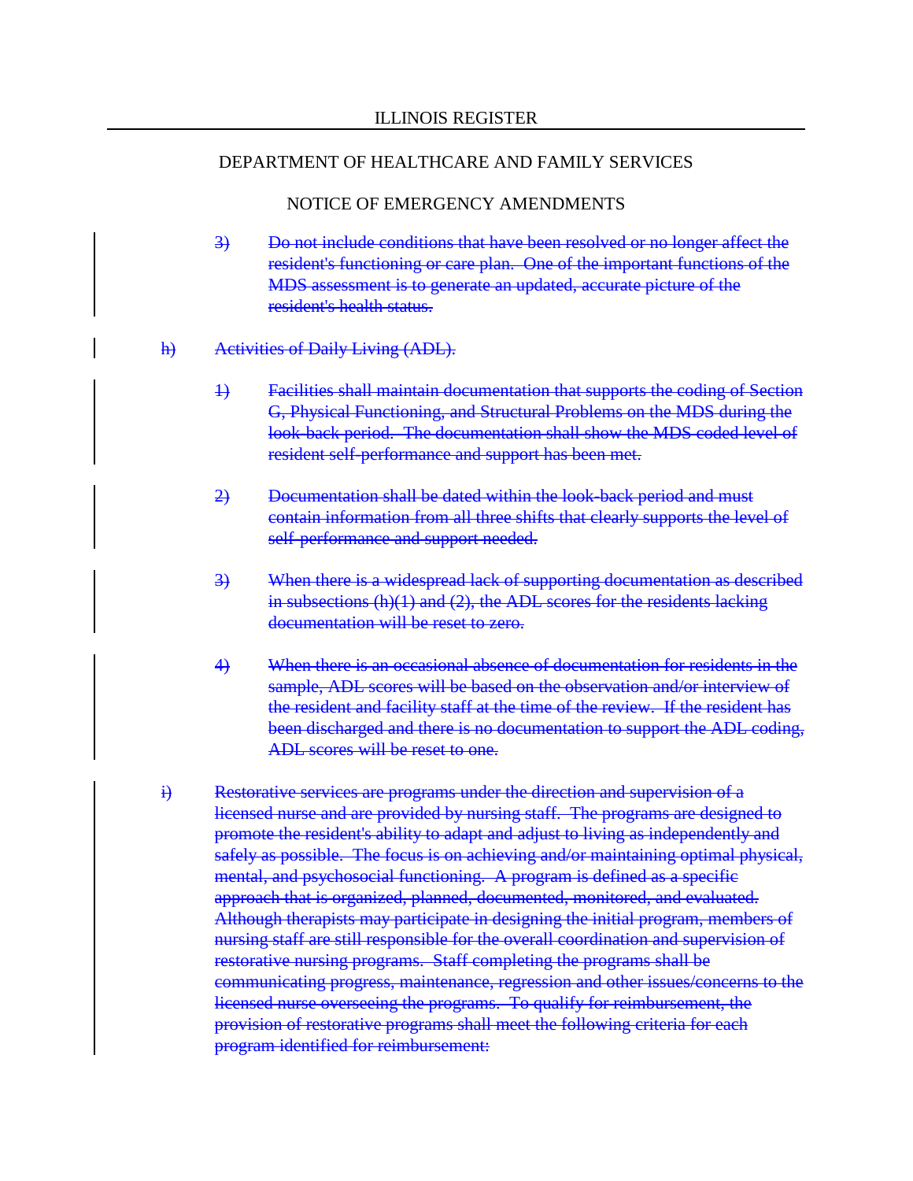ILLINOIS REGISTER

DEPARTMENT OF HEALTHCARE AND FAMILY SERVICES

NOTICE OF EMERGENCY AMENDMENTS

~~3) Do not include conditions that have been resolved or no longer affect the resident's functioning or care plan. One of the important functions of the MDS assessment is to generate an updated, accurate picture of the resident's health status.~~

~~h) Activities of Daily Living (ADL).~~

~~1) Facilities shall maintain documentation that supports the coding of Section G, Physical Functioning, and Structural Problems on the MDS during the look-back period. The documentation shall show the MDS coded level of resident self-performance and support has been met.~~

~~2) Documentation shall be dated within the look-back period and must contain information from all three shifts that clearly supports the level of self-performance and support needed.~~

~~3) When there is a widespread lack of supporting documentation as described in subsections (h)(1) and (2), the ADL scores for the residents lacking documentation will be reset to zero.~~

~~4) When there is an occasional absence of documentation for residents in the sample, ADL scores will be based on the observation and/or interview of the resident and facility staff at the time of the review. If the resident has been discharged and there is no documentation to support the ADL coding, ADL scores will be reset to one.~~

~~i) Restorative services are programs under the direction and supervision of a licensed nurse and are provided by nursing staff. The programs are designed to promote the resident's ability to adapt and adjust to living as independently and safely as possible. The focus is on achieving and/or maintaining optimal physical, mental, and psychosocial functioning. A program is defined as a specific approach that is organized, planned, documented, monitored, and evaluated. Although therapists may participate in designing the initial program, members of nursing staff are still responsible for the overall coordination and supervision of restorative nursing programs. Staff completing the programs shall be communicating progress, maintenance, regression and other issues/concerns to the licensed nurse overseeing the programs. To qualify for reimbursement, the provision of restorative programs shall meet the following criteria for each program identified for reimbursement:~~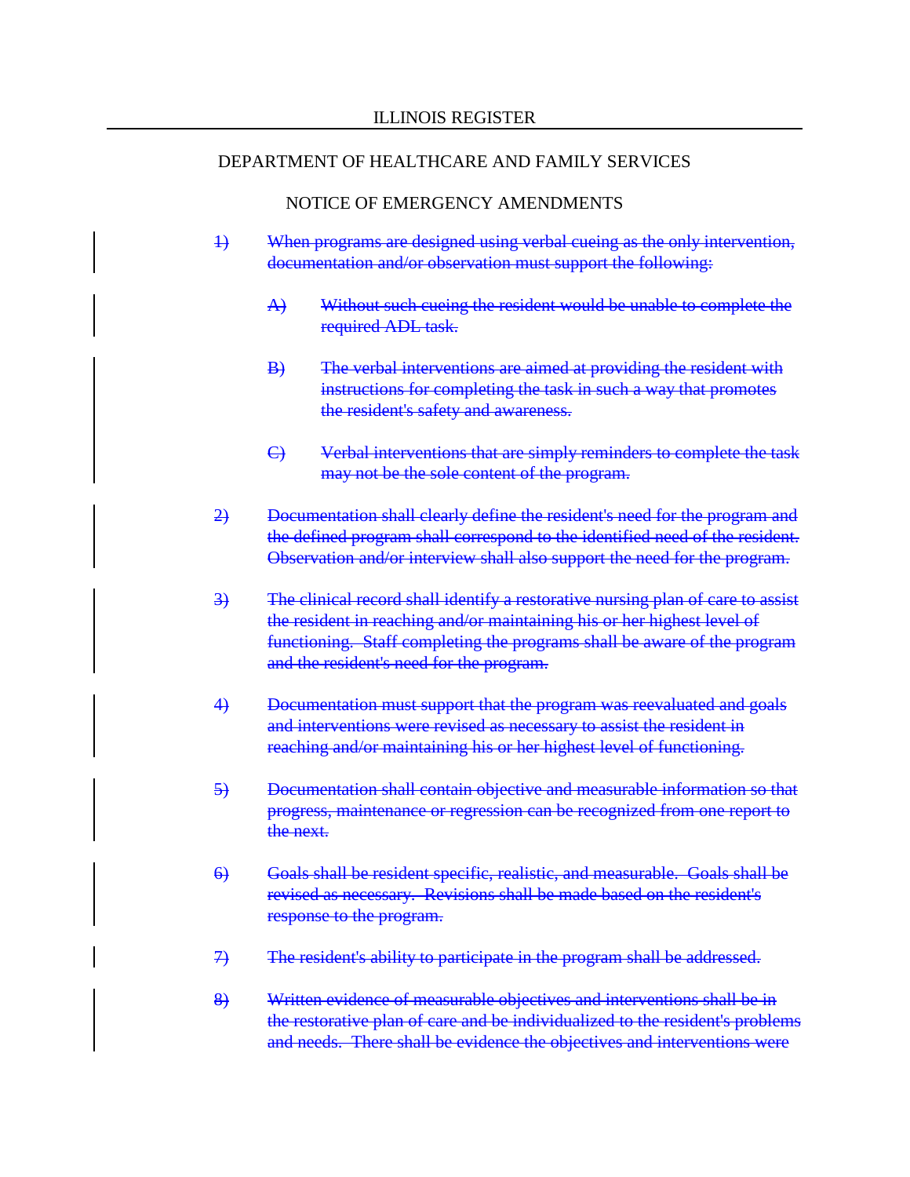DEPARTMENT OF HEALTHCARE AND FAMILY SERVICES

NOTICE OF EMERGENCY AMENDMENTS

~~1) When programs are designed using verbal cueing as the only intervention, documentation and/or observation must support the following:~~

~~A) Without such cueing the resident would be unable to complete the required ADL task.~~

~~B) The verbal interventions are aimed at providing the resident with instructions for completing the task in such a way that promotes the resident's safety and awareness.~~

~~C) Verbal interventions that are simply reminders to complete the task may not be the sole content of the program.~~

~~2) Documentation shall clearly define the resident's need for the program and the defined program shall correspond to the identified need of the resident. Observation and/or interview shall also support the need for the program.~~

~~3) The clinical record shall identify a restorative nursing plan of care to assist the resident in reaching and/or maintaining his or her highest level of functioning. Staff completing the programs shall be aware of the program and the resident's need for the program.~~

~~4) Documentation must support that the program was reevaluated and goals and interventions were revised as necessary to assist the resident in reaching and/or maintaining his or her highest level of functioning.~~

~~5) Documentation shall contain objective and measurable information so that progress, maintenance or regression can be recognized from one report to the next.~~

~~6) Goals shall be resident specific, realistic, and measurable. Goals shall be revised as necessary. Revisions shall be made based on the resident's response to the program.~~

~~7) The resident's ability to participate in the program shall be addressed.~~

~~8) Written evidence of measurable objectives and interventions shall be in the restorative plan of care and be individualized to the resident's problems and needs. There shall be evidence the objectives and interventions were~~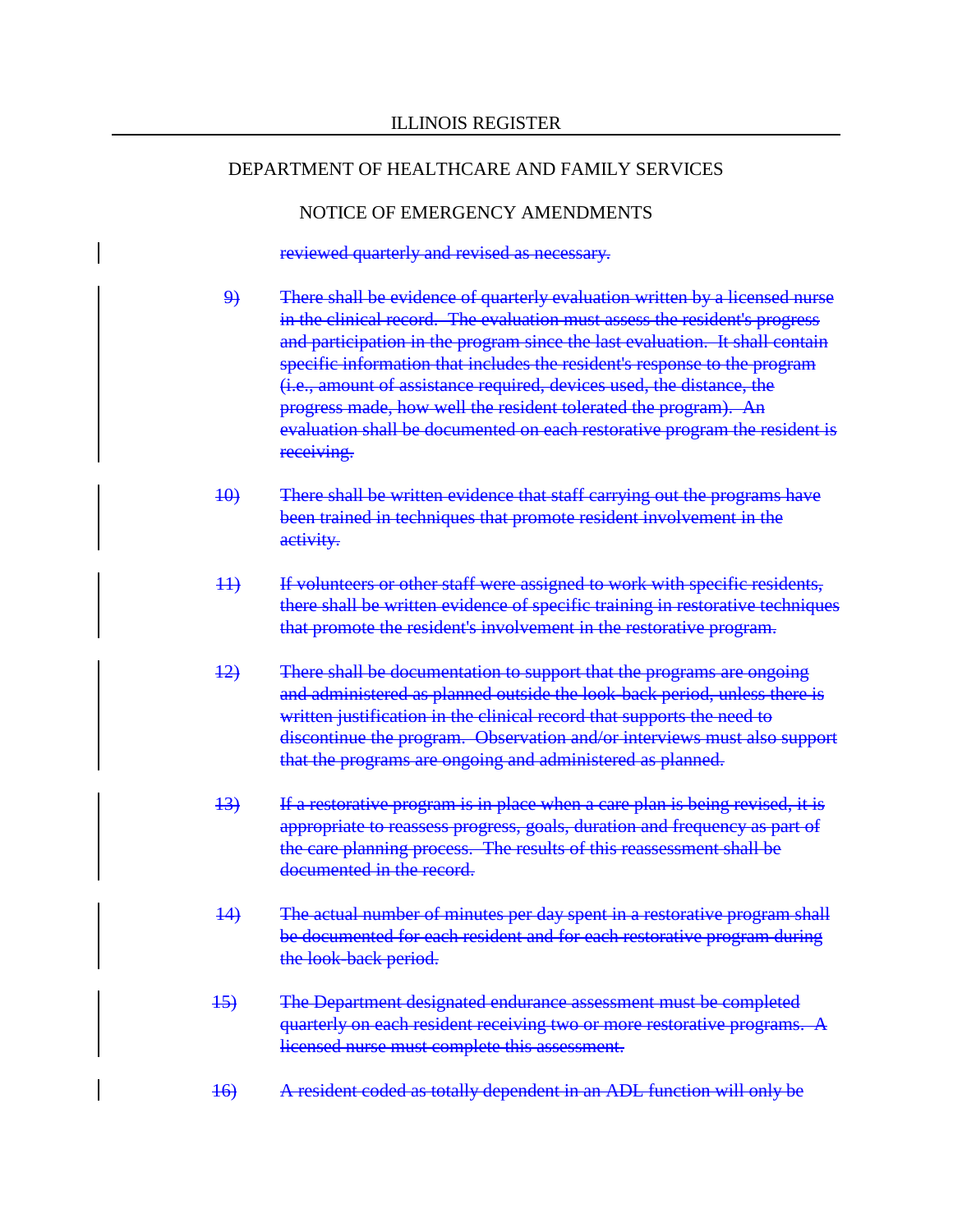~~reviewed quarterly and revised as necessary.~~

~~9) There shall be evidence of quarterly evaluation written by a licensed nurse in the clinical record. The evaluation must assess the resident's progress and participation in the program since the last evaluation. It shall contain specific information that includes the resident's response to the program (i.e., amount of assistance required, devices used, the distance, the progress made, how well the resident tolerated the program). An evaluation shall be documented on each restorative program the resident is receiving.~~

~~10) There shall be written evidence that staff carrying out the programs have been trained in techniques that promote resident involvement in the activity.~~

~~11) If volunteers or other staff were assigned to work with specific residents, there shall be written evidence of specific training in restorative techniques that promote the resident's involvement in the restorative program.~~

~~12) There shall be documentation to support that the programs are ongoing and administered as planned outside the look-back period, unless there is written justification in the clinical record that supports the need to discontinue the program. Observation and/or interviews must also support that the programs are ongoing and administered as planned.~~

~~13) If a restorative program is in place when a care plan is being revised, it is appropriate to reassess progress, goals, duration and frequency as part of the care planning process. The results of this reassessment shall be documented in the record.~~

~~14) The actual number of minutes per day spent in a restorative program shall be documented for each resident and for each restorative program during the look-back period.~~

~~15) The Department designated endurance assessment must be completed quarterly on each resident receiving two or more restorative programs. A licensed nurse must complete this assessment.~~

~~16) A resident coded as totally dependent in an ADL function will only be~~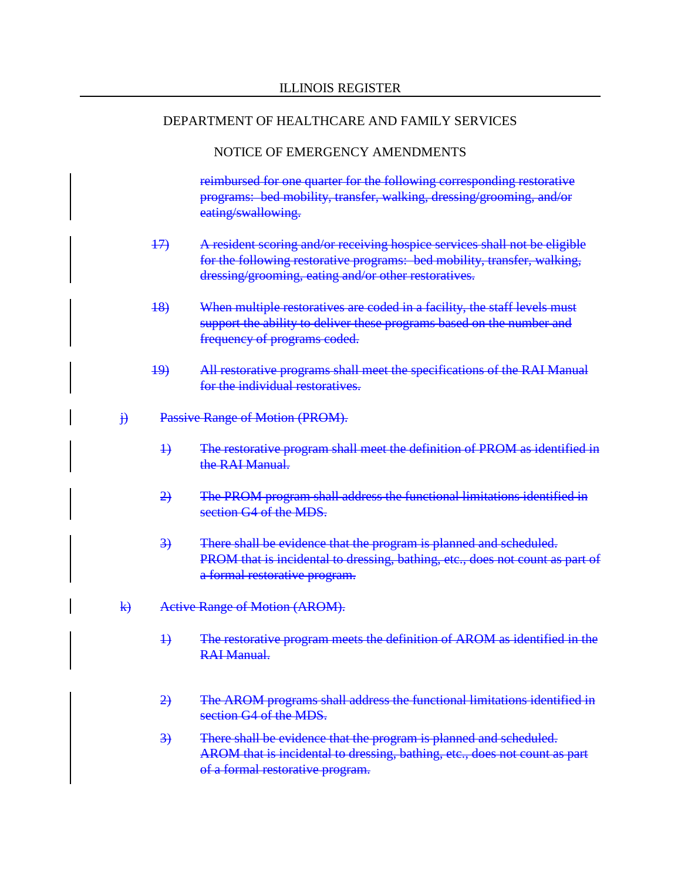reimbursed for one quarter for the following corresponding restorative programs: bed mobility, transfer, walking, dressing/grooming, and/or eating/swallowing.

17) A resident scoring and/or receiving hospice services shall not be eligible for the following restorative programs: bed mobility, transfer, walking, dressing/grooming, eating and/or other restoratives.

18) When multiple restoratives are coded in a facility, the staff levels must support the ability to deliver these programs based on the number and frequency of programs coded.

19) All restorative programs shall meet the specifications of the RAI Manual for the individual restoratives.

j) Passive Range of Motion (PROM).

1) The restorative program shall meet the definition of PROM as identified in the RAI Manual.

2) The PROM program shall address the functional limitations identified in section G4 of the MDS.

3) There shall be evidence that the program is planned and scheduled. PROM that is incidental to dressing, bathing, etc., does not count as part of a formal restorative program.

k) Active Range of Motion (AROM).

1) The restorative program meets the definition of AROM as identified in the RAI Manual.

2) The AROM programs shall address the functional limitations identified in section G4 of the MDS.

3) There shall be evidence that the program is planned and scheduled. AROM that is incidental to dressing, bathing, etc., does not count as part of a formal restorative program.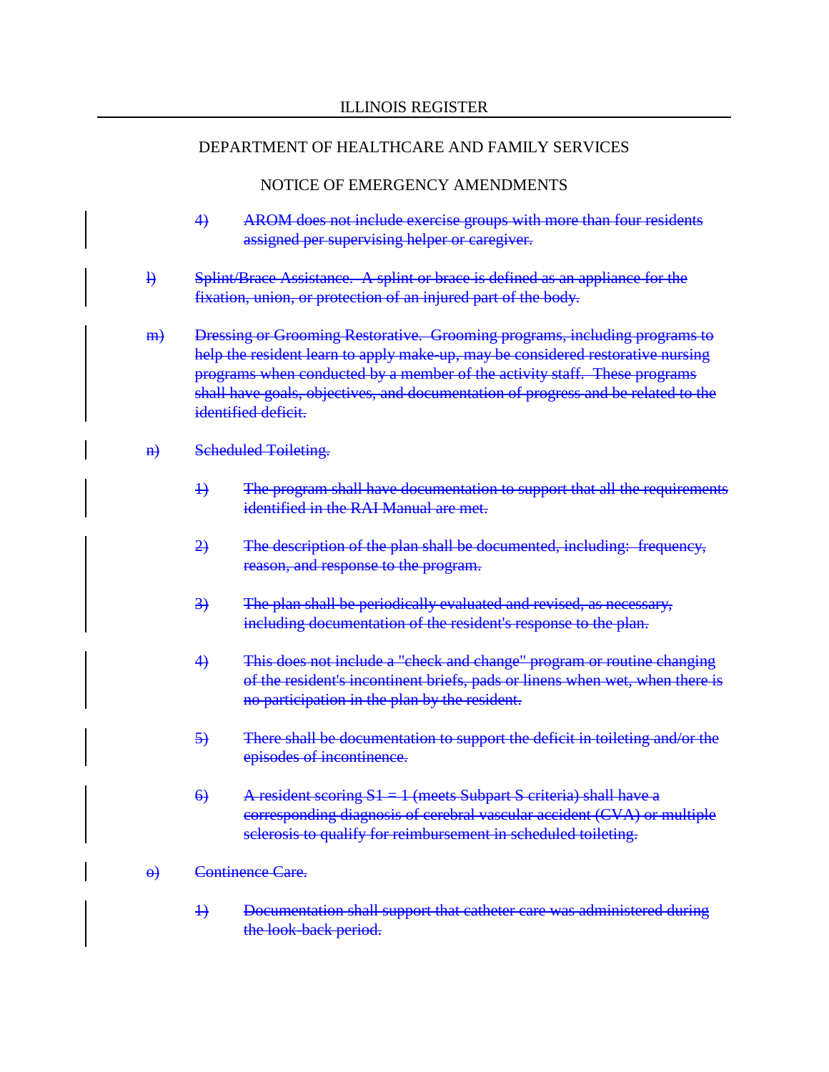NOTICE OF EMERGENCY AMENDMENTS

4) ~~AROM does not include exercise groups with more than four residents assigned per supervising helper or caregiver.~~

~~l) Splint/Brace Assistance. A splint or brace is defined as an appliance for the fixation, union, or protection of an injured part of the body.~~

~~m) Dressing or Grooming Restorative. Grooming programs, including programs to help the resident learn to apply make-up, may be considered restorative nursing programs when conducted by a member of the activity staff. These programs shall have goals, objectives, and documentation of progress and be related to the identified deficit.~~

~~n) Scheduled Toileting.~~

~~1) The program shall have documentation to support that all the requirements identified in the RAI Manual are met.~~

~~2) The description of the plan shall be documented, including: frequency, reason, and response to the program.~~

~~3) The plan shall be periodically evaluated and revised, as necessary, including documentation of the resident's response to the plan.~~

~~4) This does not include a "check and change" program or routine changing of the resident's incontinent briefs, pads or linens when wet, when there is no participation in the plan by the resident.~~

~~5) There shall be documentation to support the deficit in toileting and/or the episodes of incontinence.~~

~~6) A resident scoring S1 = 1 (meets Subpart S criteria) shall have a corresponding diagnosis of cerebral vascular accident (CVA) or multiple sclerosis to qualify for reimbursement in scheduled toileting.~~

~~o) Continence Care.~~

~~1) Documentation shall support that catheter care was administered during the look-back period.~~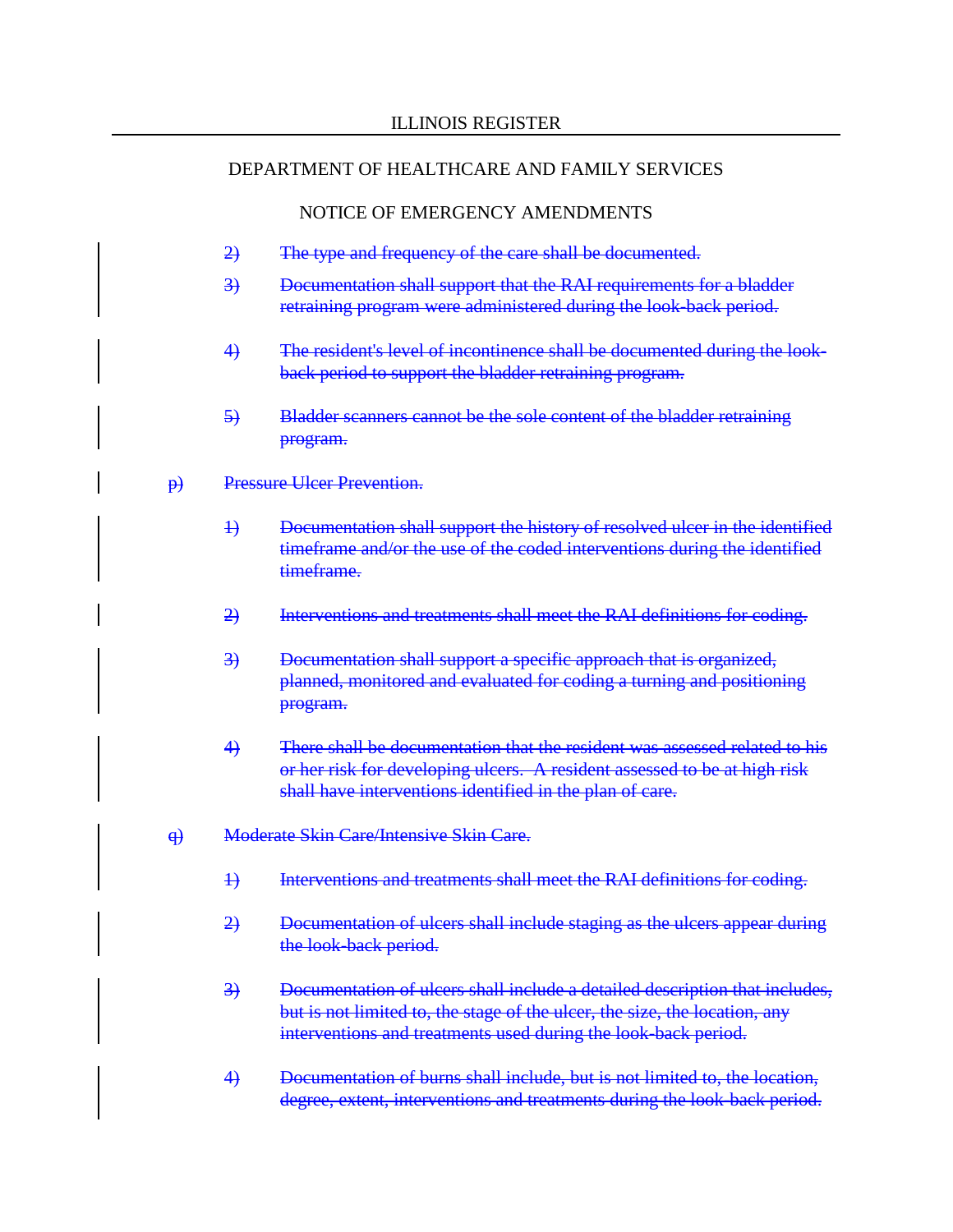~~2) The type and frequency of the care shall be documented.~~

~~3) Documentation shall support that the RAI requirements for a bladder retraining program were administered during the look-back period.~~

~~4) The resident's level of incontinence shall be documented during the look-back period to support the bladder retraining program.~~

~~5) Bladder scanners cannot be the sole content of the bladder retraining program.~~

~~p) Pressure Ulcer Prevention.~~

~~1) Documentation shall support the history of resolved ulcer in the identified timeframe and/or the use of the coded interventions during the identified timeframe.~~

~~2) Interventions and treatments shall meet the RAI definitions for coding.~~

~~3) Documentation shall support a specific approach that is organized, planned, monitored and evaluated for coding a turning and positioning program.~~

~~4) There shall be documentation that the resident was assessed related to his or her risk for developing ulcers. A resident assessed to be at high risk shall have interventions identified in the plan of care.~~

~~q) Moderate Skin Care/Intensive Skin Care.~~

~~1) Interventions and treatments shall meet the RAI definitions for coding.~~

~~2) Documentation of ulcers shall include staging as the ulcers appear during the look-back period.~~

~~3) Documentation of ulcers shall include a detailed description that includes, but is not limited to, the stage of the ulcer, the size, the location, any interventions and treatments used during the look-back period.~~

~~4) Documentation of burns shall include, but is not limited to, the location, degree, extent, interventions and treatments during the look-back period.~~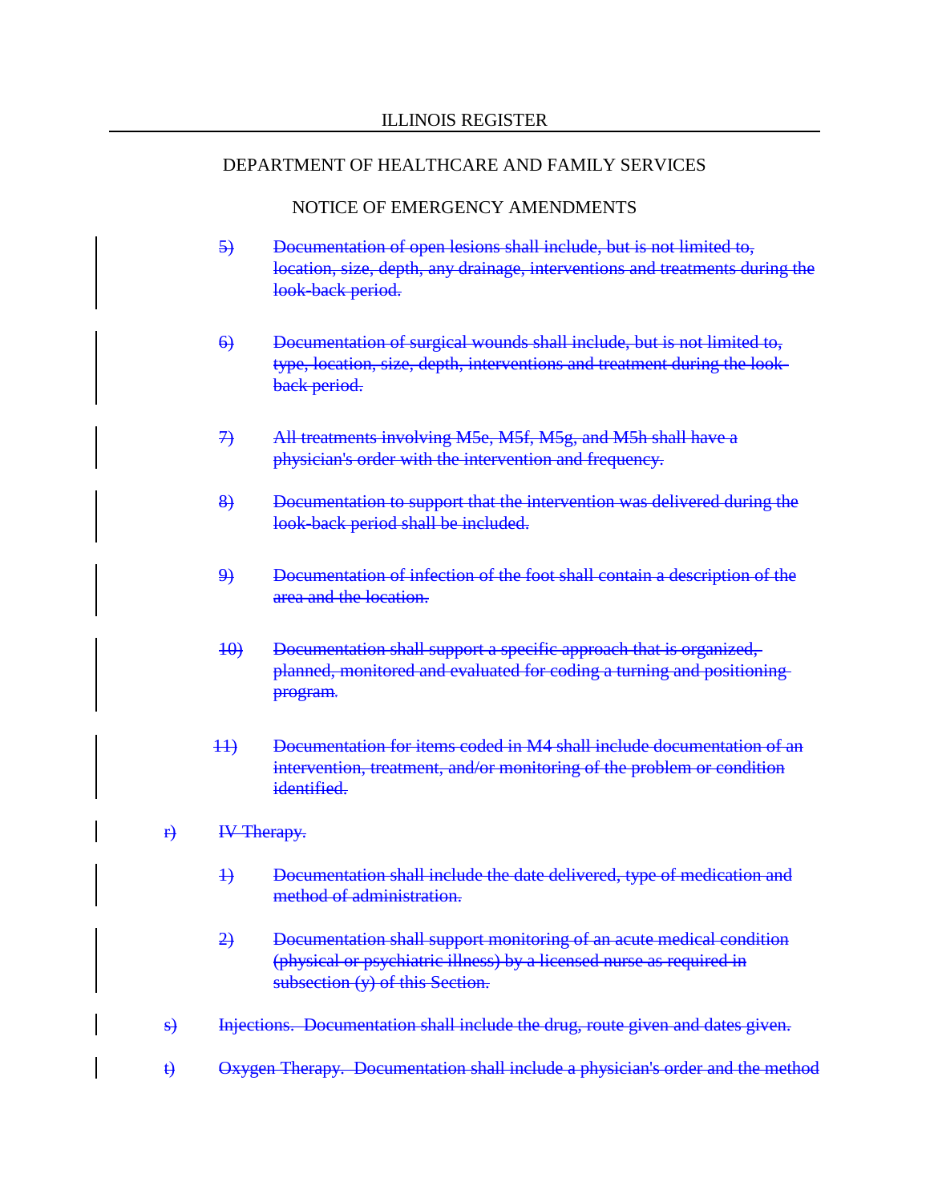ILLINOIS REGISTER

DEPARTMENT OF HEALTHCARE AND FAMILY SERVICES

NOTICE OF EMERGENCY AMENDMENTS

~~5) Documentation of open lesions shall include, but is not limited to, location, size, depth, any drainage, interventions and treatments during the look-back period.~~

~~6) Documentation of surgical wounds shall include, but is not limited to, type, location, size, depth, interventions and treatment during the look-back period.~~

~~7) All treatments involving M5e, M5f, M5g, and M5h shall have a physician's order with the intervention and frequency.~~

~~8) Documentation to support that the intervention was delivered during the look-back period shall be included.~~

~~9) Documentation of infection of the foot shall contain a description of the area and the location.~~

~~10) Documentation shall support a specific approach that is organized, planned, monitored and evaluated for coding a turning and positioning program.~~

~~11) Documentation for items coded in M4 shall include documentation of an intervention, treatment, and/or monitoring of the problem or condition identified.~~

~~r) IV Therapy.~~

~~1) Documentation shall include the date delivered, type of medication and method of administration.~~

~~2) Documentation shall support monitoring of an acute medical condition (physical or psychiatric illness) by a licensed nurse as required in subsection (y) of this Section.~~

~~s) Injections. Documentation shall include the drug, route given and dates given.~~

~~t) Oxygen Therapy. Documentation shall include a physician's order and the method~~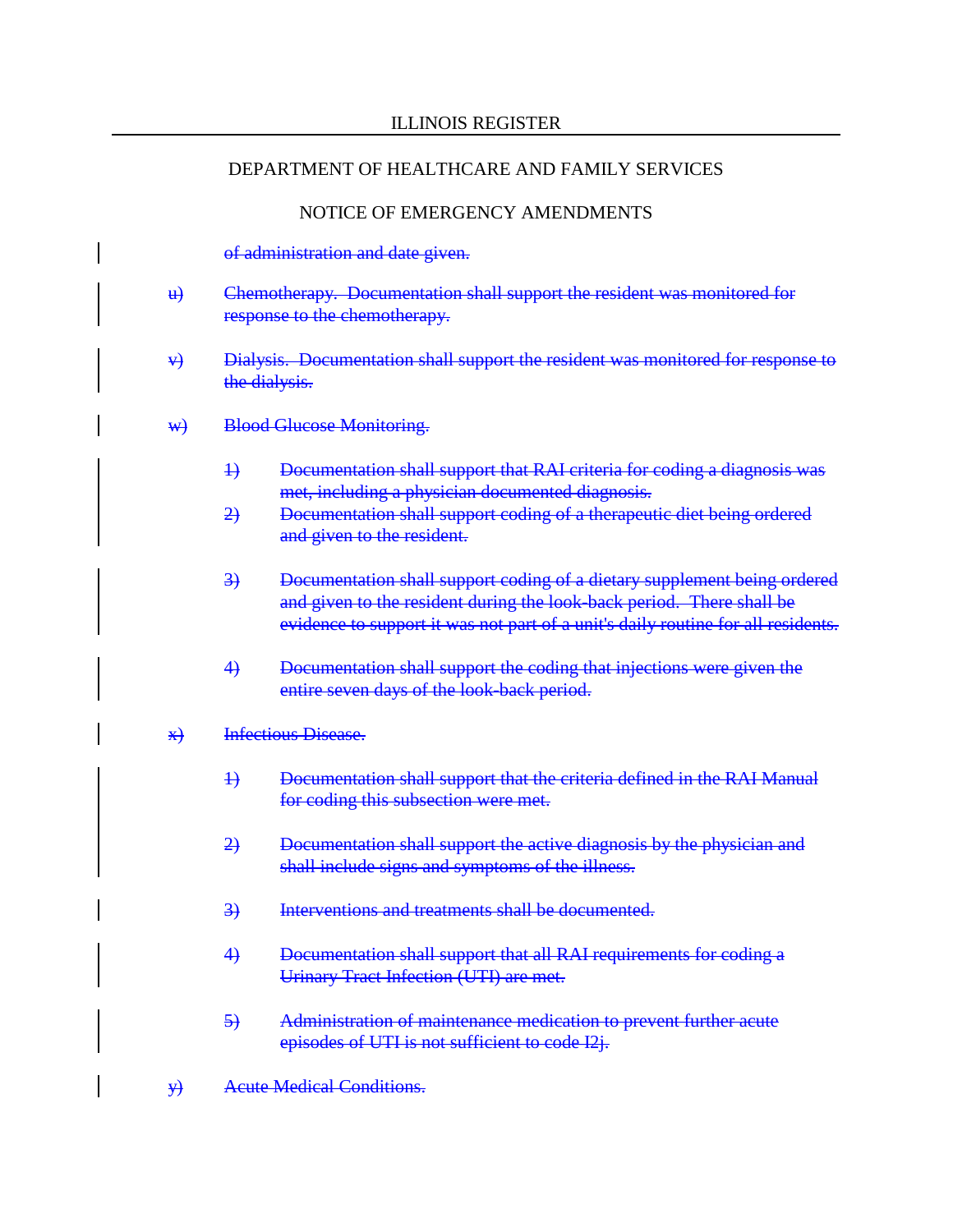~~of administration and date given.~~

~~u) Chemotherapy. Documentation shall support the resident was monitored for response to the chemotherapy.~~

~~v) Dialysis. Documentation shall support the resident was monitored for response to the dialysis.~~

~~w) Blood Glucose Monitoring.~~

~~1) Documentation shall support that RAI criteria for coding a diagnosis was met, including a physician documented diagnosis.~~

~~2) Documentation shall support coding of a therapeutic diet being ordered and given to the resident.~~

~~3) Documentation shall support coding of a dietary supplement being ordered and given to the resident during the look-back period. There shall be evidence to support it was not part of a unit's daily routine for all residents.~~

~~4) Documentation shall support the coding that injections were given the entire seven days of the look-back period.~~

~~x) Infectious Disease.~~

~~1) Documentation shall support that the criteria defined in the RAI Manual for coding this subsection were met.~~

~~2) Documentation shall support the active diagnosis by the physician and shall include signs and symptoms of the illness.~~

~~3) Interventions and treatments shall be documented.~~

~~4) Documentation shall support that all RAI requirements for coding a Urinary Tract Infection (UTI) are met.~~

~~5) Administration of maintenance medication to prevent further acute episodes of UTI is not sufficient to code I2j.~~

~~y) Acute Medical Conditions.~~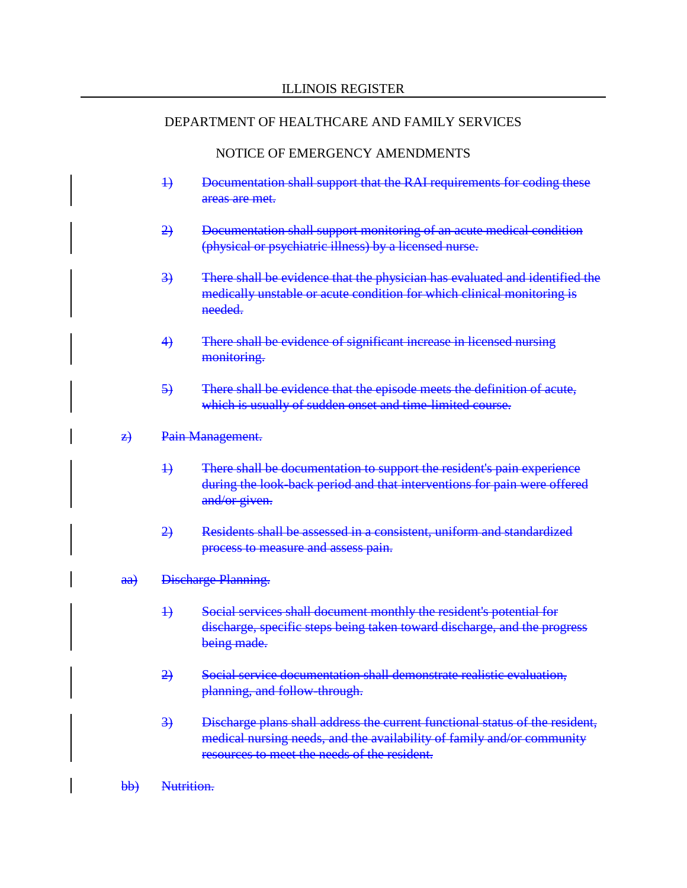ILLINOIS REGISTER

DEPARTMENT OF HEALTHCARE AND FAMILY SERVICES

NOTICE OF EMERGENCY AMENDMENTS

~~1) Documentation shall support that the RAI requirements for coding these areas are met.~~

~~2) Documentation shall support monitoring of an acute medical condition (physical or psychiatric illness) by a licensed nurse.~~

~~3) There shall be evidence that the physician has evaluated and identified the medically unstable or acute condition for which clinical monitoring is needed.~~

~~4) There shall be evidence of significant increase in licensed nursing monitoring.~~

~~5) There shall be evidence that the episode meets the definition of acute, which is usually of sudden onset and time-limited course.~~

~~z) Pain Management.~~

~~1) There shall be documentation to support the resident's pain experience during the look-back period and that interventions for pain were offered and/or given.~~

~~2) Residents shall be assessed in a consistent, uniform and standardized process to measure and assess pain.~~

~~aa) Discharge Planning.~~

~~1) Social services shall document monthly the resident's potential for discharge, specific steps being taken toward discharge, and the progress being made.~~

~~2) Social service documentation shall demonstrate realistic evaluation, planning, and follow-through.~~

~~3) Discharge plans shall address the current functional status of the resident, medical nursing needs, and the availability of family and/or community resources to meet the needs of the resident.~~

~~bb) Nutrition.~~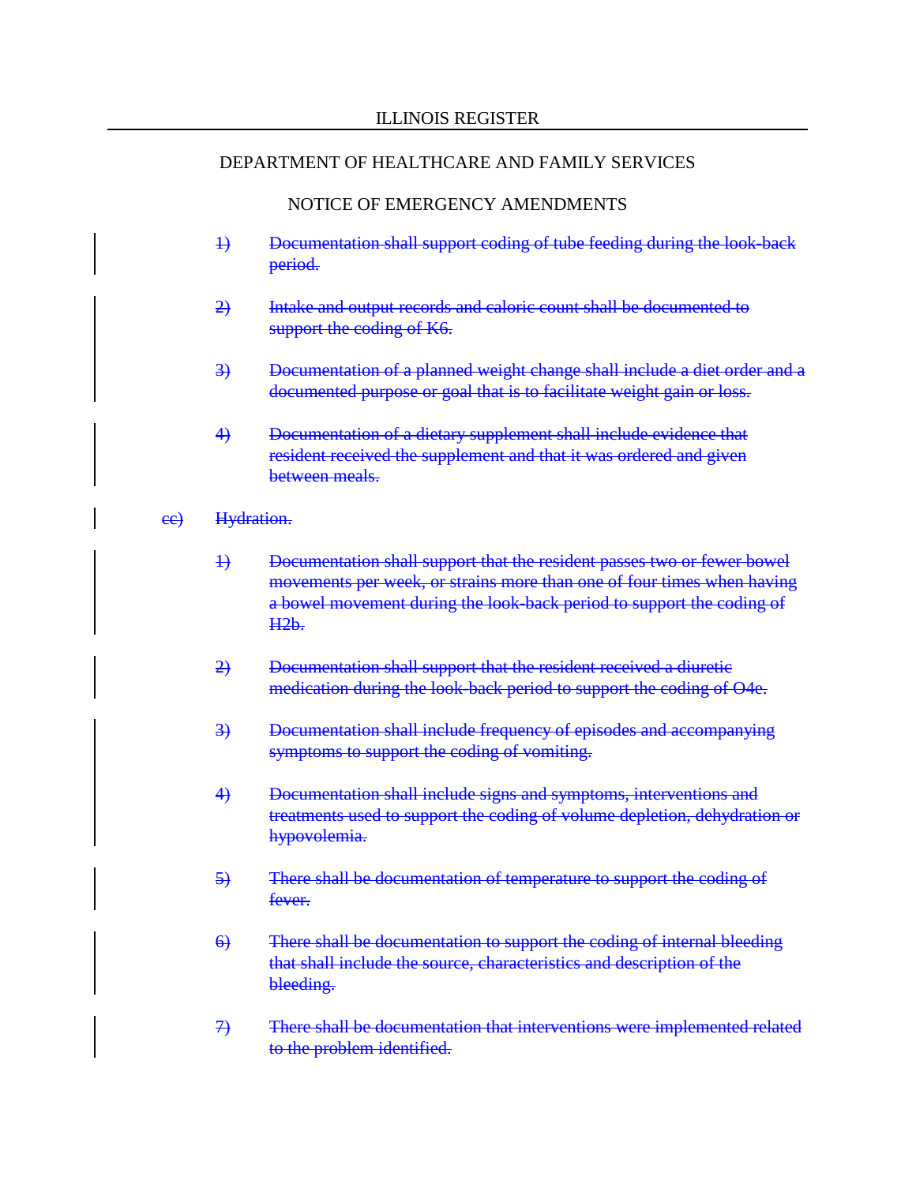1) ~~Documentation shall support coding of tube feeding during the look-back period.~~

2) ~~Intake and output records and caloric count shall be documented to support the coding of K6.~~

3) ~~Documentation of a planned weight change shall include a diet order and a documented purpose or goal that is to facilitate weight gain or loss.~~

4) ~~Documentation of a dietary supplement shall include evidence that resident received the supplement and that it was ordered and given between meals.~~

cc) ~~Hydration.~~

1) ~~Documentation shall support that the resident passes two or fewer bowel movements per week, or strains more than one of four times when having a bowel movement during the look-back period to support the coding of H2b.~~

2) ~~Documentation shall support that the resident received a diuretic medication during the look-back period to support the coding of O4e.~~

3) ~~Documentation shall include frequency of episodes and accompanying symptoms to support the coding of vomiting.~~

4) ~~Documentation shall include signs and symptoms, interventions and treatments used to support the coding of volume depletion, dehydration or hypovolemia.~~

5) ~~There shall be documentation of temperature to support the coding of fever.~~

6) ~~There shall be documentation to support the coding of internal bleeding that shall include the source, characteristics and description of the bleeding.~~

7) ~~There shall be documentation that interventions were implemented related to the problem identified.~~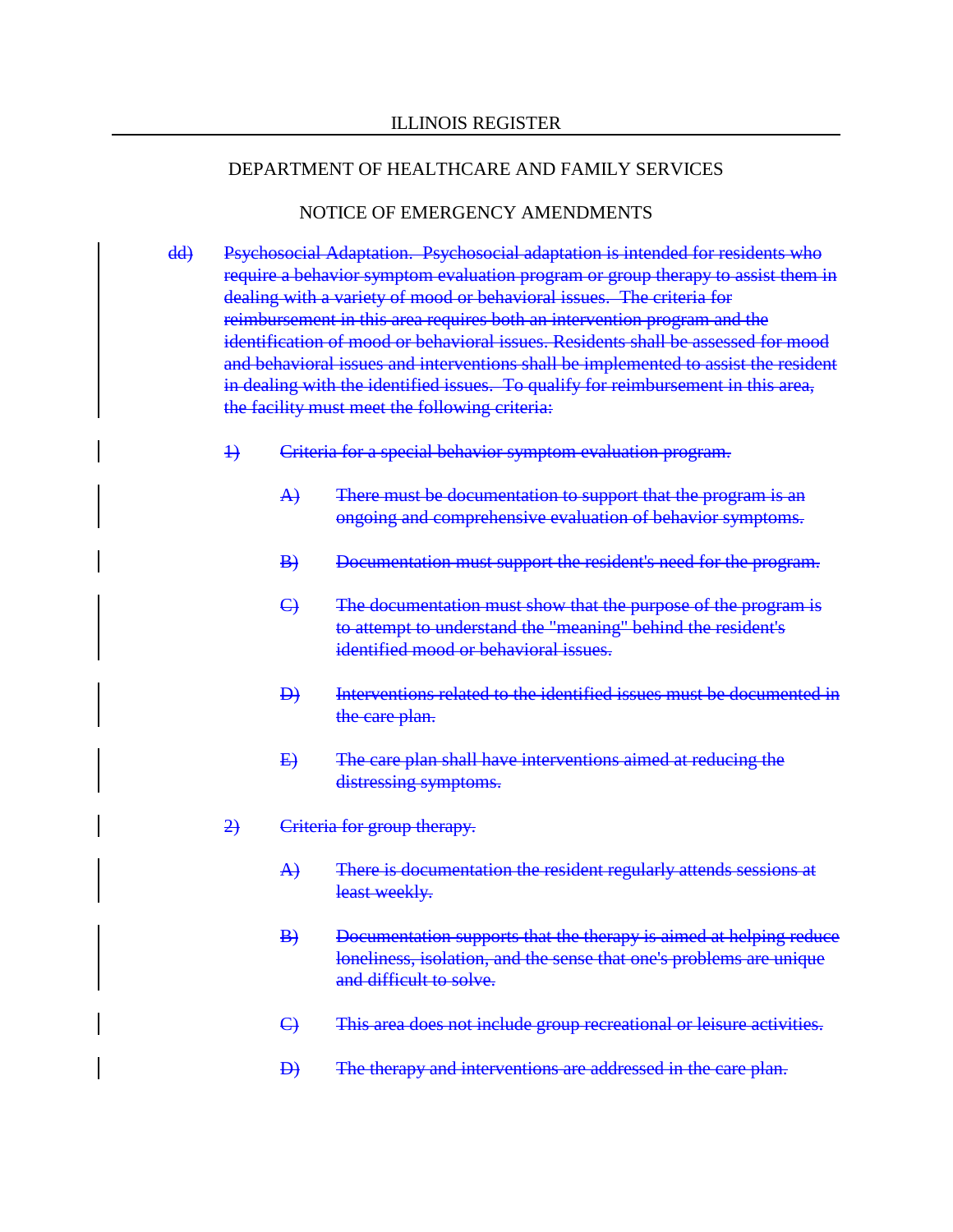DEPARTMENT OF HEALTHCARE AND FAMILY SERVICES

NOTICE OF EMERGENCY AMENDMENTS

~~dd) Psychosocial Adaptation. Psychosocial adaptation is intended for residents who require a behavior symptom evaluation program or group therapy to assist them in dealing with a variety of mood or behavioral issues. The criteria for reimbursement in this area requires both an intervention program and the identification of mood or behavioral issues. Residents shall be assessed for mood and behavioral issues and interventions shall be implemented to assist the resident in dealing with the identified issues. To qualify for reimbursement in this area, the facility must meet the following criteria:~~

~~1) Criteria for a special behavior symptom evaluation program.~~

~~A) There must be documentation to support that the program is an ongoing and comprehensive evaluation of behavior symptoms.~~

~~B) Documentation must support the resident's need for the program.~~

~~C) The documentation must show that the purpose of the program is to attempt to understand the "meaning" behind the resident's identified mood or behavioral issues.~~

~~D) Interventions related to the identified issues must be documented in the care plan.~~

~~E) The care plan shall have interventions aimed at reducing the distressing symptoms.~~

~~2) Criteria for group therapy.~~

~~A) There is documentation the resident regularly attends sessions at least weekly.~~

~~B) Documentation supports that the therapy is aimed at helping reduce loneliness, isolation, and the sense that one's problems are unique and difficult to solve.~~

~~C) This area does not include group recreational or leisure activities.~~

~~D) The therapy and interventions are addressed in the care plan.~~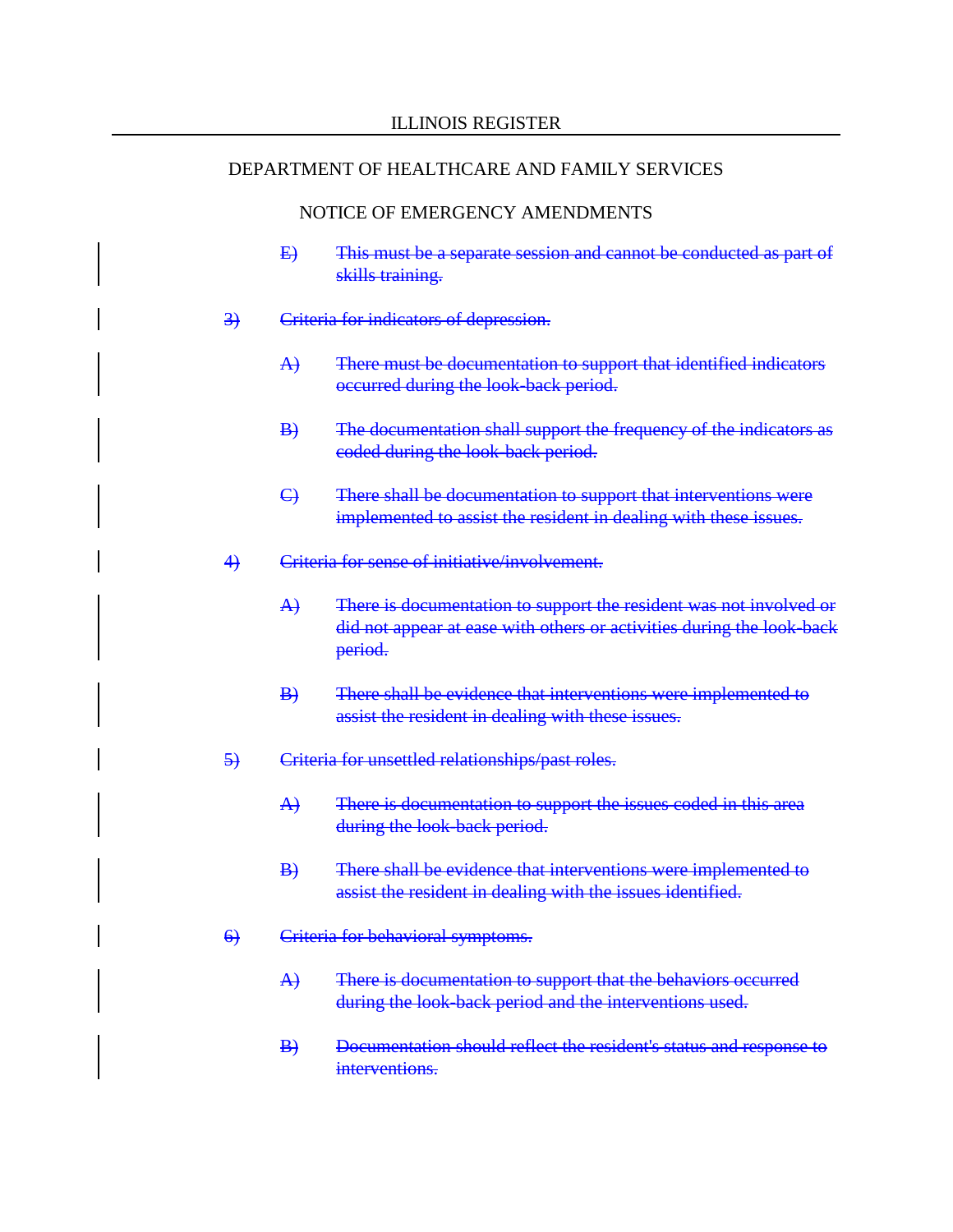ILLINOIS REGISTER

DEPARTMENT OF HEALTHCARE AND FAMILY SERVICES

NOTICE OF EMERGENCY AMENDMENTS

~~E) This must be a separate session and cannot be conducted as part of skills training.~~

~~3) Criteria for indicators of depression.~~

~~A) There must be documentation to support that identified indicators occurred during the look-back period.~~

~~B) The documentation shall support the frequency of the indicators as coded during the look-back period.~~

~~C) There shall be documentation to support that interventions were implemented to assist the resident in dealing with these issues.~~

~~4) Criteria for sense of initiative/involvement.~~

~~A) There is documentation to support the resident was not involved or did not appear at ease with others or activities during the look-back period.~~

~~B) There shall be evidence that interventions were implemented to assist the resident in dealing with these issues.~~

~~5) Criteria for unsettled relationships/past roles.~~

~~A) There is documentation to support the issues coded in this area during the look-back period.~~

~~B) There shall be evidence that interventions were implemented to assist the resident in dealing with the issues identified.~~

~~6) Criteria for behavioral symptoms.~~

~~A) There is documentation to support that the behaviors occurred during the look-back period and the interventions used.~~

~~B) Documentation should reflect the resident's status and response to interventions.~~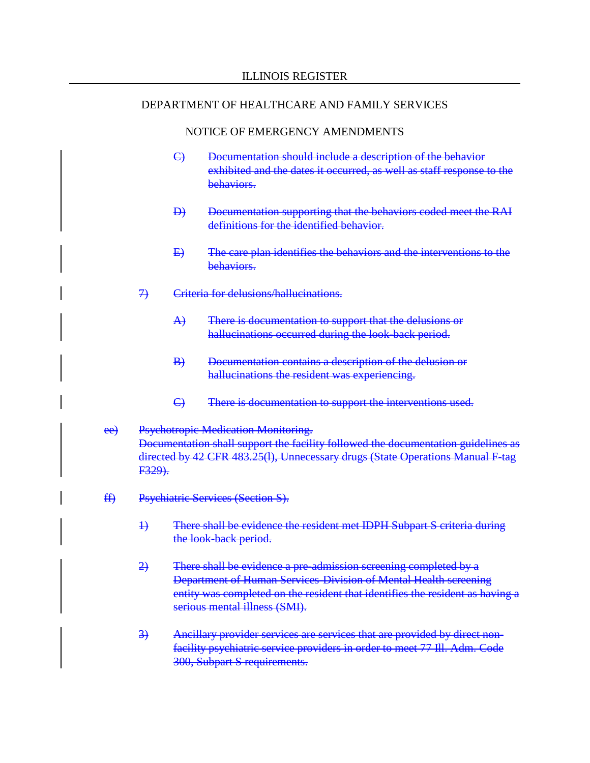ILLINOIS REGISTER

DEPARTMENT OF HEALTHCARE AND FAMILY SERVICES

NOTICE OF EMERGENCY AMENDMENTS

~~C) Documentation should include a description of the behavior exhibited and the dates it occurred, as well as staff response to the behaviors.~~

~~D) Documentation supporting that the behaviors coded meet the RAI definitions for the identified behavior.~~

~~E) The care plan identifies the behaviors and the interventions to the behaviors.~~

~~7) Criteria for delusions/hallucinations.~~

~~A) There is documentation to support that the delusions or hallucinations occurred during the look-back period.~~

~~B) Documentation contains a description of the delusion or hallucinations the resident was experiencing.~~

~~C) There is documentation to support the interventions used.~~

~~ee) Psychotropic Medication Monitoring. Documentation shall support the facility followed the documentation guidelines as directed by 42 CFR 483.25(l), Unnecessary drugs (State Operations Manual F-tag F329).~~

~~ff) Psychiatric Services (Section S).~~

~~1) There shall be evidence the resident met IDPH Subpart S criteria during the look-back period.~~

~~2) There shall be evidence a pre-admission screening completed by a Department of Human Services-Division of Mental Health screening entity was completed on the resident that identifies the resident as having a serious mental illness (SMI).~~

~~3) Ancillary provider services are services that are provided by direct non-facility psychiatric service providers in order to meet 77 Ill. Adm. Code 300, Subpart S requirements.~~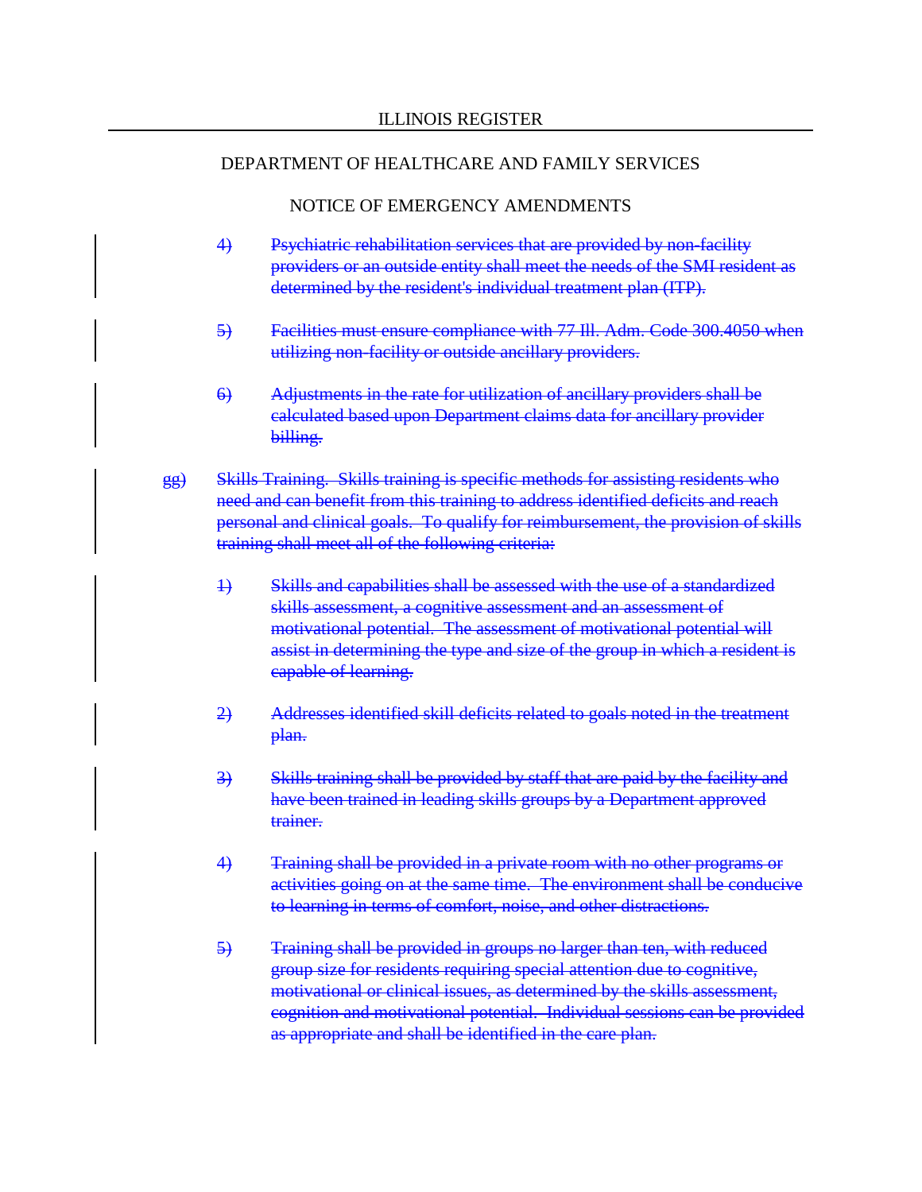4) ~~Psychiatric rehabilitation services that are provided by non-facility providers or an outside entity shall meet the needs of the SMI resident as determined by the resident's individual treatment plan (ITP).~~

5) ~~Facilities must ensure compliance with 77 Ill. Adm. Code 300.4050 when utilizing non-facility or outside ancillary providers.~~

6) ~~Adjustments in the rate for utilization of ancillary providers shall be calculated based upon Department claims data for ancillary provider billing.~~

gg) ~~Skills Training. Skills training is specific methods for assisting residents who need and can benefit from this training to address identified deficits and reach personal and clinical goals. To qualify for reimbursement, the provision of skills training shall meet all of the following criteria:~~

1) ~~Skills and capabilities shall be assessed with the use of a standardized skills assessment, a cognitive assessment and an assessment of motivational potential. The assessment of motivational potential will assist in determining the type and size of the group in which a resident is capable of learning.~~

2) ~~Addresses identified skill deficits related to goals noted in the treatment plan.~~

3) ~~Skills training shall be provided by staff that are paid by the facility and have been trained in leading skills groups by a Department approved trainer.~~

4) ~~Training shall be provided in a private room with no other programs or activities going on at the same time. The environment shall be conducive to learning in terms of comfort, noise, and other distractions.~~

5) ~~Training shall be provided in groups no larger than ten, with reduced group size for residents requiring special attention due to cognitive, motivational or clinical issues, as determined by the skills assessment, cognition and motivational potential. Individual sessions can be provided as appropriate and shall be identified in the care plan.~~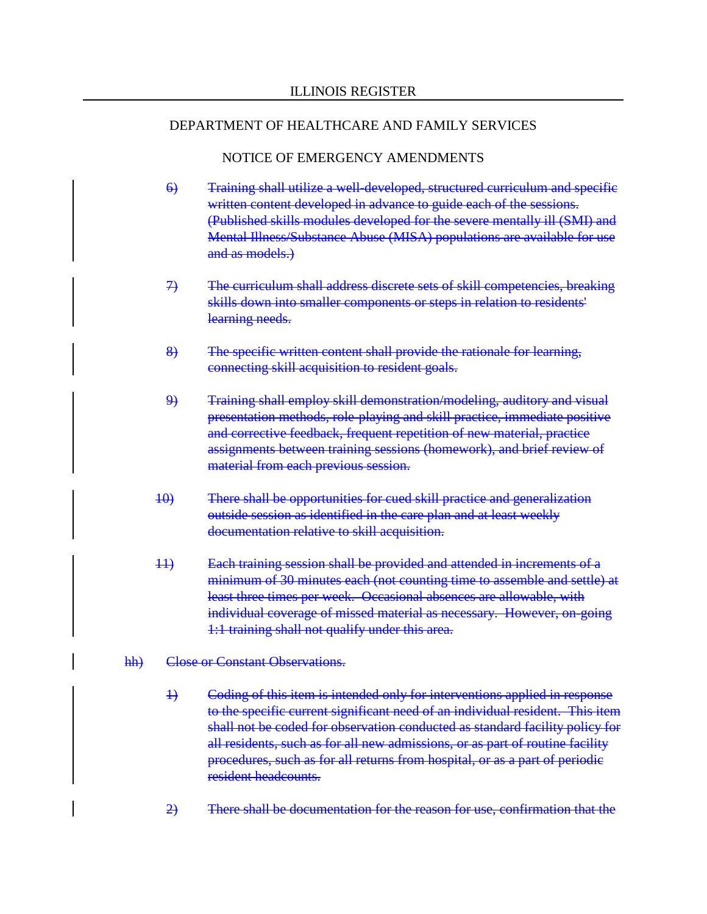ILLINOIS REGISTER

DEPARTMENT OF HEALTHCARE AND FAMILY SERVICES

NOTICE OF EMERGENCY AMENDMENTS

~~6) Training shall utilize a well-developed, structured curriculum and specific written content developed in advance to guide each of the sessions. (Published skills modules developed for the severe mentally ill (SMI) and Mental Illness/Substance Abuse (MISA) populations are available for use and as models.)~~

~~7) The curriculum shall address discrete sets of skill competencies, breaking skills down into smaller components or steps in relation to residents' learning needs.~~

~~8) The specific written content shall provide the rationale for learning, connecting skill acquisition to resident goals.~~

~~9) Training shall employ skill demonstration/modeling, auditory and visual presentation methods, role-playing and skill practice, immediate positive and corrective feedback, frequent repetition of new material, practice assignments between training sessions (homework), and brief review of material from each previous session.~~

~~10) There shall be opportunities for cued skill practice and generalization outside session as identified in the care plan and at least weekly documentation relative to skill acquisition.~~

~~11) Each training session shall be provided and attended in increments of a minimum of 30 minutes each (not counting time to assemble and settle) at least three times per week. Occasional absences are allowable, with individual coverage of missed material as necessary. However, on-going 1:1 training shall not qualify under this area.~~

~~hh) Close or Constant Observations.~~

~~1) Coding of this item is intended only for interventions applied in response to the specific current significant need of an individual resident. This item shall not be coded for observation conducted as standard facility policy for all residents, such as for all new admissions, or as part of routine facility procedures, such as for all returns from hospital, or as a part of periodic resident headcounts.~~

~~2) There shall be documentation for the reason for use, confirmation that the~~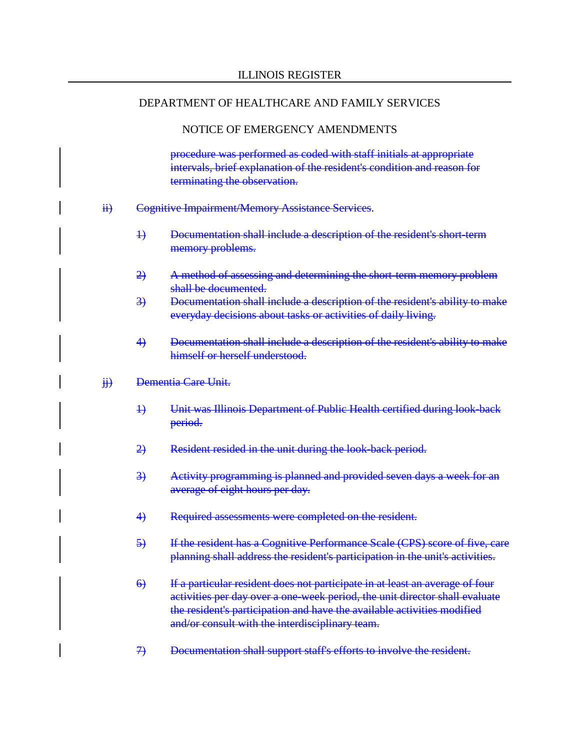~~procedure was performed as coded with staff initials at appropriate intervals, brief explanation of the resident's condition and reason for terminating the observation.~~

~~ii)~~ ~~Cognitive Impairment/Memory Assistance Services~~.

~~1)~~ ~~Documentation shall include a description of the resident's short-term memory problems.~~

~~2)~~ ~~A method of assessing and determining the short-term memory problem shall be documented.~~

~~3)~~ ~~Documentation shall include a description of the resident's ability to make everyday decisions about tasks or activities of daily living.~~

~~4)~~ ~~Documentation shall include a description of the resident's ability to make himself or herself understood.~~

~~jj)~~ ~~Dementia Care Unit.~~

~~1)~~ ~~Unit was Illinois Department of Public Health certified during look-back period.~~

~~2)~~ ~~Resident resided in the unit during the look-back period.~~

~~3)~~ ~~Activity programming is planned and provided seven days a week for an average of eight hours per day.~~

~~4)~~ ~~Required assessments were completed on the resident.~~

~~5)~~ ~~If the resident has a Cognitive Performance Scale (CPS) score of five, care planning shall address the resident's participation in the unit's activities.~~

~~6)~~ ~~If a particular resident does not participate in at least an average of four activities per day over a one-week period, the unit director shall evaluate the resident's participation and have the available activities modified and/or consult with the interdisciplinary team.~~

~~7)~~ ~~Documentation shall support staff's efforts to involve the resident.~~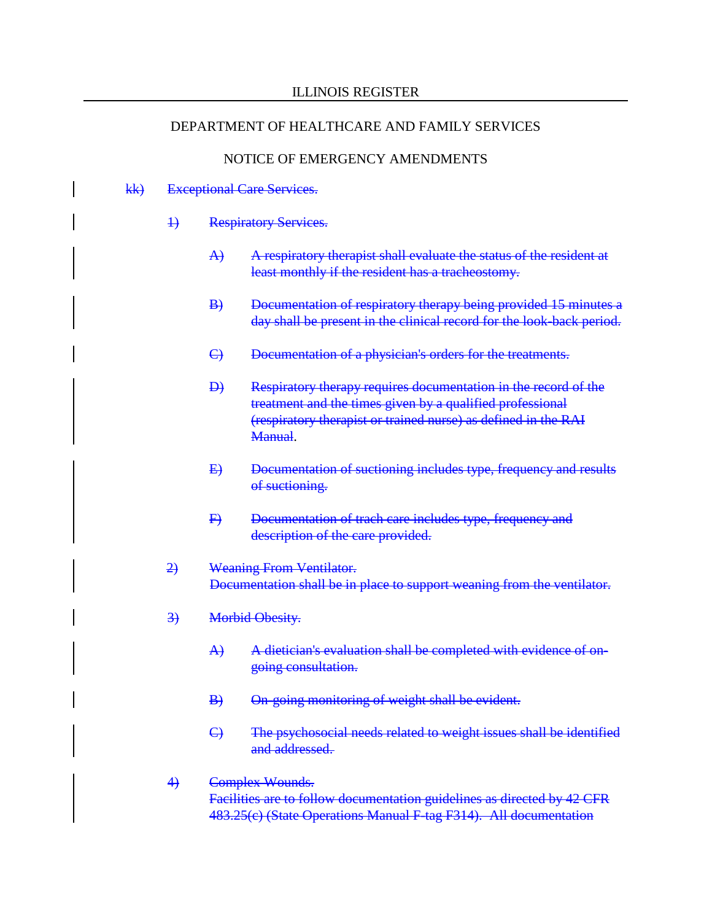ILLINOIS REGISTER

DEPARTMENT OF HEALTHCARE AND FAMILY SERVICES

NOTICE OF EMERGENCY AMENDMENTS

~~kk) Exceptional Care Services.~~

~~1) Respiratory Services.~~

~~A) A respiratory therapist shall evaluate the status of the resident at least monthly if the resident has a tracheostomy.~~

~~B) Documentation of respiratory therapy being provided 15 minutes a day shall be present in the clinical record for the look-back period.~~

~~C) Documentation of a physician's orders for the treatments.~~

~~D) Respiratory therapy requires documentation in the record of the treatment and the times given by a qualified professional (respiratory therapist or trained nurse) as defined in the RAI Manual~~.

~~E) Documentation of suctioning includes type, frequency and results of suctioning.~~

~~F) Documentation of trach care includes type, frequency and description of the care provided.~~

~~2) Weaning From Ventilator.~~
~~Documentation shall be in place to support weaning from the ventilator.~~

~~3) Morbid Obesity.~~

~~A) A dietician's evaluation shall be completed with evidence of on-going consultation.~~

~~B) On-going monitoring of weight shall be evident.~~

~~C) The psychosocial needs related to weight issues shall be identified and addressed.~~

~~4) Complex Wounds.~~
~~Facilities are to follow documentation guidelines as directed by 42 CFR 483.25(c) (State Operations Manual F-tag F314). All documentation~~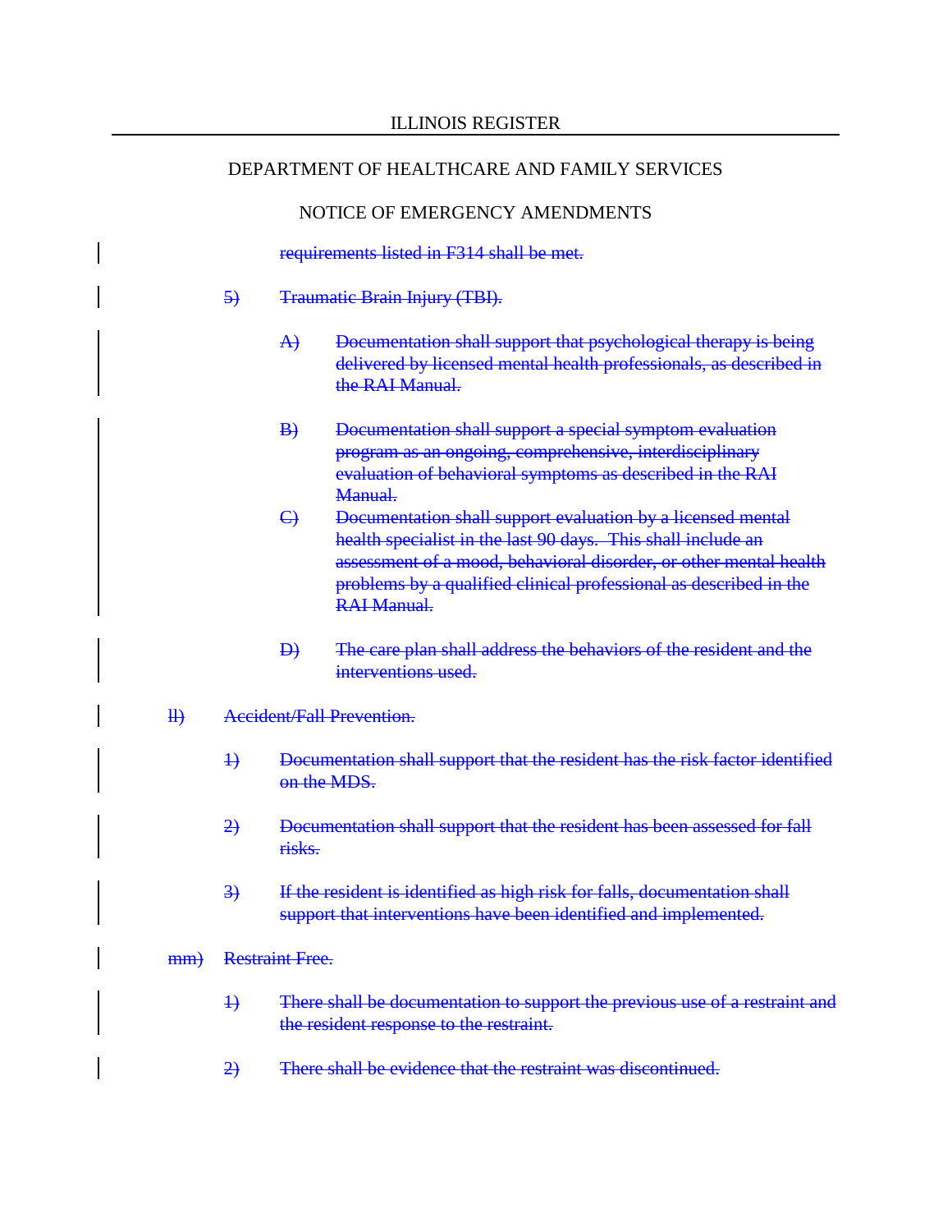ILLINOIS REGISTER

DEPARTMENT OF HEALTHCARE AND FAMILY SERVICES

NOTICE OF EMERGENCY AMENDMENTS

~~requirements listed in F314 shall be met.~~

~~5) Traumatic Brain Injury (TBI).~~

~~A) Documentation shall support that psychological therapy is being delivered by licensed mental health professionals, as described in the RAI Manual.~~

~~B) Documentation shall support a special symptom evaluation program as an ongoing, comprehensive, interdisciplinary evaluation of behavioral symptoms as described in the RAI Manual.~~

~~C) Documentation shall support evaluation by a licensed mental health specialist in the last 90 days. This shall include an assessment of a mood, behavioral disorder, or other mental health problems by a qualified clinical professional as described in the RAI Manual.~~

~~D) The care plan shall address the behaviors of the resident and the interventions used.~~

~~ll) Accident/Fall Prevention.~~

~~1) Documentation shall support that the resident has the risk factor identified on the MDS.~~

~~2) Documentation shall support that the resident has been assessed for fall risks.~~

~~3) If the resident is identified as high risk for falls, documentation shall support that interventions have been identified and implemented.~~

~~mm) Restraint Free.~~

~~1) There shall be documentation to support the previous use of a restraint and the resident response to the restraint.~~

~~2) There shall be evidence that the restraint was discontinued.~~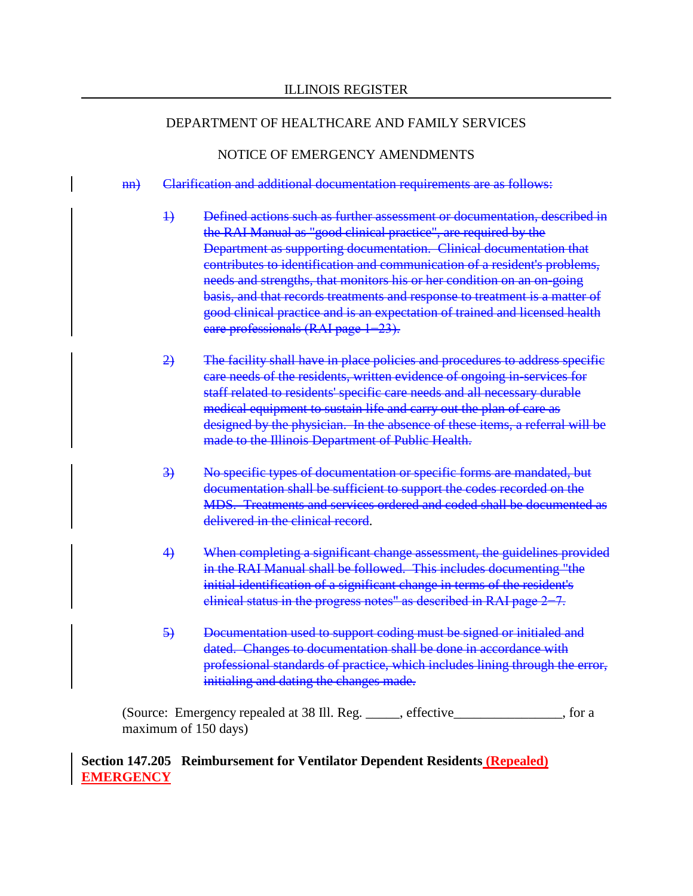nn) ~~Clarification and additional documentation requirements are as follows:~~

1) ~~Defined actions such as further assessment or documentation, described in the RAI Manual as "good clinical practice", are required by the Department as supporting documentation. Clinical documentation that contributes to identification and communication of a resident's problems, needs and strengths, that monitors his or her condition on an on-going basis, and that records treatments and response to treatment is a matter of good clinical practice and is an expectation of trained and licensed health care professionals (RAI page 1−23).~~

2) ~~The facility shall have in place policies and procedures to address specific care needs of the residents, written evidence of ongoing in-services for staff related to residents' specific care needs and all necessary durable medical equipment to sustain life and carry out the plan of care as designed by the physician. In the absence of these items, a referral will be made to the Illinois Department of Public Health.~~

3) ~~No specific types of documentation or specific forms are mandated, but documentation shall be sufficient to support the codes recorded on the MDS. Treatments and services ordered and coded shall be documented as delivered in the clinical record~~.

4) ~~When completing a significant change assessment, the guidelines provided in the RAI Manual shall be followed. This includes documenting "the initial identification of a significant change in terms of the resident's clinical status in the progress notes" as described in RAI page 2−7.~~

5) ~~Documentation used to support coding must be signed or initialed and dated. Changes to documentation shall be done in accordance with professional standards of practice, which includes lining through the error, initialing and dating the changes made.~~

(Source: Emergency repealed at 38 Ill. Reg. _____, effective________________, for a maximum of 150 days)

**Section 147.205 Reimbursement for Ventilator Dependent Residents (Repealed) EMERGENCY**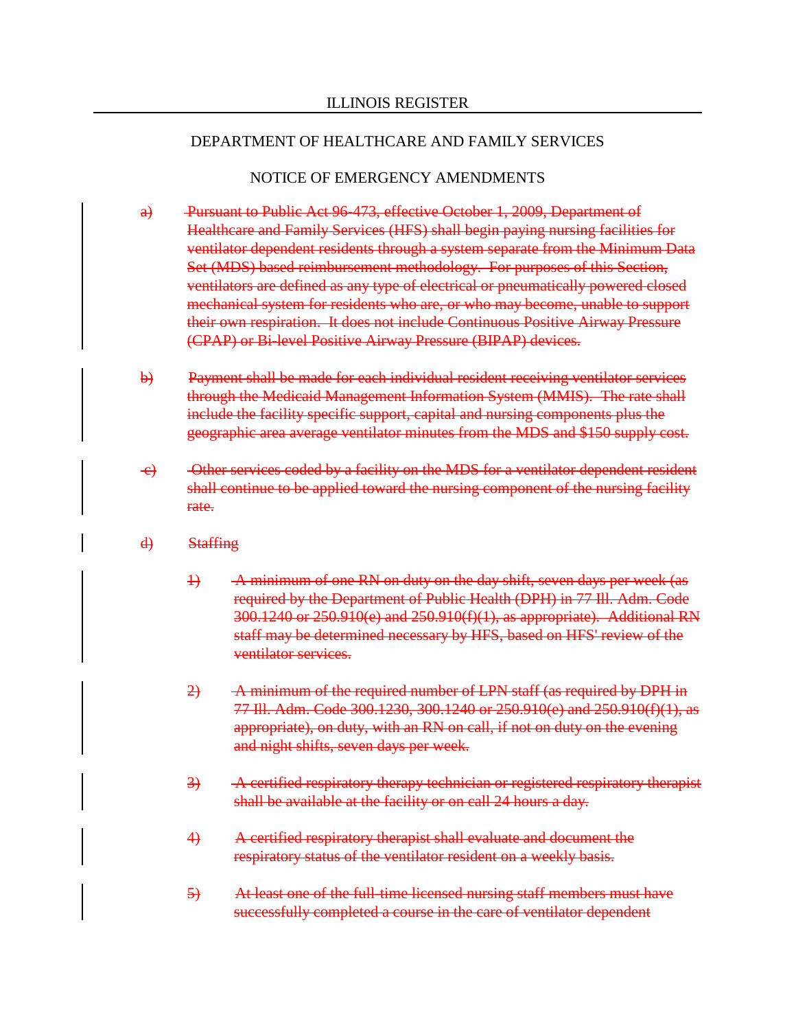a) ~~Pursuant to Public Act 96-473, effective October 1, 2009, Department of Healthcare and Family Services (HFS) shall begin paying nursing facilities for ventilator dependent residents through a system separate from the Minimum Data Set (MDS) based reimbursement methodology. For purposes of this Section, ventilators are defined as any type of electrical or pneumatically powered closed mechanical system for residents who are, or who may become, unable to support their own respiration. It does not include Continuous Positive Airway Pressure (CPAP) or Bi-level Positive Airway Pressure (BIPAP) devices.~~

b) ~~Payment shall be made for each individual resident receiving ventilator services through the Medicaid Management Information System (MMIS). The rate shall include the facility specific support, capital and nursing components plus the geographic area average ventilator minutes from the MDS and $150 supply cost.~~

c) ~~Other services coded by a facility on the MDS for a ventilator dependent resident shall continue to be applied toward the nursing component of the nursing facility rate.~~

d) ~~Staffing~~

1) ~~A minimum of one RN on duty on the day shift, seven days per week (as required by the Department of Public Health (DPH) in 77 Ill. Adm. Code 300.1240 or 250.910(e) and 250.910(f)(1), as appropriate). Additional RN staff may be determined necessary by HFS, based on HFS' review of the ventilator services.~~

2) ~~A minimum of the required number of LPN staff (as required by DPH in 77 Ill. Adm. Code 300.1230, 300.1240 or 250.910(e) and 250.910(f)(1), as appropriate), on duty, with an RN on call, if not on duty on the evening and night shifts, seven days per week.~~

3) ~~A certified respiratory therapy technician or registered respiratory therapist shall be available at the facility or on call 24 hours a day.~~

4) ~~A certified respiratory therapist shall evaluate and document the respiratory status of the ventilator resident on a weekly basis.~~

5) ~~At least one of the full-time licensed nursing staff members must have successfully completed a course in the care of ventilator dependent~~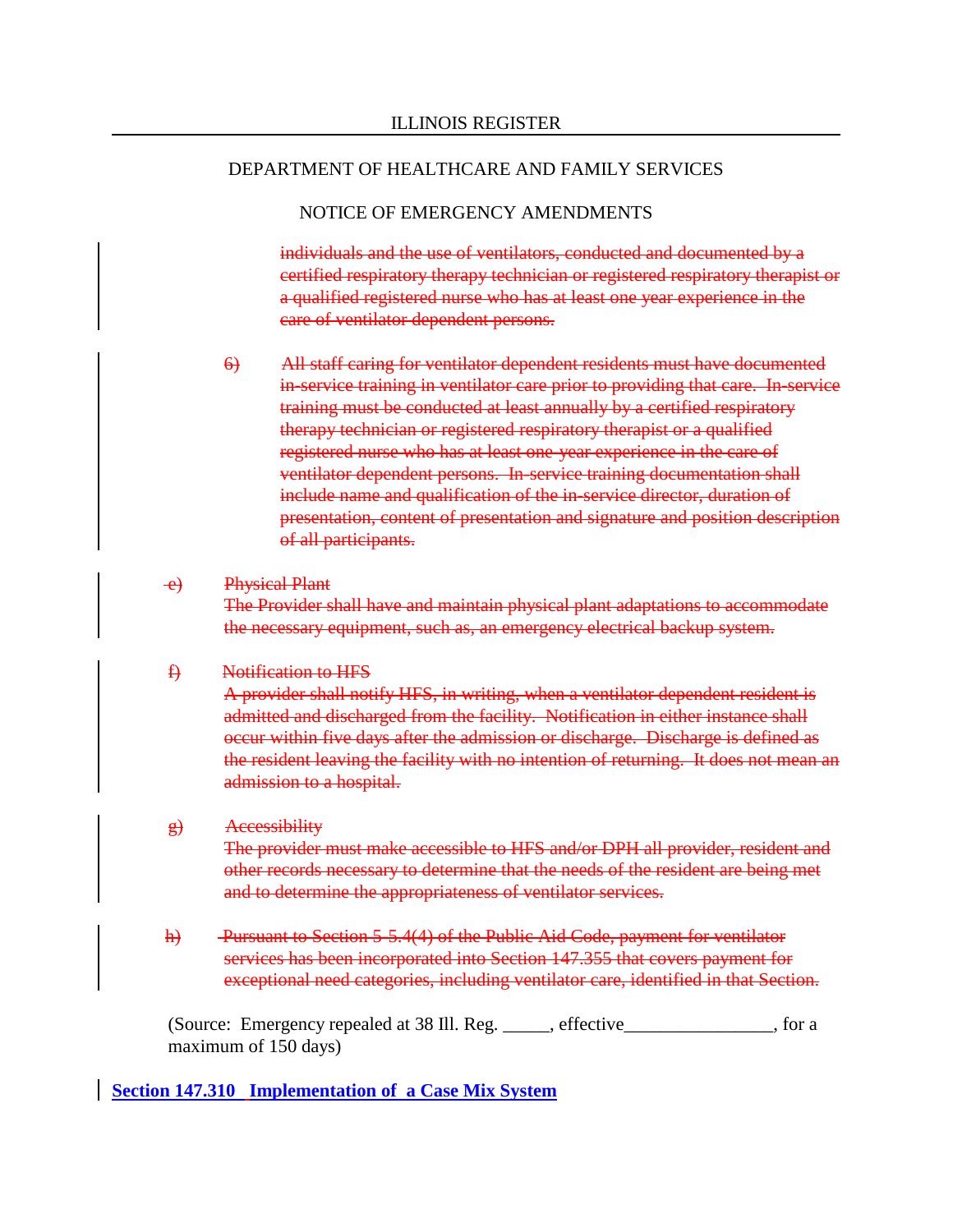~~individuals and the use of ventilators, conducted and documented by a certified respiratory therapy technician or registered respiratory therapist or a qualified registered nurse who has at least one year experience in the care of ventilator dependent persons.~~

~~6) All staff caring for ventilator dependent residents must have documented in-service training in ventilator care prior to providing that care. In-service training must be conducted at least annually by a certified respiratory therapy technician or registered respiratory therapist or a qualified registered nurse who has at least one year experience in the care of ventilator dependent persons. In-service training documentation shall include name and qualification of the in-service director, duration of presentation, content of presentation and signature and position description of all participants.~~

~~e) Physical Plant~~
~~The Provider shall have and maintain physical plant adaptations to accommodate the necessary equipment, such as, an emergency electrical backup system.~~

~~f) Notification to HFS~~
~~A provider shall notify HFS, in writing, when a ventilator dependent resident is admitted and discharged from the facility. Notification in either instance shall occur within five days after the admission or discharge. Discharge is defined as the resident leaving the facility with no intention of returning. It does not mean an admission to a hospital.~~

~~g) Accessibility~~
~~The provider must make accessible to HFS and/or DPH all provider, resident and other records necessary to determine that the needs of the resident are being met and to determine the appropriateness of ventilator services.~~

~~h) Pursuant to Section 5-5.4(4) of the Public Aid Code, payment for ventilator services has been incorporated into Section 147.355 that covers payment for exceptional need categories, including ventilator care, identified in that Section.~~

(Source: Emergency repealed at 38 Ill. Reg. _____, effective________________, for a maximum of 150 days)

**Section 147.310 Implementation of a Case Mix System**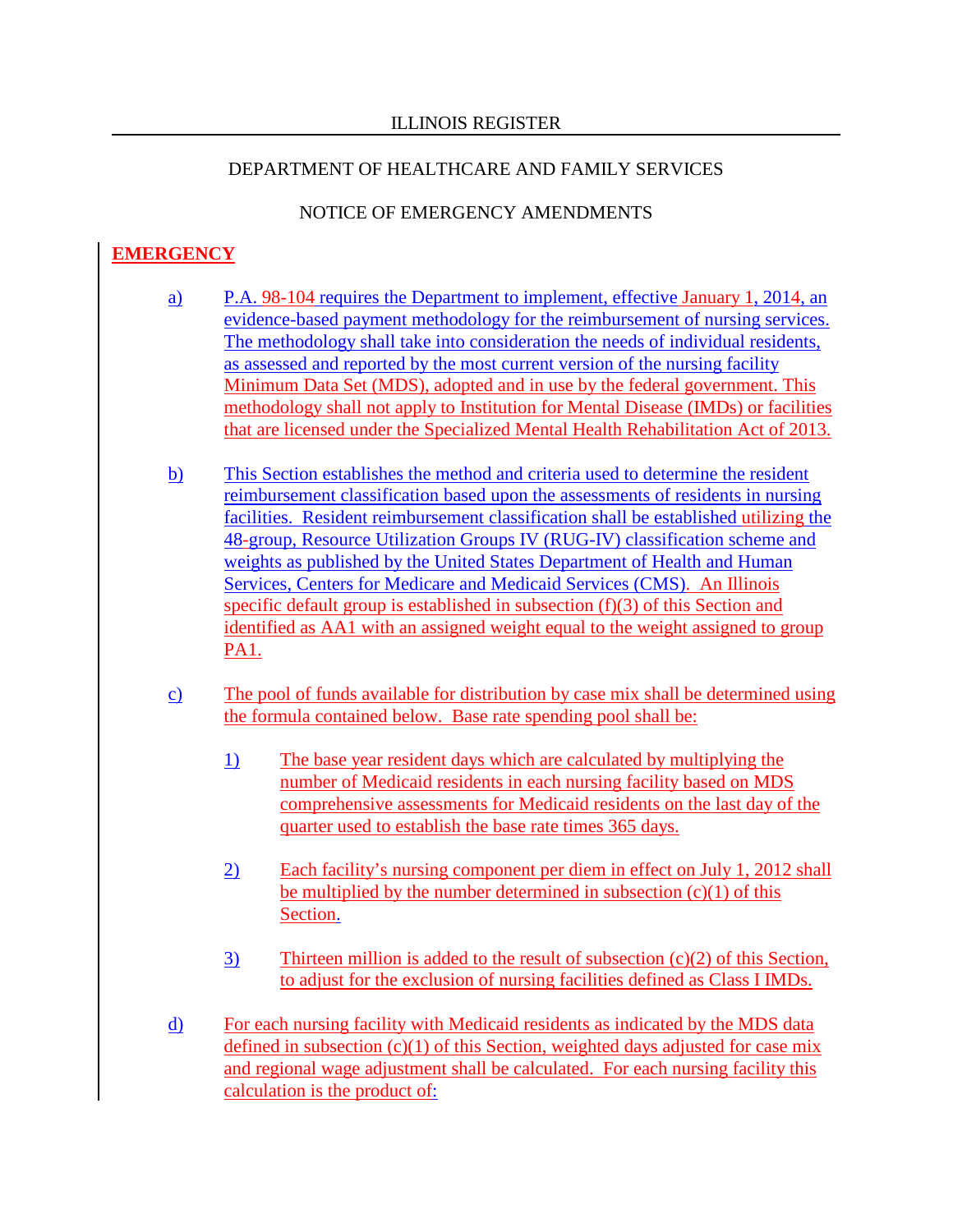**EMERGENCY**

a) P.A. 98-104 requires the Department to implement, effective January 1, 2014, an evidence-based payment methodology for the reimbursement of nursing services. The methodology shall take into consideration the needs of individual residents, as assessed and reported by the most current version of the nursing facility Minimum Data Set (MDS), adopted and in use by the federal government. This methodology shall not apply to Institution for Mental Disease (IMDs) or facilities that are licensed under the Specialized Mental Health Rehabilitation Act of 2013.

b) This Section establishes the method and criteria used to determine the resident reimbursement classification based upon the assessments of residents in nursing facilities. Resident reimbursement classification shall be established utilizing the 48-group, Resource Utilization Groups IV (RUG-IV) classification scheme and weights as published by the United States Department of Health and Human Services, Centers for Medicare and Medicaid Services (CMS). An Illinois specific default group is established in subsection (f)(3) of this Section and identified as AA1 with an assigned weight equal to the weight assigned to group PA1.

c) The pool of funds available for distribution by case mix shall be determined using the formula contained below. Base rate spending pool shall be:

   1) The base year resident days which are calculated by multiplying the number of Medicaid residents in each nursing facility based on MDS comprehensive assessments for Medicaid residents on the last day of the quarter used to establish the base rate times 365 days.

   2) Each facility's nursing component per diem in effect on July 1, 2012 shall be multiplied by the number determined in subsection (c)(1) of this Section.

   3) Thirteen million is added to the result of subsection (c)(2) of this Section, to adjust for the exclusion of nursing facilities defined as Class I IMDs.

d) For each nursing facility with Medicaid residents as indicated by the MDS data defined in subsection (c)(1) of this Section, weighted days adjusted for case mix and regional wage adjustment shall be calculated. For each nursing facility this calculation is the product of: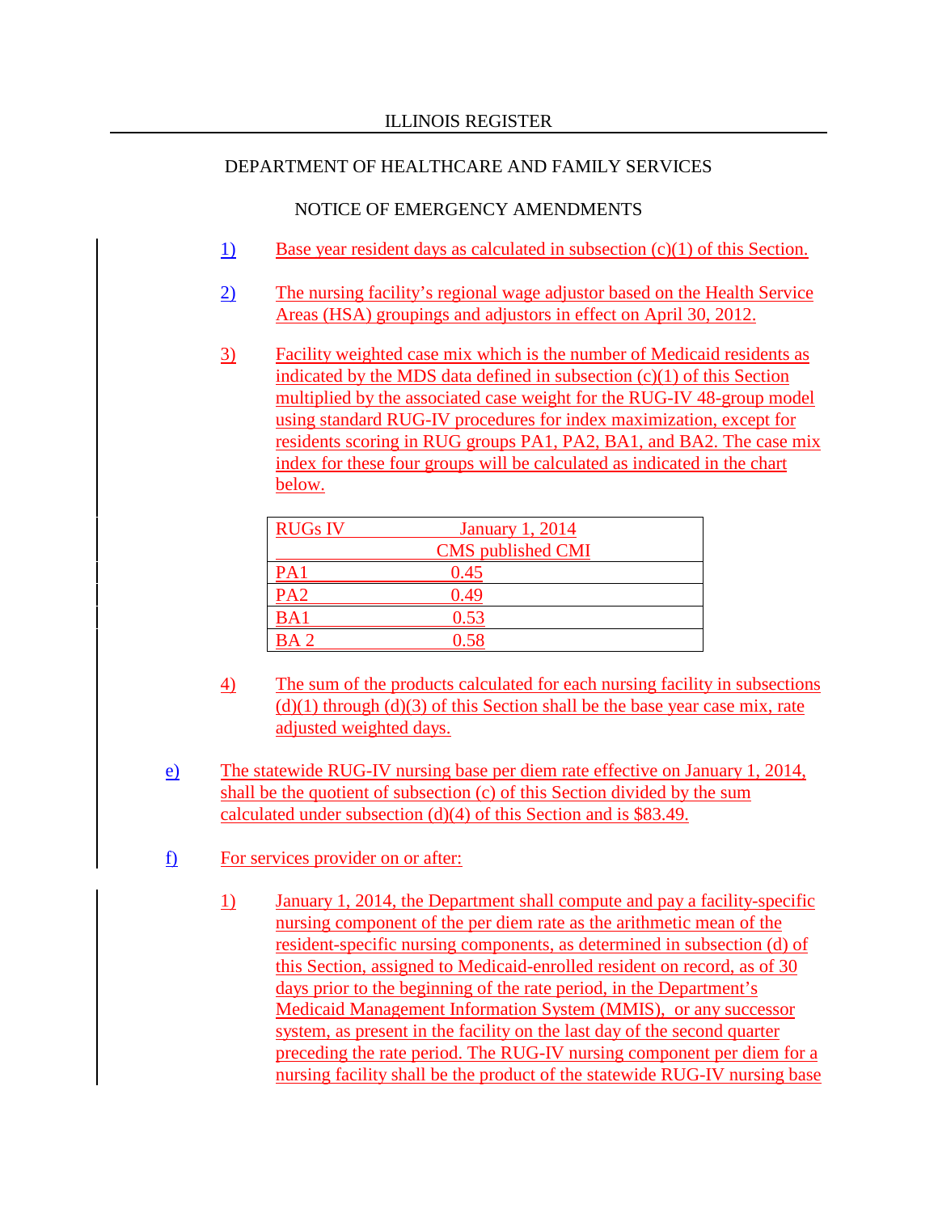1) Base year resident days as calculated in subsection (c)(1) of this Section.

2) The nursing facility's regional wage adjustor based on the Health Service Areas (HSA) groupings and adjustors in effect on April 30, 2012.

3) Facility weighted case mix which is the number of Medicaid residents as indicated by the MDS data defined in subsection (c)(1) of this Section multiplied by the associated case weight for the RUG-IV 48-group model using standard RUG-IV procedures for index maximization, except for residents scoring in RUG groups PA1, PA2, BA1, and BA2. The case mix index for these four groups will be calculated as indicated in the chart below.

| RUGs IV | January 1, 2014 CMS published CMI |
|---|---|
| PA1 | 0.45 |
| PA2 | 0.49 |
| BA1 | 0.53 |
| BA 2 | 0.58 |

4) The sum of the products calculated for each nursing facility in subsections (d)(1) through (d)(3) of this Section shall be the base year case mix, rate adjusted weighted days.

e) The statewide RUG-IV nursing base per diem rate effective on January 1, 2014, shall be the quotient of subsection (c) of this Section divided by the sum calculated under subsection (d)(4) of this Section and is $83.49.

f) For services provider on or after:

1) January 1, 2014, the Department shall compute and pay a facility-specific nursing component of the per diem rate as the arithmetic mean of the resident-specific nursing components, as determined in subsection (d) of this Section, assigned to Medicaid-enrolled resident on record, as of 30 days prior to the beginning of the rate period, in the Department's Medicaid Management Information System (MMIS), or any successor system, as present in the facility on the last day of the second quarter preceding the rate period. The RUG-IV nursing component per diem for a nursing facility shall be the product of the statewide RUG-IV nursing base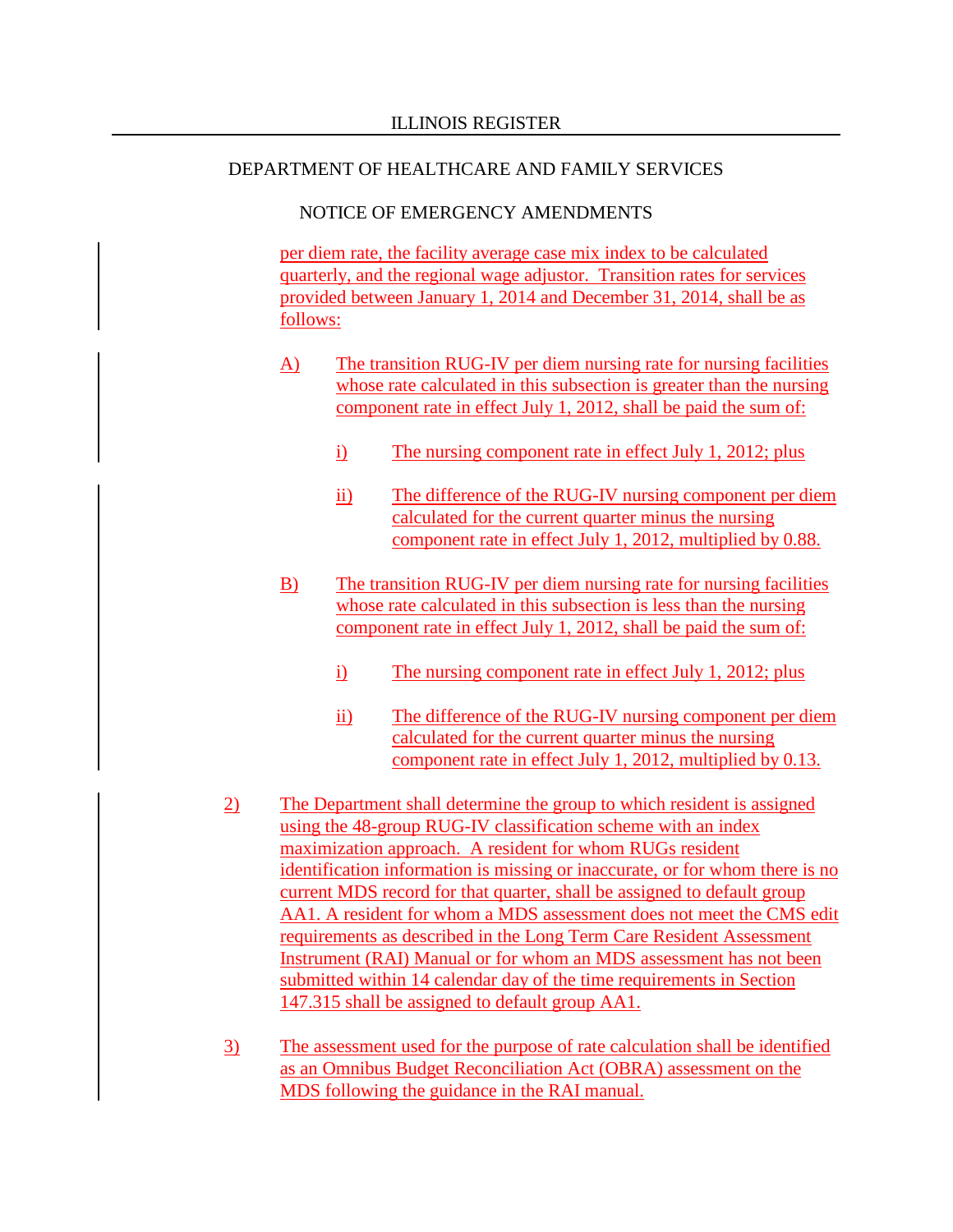per diem rate, the facility average case mix index to be calculated quarterly, and the regional wage adjustor. Transition rates for services provided between January 1, 2014 and December 31, 2014, shall be as follows:

A) The transition RUG-IV per diem nursing rate for nursing facilities whose rate calculated in this subsection is greater than the nursing component rate in effect July 1, 2012, shall be paid the sum of:

i) The nursing component rate in effect July 1, 2012; plus

ii) The difference of the RUG-IV nursing component per diem calculated for the current quarter minus the nursing component rate in effect July 1, 2012, multiplied by 0.88.

B) The transition RUG-IV per diem nursing rate for nursing facilities whose rate calculated in this subsection is less than the nursing component rate in effect July 1, 2012, shall be paid the sum of:

i) The nursing component rate in effect July 1, 2012; plus

ii) The difference of the RUG-IV nursing component per diem calculated for the current quarter minus the nursing component rate in effect July 1, 2012, multiplied by 0.13.

2) The Department shall determine the group to which resident is assigned using the 48-group RUG-IV classification scheme with an index maximization approach. A resident for whom RUGs resident identification information is missing or inaccurate, or for whom there is no current MDS record for that quarter, shall be assigned to default group AA1. A resident for whom a MDS assessment does not meet the CMS edit requirements as described in the Long Term Care Resident Assessment Instrument (RAI) Manual or for whom an MDS assessment has not been submitted within 14 calendar day of the time requirements in Section 147.315 shall be assigned to default group AA1.

3) The assessment used for the purpose of rate calculation shall be identified as an Omnibus Budget Reconciliation Act (OBRA) assessment on the MDS following the guidance in the RAI manual.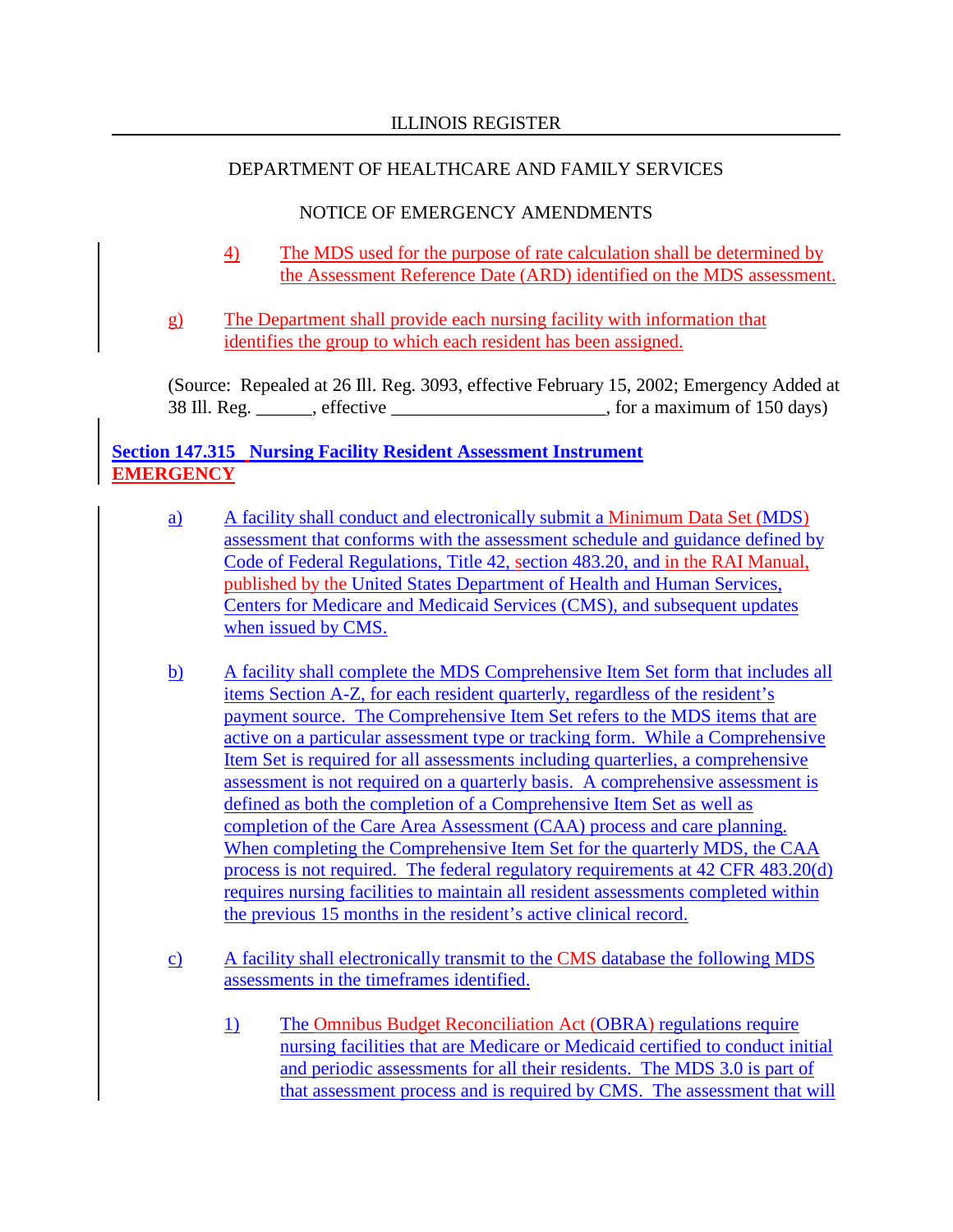4) The MDS used for the purpose of rate calculation shall be determined by the Assessment Reference Date (ARD) identified on the MDS assessment.

g) The Department shall provide each nursing facility with information that identifies the group to which each resident has been assigned.

(Source: Repealed at 26 Ill. Reg. 3093, effective February 15, 2002; Emergency Added at 38 Ill. Reg. ______, effective ______________________, for a maximum of 150 days)

**Section 147.315 Nursing Facility Resident Assessment Instrument EMERGENCY**

a) A facility shall conduct and electronically submit a Minimum Data Set (MDS) assessment that conforms with the assessment schedule and guidance defined by Code of Federal Regulations, Title 42, section 483.20, and in the RAI Manual, published by the United States Department of Health and Human Services, Centers for Medicare and Medicaid Services (CMS), and subsequent updates when issued by CMS.

b) A facility shall complete the MDS Comprehensive Item Set form that includes all items Section A-Z, for each resident quarterly, regardless of the resident's payment source. The Comprehensive Item Set refers to the MDS items that are active on a particular assessment type or tracking form. While a Comprehensive Item Set is required for all assessments including quarterlies, a comprehensive assessment is not required on a quarterly basis. A comprehensive assessment is defined as both the completion of a Comprehensive Item Set as well as completion of the Care Area Assessment (CAA) process and care planning. When completing the Comprehensive Item Set for the quarterly MDS, the CAA process is not required. The federal regulatory requirements at 42 CFR 483.20(d) requires nursing facilities to maintain all resident assessments completed within the previous 15 months in the resident's active clinical record.

c) A facility shall electronically transmit to the CMS database the following MDS assessments in the timeframes identified.

1) The Omnibus Budget Reconciliation Act (OBRA) regulations require nursing facilities that are Medicare or Medicaid certified to conduct initial and periodic assessments for all their residents. The MDS 3.0 is part of that assessment process and is required by CMS. The assessment that will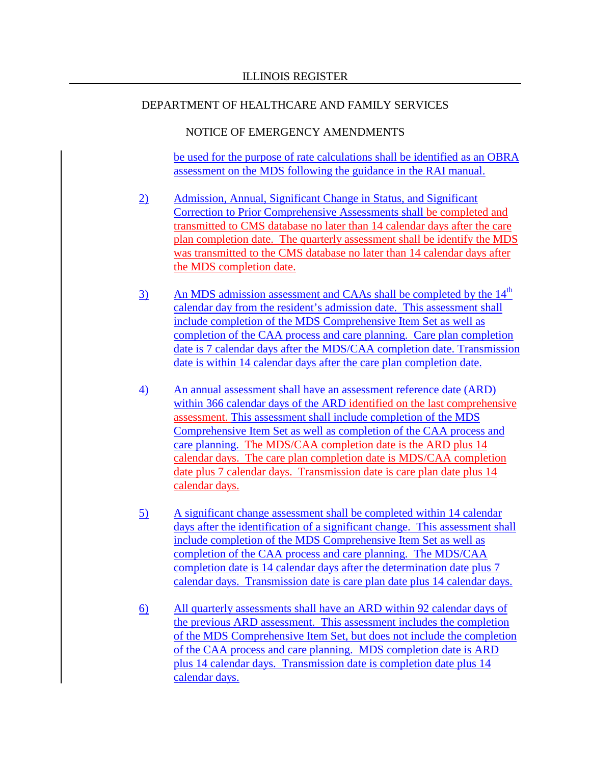be used for the purpose of rate calculations shall be identified as an OBRA assessment on the MDS following the guidance in the RAI manual.

2) Admission, Annual, Significant Change in Status, and Significant Correction to Prior Comprehensive Assessments shall be completed and transmitted to CMS database no later than 14 calendar days after the care plan completion date. The quarterly assessment shall be identify the MDS was transmitted to the CMS database no later than 14 calendar days after the MDS completion date.

3) An MDS admission assessment and CAAs shall be completed by the 14th calendar day from the resident's admission date. This assessment shall include completion of the MDS Comprehensive Item Set as well as completion of the CAA process and care planning. Care plan completion date is 7 calendar days after the MDS/CAA completion date. Transmission date is within 14 calendar days after the care plan completion date.

4) An annual assessment shall have an assessment reference date (ARD) within 366 calendar days of the ARD identified on the last comprehensive assessment. This assessment shall include completion of the MDS Comprehensive Item Set as well as completion of the CAA process and care planning. The MDS/CAA completion date is the ARD plus 14 calendar days. The care plan completion date is MDS/CAA completion date plus 7 calendar days. Transmission date is care plan date plus 14 calendar days.

5) A significant change assessment shall be completed within 14 calendar days after the identification of a significant change. This assessment shall include completion of the MDS Comprehensive Item Set as well as completion of the CAA process and care planning. The MDS/CAA completion date is 14 calendar days after the determination date plus 7 calendar days. Transmission date is care plan date plus 14 calendar days.

6) All quarterly assessments shall have an ARD within 92 calendar days of the previous ARD assessment. This assessment includes the completion of the MDS Comprehensive Item Set, but does not include the completion of the CAA process and care planning. MDS completion date is ARD plus 14 calendar days. Transmission date is completion date plus 14 calendar days.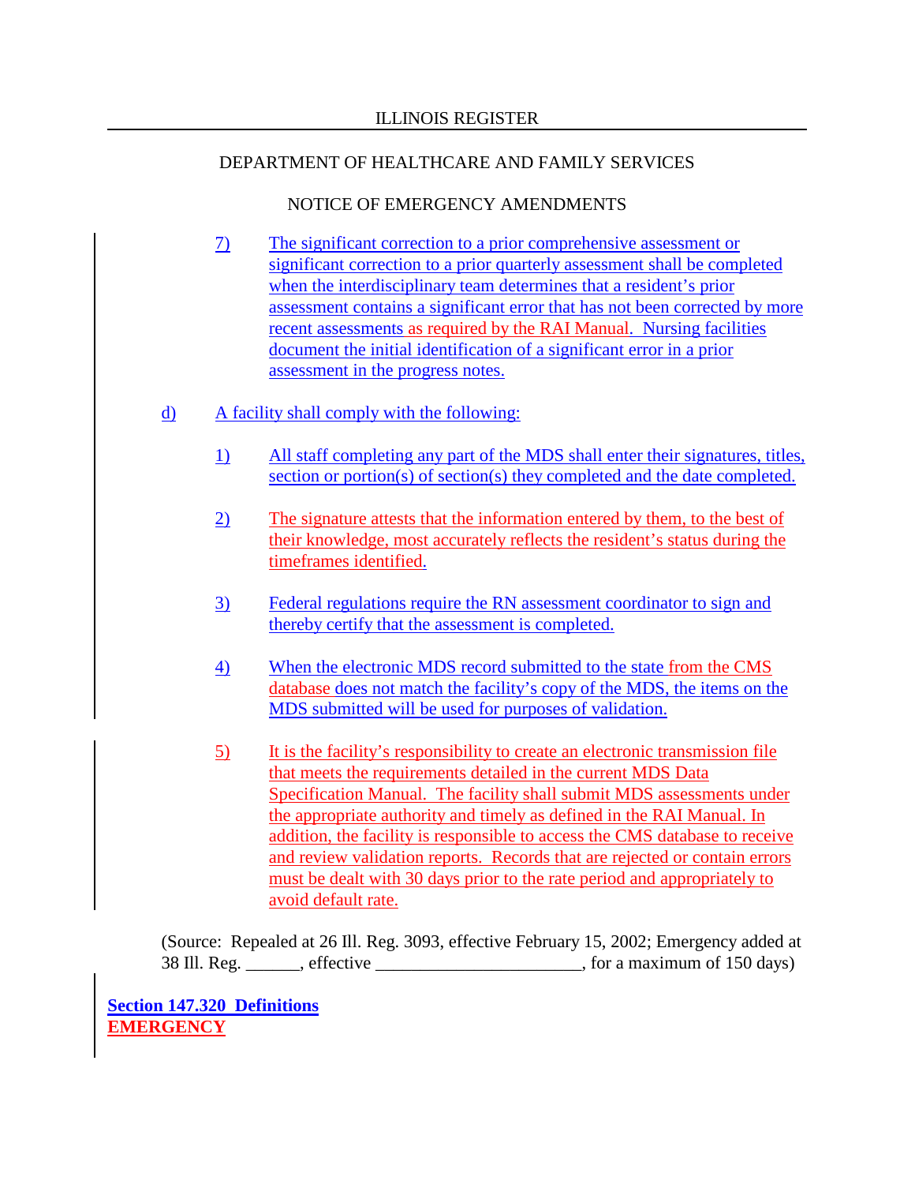7) The significant correction to a prior comprehensive assessment or significant correction to a prior quarterly assessment shall be completed when the interdisciplinary team determines that a resident's prior assessment contains a significant error that has not been corrected by more recent assessments as required by the RAI Manual. Nursing facilities document the initial identification of a significant error in a prior assessment in the progress notes.

d) A facility shall comply with the following:

1) All staff completing any part of the MDS shall enter their signatures, titles, section or portion(s) of section(s) they completed and the date completed.

2) The signature attests that the information entered by them, to the best of their knowledge, most accurately reflects the resident's status during the timeframes identified.

3) Federal regulations require the RN assessment coordinator to sign and thereby certify that the assessment is completed.

4) When the electronic MDS record submitted to the state from the CMS database does not match the facility's copy of the MDS, the items on the MDS submitted will be used for purposes of validation.

5) It is the facility's responsibility to create an electronic transmission file that meets the requirements detailed in the current MDS Data Specification Manual. The facility shall submit MDS assessments under the appropriate authority and timely as defined in the RAI Manual. In addition, the facility is responsible to access the CMS database to receive and review validation reports. Records that are rejected or contain errors must be dealt with 30 days prior to the rate period and appropriately to avoid default rate.

(Source: Repealed at 26 Ill. Reg. 3093, effective February 15, 2002; Emergency added at 38 Ill. Reg. ______, effective ______________________, for a maximum of 150 days)

**Section 147.320 Definitions**
**EMERGENCY**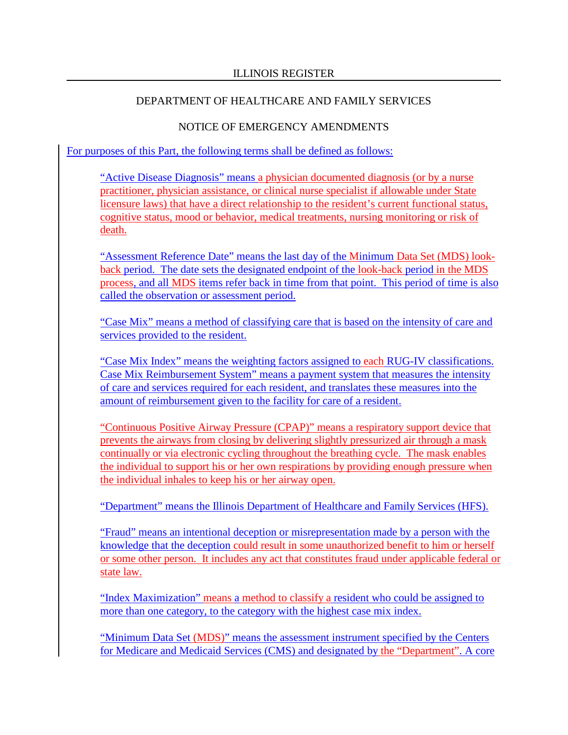For purposes of this Part, the following terms shall be defined as follows:

"Active Disease Diagnosis" means a physician documented diagnosis (or by a nurse practitioner, physician assistance, or clinical nurse specialist if allowable under State licensure laws) that have a direct relationship to the resident's current functional status, cognitive status, mood or behavior, medical treatments, nursing monitoring or risk of death.

"Assessment Reference Date" means the last day of the Minimum Data Set (MDS) look-back period. The date sets the designated endpoint of the look-back period in the MDS process, and all MDS items refer back in time from that point. This period of time is also called the observation or assessment period.

"Case Mix" means a method of classifying care that is based on the intensity of care and services provided to the resident.

"Case Mix Index" means the weighting factors assigned to each RUG-IV classifications. Case Mix Reimbursement System" means a payment system that measures the intensity of care and services required for each resident, and translates these measures into the amount of reimbursement given to the facility for care of a resident.

"Continuous Positive Airway Pressure (CPAP)" means a respiratory support device that prevents the airways from closing by delivering slightly pressurized air through a mask continually or via electronic cycling throughout the breathing cycle. The mask enables the individual to support his or her own respirations by providing enough pressure when the individual inhales to keep his or her airway open.

"Department" means the Illinois Department of Healthcare and Family Services (HFS).

"Fraud" means an intentional deception or misrepresentation made by a person with the knowledge that the deception could result in some unauthorized benefit to him or herself or some other person. It includes any act that constitutes fraud under applicable federal or state law.

"Index Maximization" means a method to classify a resident who could be assigned to more than one category, to the category with the highest case mix index.

"Minimum Data Set (MDS)" means the assessment instrument specified by the Centers for Medicare and Medicaid Services (CMS) and designated by the "Department". A core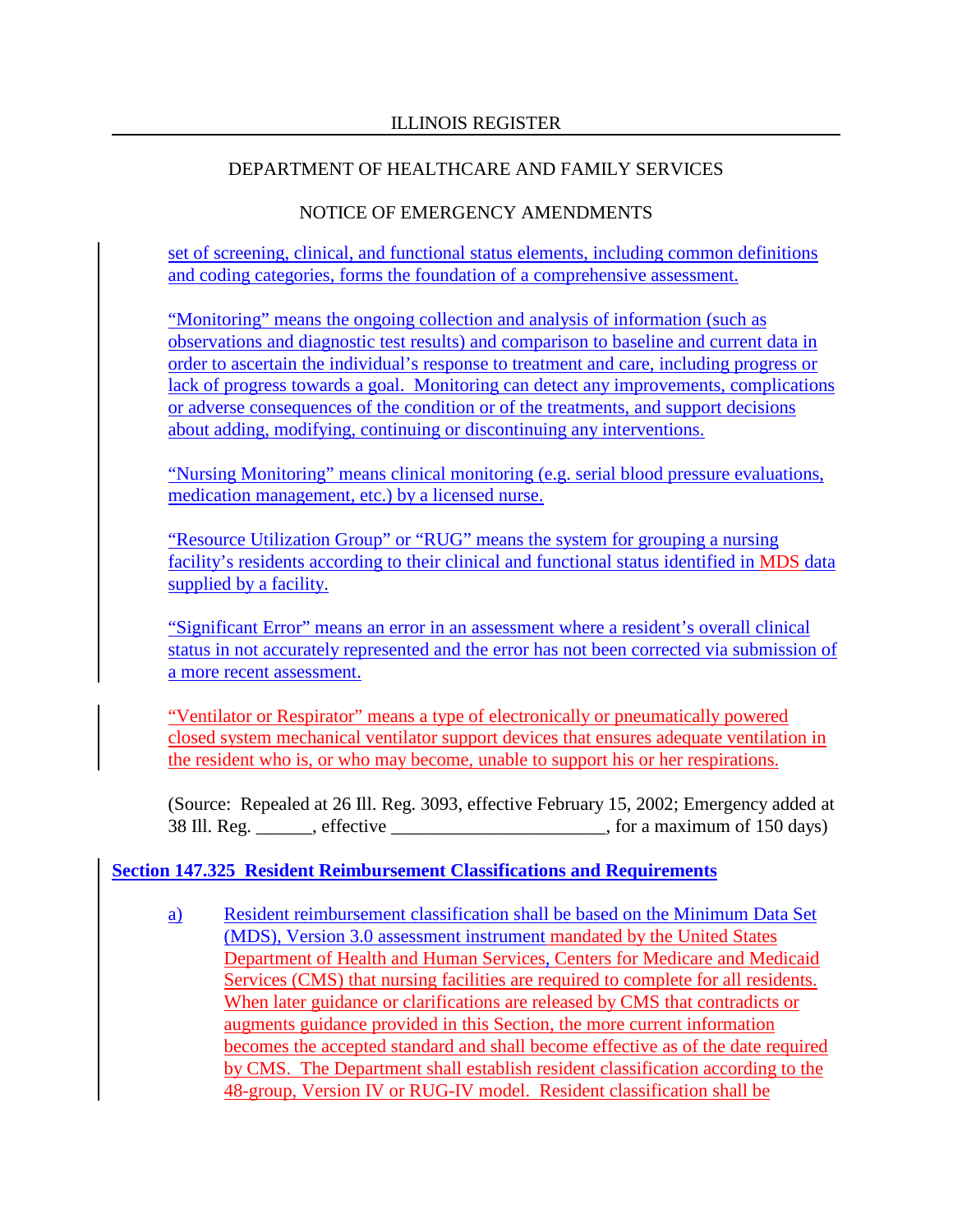set of screening, clinical, and functional status elements, including common definitions and coding categories, forms the foundation of a comprehensive assessment.

"Monitoring" means the ongoing collection and analysis of information (such as observations and diagnostic test results) and comparison to baseline and current data in order to ascertain the individual's response to treatment and care, including progress or lack of progress towards a goal. Monitoring can detect any improvements, complications or adverse consequences of the condition or of the treatments, and support decisions about adding, modifying, continuing or discontinuing any interventions.

"Nursing Monitoring" means clinical monitoring (e.g. serial blood pressure evaluations, medication management, etc.) by a licensed nurse.

"Resource Utilization Group" or "RUG" means the system for grouping a nursing facility's residents according to their clinical and functional status identified in MDS data supplied by a facility.

"Significant Error" means an error in an assessment where a resident's overall clinical status in not accurately represented and the error has not been corrected via submission of a more recent assessment.

"Ventilator or Respirator" means a type of electronically or pneumatically powered closed system mechanical ventilator support devices that ensures adequate ventilation in the resident who is, or who may become, unable to support his or her respirations.

(Source: Repealed at 26 Ill. Reg. 3093, effective February 15, 2002; Emergency added at 38 Ill. Reg. ______, effective ______________________, for a maximum of 150 days)

**Section 147.325 Resident Reimbursement Classifications and Requirements**

a) Resident reimbursement classification shall be based on the Minimum Data Set (MDS), Version 3.0 assessment instrument mandated by the United States Department of Health and Human Services, Centers for Medicare and Medicaid Services (CMS) that nursing facilities are required to complete for all residents. When later guidance or clarifications are released by CMS that contradicts or augments guidance provided in this Section, the more current information becomes the accepted standard and shall become effective as of the date required by CMS. The Department shall establish resident classification according to the 48-group, Version IV or RUG-IV model. Resident classification shall be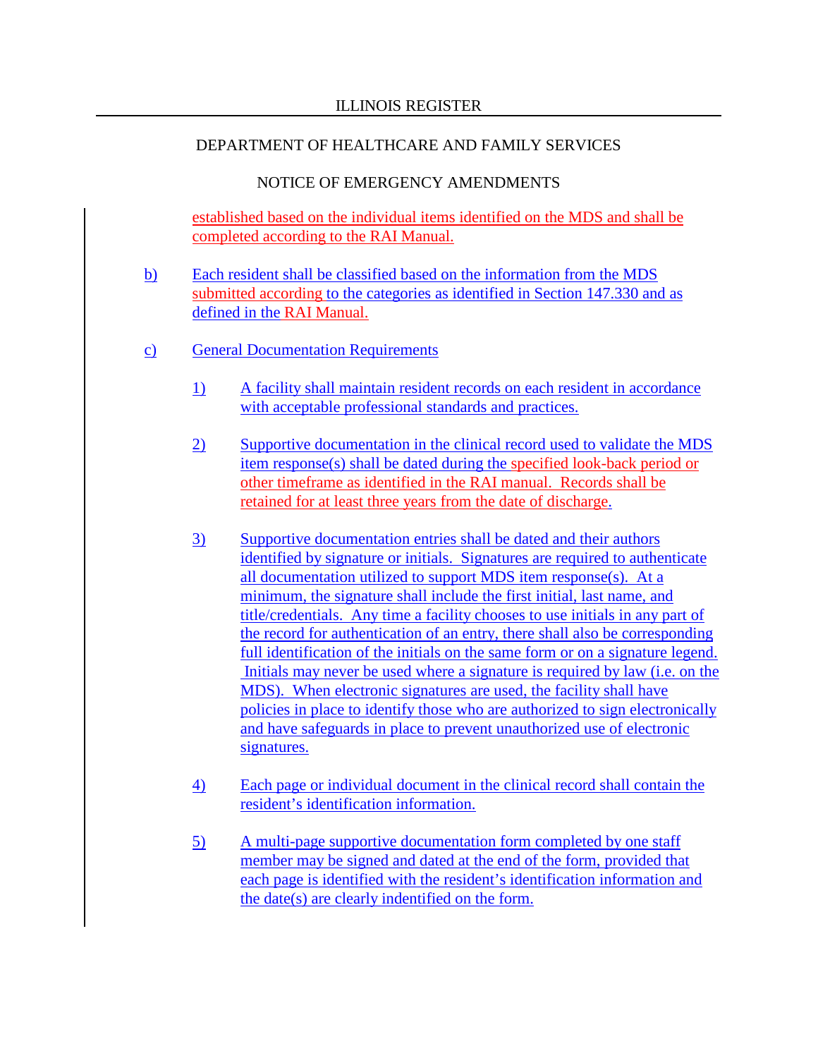established based on the individual items identified on the MDS and shall be completed according to the RAI Manual.

b) Each resident shall be classified based on the information from the MDS submitted according to the categories as identified in Section 147.330 and as defined in the RAI Manual.

c) General Documentation Requirements

1) A facility shall maintain resident records on each resident in accordance with acceptable professional standards and practices.

2) Supportive documentation in the clinical record used to validate the MDS item response(s) shall be dated during the specified look-back period or other timeframe as identified in the RAI manual. Records shall be retained for at least three years from the date of discharge.

3) Supportive documentation entries shall be dated and their authors identified by signature or initials. Signatures are required to authenticate all documentation utilized to support MDS item response(s). At a minimum, the signature shall include the first initial, last name, and title/credentials. Any time a facility chooses to use initials in any part of the record for authentication of an entry, there shall also be corresponding full identification of the initials on the same form or on a signature legend. Initials may never be used where a signature is required by law (i.e. on the MDS). When electronic signatures are used, the facility shall have policies in place to identify those who are authorized to sign electronically and have safeguards in place to prevent unauthorized use of electronic signatures.

4) Each page or individual document in the clinical record shall contain the resident's identification information.

5) A multi-page supportive documentation form completed by one staff member may be signed and dated at the end of the form, provided that each page is identified with the resident's identification information and the date(s) are clearly indentified on the form.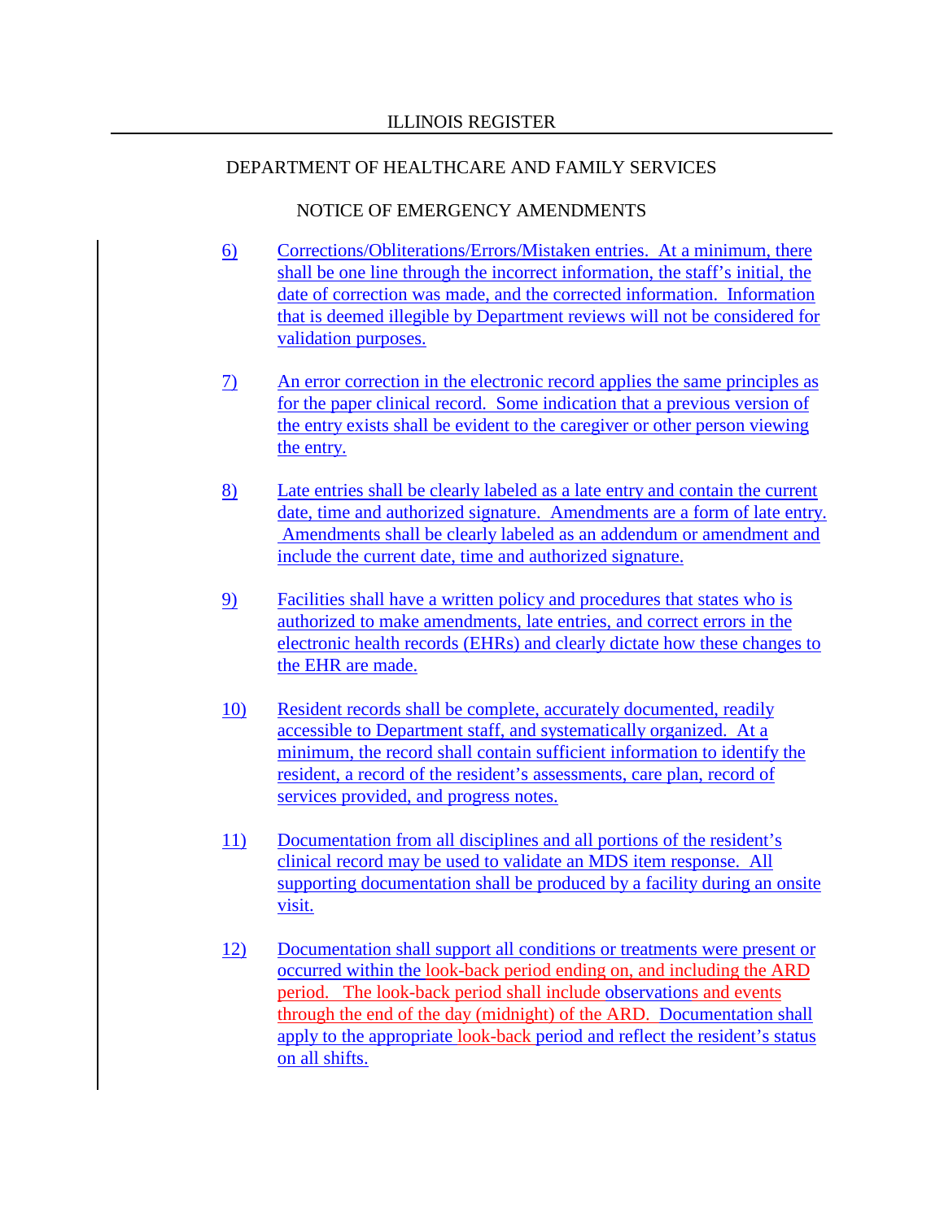6) Corrections/Obliterations/Errors/Mistaken entries. At a minimum, there shall be one line through the incorrect information, the staff's initial, the date of correction was made, and the corrected information. Information that is deemed illegible by Department reviews will not be considered for validation purposes.

7) An error correction in the electronic record applies the same principles as for the paper clinical record. Some indication that a previous version of the entry exists shall be evident to the caregiver or other person viewing the entry.

8) Late entries shall be clearly labeled as a late entry and contain the current date, time and authorized signature. Amendments are a form of late entry. Amendments shall be clearly labeled as an addendum or amendment and include the current date, time and authorized signature.

9) Facilities shall have a written policy and procedures that states who is authorized to make amendments, late entries, and correct errors in the electronic health records (EHRs) and clearly dictate how these changes to the EHR are made.

10) Resident records shall be complete, accurately documented, readily accessible to Department staff, and systematically organized. At a minimum, the record shall contain sufficient information to identify the resident, a record of the resident's assessments, care plan, record of services provided, and progress notes.

11) Documentation from all disciplines and all portions of the resident's clinical record may be used to validate an MDS item response. All supporting documentation shall be produced by a facility during an onsite visit.

12) Documentation shall support all conditions or treatments were present or occurred within the look-back period ending on, and including the ARD period. The look-back period shall include observations and events through the end of the day (midnight) of the ARD. Documentation shall apply to the appropriate look-back period and reflect the resident's status on all shifts.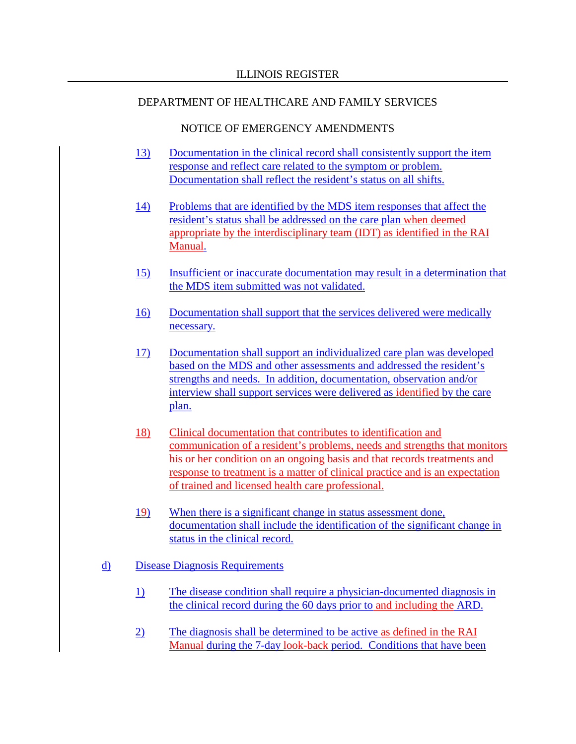13) Documentation in the clinical record shall consistently support the item response and reflect care related to the symptom or problem. Documentation shall reflect the resident's status on all shifts.

14) Problems that are identified by the MDS item responses that affect the resident's status shall be addressed on the care plan when deemed appropriate by the interdisciplinary team (IDT) as identified in the RAI Manual.

15) Insufficient or inaccurate documentation may result in a determination that the MDS item submitted was not validated.

16) Documentation shall support that the services delivered were medically necessary.

17) Documentation shall support an individualized care plan was developed based on the MDS and other assessments and addressed the resident's strengths and needs. In addition, documentation, observation and/or interview shall support services were delivered as identified by the care plan.

18) Clinical documentation that contributes to identification and communication of a resident's problems, needs and strengths that monitors his or her condition on an ongoing basis and that records treatments and response to treatment is a matter of clinical practice and is an expectation of trained and licensed health care professional.

19) When there is a significant change in status assessment done, documentation shall include the identification of the significant change in status in the clinical record.

d) Disease Diagnosis Requirements

1) The disease condition shall require a physician-documented diagnosis in the clinical record during the 60 days prior to and including the ARD.

2) The diagnosis shall be determined to be active as defined in the RAI Manual during the 7-day look-back period. Conditions that have been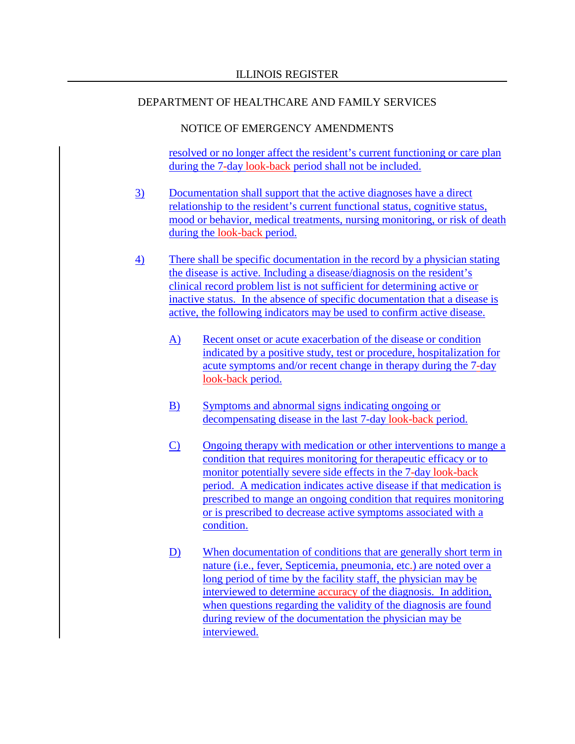resolved or no longer affect the resident's current functioning or care plan during the 7-day look-back period shall not be included.

3) Documentation shall support that the active diagnoses have a direct relationship to the resident's current functional status, cognitive status, mood or behavior, medical treatments, nursing monitoring, or risk of death during the look-back period.

4) There shall be specific documentation in the record by a physician stating the disease is active. Including a disease/diagnosis on the resident's clinical record problem list is not sufficient for determining active or inactive status. In the absence of specific documentation that a disease is active, the following indicators may be used to confirm active disease.

   A) Recent onset or acute exacerbation of the disease or condition indicated by a positive study, test or procedure, hospitalization for acute symptoms and/or recent change in therapy during the 7-day look-back period.

   B) Symptoms and abnormal signs indicating ongoing or decompensating disease in the last 7-day look-back period.

   C) Ongoing therapy with medication or other interventions to mange a condition that requires monitoring for therapeutic efficacy or to monitor potentially severe side effects in the 7-day look-back period. A medication indicates active disease if that medication is prescribed to mange an ongoing condition that requires monitoring or is prescribed to decrease active symptoms associated with a condition.

   D) When documentation of conditions that are generally short term in nature (i.e., fever, Septicemia, pneumonia, etc.) are noted over a long period of time by the facility staff, the physician may be interviewed to determine accuracy of the diagnosis. In addition, when questions regarding the validity of the diagnosis are found during review of the documentation the physician may be interviewed.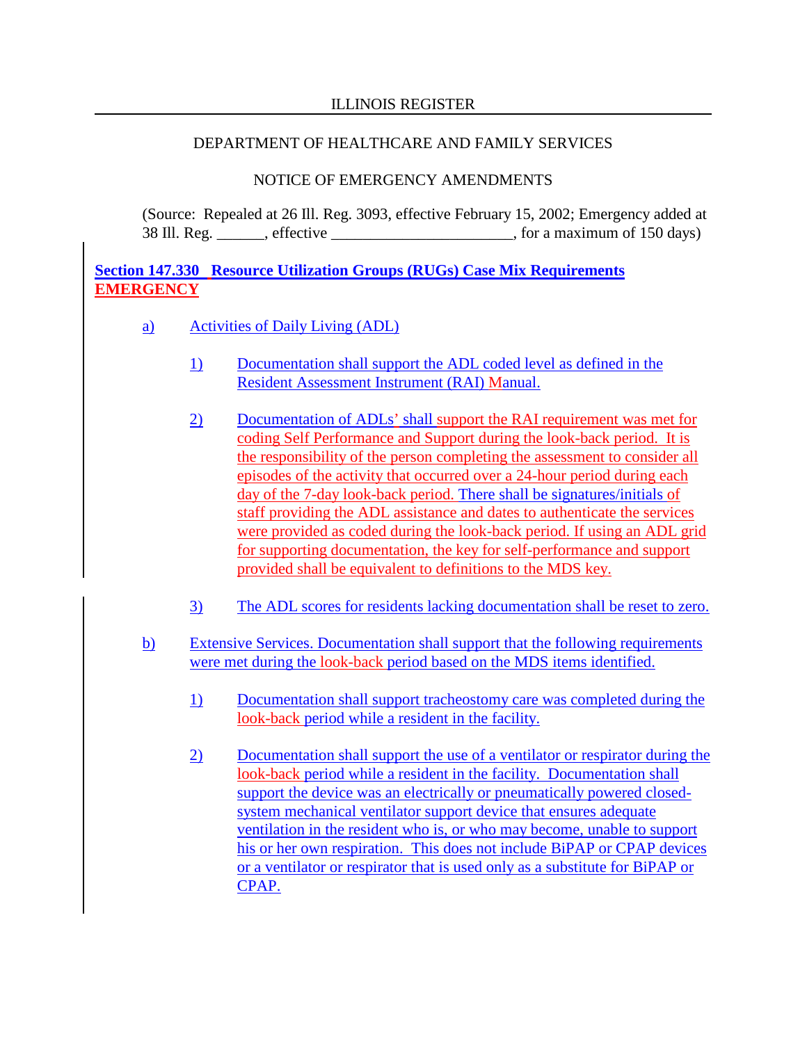DEPARTMENT OF HEALTHCARE AND FAMILY SERVICES

NOTICE OF EMERGENCY AMENDMENTS

(Source: Repealed at 26 Ill. Reg. 3093, effective February 15, 2002; Emergency added at 38 Ill. Reg. ______, effective ______________________, for a maximum of 150 days)

**Section 147.330 Resource Utilization Groups (RUGs) Case Mix Requirements EMERGENCY**

a) Activities of Daily Living (ADL)

1) Documentation shall support the ADL coded level as defined in the Resident Assessment Instrument (RAI) Manual.

2) Documentation of ADLs' shall support the RAI requirement was met for coding Self Performance and Support during the look-back period. It is the responsibility of the person completing the assessment to consider all episodes of the activity that occurred over a 24-hour period during each day of the 7-day look-back period. There shall be signatures/initials of staff providing the ADL assistance and dates to authenticate the services were provided as coded during the look-back period. If using an ADL grid for supporting documentation, the key for self-performance and support provided shall be equivalent to definitions to the MDS key.

3) The ADL scores for residents lacking documentation shall be reset to zero.

b) Extensive Services. Documentation shall support that the following requirements were met during the look-back period based on the MDS items identified.

1) Documentation shall support tracheostomy care was completed during the look-back period while a resident in the facility.

2) Documentation shall support the use of a ventilator or respirator during the look-back period while a resident in the facility. Documentation shall support the device was an electrically or pneumatically powered closed-system mechanical ventilator support device that ensures adequate ventilation in the resident who is, or who may become, unable to support his or her own respiration. This does not include BiPAP or CPAP devices or a ventilator or respirator that is used only as a substitute for BiPAP or CPAP.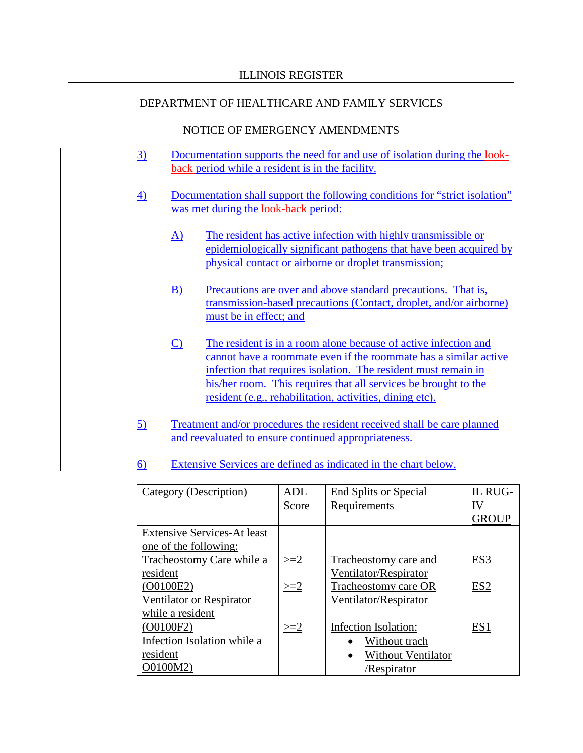3) Documentation supports the need for and use of isolation during the look-back period while a resident is in the facility.

4) Documentation shall support the following conditions for "strict isolation" was met during the look-back period:

   A) The resident has active infection with highly transmissible or epidemiologically significant pathogens that have been acquired by physical contact or airborne or droplet transmission;

   B) Precautions are over and above standard precautions. That is, transmission-based precautions (Contact, droplet, and/or airborne) must be in effect; and

   C) The resident is in a room alone because of active infection and cannot have a roommate even if the roommate has a similar active infection that requires isolation. The resident must remain in his/her room. This requires that all services be brought to the resident (e.g., rehabilitation, activities, dining etc).

5) Treatment and/or procedures the resident received shall be care planned and reevaluated to ensure continued appropriateness.

6) Extensive Services are defined as indicated in the chart below.

| Category (Description) | ADL Score | End Splits or Special Requirements | IL RUG-IV GROUP |
|---|---|---|---|
| Extensive Services-At least one of the following: | | | |
| Tracheostomy Care while a resident (O0100E2) | >=2 | Tracheostomy care and Ventilator/Respirator | ES3 |
| Ventilator or Respirator while a resident (O0100F2) | >=2 | Tracheostomy care OR Ventilator/Respirator | ES2 |
| Infection Isolation while a resident O0100M2) | >=2 | Infection Isolation: • Without trach • Without Ventilator /Respirator | ES1 |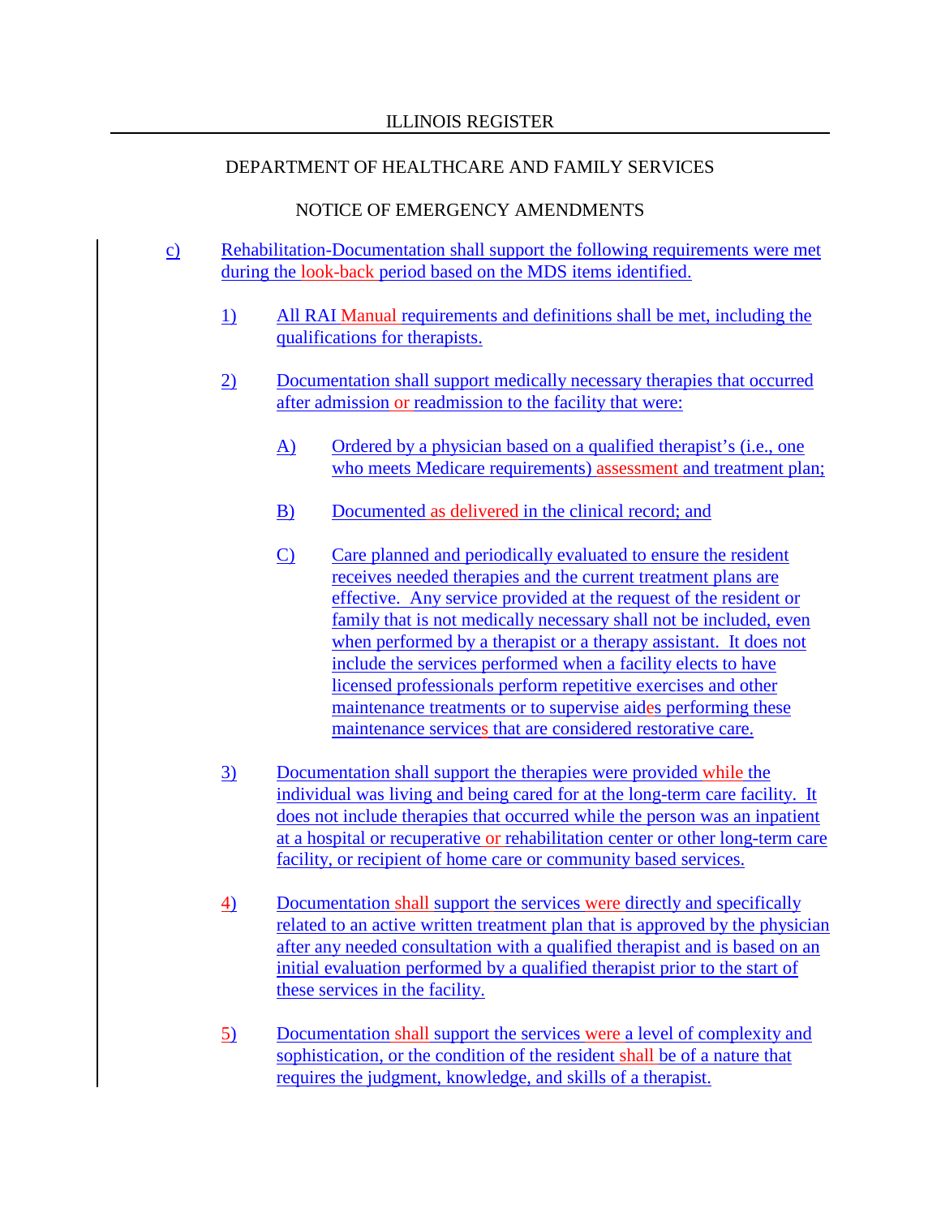ILLINOIS REGISTER

DEPARTMENT OF HEALTHCARE AND FAMILY SERVICES

NOTICE OF EMERGENCY AMENDMENTS

c) Rehabilitation-Documentation shall support the following requirements were met during the look-back period based on the MDS items identified.

1) All RAI Manual requirements and definitions shall be met, including the qualifications for therapists.

2) Documentation shall support medically necessary therapies that occurred after admission or readmission to the facility that were:

A) Ordered by a physician based on a qualified therapist's (i.e., one who meets Medicare requirements) assessment and treatment plan;

B) Documented as delivered in the clinical record; and

C) Care planned and periodically evaluated to ensure the resident receives needed therapies and the current treatment plans are effective. Any service provided at the request of the resident or family that is not medically necessary shall not be included, even when performed by a therapist or a therapy assistant. It does not include the services performed when a facility elects to have licensed professionals perform repetitive exercises and other maintenance treatments or to supervise aides performing these maintenance services that are considered restorative care.

3) Documentation shall support the therapies were provided while the individual was living and being cared for at the long-term care facility. It does not include therapies that occurred while the person was an inpatient at a hospital or recuperative or rehabilitation center or other long-term care facility, or recipient of home care or community based services.

4) Documentation shall support the services were directly and specifically related to an active written treatment plan that is approved by the physician after any needed consultation with a qualified therapist and is based on an initial evaluation performed by a qualified therapist prior to the start of these services in the facility.

5) Documentation shall support the services were a level of complexity and sophistication, or the condition of the resident shall be of a nature that requires the judgment, knowledge, and skills of a therapist.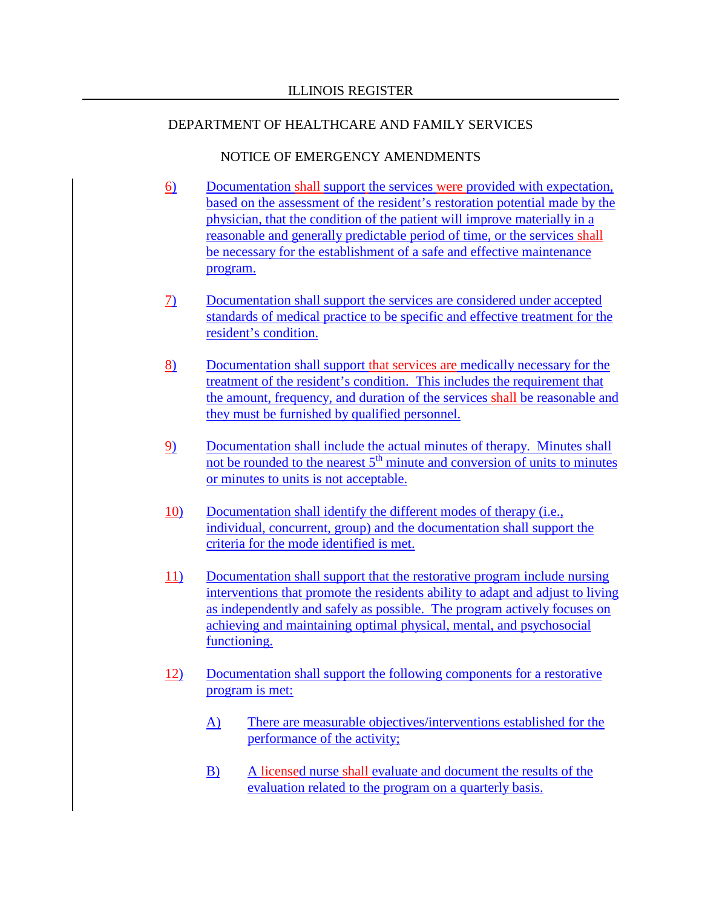6) Documentation shall support the services were provided with expectation, based on the assessment of the resident's restoration potential made by the physician, that the condition of the patient will improve materially in a reasonable and generally predictable period of time, or the services shall be necessary for the establishment of a safe and effective maintenance program.

7) Documentation shall support the services are considered under accepted standards of medical practice to be specific and effective treatment for the resident's condition.

8) Documentation shall support that services are medically necessary for the treatment of the resident's condition. This includes the requirement that the amount, frequency, and duration of the services shall be reasonable and they must be furnished by qualified personnel.

9) Documentation shall include the actual minutes of therapy. Minutes shall not be rounded to the nearest 5th minute and conversion of units to minutes or minutes to units is not acceptable.

10) Documentation shall identify the different modes of therapy (i.e., individual, concurrent, group) and the documentation shall support the criteria for the mode identified is met.

11) Documentation shall support that the restorative program include nursing interventions that promote the residents ability to adapt and adjust to living as independently and safely as possible. The program actively focuses on achieving and maintaining optimal physical, mental, and psychosocial functioning.

12) Documentation shall support the following components for a restorative program is met:

    A) There are measurable objectives/interventions established for the performance of the activity;

    B) A licensed nurse shall evaluate and document the results of the evaluation related to the program on a quarterly basis.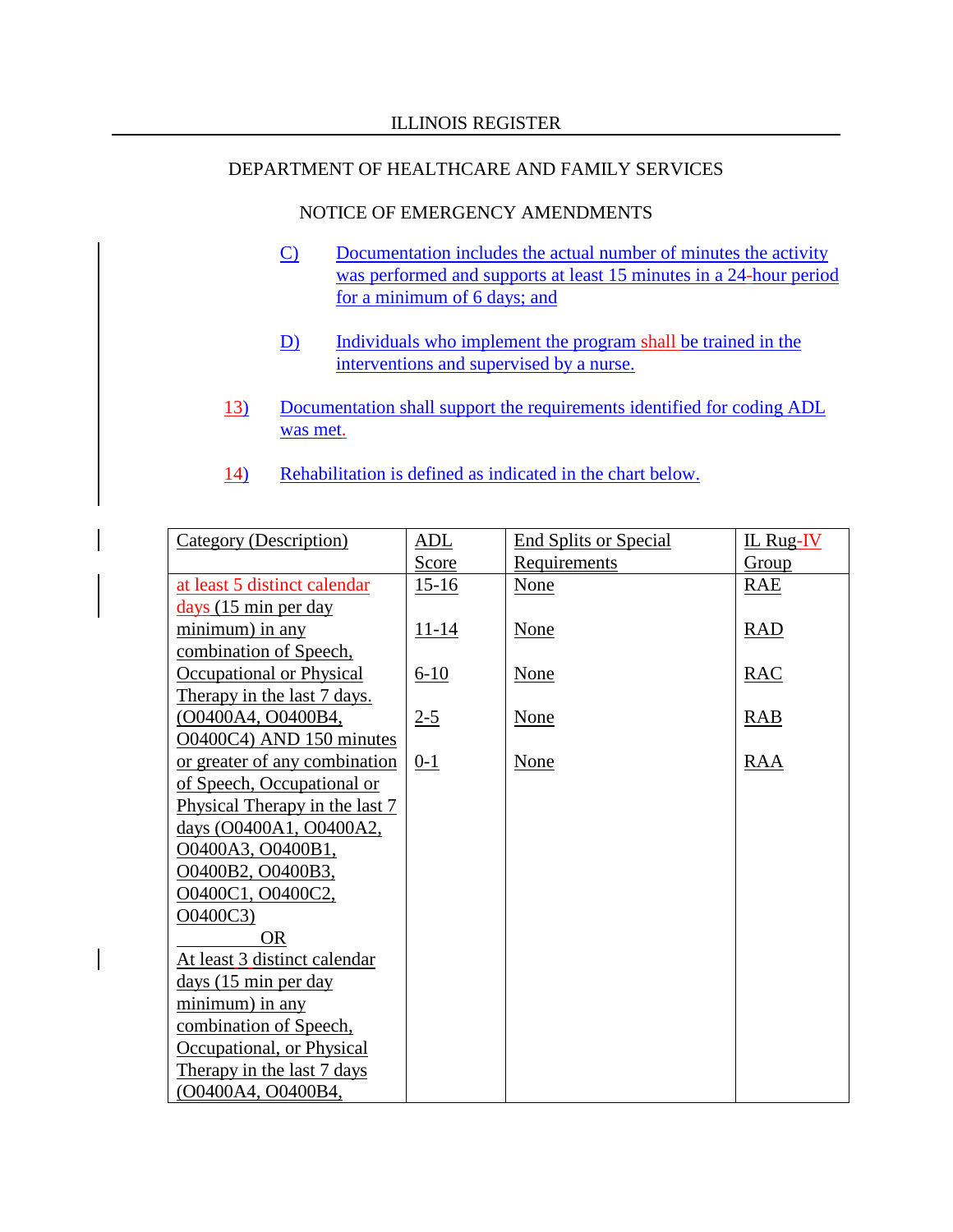ILLINOIS REGISTER

DEPARTMENT OF HEALTHCARE AND FAMILY SERVICES

NOTICE OF EMERGENCY AMENDMENTS

C) Documentation includes the actual number of minutes the activity was performed and supports at least 15 minutes in a 24-hour period for a minimum of 6 days; and

D) Individuals who implement the program shall be trained in the interventions and supervised by a nurse.

13) Documentation shall support the requirements identified for coding ADL was met.

14) Rehabilitation is defined as indicated in the chart below.

| Category (Description) | ADL Score | End Splits or Special Requirements | IL Rug-IV Group |
|---|---|---|---|
| at least 5 distinct calendar days (15 min per day minimum) in any combination of Speech, Occupational or Physical Therapy in the last 7 days. (O0400A4, O0400B4, O0400C4) AND 150 minutes or greater of any combination of Speech, Occupational or Physical Therapy in the last 7 days (O0400A1, O0400A2, O0400A3, O0400B1, O0400B2, O0400B3, O0400C1, O0400C2, O0400C3) OR At least 3 distinct calendar days (15 min per day minimum) in any combination of Speech, Occupational, or Physical Therapy in the last 7 days (O0400A4, O0400B4, | 15-16 | None | RAE |
| | 11-14 | None | RAD |
| | 6-10 | None | RAC |
| | 2-5 | None | RAB |
| | 0-1 | None | RAA |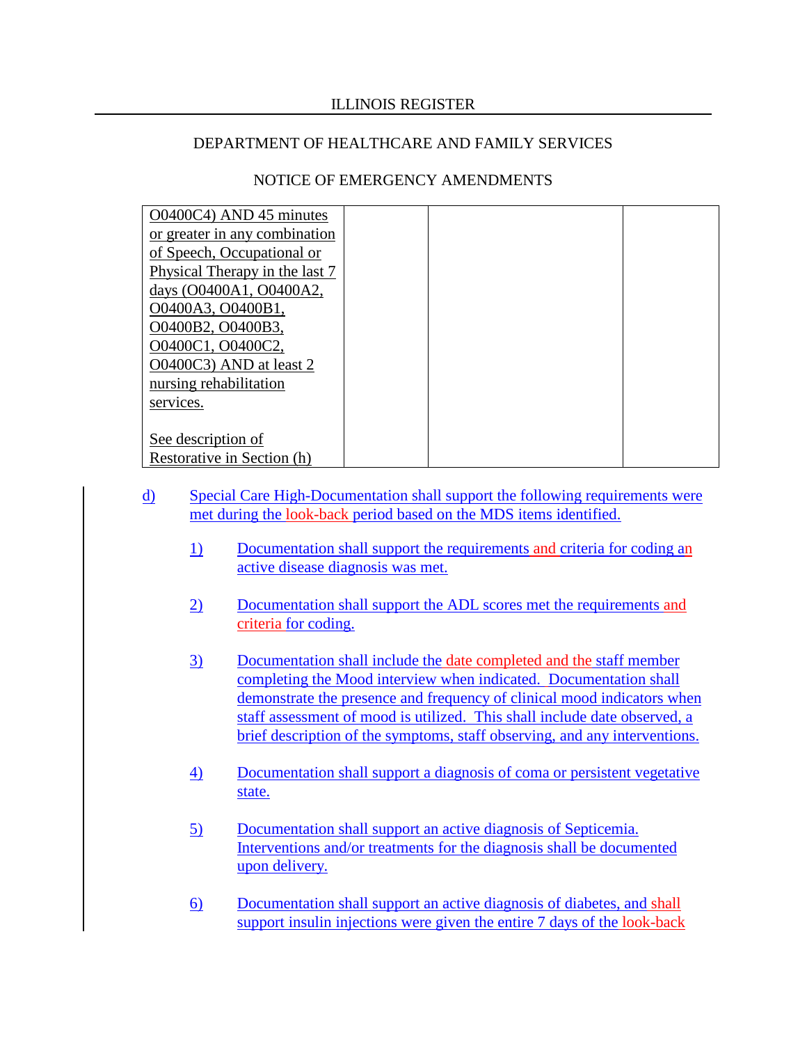| O0400C4) AND 45 minutes or greater in any combination of Speech, Occupational or Physical Therapy in the last 7 days (O0400A1, O0400A2, O0400A3, O0400B1, O0400B2, O0400B3, O0400C1, O0400C2, O0400C3) AND at least 2 nursing rehabilitation services.<br><br>See description of Restorative in Section (h) | | | |
|---|---|---|---|

d) Special Care High-Documentation shall support the following requirements were met during the look-back period based on the MDS items identified.

1) Documentation shall support the requirements and criteria for coding an active disease diagnosis was met.

2) Documentation shall support the ADL scores met the requirements and criteria for coding.

3) Documentation shall include the date completed and the staff member completing the Mood interview when indicated. Documentation shall demonstrate the presence and frequency of clinical mood indicators when staff assessment of mood is utilized. This shall include date observed, a brief description of the symptoms, staff observing, and any interventions.

4) Documentation shall support a diagnosis of coma or persistent vegetative state.

5) Documentation shall support an active diagnosis of Septicemia. Interventions and/or treatments for the diagnosis shall be documented upon delivery.

6) Documentation shall support an active diagnosis of diabetes, and shall support insulin injections were given the entire 7 days of the look-back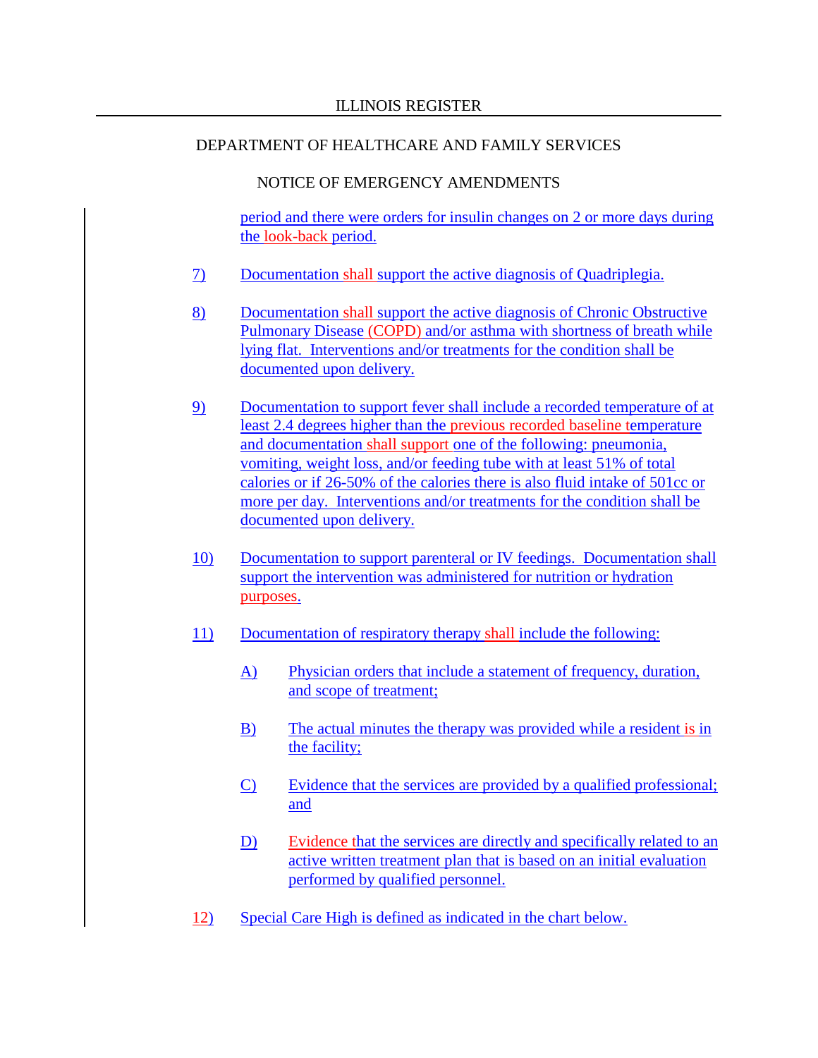period and there were orders for insulin changes on 2 or more days during the look-back period.

7) Documentation shall support the active diagnosis of Quadriplegia.

8) Documentation shall support the active diagnosis of Chronic Obstructive Pulmonary Disease (COPD) and/or asthma with shortness of breath while lying flat. Interventions and/or treatments for the condition shall be documented upon delivery.

9) Documentation to support fever shall include a recorded temperature of at least 2.4 degrees higher than the previous recorded baseline temperature and documentation shall support one of the following: pneumonia, vomiting, weight loss, and/or feeding tube with at least 51% of total calories or if 26-50% of the calories there is also fluid intake of 501cc or more per day. Interventions and/or treatments for the condition shall be documented upon delivery.

10) Documentation to support parenteral or IV feedings. Documentation shall support the intervention was administered for nutrition or hydration purposes.

11) Documentation of respiratory therapy shall include the following:

    A) Physician orders that include a statement of frequency, duration, and scope of treatment;

    B) The actual minutes the therapy was provided while a resident is in the facility;

    C) Evidence that the services are provided by a qualified professional; and

    D) Evidence that the services are directly and specifically related to an active written treatment plan that is based on an initial evaluation performed by qualified personnel.

12) Special Care High is defined as indicated in the chart below.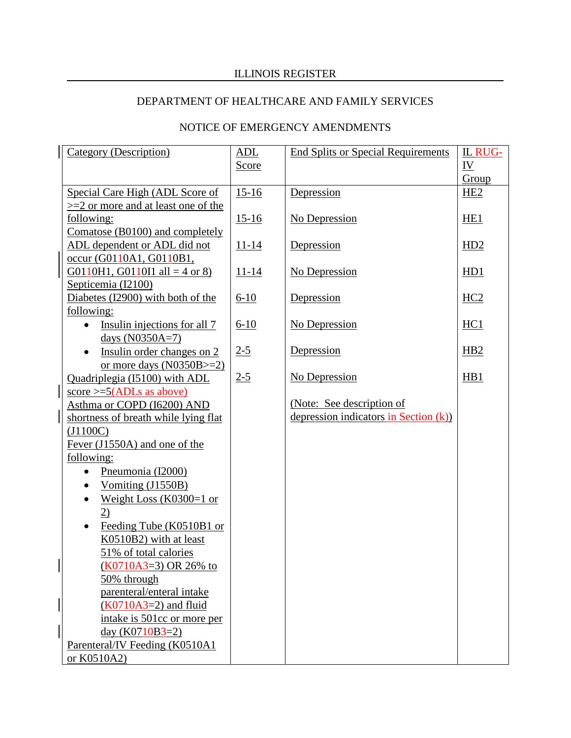ILLINOIS REGISTER

DEPARTMENT OF HEALTHCARE AND FAMILY SERVICES

NOTICE OF EMERGENCY AMENDMENTS

| Category (Description) | ADL Score | End Splits or Special Requirements | IL RUG-IV Group |
|---|---|---|---|
| Special Care High (ADL Score of >=2 or more and at least one of the following:<br>Comatose (B0100) and completely ADL dependent or ADL did not occur (G0110A1, G0110B1, G0110H1, G0110I1 all = 4 or 8)<br>Septicemia (I2100)<br>Diabetes (I2900) with both of the following:<br>• Insulin injections for all 7 days (N0350A=7)<br>• Insulin order changes on 2 or more days (N0350B>=2)<br>Quadriplegia (I5100) with ADL score >=5(ADLs as above)<br>Asthma or COPD (I6200) AND shortness of breath while lying flat (J1100C)<br>Fever (J1550A) and one of the following:<br>• Pneumonia (I2000)<br>• Vomiting (J1550B)<br>• Weight Loss (K0300=1 or 2)<br>• Feeding Tube (K0510B1 or K0510B2) with at least 51% of total calories (K0710A3=3) OR 26% to 50% through parenteral/enteral intake (K0710A3=2) and fluid intake is 501cc or more per day (K0710B3=2)<br>Parenteral/IV Feeding (K0510A1 or K0510A2) | 15-16<br>15-16<br>11-14<br>11-14<br>6-10<br>6-10<br>2-5<br>2-5 | Depression<br>No Depression<br>Depression<br>No Depression<br>Depression<br>No Depression<br>Depression<br>No Depression<br>(Note: See description of depression indicators in Section (k)) | HE2<br>HE1<br>HD2<br>HD1<br>HC2<br>HC1<br>HB2<br>HB1 |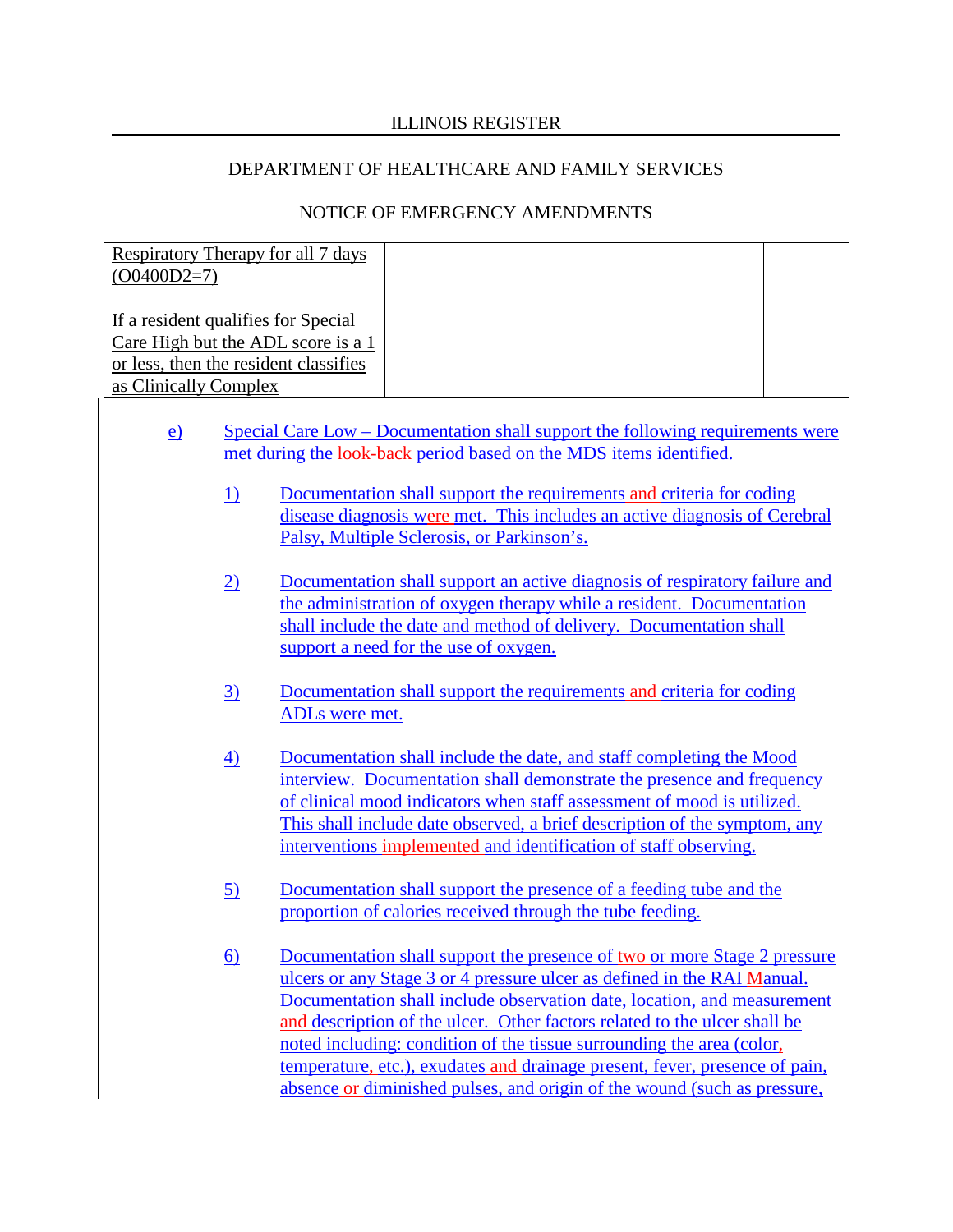ILLINOIS REGISTER

DEPARTMENT OF HEALTHCARE AND FAMILY SERVICES

NOTICE OF EMERGENCY AMENDMENTS

| | | | |
|---|---|---|---|
| Respiratory Therapy for all 7 days (O0400D2=7)<br><br>If a resident qualifies for Special Care High but the ADL score is a 1 or less, then the resident classifies as Clinically Complex | | | |

e) Special Care Low – Documentation shall support the following requirements were met during the look-back period based on the MDS items identified.

1) Documentation shall support the requirements and criteria for coding disease diagnosis were met. This includes an active diagnosis of Cerebral Palsy, Multiple Sclerosis, or Parkinson's.

2) Documentation shall support an active diagnosis of respiratory failure and the administration of oxygen therapy while a resident. Documentation shall include the date and method of delivery. Documentation shall support a need for the use of oxygen.

3) Documentation shall support the requirements and criteria for coding ADLs were met.

4) Documentation shall include the date, and staff completing the Mood interview. Documentation shall demonstrate the presence and frequency of clinical mood indicators when staff assessment of mood is utilized. This shall include date observed, a brief description of the symptom, any interventions implemented and identification of staff observing.

5) Documentation shall support the presence of a feeding tube and the proportion of calories received through the tube feeding.

6) Documentation shall support the presence of two or more Stage 2 pressure ulcers or any Stage 3 or 4 pressure ulcer as defined in the RAI Manual. Documentation shall include observation date, location, and measurement and description of the ulcer. Other factors related to the ulcer shall be noted including: condition of the tissue surrounding the area (color, temperature, etc.), exudates and drainage present, fever, presence of pain, absence or diminished pulses, and origin of the wound (such as pressure,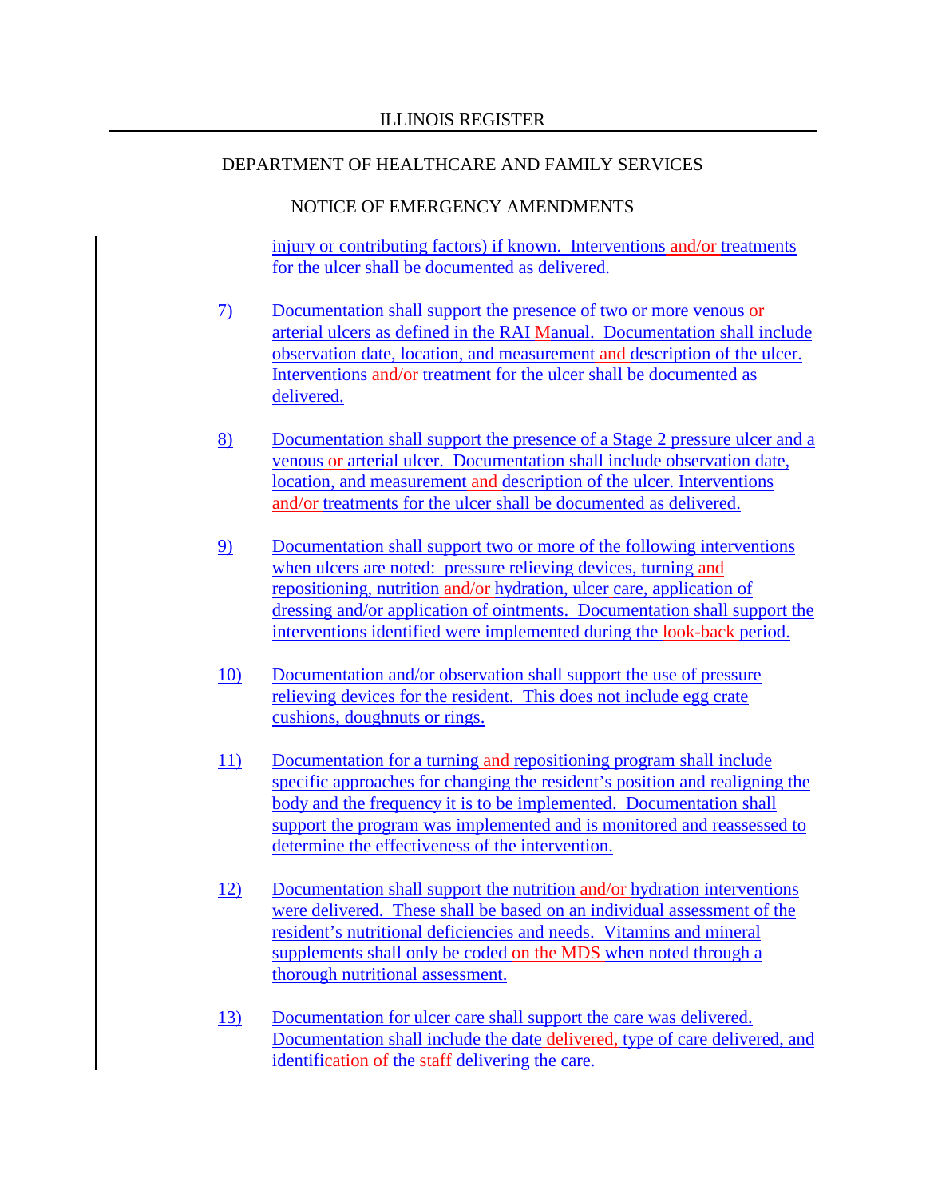injury or contributing factors) if known. Interventions and/or treatments for the ulcer shall be documented as delivered.

7) Documentation shall support the presence of two or more venous or arterial ulcers as defined in the RAI Manual. Documentation shall include observation date, location, and measurement and description of the ulcer. Interventions and/or treatment for the ulcer shall be documented as delivered.

8) Documentation shall support the presence of a Stage 2 pressure ulcer and a venous or arterial ulcer. Documentation shall include observation date, location, and measurement and description of the ulcer. Interventions and/or treatments for the ulcer shall be documented as delivered.

9) Documentation shall support two or more of the following interventions when ulcers are noted: pressure relieving devices, turning and repositioning, nutrition and/or hydration, ulcer care, application of dressing and/or application of ointments. Documentation shall support the interventions identified were implemented during the look-back period.

10) Documentation and/or observation shall support the use of pressure relieving devices for the resident. This does not include egg crate cushions, doughnuts or rings.

11) Documentation for a turning and repositioning program shall include specific approaches for changing the resident's position and realigning the body and the frequency it is to be implemented. Documentation shall support the program was implemented and is monitored and reassessed to determine the effectiveness of the intervention.

12) Documentation shall support the nutrition and/or hydration interventions were delivered. These shall be based on an individual assessment of the resident's nutritional deficiencies and needs. Vitamins and mineral supplements shall only be coded on the MDS when noted through a thorough nutritional assessment.

13) Documentation for ulcer care shall support the care was delivered. Documentation shall include the date delivered, type of care delivered, and identification of the staff delivering the care.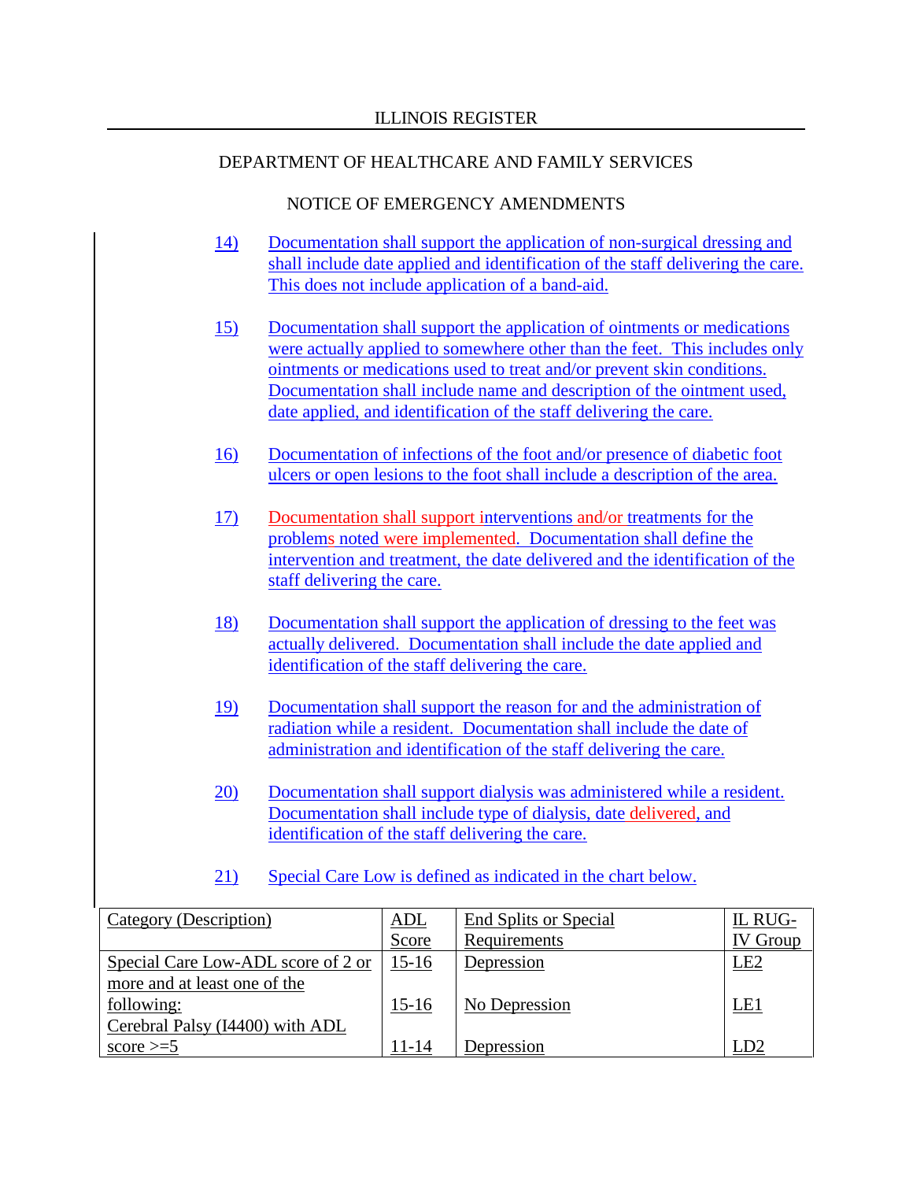ILLINOIS REGISTER

DEPARTMENT OF HEALTHCARE AND FAMILY SERVICES

NOTICE OF EMERGENCY AMENDMENTS

14) Documentation shall support the application of non-surgical dressing and shall include date applied and identification of the staff delivering the care. This does not include application of a band-aid.

15) Documentation shall support the application of ointments or medications were actually applied to somewhere other than the feet. This includes only ointments or medications used to treat and/or prevent skin conditions. Documentation shall include name and description of the ointment used, date applied, and identification of the staff delivering the care.

16) Documentation of infections of the foot and/or presence of diabetic foot ulcers or open lesions to the foot shall include a description of the area.

17) Documentation shall support interventions and/or treatments for the problems noted were implemented. Documentation shall define the intervention and treatment, the date delivered and the identification of the staff delivering the care.

18) Documentation shall support the application of dressing to the feet was actually delivered. Documentation shall include the date applied and identification of the staff delivering the care.

19) Documentation shall support the reason for and the administration of radiation while a resident. Documentation shall include the date of administration and identification of the staff delivering the care.

20) Documentation shall support dialysis was administered while a resident. Documentation shall include type of dialysis, date delivered, and identification of the staff delivering the care.

21) Special Care Low is defined as indicated in the chart below.

| Category (Description) | ADL Score | End Splits or Special Requirements | IL RUG-IV Group |
|---|---|---|---|
| Special Care Low-ADL score of 2 or more and at least one of the following: Cerebral Palsy (I4400) with ADL score >=5 | 15-16 | Depression | LE2 |
| | 15-16 | No Depression | LE1 |
| | 11-14 | Depression | LD2 |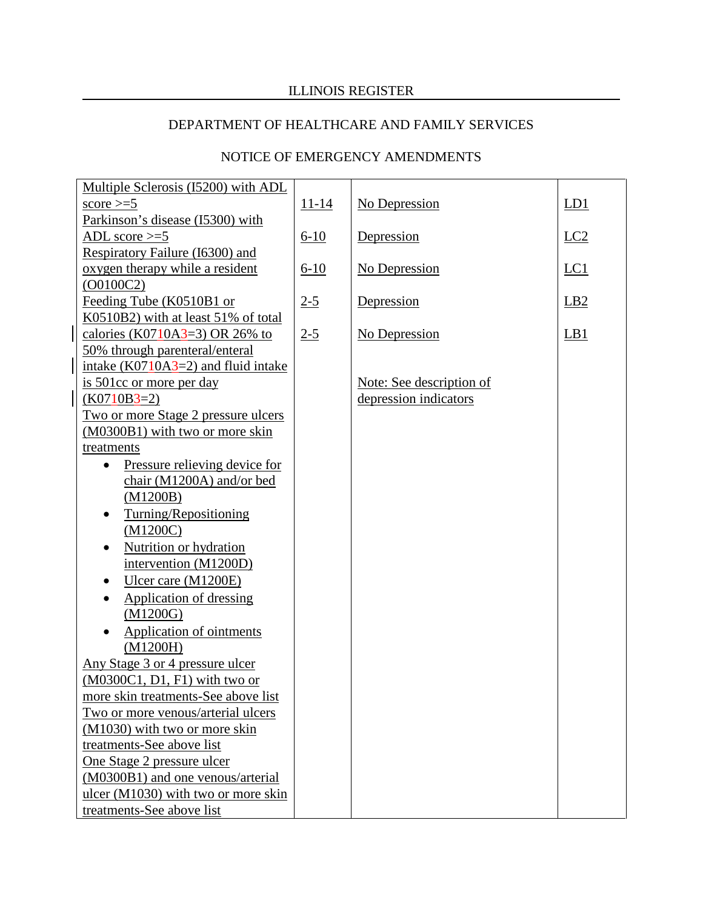ILLINOIS REGISTER

DEPARTMENT OF HEALTHCARE AND FAMILY SERVICES

NOTICE OF EMERGENCY AMENDMENTS

| | | | |
|---|---|---|---|
| Multiple Sclerosis (I5200) with ADL score >=5<br>Parkinson's disease (I5300) with ADL score >=5<br>Respiratory Failure (I6300) and oxygen therapy while a resident (O0100C2)<br>Feeding Tube (K0510B1 or K0510B2) with at least 51% of total calories (K0710A3=3) OR 26% to 50% through parenteral/enteral intake (K0710A3=2) and fluid intake is 501cc or more per day (K0710B3=2)<br>Two or more Stage 2 pressure ulcers (M0300B1) with two or more skin treatments<br>• Pressure relieving device for chair (M1200A) and/or bed (M1200B)<br>• Turning/Repositioning (M1200C)<br>• Nutrition or hydration intervention (M1200D)<br>• Ulcer care (M1200E)<br>• Application of dressing (M1200G)<br>• Application of ointments (M1200H)<br>Any Stage 3 or 4 pressure ulcer (M0300C1, D1, F1) with two or more skin treatments-See above list<br>Two or more venous/arterial ulcers (M1030) with two or more skin treatments-See above list<br>One Stage 2 pressure ulcer (M0300B1) and one venous/arterial ulcer (M1030) with two or more skin treatments-See above list | 11-14<br>6-10<br>6-10<br>2-5<br>2-5 | No Depression<br>Depression<br>No Depression<br>Depression<br>No Depression<br><br>Note: See description of depression indicators | LD1<br>LC2<br>LC1<br>LB2<br>LB1 |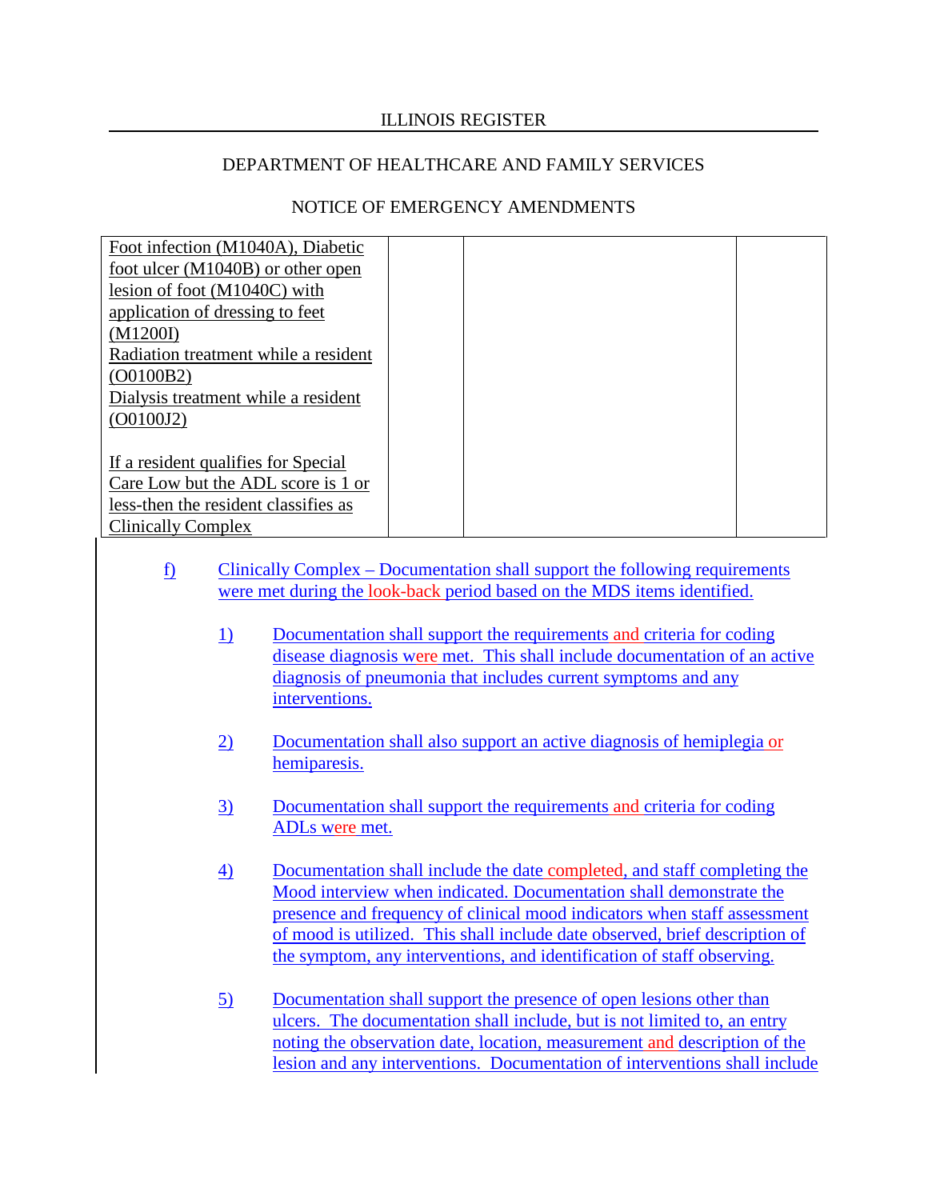ILLINOIS REGISTER

DEPARTMENT OF HEALTHCARE AND FAMILY SERVICES

NOTICE OF EMERGENCY AMENDMENTS

| | | | |
|---|---|---|---|
| Foot infection (M1040A), Diabetic foot ulcer (M1040B) or other open lesion of foot (M1040C) with application of dressing to feet (M1200I)<br>Radiation treatment while a resident (O0100B2)<br>Dialysis treatment while a resident (O0100J2)<br><br>If a resident qualifies for Special Care Low but the ADL score is 1 or less-then the resident classifies as Clinically Complex | | | |

f) Clinically Complex – Documentation shall support the following requirements were met during the look-back period based on the MDS items identified.

1) Documentation shall support the requirements and criteria for coding disease diagnosis were met. This shall include documentation of an active diagnosis of pneumonia that includes current symptoms and any interventions.

2) Documentation shall also support an active diagnosis of hemiplegia or hemiparesis.

3) Documentation shall support the requirements and criteria for coding ADLs were met.

4) Documentation shall include the date completed, and staff completing the Mood interview when indicated. Documentation shall demonstrate the presence and frequency of clinical mood indicators when staff assessment of mood is utilized. This shall include date observed, brief description of the symptom, any interventions, and identification of staff observing.

5) Documentation shall support the presence of open lesions other than ulcers. The documentation shall include, but is not limited to, an entry noting the observation date, location, measurement and description of the lesion and any interventions. Documentation of interventions shall include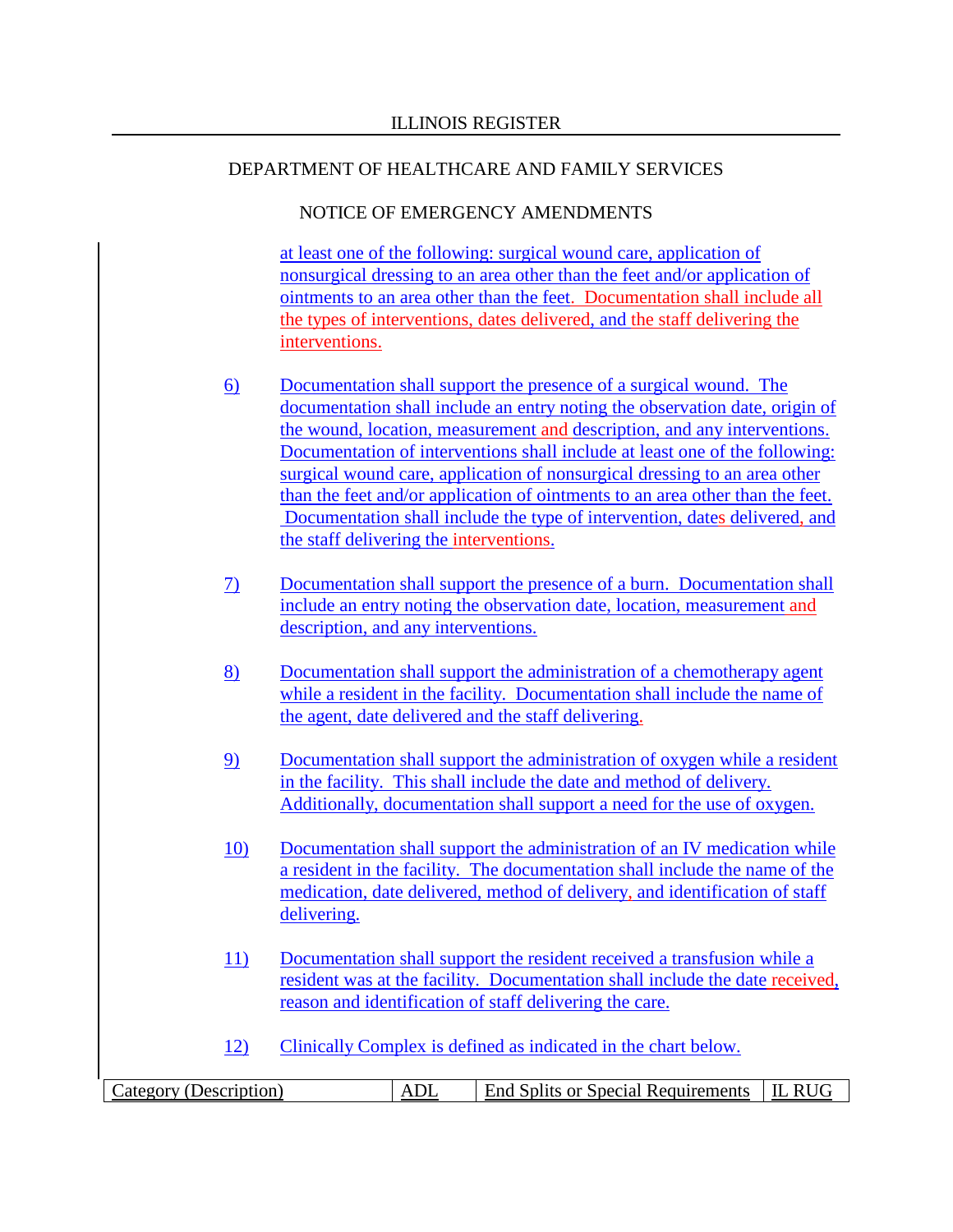ILLINOIS REGISTER

DEPARTMENT OF HEALTHCARE AND FAMILY SERVICES

NOTICE OF EMERGENCY AMENDMENTS

at least one of the following: surgical wound care, application of nonsurgical dressing to an area other than the feet and/or application of ointments to an area other than the feet. Documentation shall include all the types of interventions, dates delivered, and the staff delivering the interventions.

6) Documentation shall support the presence of a surgical wound. The documentation shall include an entry noting the observation date, origin of the wound, location, measurement and description, and any interventions. Documentation of interventions shall include at least one of the following: surgical wound care, application of nonsurgical dressing to an area other than the feet and/or application of ointments to an area other than the feet. Documentation shall include the type of intervention, dates delivered, and the staff delivering the interventions.

7) Documentation shall support the presence of a burn. Documentation shall include an entry noting the observation date, location, measurement and description, and any interventions.

8) Documentation shall support the administration of a chemotherapy agent while a resident in the facility. Documentation shall include the name of the agent, date delivered and the staff delivering.

9) Documentation shall support the administration of oxygen while a resident in the facility. This shall include the date and method of delivery. Additionally, documentation shall support a need for the use of oxygen.

10) Documentation shall support the administration of an IV medication while a resident in the facility. The documentation shall include the name of the medication, date delivered, method of delivery, and identification of staff delivering.

11) Documentation shall support the resident received a transfusion while a resident was at the facility. Documentation shall include the date received, reason and identification of staff delivering the care.

12) Clinically Complex is defined as indicated in the chart below.

| Category (Description) | ADL | End Splits or Special Requirements | IL RUG |
|---|---|---|---|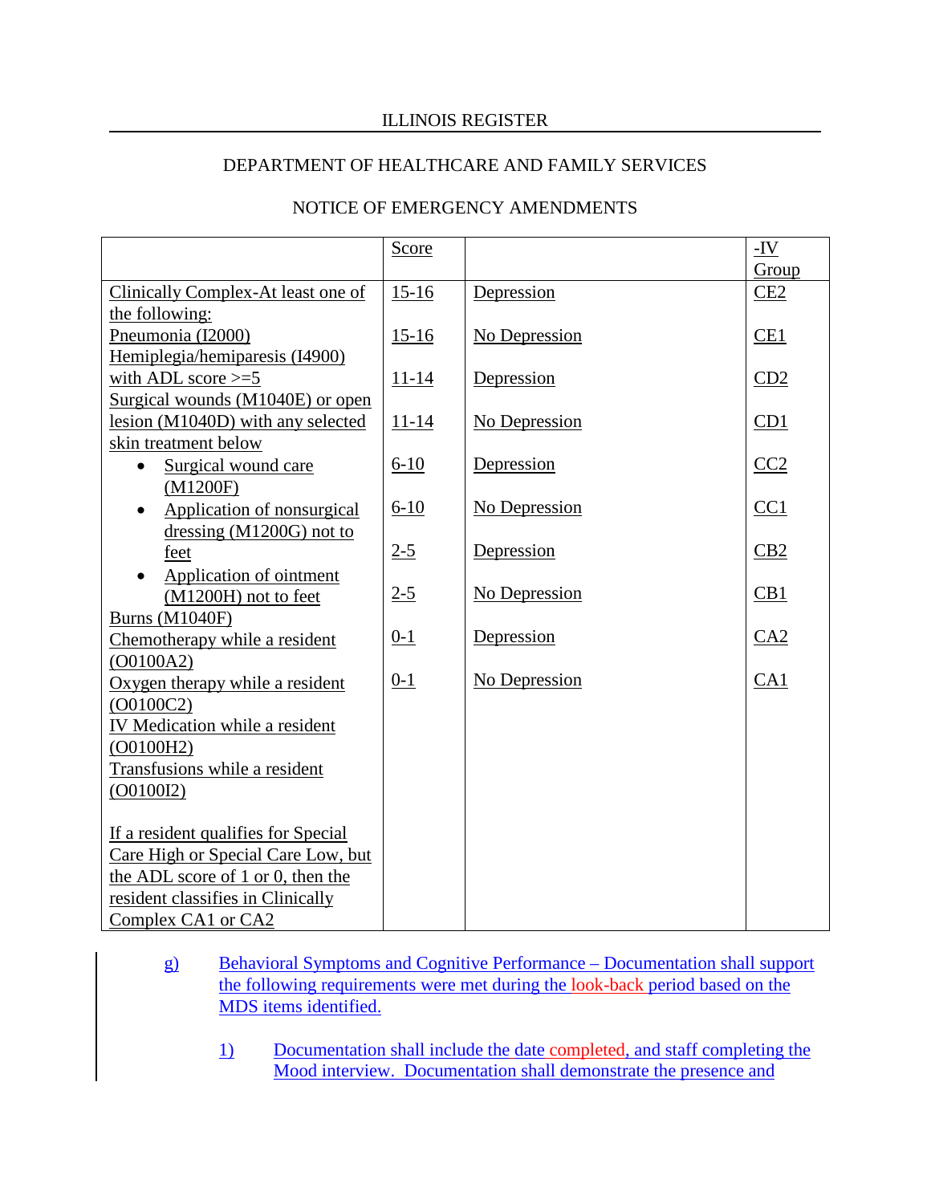| | Score | | -IV Group |
|---|---|---|---|
| Clinically Complex-At least one of the following:<br>Pneumonia (I2000)<br>Hemiplegia/hemiparesis (I4900) with ADL score >=5<br>Surgical wounds (M1040E) or open lesion (M1040D) with any selected skin treatment below<br>• Surgical wound care (M1200F)<br>• Application of nonsurgical dressing (M1200G) not to feet<br>• Application of ointment (M1200H) not to feet<br>Burns (M1040F)<br>Chemotherapy while a resident (O0100A2)<br>Oxygen therapy while a resident (O0100C2)<br>IV Medication while a resident (O0100H2)<br>Transfusions while a resident (O0100I2)<br><br>If a resident qualifies for Special Care High or Special Care Low, but the ADL score of 1 or 0, then the resident classifies in Clinically Complex CA1 or CA2 | 15-16<br>15-16<br>11-14<br>11-14<br>6-10<br>6-10<br>2-5<br>2-5<br>0-1<br>0-1 | Depression<br>No Depression<br>Depression<br>No Depression<br>Depression<br>No Depression<br>Depression<br>No Depression<br>Depression<br>No Depression | CE2<br>CE1<br>CD2<br>CD1<br>CC2<br>CC1<br>CB2<br>CB1<br>CA2<br>CA1 |

g) Behavioral Symptoms and Cognitive Performance – Documentation shall support the following requirements were met during the look-back period based on the MDS items identified.

1) Documentation shall include the date completed, and staff completing the Mood interview. Documentation shall demonstrate the presence and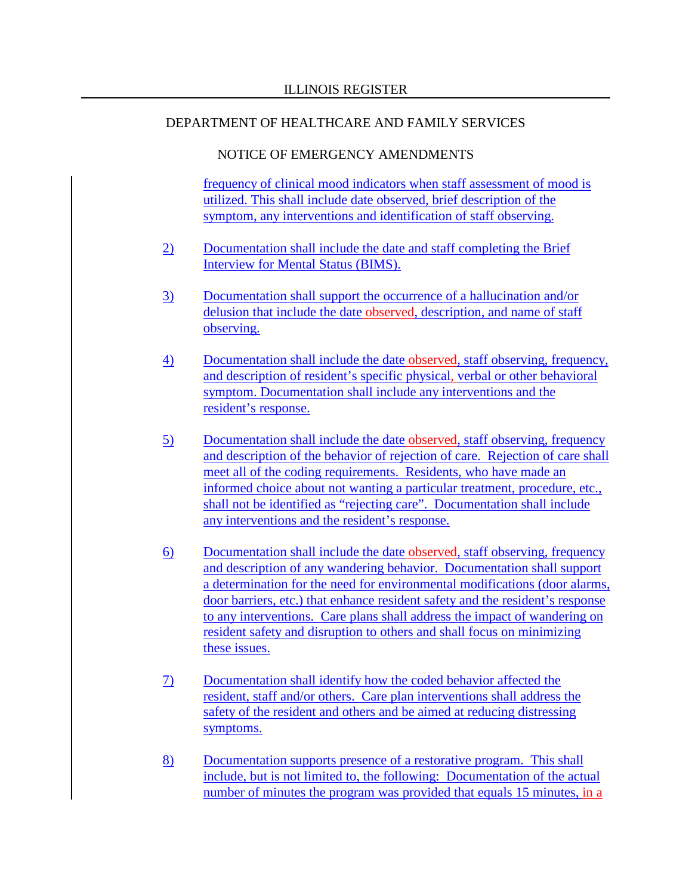frequency of clinical mood indicators when staff assessment of mood is utilized. This shall include date observed, brief description of the symptom, any interventions and identification of staff observing.

2) Documentation shall include the date and staff completing the Brief Interview for Mental Status (BIMS).

3) Documentation shall support the occurrence of a hallucination and/or delusion that include the date observed, description, and name of staff observing.

4) Documentation shall include the date observed, staff observing, frequency, and description of resident's specific physical, verbal or other behavioral symptom. Documentation shall include any interventions and the resident's response.

5) Documentation shall include the date observed, staff observing, frequency and description of the behavior of rejection of care. Rejection of care shall meet all of the coding requirements. Residents, who have made an informed choice about not wanting a particular treatment, procedure, etc., shall not be identified as "rejecting care". Documentation shall include any interventions and the resident's response.

6) Documentation shall include the date observed, staff observing, frequency and description of any wandering behavior. Documentation shall support a determination for the need for environmental modifications (door alarms, door barriers, etc.) that enhance resident safety and the resident's response to any interventions. Care plans shall address the impact of wandering on resident safety and disruption to others and shall focus on minimizing these issues.

7) Documentation shall identify how the coded behavior affected the resident, staff and/or others. Care plan interventions shall address the safety of the resident and others and be aimed at reducing distressing symptoms.

8) Documentation supports presence of a restorative program. This shall include, but is not limited to, the following: Documentation of the actual number of minutes the program was provided that equals 15 minutes, in a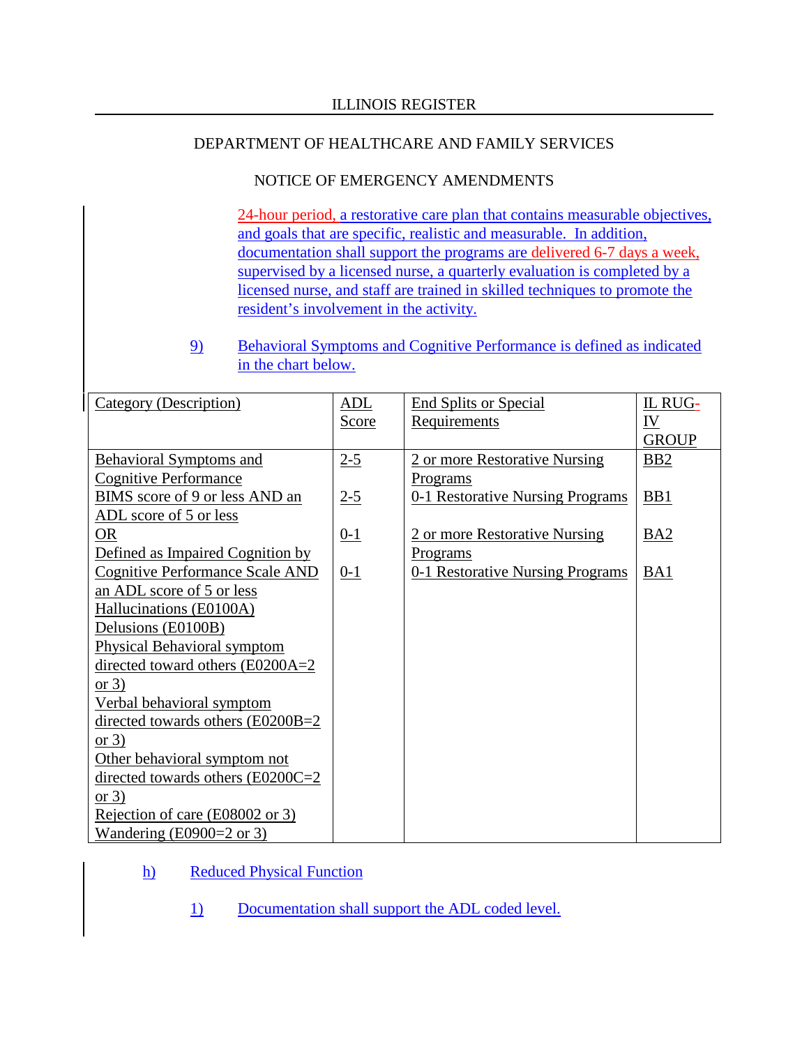24-hour period, a restorative care plan that contains measurable objectives, and goals that are specific, realistic and measurable. In addition, documentation shall support the programs are delivered 6-7 days a week, supervised by a licensed nurse, a quarterly evaluation is completed by a licensed nurse, and staff are trained in skilled techniques to promote the resident's involvement in the activity.

9) Behavioral Symptoms and Cognitive Performance is defined as indicated in the chart below.

| Category (Description) | ADL Score | End Splits or Special Requirements | IL RUG-IV GROUP |
|---|---|---|---|
| Behavioral Symptoms and Cognitive Performance | 2-5 | 2 or more Restorative Nursing Programs | BB2 |
| BIMS score of 9 or less AND an ADL score of 5 or less | 2-5 | 0-1 Restorative Nursing Programs | BB1 |
| OR | 0-1 | 2 or more Restorative Nursing Programs | BA2 |
| Defined as Impaired Cognition by Cognitive Performance Scale AND an ADL score of 5 or less | 0-1 | 0-1 Restorative Nursing Programs | BA1 |
| Hallucinations (E0100A) | | | |
| Delusions (E0100B) | | | |
| Physical Behavioral symptom directed toward others (E0200A=2 or 3) | | | |
| Verbal behavioral symptom directed towards others (E0200B=2 or 3) | | | |
| Other behavioral symptom not directed towards others (E0200C=2 or 3) | | | |
| Rejection of care (E08002 or 3) | | | |
| Wandering (E0900=2 or 3) | | | |

h) Reduced Physical Function

1) Documentation shall support the ADL coded level.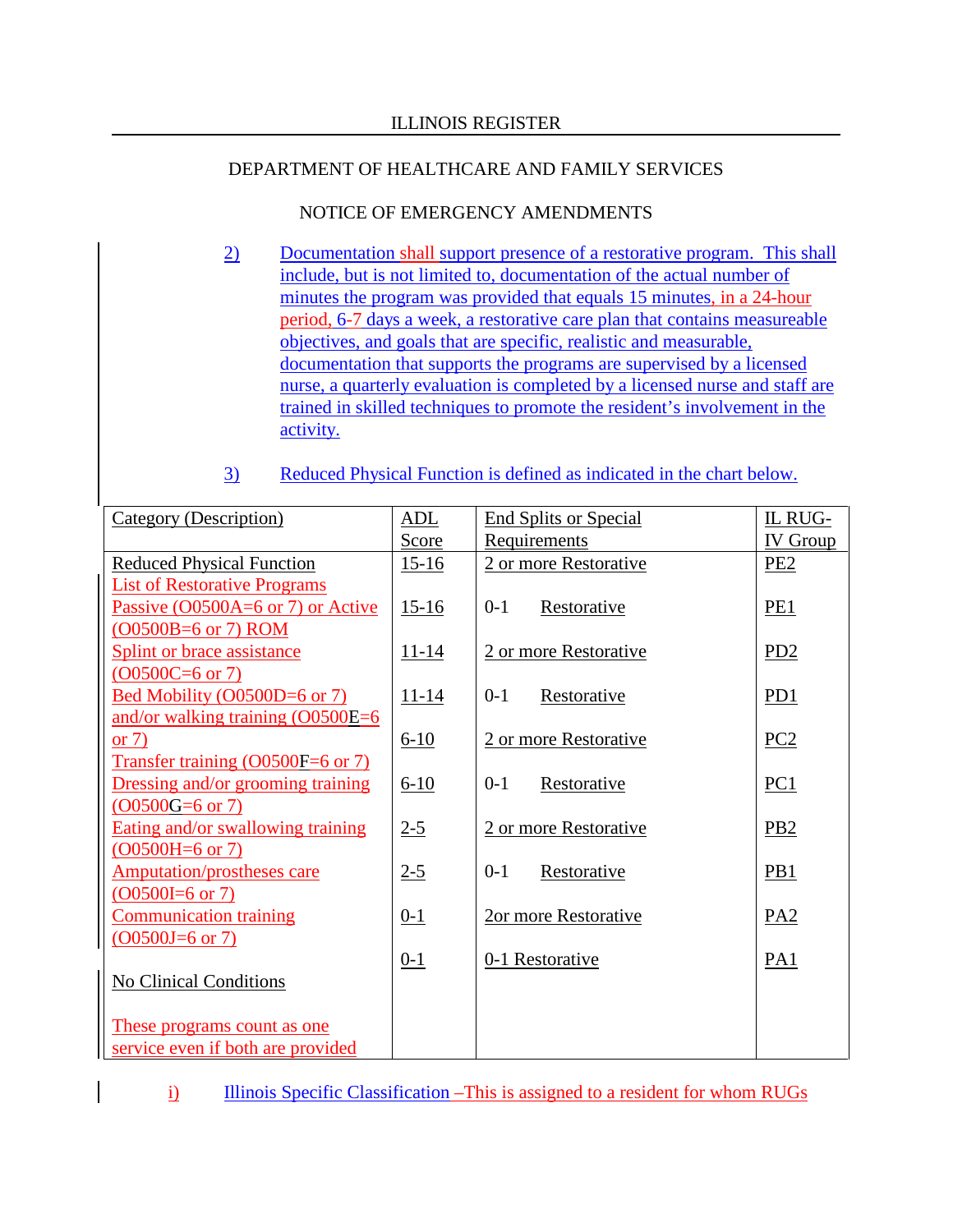ILLINOIS REGISTER

DEPARTMENT OF HEALTHCARE AND FAMILY SERVICES

NOTICE OF EMERGENCY AMENDMENTS

2) Documentation shall support presence of a restorative program. This shall include, but is not limited to, documentation of the actual number of minutes the program was provided that equals 15 minutes, in a 24-hour period, 6-7 days a week, a restorative care plan that contains measureable objectives, and goals that are specific, realistic and measurable, documentation that supports the programs are supervised by a licensed nurse, a quarterly evaluation is completed by a licensed nurse and staff are trained in skilled techniques to promote the resident's involvement in the activity.

3) Reduced Physical Function is defined as indicated in the chart below.

| Category (Description) | ADL Score | End Splits or Special Requirements | IL RUG-IV Group |
|---|---|---|---|
| Reduced Physical Function | 15-16 | 2 or more Restorative | PE2 |
| List of Restorative Programs<br>Passive (O0500A=6 or 7) or Active (O0500B=6 or 7) ROM | 15-16 | 0-1 Restorative | PE1 |
| Splint or brace assistance (O0500C=6 or 7) | 11-14 | 2 or more Restorative | PD2 |
| Bed Mobility (O0500D=6 or 7) and/or walking training (O0500E=6 or 7) | 11-14 | 0-1 Restorative | PD1 |
| | 6-10 | 2 or more Restorative | PC2 |
| Transfer training (O0500F=6 or 7)<br>Dressing and/or grooming training (O0500G=6 or 7) | 6-10 | 0-1 Restorative | PC1 |
| Eating and/or swallowing training (O0500H=6 or 7) | 2-5 | 2 or more Restorative | PB2 |
| Amputation/prostheses care (O0500I=6 or 7) | 2-5 | 0-1 Restorative | PB1 |
| Communication training (O0500J=6 or 7) | 0-1 | 2or more Restorative | PA2 |
| No Clinical Conditions<br><br>These programs count as one service even if both are provided | 0-1 | 0-1 Restorative | PA1 |

i) Illinois Specific Classification –This is assigned to a resident for whom RUGs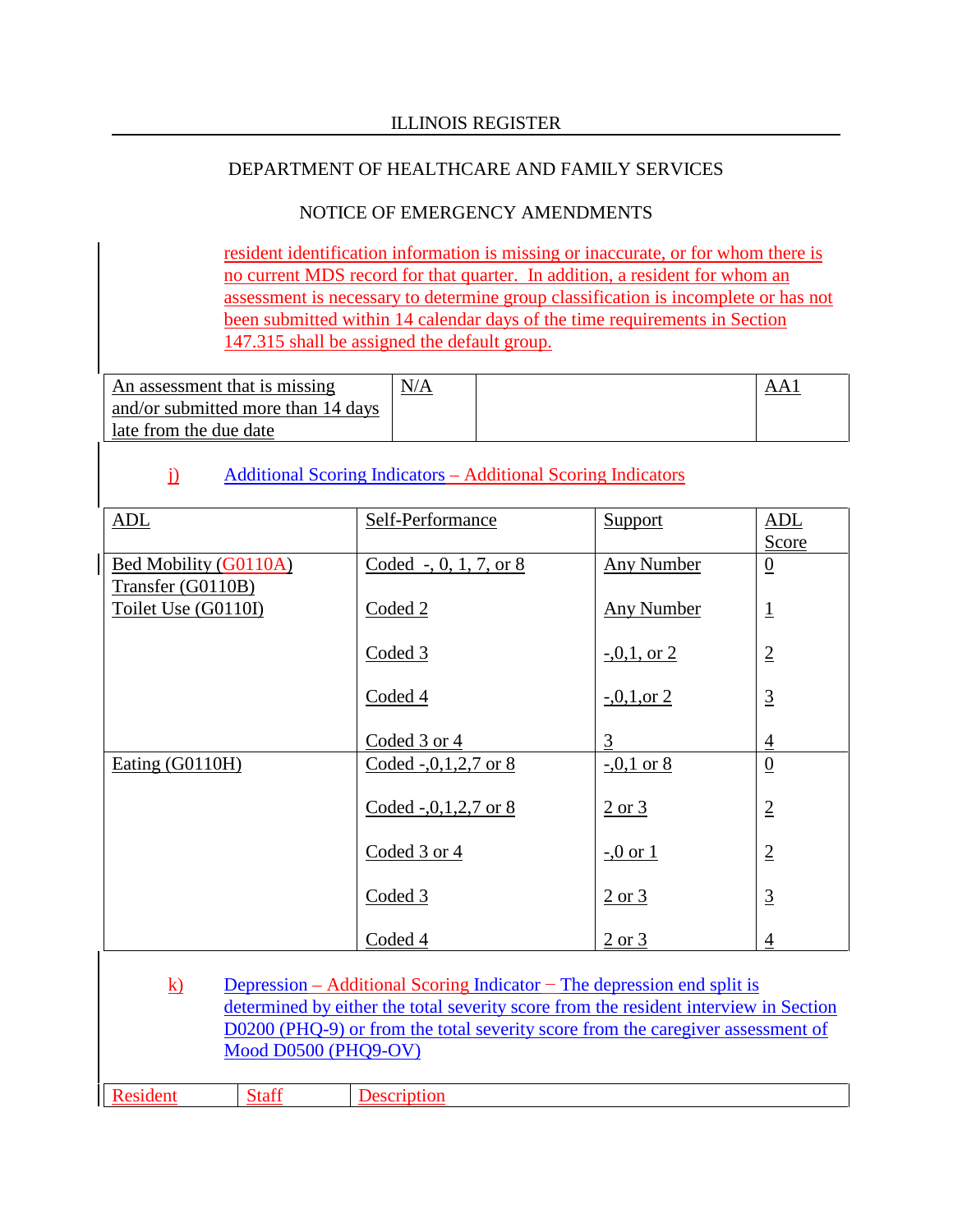resident identification information is missing or inaccurate, or for whom there is no current MDS record for that quarter. In addition, a resident for whom an assessment is necessary to determine group classification is incomplete or has not been submitted within 14 calendar days of the time requirements in Section 147.315 shall be assigned the default group.

| | | | |
|---|---|---|---|
| An assessment that is missing and/or submitted more than 14 days late from the due date | N/A | | AA1 |

j) Additional Scoring Indicators – Additional Scoring Indicators

| ADL | Self-Performance | Support | ADL Score |
|---|---|---|---|
| Bed Mobility (G0110A) Transfer (G0110B) Toilet Use (G0110I) | Coded -, 0, 1, 7, or 8 | Any Number | 0 |
| | Coded 2 | Any Number | 1 |
| | Coded 3 | -,0,1, or 2 | 2 |
| | Coded 4 | -,0,1,or 2 | 3 |
| | Coded 3 or 4 | 3 | 4 |
| Eating (G0110H) | Coded -,0,1,2,7 or 8 | -,0,1 or 8 | 0 |
| | Coded -,0,1,2,7 or 8 | 2 or 3 | 2 |
| | Coded 3 or 4 | -,0 or 1 | 2 |
| | Coded 3 | 2 or 3 | 3 |
| | Coded 4 | 2 or 3 | 4 |

k) Depression – Additional Scoring Indicator – The depression end split is determined by either the total severity score from the resident interview in Section D0200 (PHQ-9) or from the total severity score from the caregiver assessment of Mood D0500 (PHQ9-OV)

| Resident | Staff | Description |
|---|---|---|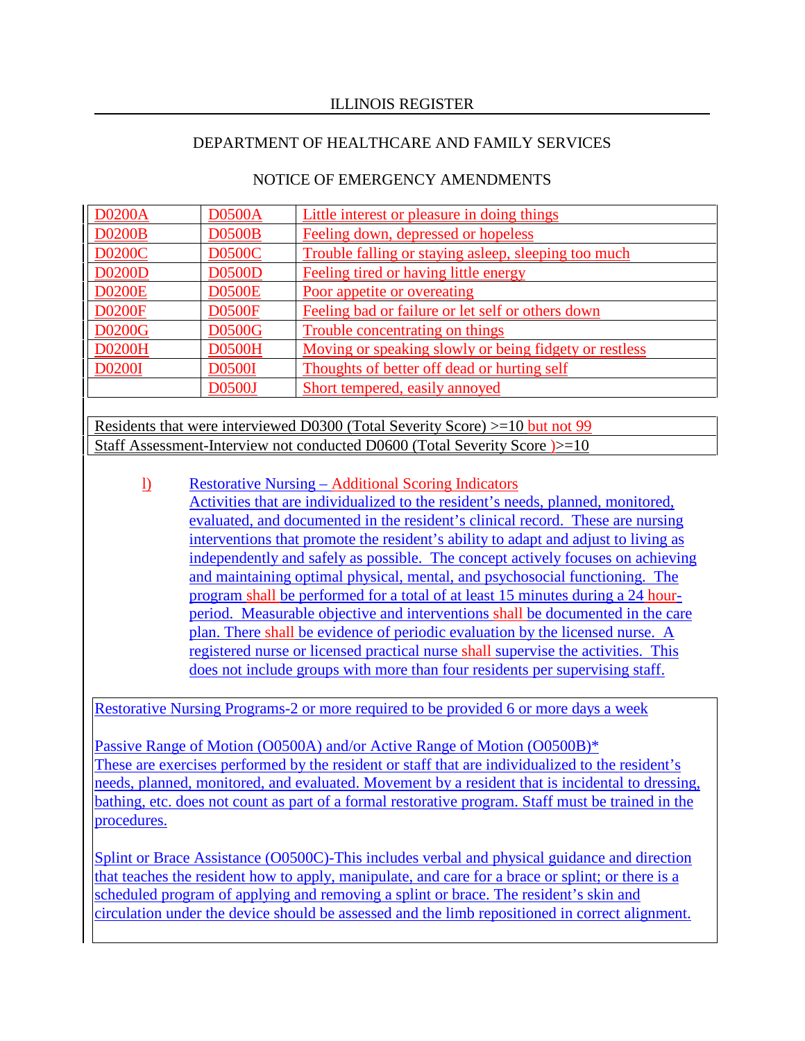| D0200A | D0500A | Little interest or pleasure in doing things |
|---|---|---|
| D0200B | D0500B | Feeling down, depressed or hopeless |
| D0200C | D0500C | Trouble falling or staying asleep, sleeping too much |
| D0200D | D0500D | Feeling tired or having little energy |
| D0200E | D0500E | Poor appetite or overeating |
| D0200F | D0500F | Feeling bad or failure or let self or others down |
| D0200G | D0500G | Trouble concentrating on things |
| D0200H | D0500H | Moving or speaking slowly or being fidgety or restless |
| D0200I | D0500I | Thoughts of better off dead or hurting self |
| | D0500J | Short tempered, easily annoyed |

| Residents that were interviewed D0300 (Total Severity Score) >=10 but not 99 |
|---|
| Staff Assessment-Interview not conducted D0600 (Total Severity Score )>=10 |

l) Restorative Nursing – Additional Scoring Indicators
Activities that are individualized to the resident's needs, planned, monitored, evaluated, and documented in the resident's clinical record. These are nursing interventions that promote the resident's ability to adapt and adjust to living as independently and safely as possible. The concept actively focuses on achieving and maintaining optimal physical, mental, and psychosocial functioning. The program shall be performed for a total of at least 15 minutes during a 24 hour-period. Measurable objective and interventions shall be documented in the care plan. There shall be evidence of periodic evaluation by the licensed nurse. A registered nurse or licensed practical nurse shall supervise the activities. This does not include groups with more than four residents per supervising staff.

Restorative Nursing Programs-2 or more required to be provided 6 or more days a week

Passive Range of Motion (O0500A) and/or Active Range of Motion (O0500B)*
These are exercises performed by the resident or staff that are individualized to the resident's needs, planned, monitored, and evaluated. Movement by a resident that is incidental to dressing, bathing, etc. does not count as part of a formal restorative program. Staff must be trained in the procedures.

Splint or Brace Assistance (O0500C)-This includes verbal and physical guidance and direction that teaches the resident how to apply, manipulate, and care for a brace or splint; or there is a scheduled program of applying and removing a splint or brace. The resident's skin and circulation under the device should be assessed and the limb repositioned in correct alignment.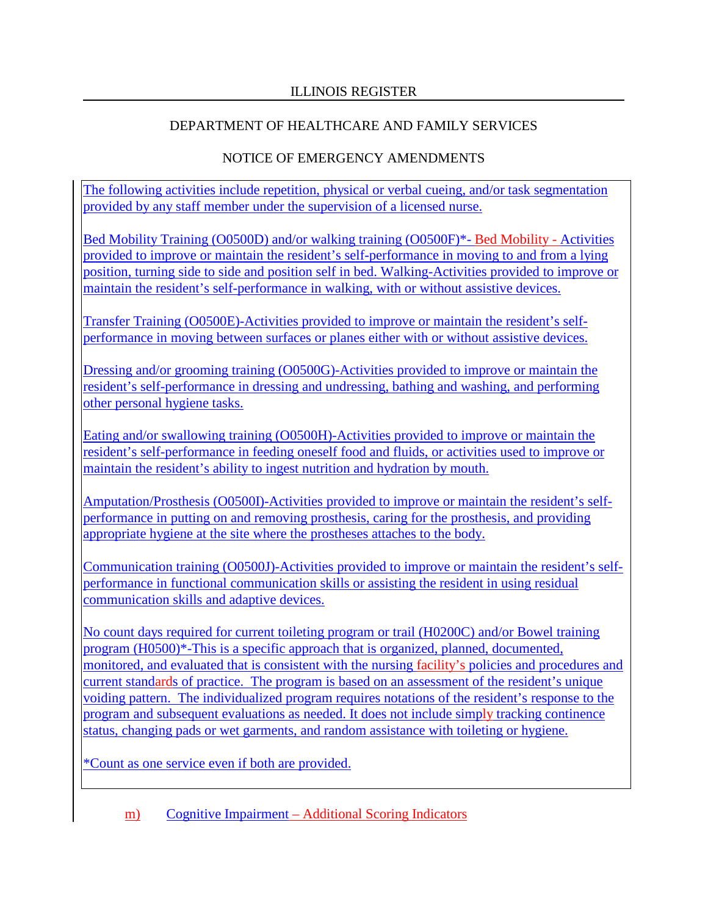The following activities include repetition, physical or verbal cueing, and/or task segmentation provided by any staff member under the supervision of a licensed nurse.

Bed Mobility Training (O0500D) and/or walking training (O0500F)*- Bed Mobility - Activities provided to improve or maintain the resident's self-performance in moving to and from a lying position, turning side to side and position self in bed. Walking-Activities provided to improve or maintain the resident's self-performance in walking, with or without assistive devices.

Transfer Training (O0500E)-Activities provided to improve or maintain the resident's self-performance in moving between surfaces or planes either with or without assistive devices.

Dressing and/or grooming training (O0500G)-Activities provided to improve or maintain the resident's self-performance in dressing and undressing, bathing and washing, and performing other personal hygiene tasks.

Eating and/or swallowing training (O0500H)-Activities provided to improve or maintain the resident's self-performance in feeding oneself food and fluids, or activities used to improve or maintain the resident's ability to ingest nutrition and hydration by mouth.

Amputation/Prosthesis (O0500I)-Activities provided to improve or maintain the resident's self-performance in putting on and removing prosthesis, caring for the prosthesis, and providing appropriate hygiene at the site where the prostheses attaches to the body.

Communication training (O0500J)-Activities provided to improve or maintain the resident's self-performance in functional communication skills or assisting the resident in using residual communication skills and adaptive devices.

No count days required for current toileting program or trail (H0200C) and/or Bowel training program (H0500)*-This is a specific approach that is organized, planned, documented, monitored, and evaluated that is consistent with the nursing facility's policies and procedures and current standards of practice. The program is based on an assessment of the resident's unique voiding pattern. The individualized program requires notations of the resident's response to the program and subsequent evaluations as needed. It does not include simply tracking continence status, changing pads or wet garments, and random assistance with toileting or hygiene.

*Count as one service even if both are provided.

m) Cognitive Impairment – Additional Scoring Indicators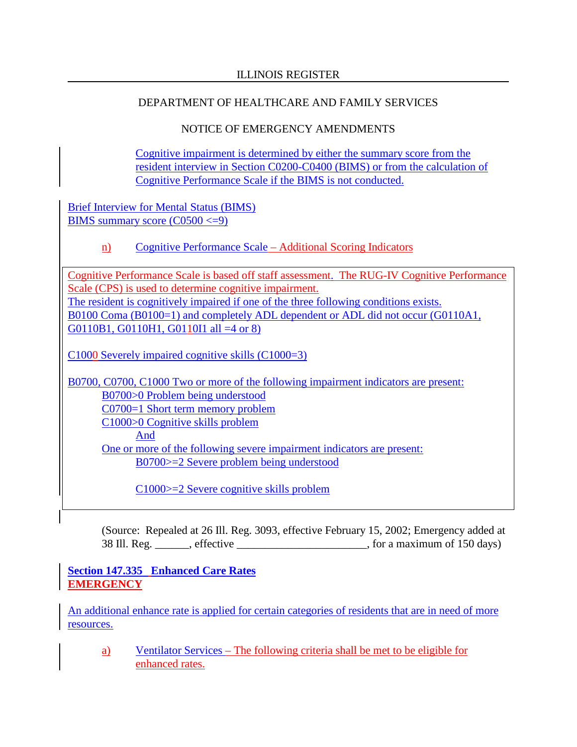Cognitive impairment is determined by either the summary score from the resident interview in Section C0200-C0400 (BIMS) or from the calculation of Cognitive Performance Scale if the BIMS is not conducted.

Brief Interview for Mental Status (BIMS)
BIMS summary score (C0500 <=9)

n) Cognitive Performance Scale – Additional Scoring Indicators

Cognitive Performance Scale is based off staff assessment. The RUG-IV Cognitive Performance Scale (CPS) is used to determine cognitive impairment.
The resident is cognitively impaired if one of the three following conditions exists.
B0100 Coma (B0100=1) and completely ADL dependent or ADL did not occur (G0110A1, G0110B1, G0110H1, G0110I1 all =4 or 8)

C1000 Severely impaired cognitive skills (C1000=3)

B0700, C0700, C1000 Two or more of the following impairment indicators are present:
- B0700>0 Problem being understood
- C0700=1 Short term memory problem
- C1000>0 Cognitive skills problem

And

One or more of the following severe impairment indicators are present:
- B0700>=2 Severe problem being understood
- C1000>=2 Severe cognitive skills problem

(Source: Repealed at 26 Ill. Reg. 3093, effective February 15, 2002; Emergency added at 38 Ill. Reg. ______, effective ______________________, for a maximum of 150 days)

**Section 147.335 Enhanced Care Rates**
**EMERGENCY**

An additional enhance rate is applied for certain categories of residents that are in need of more resources.

a) Ventilator Services – The following criteria shall be met to be eligible for enhanced rates.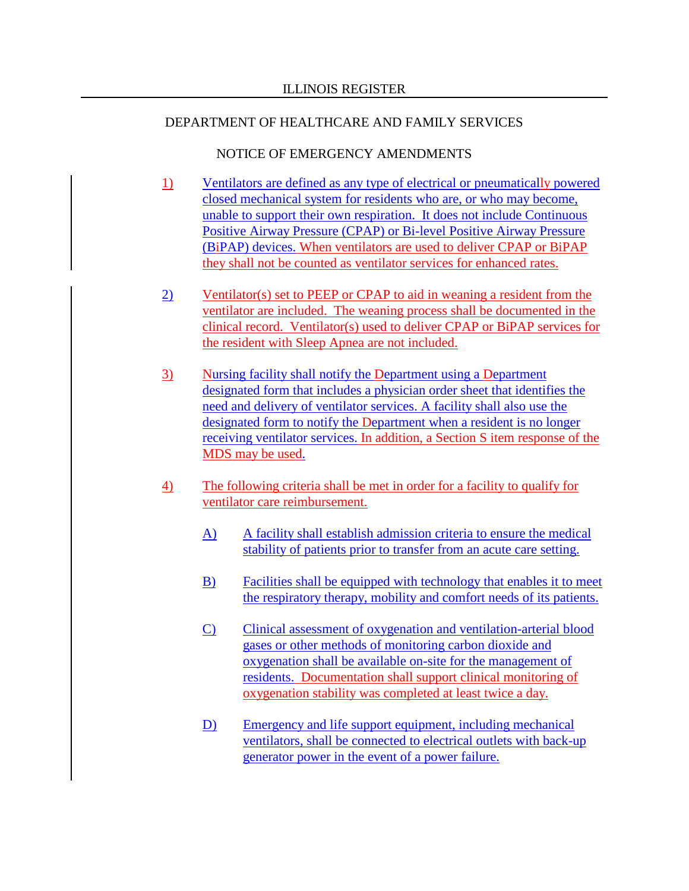1) Ventilators are defined as any type of electrical or pneumatically powered closed mechanical system for residents who are, or who may become, unable to support their own respiration. It does not include Continuous Positive Airway Pressure (CPAP) or Bi-level Positive Airway Pressure (BiPAP) devices. When ventilators are used to deliver CPAP or BiPAP they shall not be counted as ventilator services for enhanced rates.

2) Ventilator(s) set to PEEP or CPAP to aid in weaning a resident from the ventilator are included. The weaning process shall be documented in the clinical record. Ventilator(s) used to deliver CPAP or BiPAP services for the resident with Sleep Apnea are not included.

3) Nursing facility shall notify the Department using a Department designated form that includes a physician order sheet that identifies the need and delivery of ventilator services. A facility shall also use the designated form to notify the Department when a resident is no longer receiving ventilator services. In addition, a Section S item response of the MDS may be used.

4) The following criteria shall be met in order for a facility to qualify for ventilator care reimbursement.

   A) A facility shall establish admission criteria to ensure the medical stability of patients prior to transfer from an acute care setting.

   B) Facilities shall be equipped with technology that enables it to meet the respiratory therapy, mobility and comfort needs of its patients.

   C) Clinical assessment of oxygenation and ventilation-arterial blood gases or other methods of monitoring carbon dioxide and oxygenation shall be available on-site for the management of residents. Documentation shall support clinical monitoring of oxygenation stability was completed at least twice a day.

   D) Emergency and life support equipment, including mechanical ventilators, shall be connected to electrical outlets with back-up generator power in the event of a power failure.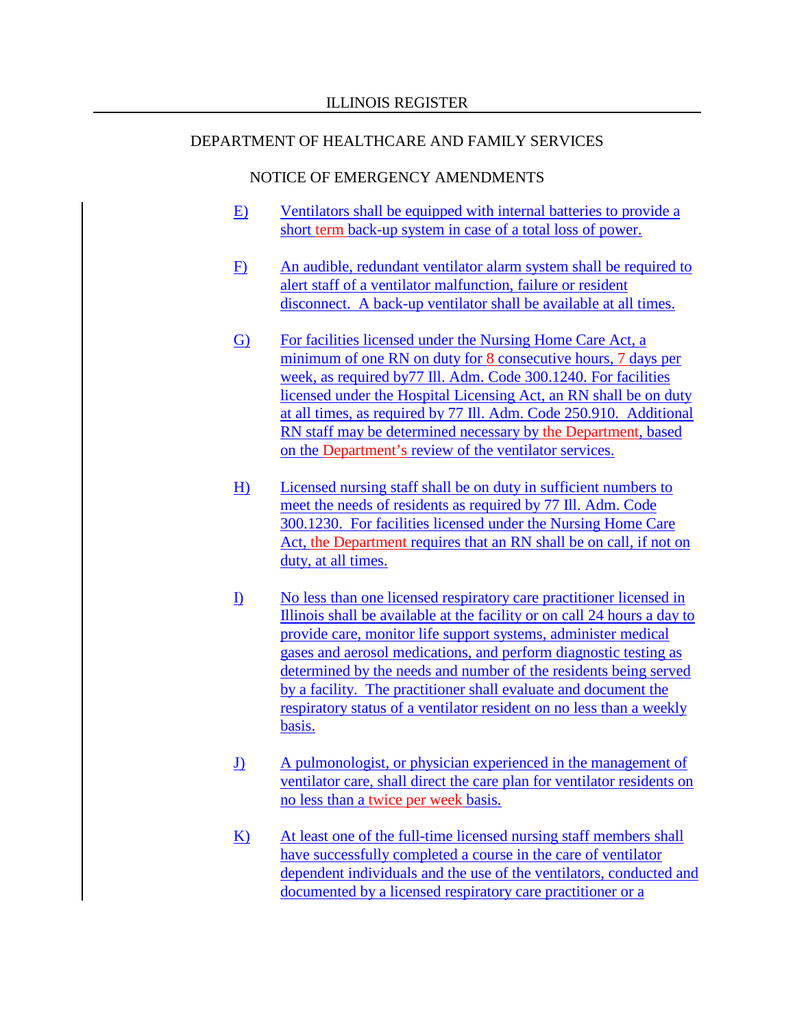E) Ventilators shall be equipped with internal batteries to provide a short term back-up system in case of a total loss of power.

F) An audible, redundant ventilator alarm system shall be required to alert staff of a ventilator malfunction, failure or resident disconnect. A back-up ventilator shall be available at all times.

G) For facilities licensed under the Nursing Home Care Act, a minimum of one RN on duty for 8 consecutive hours, 7 days per week, as required by77 Ill. Adm. Code 300.1240. For facilities licensed under the Hospital Licensing Act, an RN shall be on duty at all times, as required by 77 Ill. Adm. Code 250.910. Additional RN staff may be determined necessary by the Department, based on the Department's review of the ventilator services.

H) Licensed nursing staff shall be on duty in sufficient numbers to meet the needs of residents as required by 77 Ill. Adm. Code 300.1230. For facilities licensed under the Nursing Home Care Act, the Department requires that an RN shall be on call, if not on duty, at all times.

I) No less than one licensed respiratory care practitioner licensed in Illinois shall be available at the facility or on call 24 hours a day to provide care, monitor life support systems, administer medical gases and aerosol medications, and perform diagnostic testing as determined by the needs and number of the residents being served by a facility. The practitioner shall evaluate and document the respiratory status of a ventilator resident on no less than a weekly basis.

J) A pulmonologist, or physician experienced in the management of ventilator care, shall direct the care plan for ventilator residents on no less than a twice per week basis.

K) At least one of the full-time licensed nursing staff members shall have successfully completed a course in the care of ventilator dependent individuals and the use of the ventilators, conducted and documented by a licensed respiratory care practitioner or a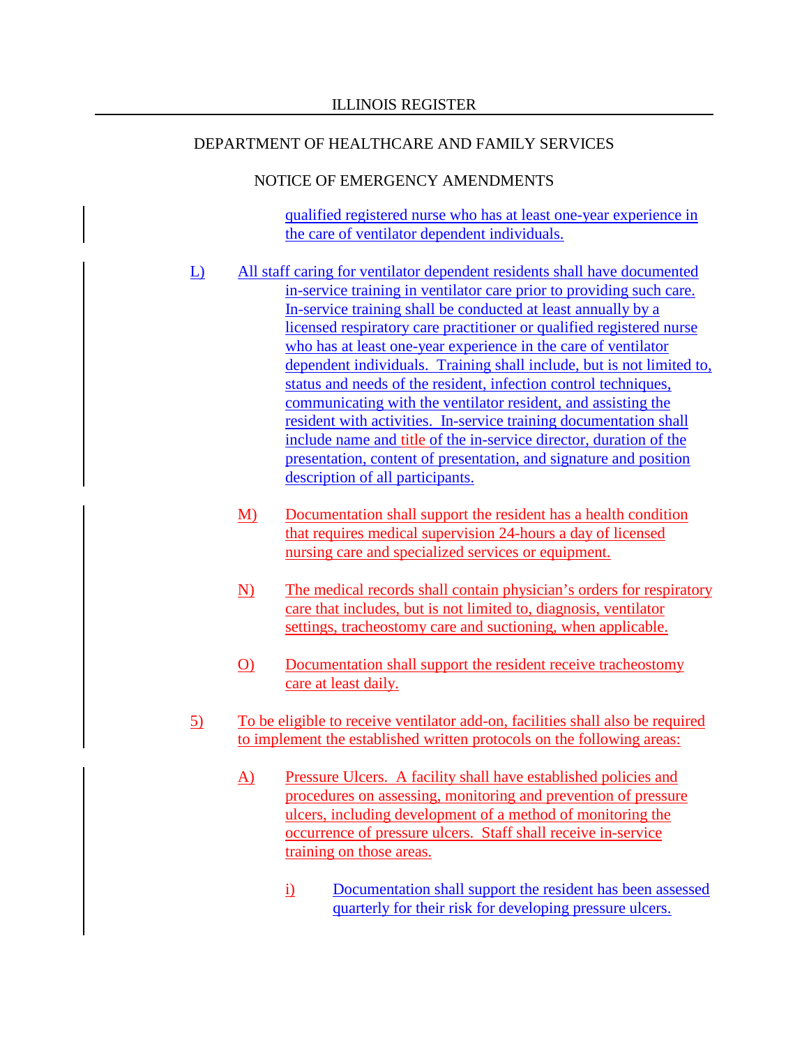qualified registered nurse who has at least one-year experience in the care of ventilator dependent individuals.

L) All staff caring for ventilator dependent residents shall have documented in-service training in ventilator care prior to providing such care. In-service training shall be conducted at least annually by a licensed respiratory care practitioner or qualified registered nurse who has at least one-year experience in the care of ventilator dependent individuals. Training shall include, but is not limited to, status and needs of the resident, infection control techniques, communicating with the ventilator resident, and assisting the resident with activities. In-service training documentation shall include name and title of the in-service director, duration of the presentation, content of presentation, and signature and position description of all participants.

M) Documentation shall support the resident has a health condition that requires medical supervision 24-hours a day of licensed nursing care and specialized services or equipment.

N) The medical records shall contain physician's orders for respiratory care that includes, but is not limited to, diagnosis, ventilator settings, tracheostomy care and suctioning, when applicable.

O) Documentation shall support the resident receive tracheostomy care at least daily.

5) To be eligible to receive ventilator add-on, facilities shall also be required to implement the established written protocols on the following areas:

A) Pressure Ulcers. A facility shall have established policies and procedures on assessing, monitoring and prevention of pressure ulcers, including development of a method of monitoring the occurrence of pressure ulcers. Staff shall receive in-service training on those areas.

i) Documentation shall support the resident has been assessed quarterly for their risk for developing pressure ulcers.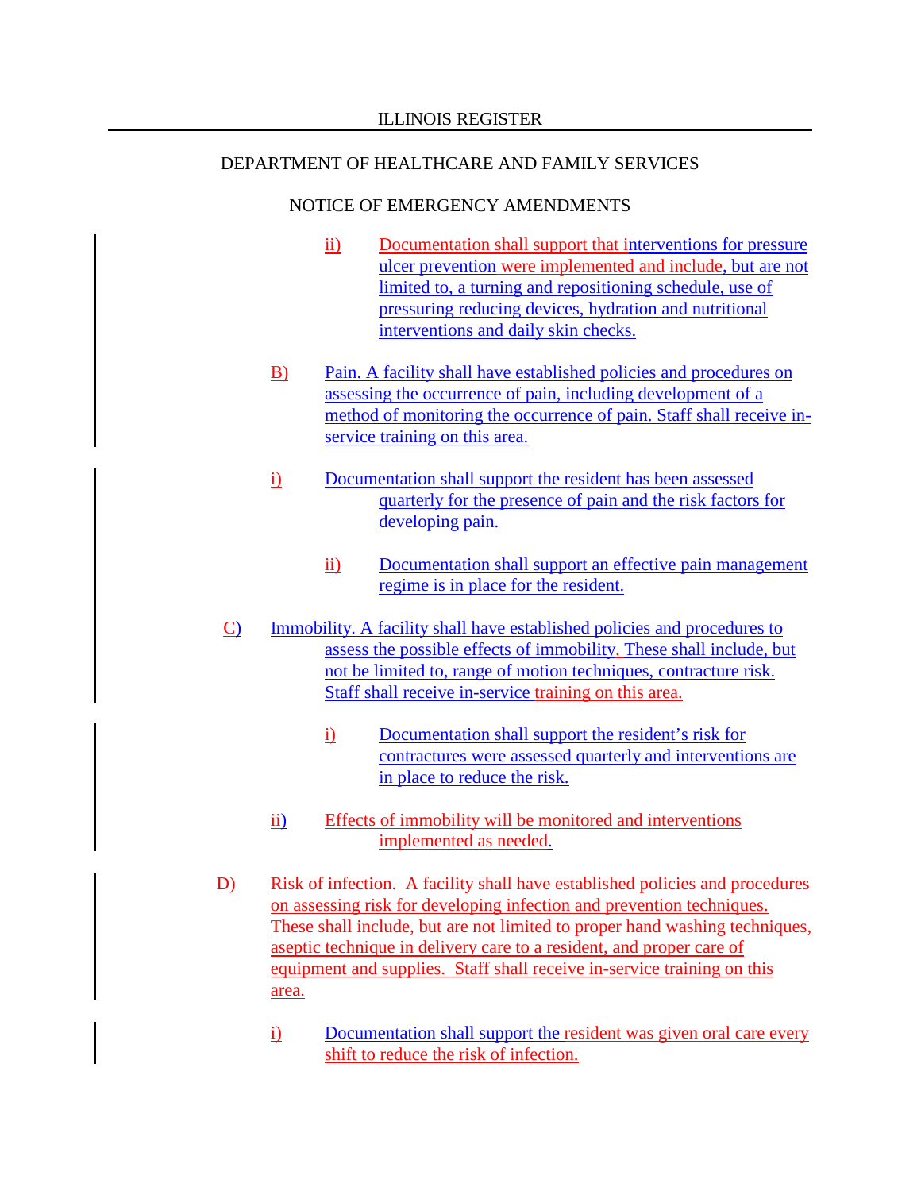ii) Documentation shall support that interventions for pressure ulcer prevention were implemented and include, but are not limited to, a turning and repositioning schedule, use of pressuring reducing devices, hydration and nutritional interventions and daily skin checks.

B) Pain. A facility shall have established policies and procedures on assessing the occurrence of pain, including development of a method of monitoring the occurrence of pain. Staff shall receive in-service training on this area.

i) Documentation shall support the resident has been assessed quarterly for the presence of pain and the risk factors for developing pain.

ii) Documentation shall support an effective pain management regime is in place for the resident.

C) Immobility. A facility shall have established policies and procedures to assess the possible effects of immobility. These shall include, but not be limited to, range of motion techniques, contracture risk. Staff shall receive in-service training on this area.

i) Documentation shall support the resident's risk for contractures were assessed quarterly and interventions are in place to reduce the risk.

ii) Effects of immobility will be monitored and interventions implemented as needed.

D) Risk of infection. A facility shall have established policies and procedures on assessing risk for developing infection and prevention techniques. These shall include, but are not limited to proper hand washing techniques, aseptic technique in delivery care to a resident, and proper care of equipment and supplies. Staff shall receive in-service training on this area.

i) Documentation shall support the resident was given oral care every shift to reduce the risk of infection.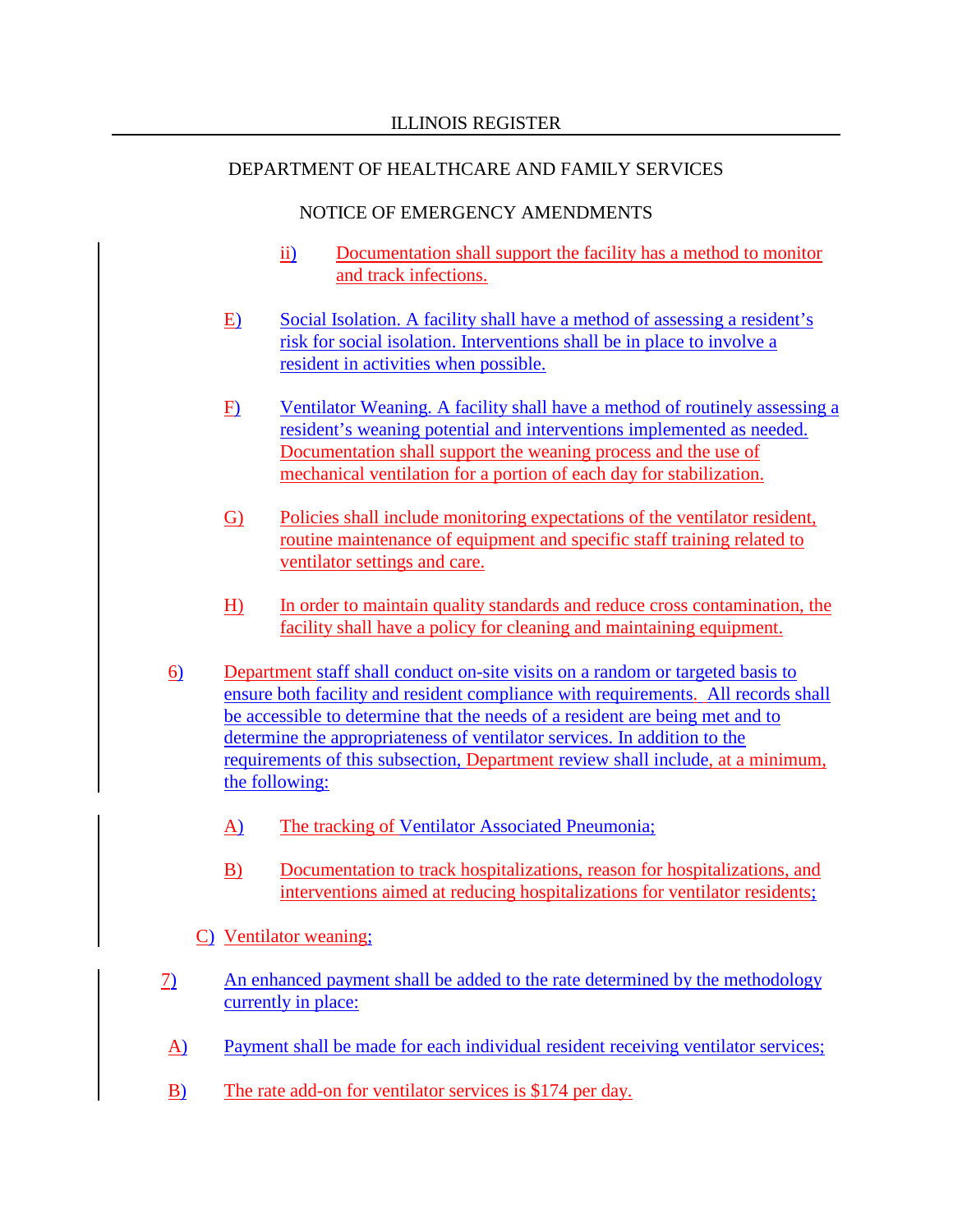ii) Documentation shall support the facility has a method to monitor and track infections.

E) Social Isolation. A facility shall have a method of assessing a resident's risk for social isolation. Interventions shall be in place to involve a resident in activities when possible.

F) Ventilator Weaning. A facility shall have a method of routinely assessing a resident's weaning potential and interventions implemented as needed. Documentation shall support the weaning process and the use of mechanical ventilation for a portion of each day for stabilization.

G) Policies shall include monitoring expectations of the ventilator resident, routine maintenance of equipment and specific staff training related to ventilator settings and care.

H) In order to maintain quality standards and reduce cross contamination, the facility shall have a policy for cleaning and maintaining equipment.

6) Department staff shall conduct on-site visits on a random or targeted basis to ensure both facility and resident compliance with requirements. All records shall be accessible to determine that the needs of a resident are being met and to determine the appropriateness of ventilator services. In addition to the requirements of this subsection, Department review shall include, at a minimum, the following:

A) The tracking of Ventilator Associated Pneumonia;

B) Documentation to track hospitalizations, reason for hospitalizations, and interventions aimed at reducing hospitalizations for ventilator residents;

C) Ventilator weaning;

7) An enhanced payment shall be added to the rate determined by the methodology currently in place:

A) Payment shall be made for each individual resident receiving ventilator services;

B) The rate add-on for ventilator services is $174 per day.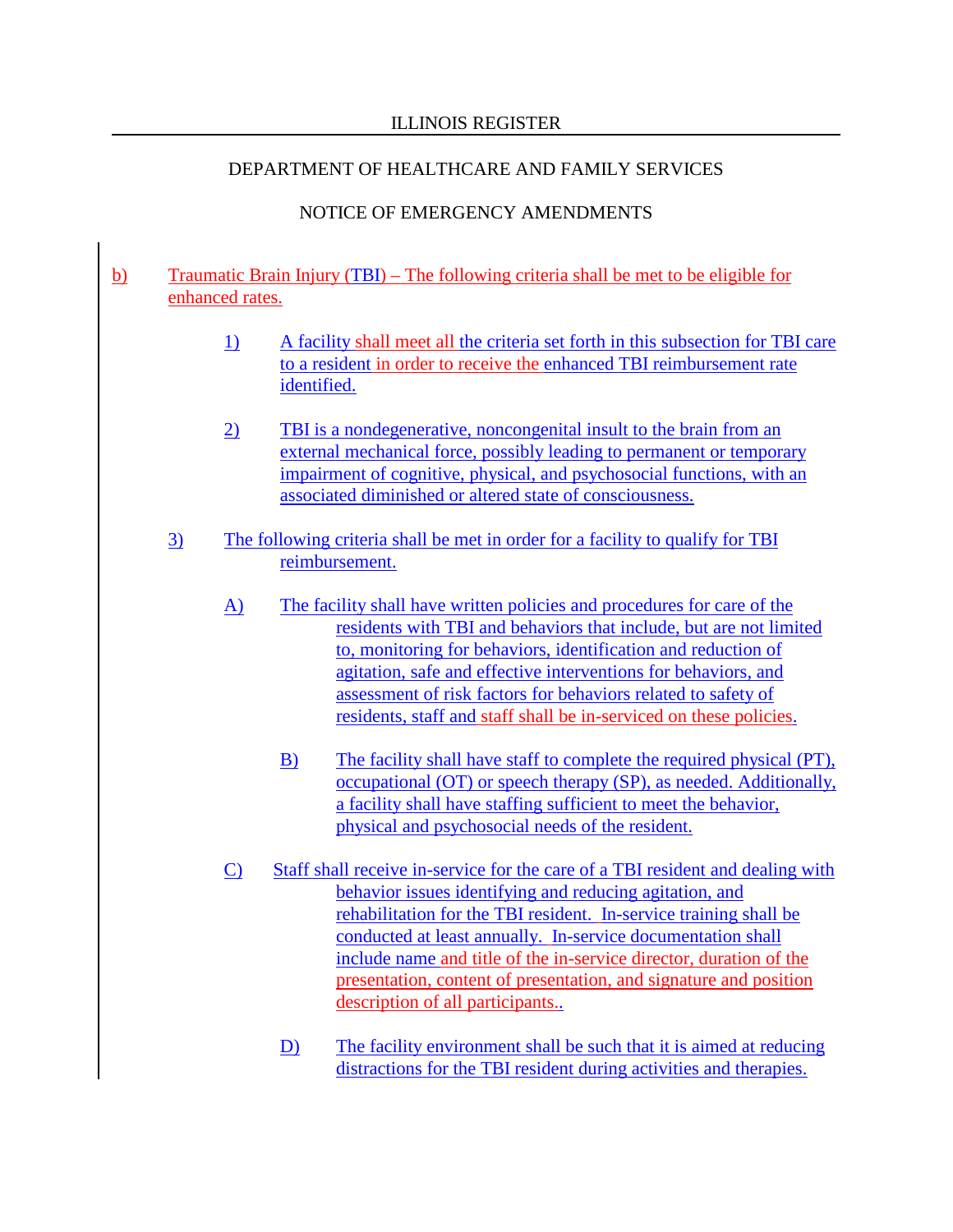b) Traumatic Brain Injury (TBI) – The following criteria shall be met to be eligible for enhanced rates.

1) A facility shall meet all the criteria set forth in this subsection for TBI care to a resident in order to receive the enhanced TBI reimbursement rate identified.

2) TBI is a nondegenerative, noncongenital insult to the brain from an external mechanical force, possibly leading to permanent or temporary impairment of cognitive, physical, and psychosocial functions, with an associated diminished or altered state of consciousness.

3) The following criteria shall be met in order for a facility to qualify for TBI reimbursement.

A) The facility shall have written policies and procedures for care of the residents with TBI and behaviors that include, but are not limited to, monitoring for behaviors, identification and reduction of agitation, safe and effective interventions for behaviors, and assessment of risk factors for behaviors related to safety of residents, staff and staff shall be in-serviced on these policies.

B) The facility shall have staff to complete the required physical (PT), occupational (OT) or speech therapy (SP), as needed. Additionally, a facility shall have staffing sufficient to meet the behavior, physical and psychosocial needs of the resident.

C) Staff shall receive in-service for the care of a TBI resident and dealing with behavior issues identifying and reducing agitation, and rehabilitation for the TBI resident. In-service training shall be conducted at least annually. In-service documentation shall include name and title of the in-service director, duration of the presentation, content of presentation, and signature and position description of all participants..

D) The facility environment shall be such that it is aimed at reducing distractions for the TBI resident during activities and therapies.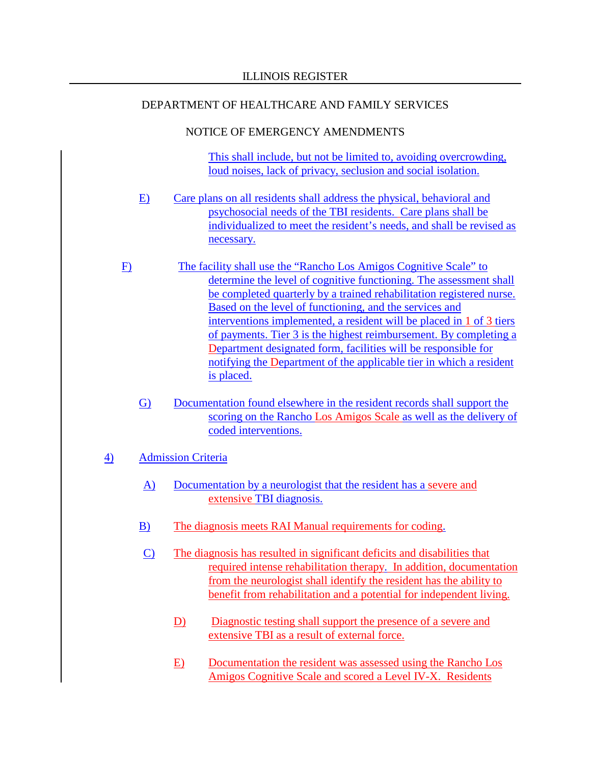This shall include, but not be limited to, avoiding overcrowding, loud noises, lack of privacy, seclusion and social isolation.

E) Care plans on all residents shall address the physical, behavioral and psychosocial needs of the TBI residents. Care plans shall be individualized to meet the resident's needs, and shall be revised as necessary.

F) The facility shall use the "Rancho Los Amigos Cognitive Scale" to determine the level of cognitive functioning. The assessment shall be completed quarterly by a trained rehabilitation registered nurse. Based on the level of functioning, and the services and interventions implemented, a resident will be placed in 1 of 3 tiers of payments. Tier 3 is the highest reimbursement. By completing a Department designated form, facilities will be responsible for notifying the Department of the applicable tier in which a resident is placed.

G) Documentation found elsewhere in the resident records shall support the scoring on the Rancho Los Amigos Scale as well as the delivery of coded interventions.

4) Admission Criteria

A) Documentation by a neurologist that the resident has a severe and extensive TBI diagnosis.

B) The diagnosis meets RAI Manual requirements for coding.

C) The diagnosis has resulted in significant deficits and disabilities that required intense rehabilitation therapy. In addition, documentation from the neurologist shall identify the resident has the ability to benefit from rehabilitation and a potential for independent living.

D) Diagnostic testing shall support the presence of a severe and extensive TBI as a result of external force.

E) Documentation the resident was assessed using the Rancho Los Amigos Cognitive Scale and scored a Level IV-X. Residents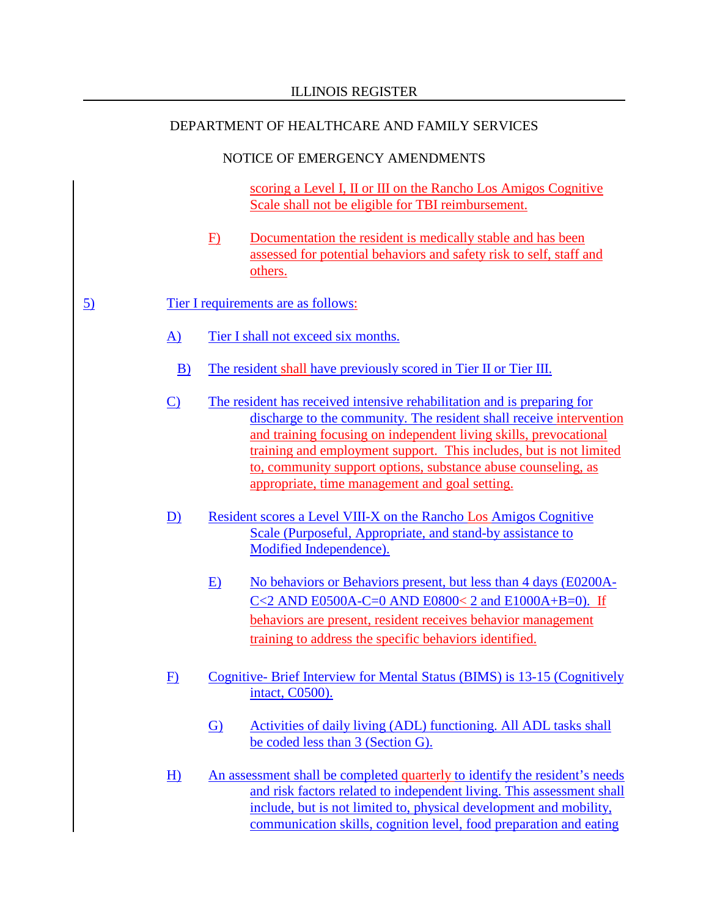scoring a Level I, II or III on the Rancho Los Amigos Cognitive Scale shall not be eligible for TBI reimbursement.

F) Documentation the resident is medically stable and has been assessed for potential behaviors and safety risk to self, staff and others.

5) Tier I requirements are as follows:

A) Tier I shall not exceed six months.

B) The resident shall have previously scored in Tier II or Tier III.

C) The resident has received intensive rehabilitation and is preparing for discharge to the community. The resident shall receive intervention and training focusing on independent living skills, prevocational training and employment support. This includes, but is not limited to, community support options, substance abuse counseling, as appropriate, time management and goal setting.

D) Resident scores a Level VIII-X on the Rancho Los Amigos Cognitive Scale (Purposeful, Appropriate, and stand-by assistance to Modified Independence).

E) No behaviors or Behaviors present, but less than 4 days (E0200A-C<2 AND E0500A-C=0 AND E0800< 2 and E1000A+B=0). If behaviors are present, resident receives behavior management training to address the specific behaviors identified.

F) Cognitive- Brief Interview for Mental Status (BIMS) is 13-15 (Cognitively intact, C0500).

G) Activities of daily living (ADL) functioning. All ADL tasks shall be coded less than 3 (Section G).

H) An assessment shall be completed quarterly to identify the resident's needs and risk factors related to independent living. This assessment shall include, but is not limited to, physical development and mobility, communication skills, cognition level, food preparation and eating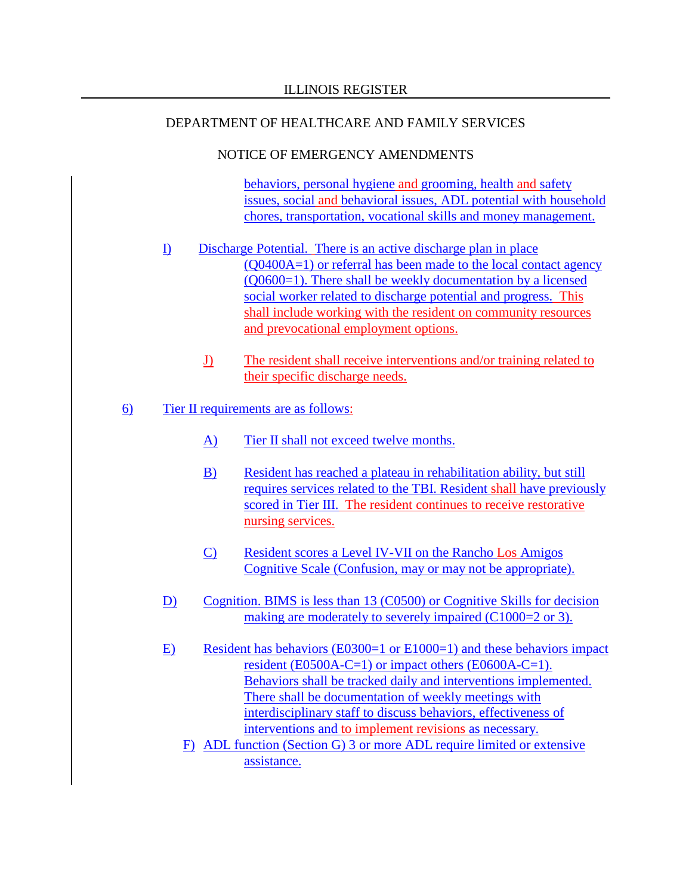behaviors, personal hygiene and grooming, health and safety issues, social and behavioral issues, ADL potential with household chores, transportation, vocational skills and money management.

I) Discharge Potential. There is an active discharge plan in place (Q0400A=1) or referral has been made to the local contact agency (Q0600=1). There shall be weekly documentation by a licensed social worker related to discharge potential and progress. This shall include working with the resident on community resources and prevocational employment options.

J) The resident shall receive interventions and/or training related to their specific discharge needs.

6) Tier II requirements are as follows:

A) Tier II shall not exceed twelve months.

B) Resident has reached a plateau in rehabilitation ability, but still requires services related to the TBI. Resident shall have previously scored in Tier III. The resident continues to receive restorative nursing services.

C) Resident scores a Level IV-VII on the Rancho Los Amigos Cognitive Scale (Confusion, may or may not be appropriate).

D) Cognition. BIMS is less than 13 (C0500) or Cognitive Skills for decision making are moderately to severely impaired (C1000=2 or 3).

E) Resident has behaviors (E0300=1 or E1000=1) and these behaviors impact resident (E0500A-C=1) or impact others (E0600A-C=1). Behaviors shall be tracked daily and interventions implemented. There shall be documentation of weekly meetings with interdisciplinary staff to discuss behaviors, effectiveness of interventions and to implement revisions as necessary.

F) ADL function (Section G) 3 or more ADL require limited or extensive assistance.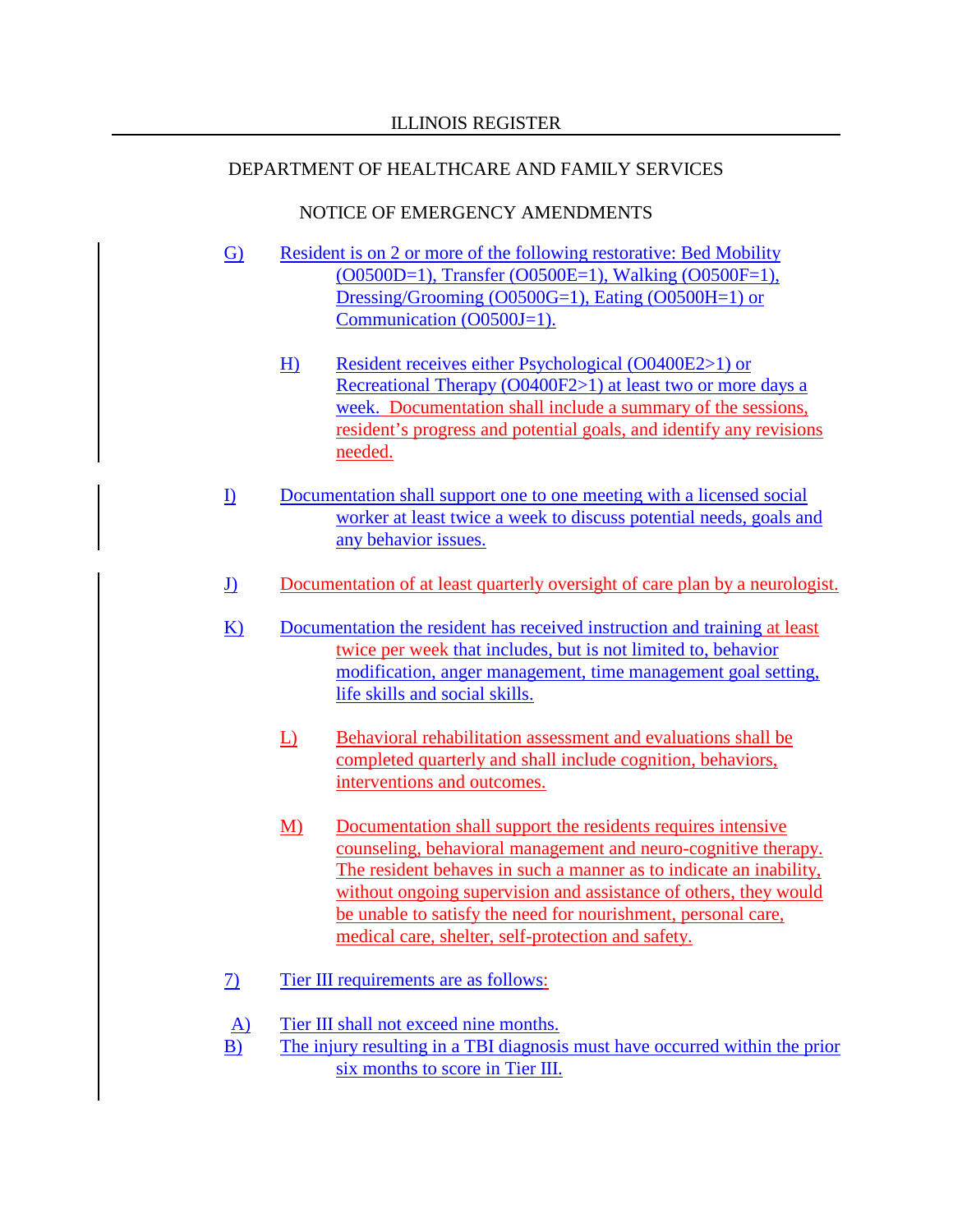ILLINOIS REGISTER

DEPARTMENT OF HEALTHCARE AND FAMILY SERVICES

NOTICE OF EMERGENCY AMENDMENTS

G) Resident is on 2 or more of the following restorative: Bed Mobility (O0500D=1), Transfer (O0500E=1), Walking (O0500F=1), Dressing/Grooming (O0500G=1), Eating (O0500H=1) or Communication (O0500J=1).

H) Resident receives either Psychological (O0400E2>1) or Recreational Therapy (O0400F2>1) at least two or more days a week. Documentation shall include a summary of the sessions, resident's progress and potential goals, and identify any revisions needed.

I) Documentation shall support one to one meeting with a licensed social worker at least twice a week to discuss potential needs, goals and any behavior issues.

J) Documentation of at least quarterly oversight of care plan by a neurologist.

K) Documentation the resident has received instruction and training at least twice per week that includes, but is not limited to, behavior modification, anger management, time management goal setting, life skills and social skills.

L) Behavioral rehabilitation assessment and evaluations shall be completed quarterly and shall include cognition, behaviors, interventions and outcomes.

M) Documentation shall support the residents requires intensive counseling, behavioral management and neuro-cognitive therapy. The resident behaves in such a manner as to indicate an inability, without ongoing supervision and assistance of others, they would be unable to satisfy the need for nourishment, personal care, medical care, shelter, self-protection and safety.

7) Tier III requirements are as follows:

A) Tier III shall not exceed nine months.

B) The injury resulting in a TBI diagnosis must have occurred within the prior six months to score in Tier III.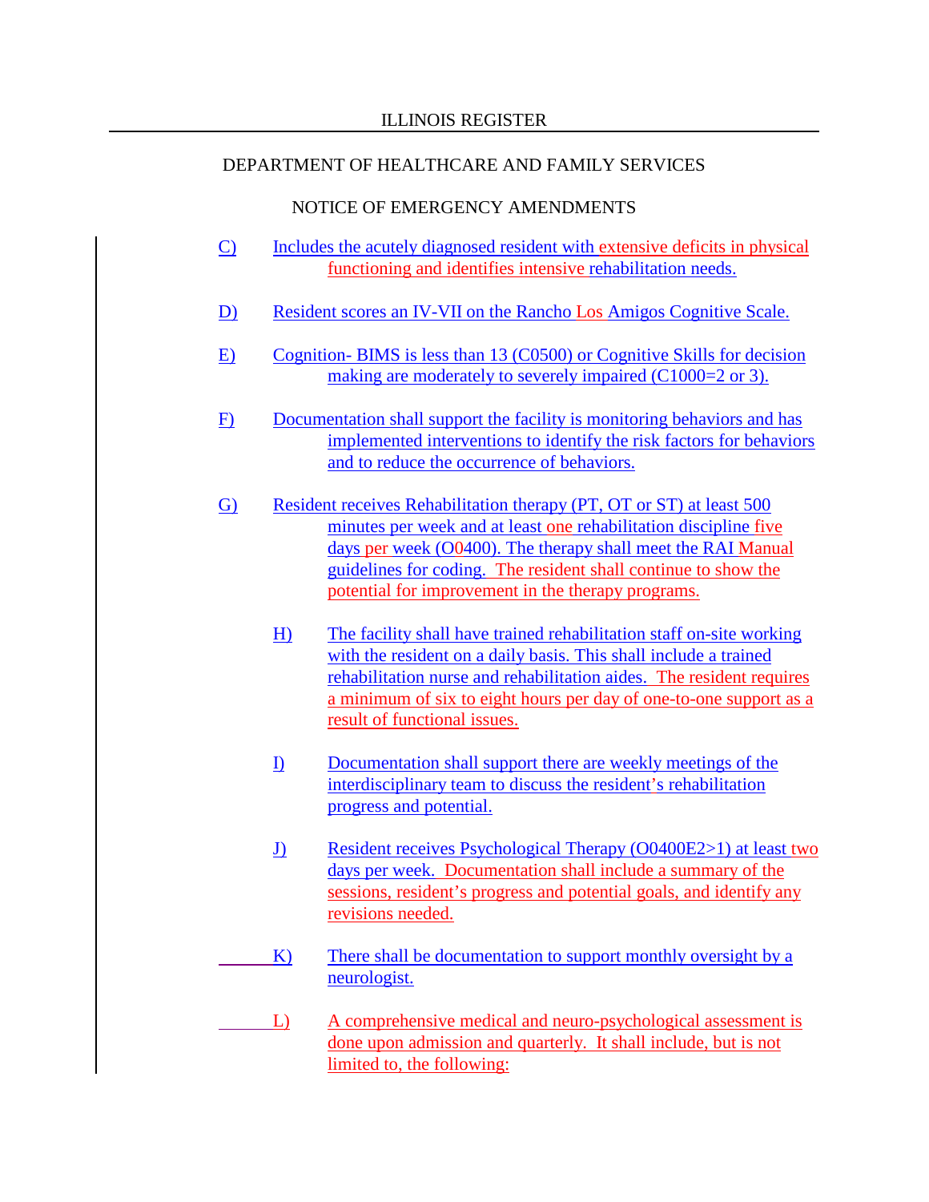ILLINOIS REGISTER

DEPARTMENT OF HEALTHCARE AND FAMILY SERVICES

NOTICE OF EMERGENCY AMENDMENTS

C) Includes the acutely diagnosed resident with extensive deficits in physical functioning and identifies intensive rehabilitation needs.

D) Resident scores an IV-VII on the Rancho Los Amigos Cognitive Scale.

E) Cognition- BIMS is less than 13 (C0500) or Cognitive Skills for decision making are moderately to severely impaired (C1000=2 or 3).

F) Documentation shall support the facility is monitoring behaviors and has implemented interventions to identify the risk factors for behaviors and to reduce the occurrence of behaviors.

G) Resident receives Rehabilitation therapy (PT, OT or ST) at least 500 minutes per week and at least one rehabilitation discipline five days per week (O0400). The therapy shall meet the RAI Manual guidelines for coding. The resident shall continue to show the potential for improvement in the therapy programs.

H) The facility shall have trained rehabilitation staff on-site working with the resident on a daily basis. This shall include a trained rehabilitation nurse and rehabilitation aides. The resident requires a minimum of six to eight hours per day of one-to-one support as a result of functional issues.

I) Documentation shall support there are weekly meetings of the interdisciplinary team to discuss the resident's rehabilitation progress and potential.

J) Resident receives Psychological Therapy (O0400E2>1) at least two days per week. Documentation shall include a summary of the sessions, resident's progress and potential goals, and identify any revisions needed.

K) There shall be documentation to support monthly oversight by a neurologist.

L) A comprehensive medical and neuro-psychological assessment is done upon admission and quarterly. It shall include, but is not limited to, the following: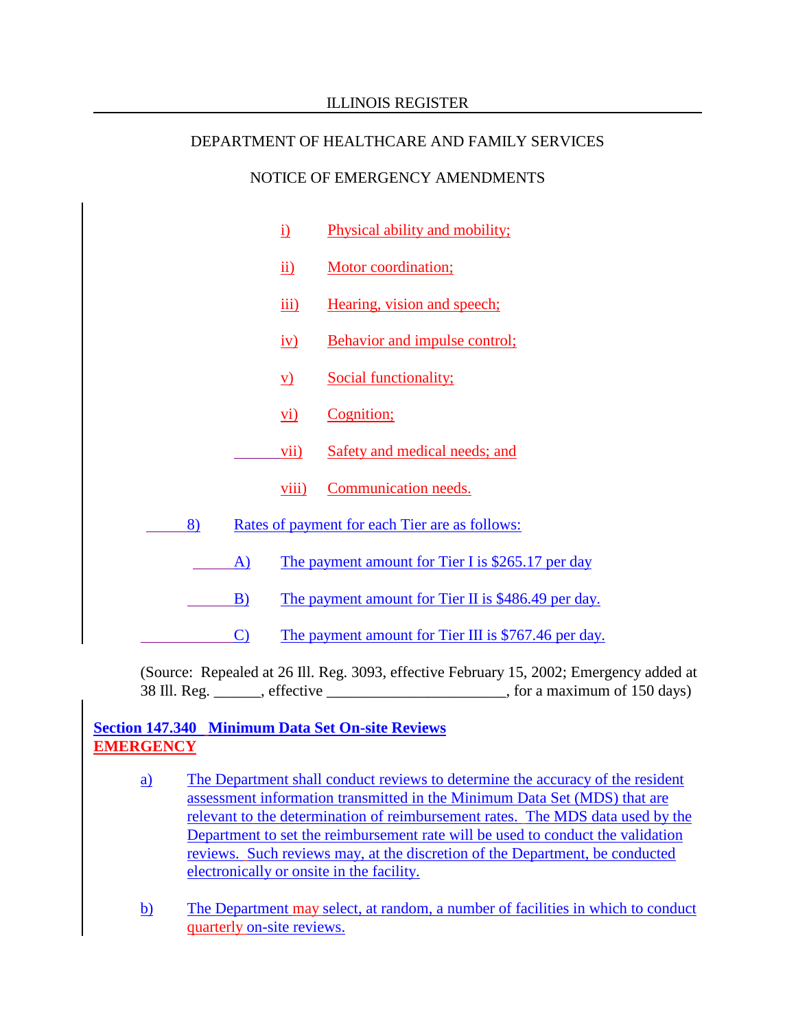i) Physical ability and mobility;

ii) Motor coordination;

iii) Hearing, vision and speech;

iv) Behavior and impulse control;

v) Social functionality;

vi) Cognition;

vii) Safety and medical needs; and

viii) Communication needs.

8) Rates of payment for each Tier are as follows:

A) The payment amount for Tier I is $265.17 per day

B) The payment amount for Tier II is $486.49 per day.

C) The payment amount for Tier III is $767.46 per day.

(Source: Repealed at 26 Ill. Reg. 3093, effective February 15, 2002; Emergency added at 38 Ill. Reg. ______, effective ______________________, for a maximum of 150 days)

**Section 147.340 Minimum Data Set On-site Reviews**
**EMERGENCY**

a) The Department shall conduct reviews to determine the accuracy of the resident assessment information transmitted in the Minimum Data Set (MDS) that are relevant to the determination of reimbursement rates. The MDS data used by the Department to set the reimbursement rate will be used to conduct the validation reviews. Such reviews may, at the discretion of the Department, be conducted electronically or onsite in the facility.

b) The Department may select, at random, a number of facilities in which to conduct quarterly on-site reviews.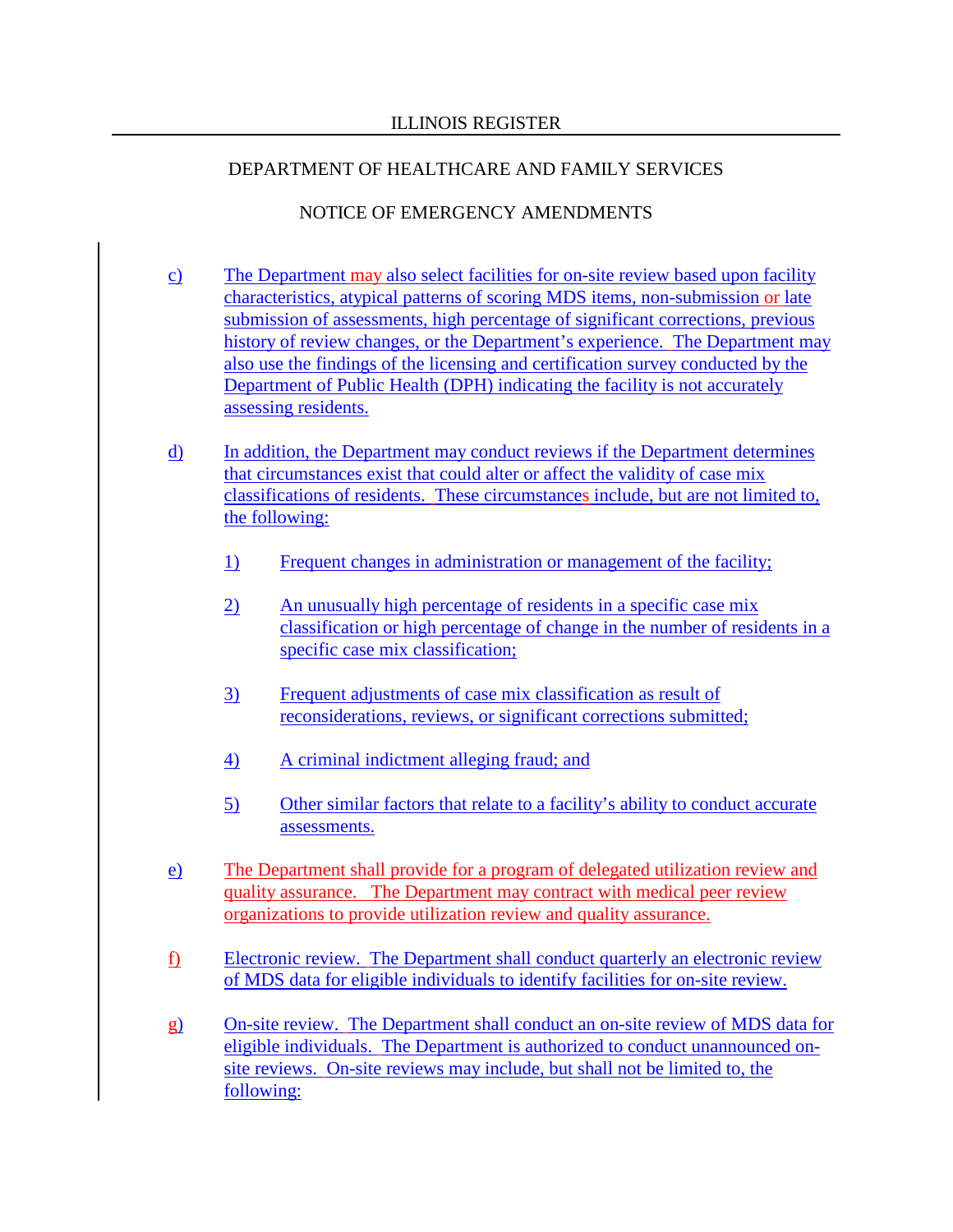ILLINOIS REGISTER

DEPARTMENT OF HEALTHCARE AND FAMILY SERVICES

NOTICE OF EMERGENCY AMENDMENTS

c) The Department may also select facilities for on-site review based upon facility characteristics, atypical patterns of scoring MDS items, non-submission or late submission of assessments, high percentage of significant corrections, previous history of review changes, or the Department's experience. The Department may also use the findings of the licensing and certification survey conducted by the Department of Public Health (DPH) indicating the facility is not accurately assessing residents.

d) In addition, the Department may conduct reviews if the Department determines that circumstances exist that could alter or affect the validity of case mix classifications of residents. These circumstances include, but are not limited to, the following:

1) Frequent changes in administration or management of the facility;

2) An unusually high percentage of residents in a specific case mix classification or high percentage of change in the number of residents in a specific case mix classification;

3) Frequent adjustments of case mix classification as result of reconsiderations, reviews, or significant corrections submitted;

4) A criminal indictment alleging fraud; and

5) Other similar factors that relate to a facility's ability to conduct accurate assessments.

e) The Department shall provide for a program of delegated utilization review and quality assurance. The Department may contract with medical peer review organizations to provide utilization review and quality assurance.

f) Electronic review. The Department shall conduct quarterly an electronic review of MDS data for eligible individuals to identify facilities for on-site review.

g) On-site review. The Department shall conduct an on-site review of MDS data for eligible individuals. The Department is authorized to conduct unannounced on-site reviews. On-site reviews may include, but shall not be limited to, the following: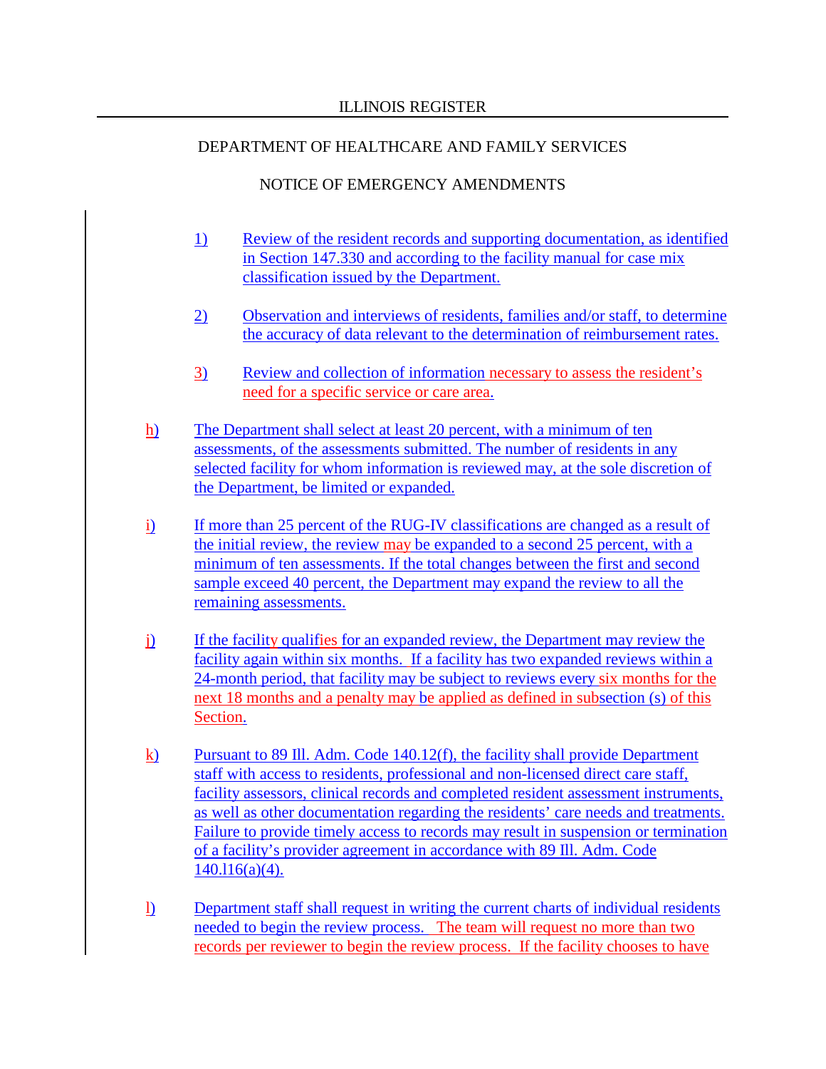1) Review of the resident records and supporting documentation, as identified in Section 147.330 and according to the facility manual for case mix classification issued by the Department.

2) Observation and interviews of residents, families and/or staff, to determine the accuracy of data relevant to the determination of reimbursement rates.

3) Review and collection of information necessary to assess the resident's need for a specific service or care area.

h) The Department shall select at least 20 percent, with a minimum of ten assessments, of the assessments submitted. The number of residents in any selected facility for whom information is reviewed may, at the sole discretion of the Department, be limited or expanded.

i) If more than 25 percent of the RUG-IV classifications are changed as a result of the initial review, the review may be expanded to a second 25 percent, with a minimum of ten assessments. If the total changes between the first and second sample exceed 40 percent, the Department may expand the review to all the remaining assessments.

j) If the facility qualifies for an expanded review, the Department may review the facility again within six months. If a facility has two expanded reviews within a 24-month period, that facility may be subject to reviews every six months for the next 18 months and a penalty may be applied as defined in subsection (s) of this Section.

k) Pursuant to 89 Ill. Adm. Code 140.12(f), the facility shall provide Department staff with access to residents, professional and non-licensed direct care staff, facility assessors, clinical records and completed resident assessment instruments, as well as other documentation regarding the residents' care needs and treatments. Failure to provide timely access to records may result in suspension or termination of a facility's provider agreement in accordance with 89 Ill. Adm. Code 140.116(a)(4).

l) Department staff shall request in writing the current charts of individual residents needed to begin the review process. The team will request no more than two records per reviewer to begin the review process. If the facility chooses to have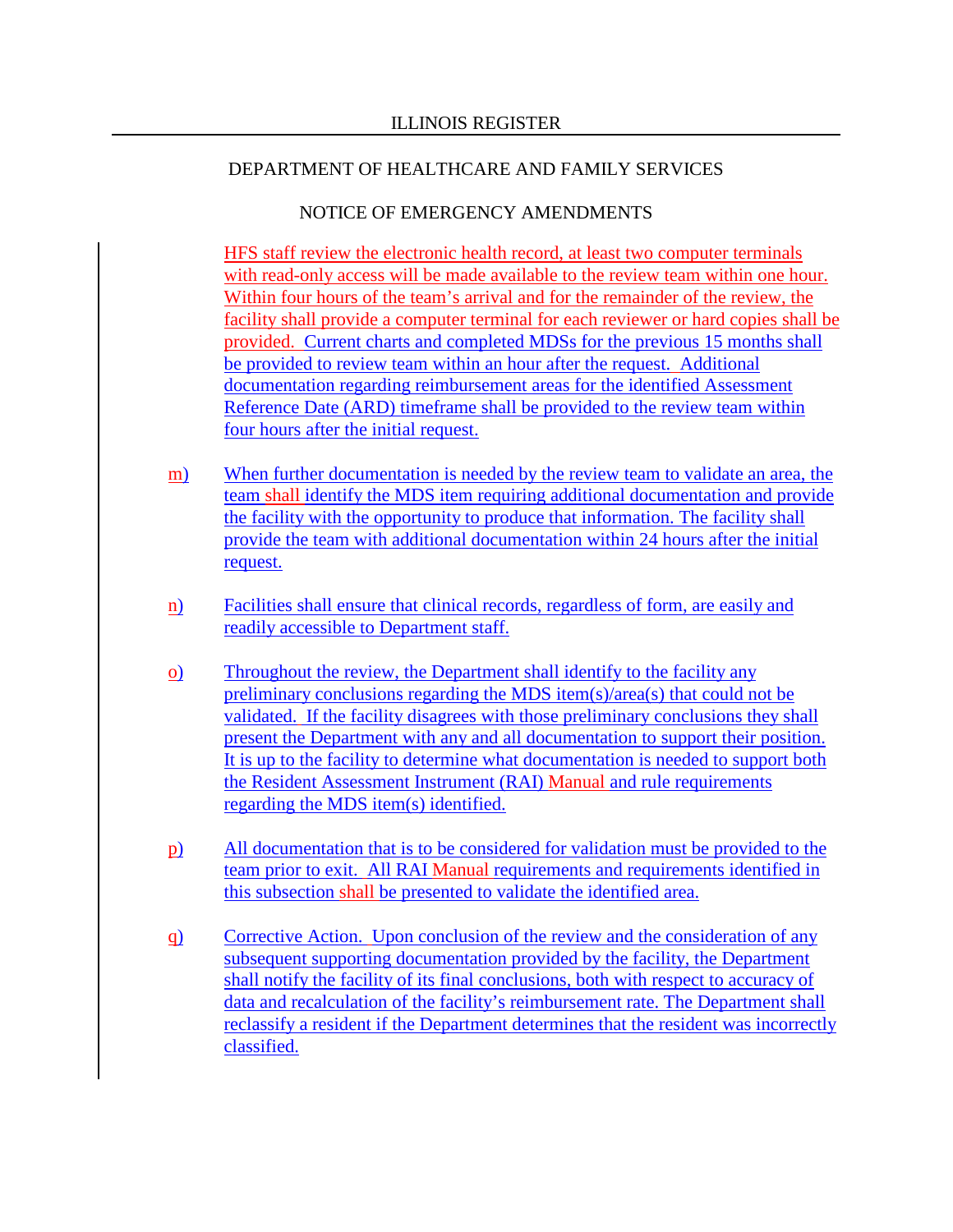HFS staff review the electronic health record, at least two computer terminals with read-only access will be made available to the review team within one hour. Within four hours of the team's arrival and for the remainder of the review, the facility shall provide a computer terminal for each reviewer or hard copies shall be provided. Current charts and completed MDSs for the previous 15 months shall be provided to review team within an hour after the request. Additional documentation regarding reimbursement areas for the identified Assessment Reference Date (ARD) timeframe shall be provided to the review team within four hours after the initial request.

m) When further documentation is needed by the review team to validate an area, the team shall identify the MDS item requiring additional documentation and provide the facility with the opportunity to produce that information. The facility shall provide the team with additional documentation within 24 hours after the initial request.

n) Facilities shall ensure that clinical records, regardless of form, are easily and readily accessible to Department staff.

o) Throughout the review, the Department shall identify to the facility any preliminary conclusions regarding the MDS item(s)/area(s) that could not be validated. If the facility disagrees with those preliminary conclusions they shall present the Department with any and all documentation to support their position. It is up to the facility to determine what documentation is needed to support both the Resident Assessment Instrument (RAI) Manual and rule requirements regarding the MDS item(s) identified.

p) All documentation that is to be considered for validation must be provided to the team prior to exit. All RAI Manual requirements and requirements identified in this subsection shall be presented to validate the identified area.

q) Corrective Action. Upon conclusion of the review and the consideration of any subsequent supporting documentation provided by the facility, the Department shall notify the facility of its final conclusions, both with respect to accuracy of data and recalculation of the facility's reimbursement rate. The Department shall reclassify a resident if the Department determines that the resident was incorrectly classified.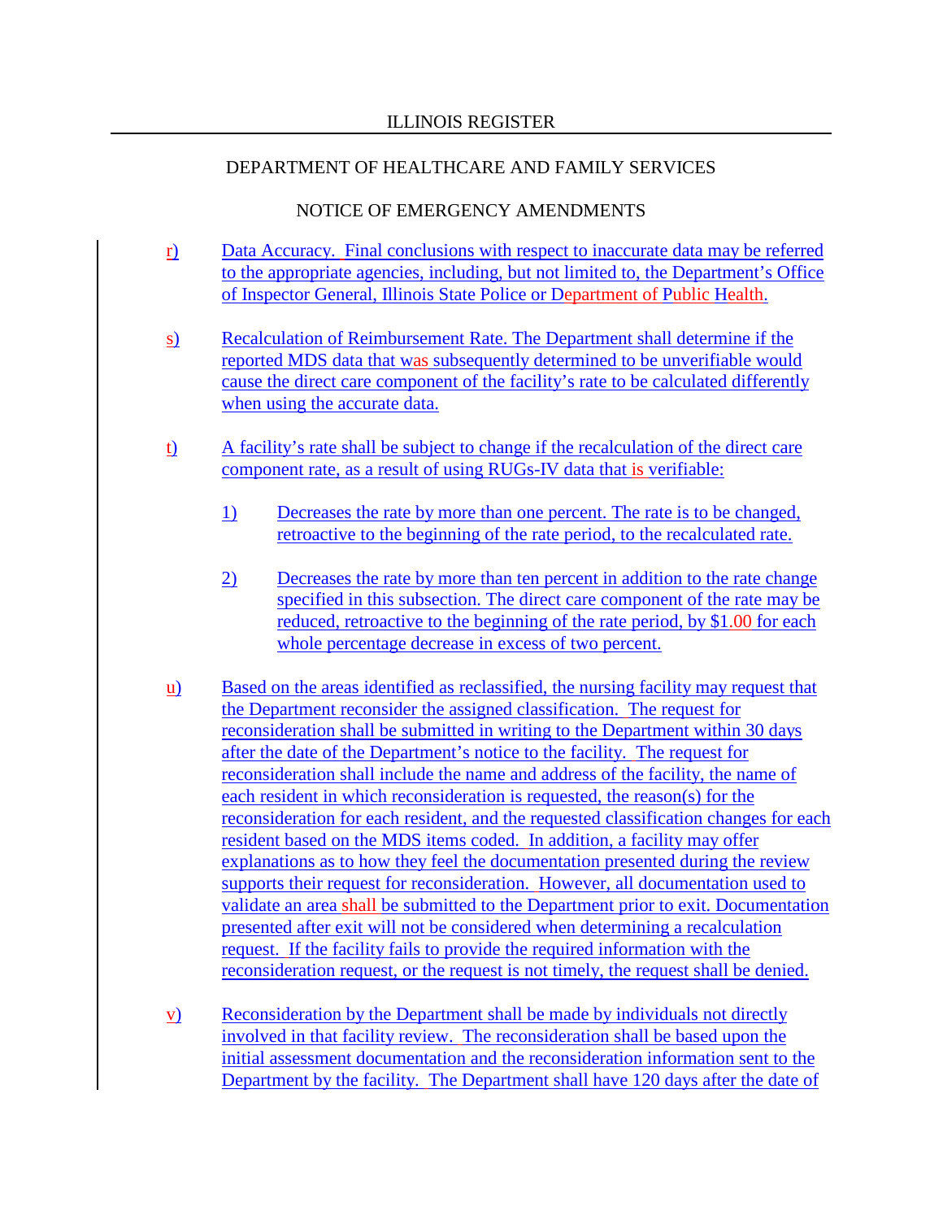r) Data Accuracy. Final conclusions with respect to inaccurate data may be referred to the appropriate agencies, including, but not limited to, the Department's Office of Inspector General, Illinois State Police or Department of Public Health.

s) Recalculation of Reimbursement Rate. The Department shall determine if the reported MDS data that was subsequently determined to be unverifiable would cause the direct care component of the facility's rate to be calculated differently when using the accurate data.

t) A facility's rate shall be subject to change if the recalculation of the direct care component rate, as a result of using RUGs-IV data that is verifiable:

   1) Decreases the rate by more than one percent. The rate is to be changed, retroactive to the beginning of the rate period, to the recalculated rate.

   2) Decreases the rate by more than ten percent in addition to the rate change specified in this subsection. The direct care component of the rate may be reduced, retroactive to the beginning of the rate period, by $1.00 for each whole percentage decrease in excess of two percent.

u) Based on the areas identified as reclassified, the nursing facility may request that the Department reconsider the assigned classification. The request for reconsideration shall be submitted in writing to the Department within 30 days after the date of the Department's notice to the facility. The request for reconsideration shall include the name and address of the facility, the name of each resident in which reconsideration is requested, the reason(s) for the reconsideration for each resident, and the requested classification changes for each resident based on the MDS items coded. In addition, a facility may offer explanations as to how they feel the documentation presented during the review supports their request for reconsideration. However, all documentation used to validate an area shall be submitted to the Department prior to exit. Documentation presented after exit will not be considered when determining a recalculation request. If the facility fails to provide the required information with the reconsideration request, or the request is not timely, the request shall be denied.

v) Reconsideration by the Department shall be made by individuals not directly involved in that facility review. The reconsideration shall be based upon the initial assessment documentation and the reconsideration information sent to the Department by the facility. The Department shall have 120 days after the date of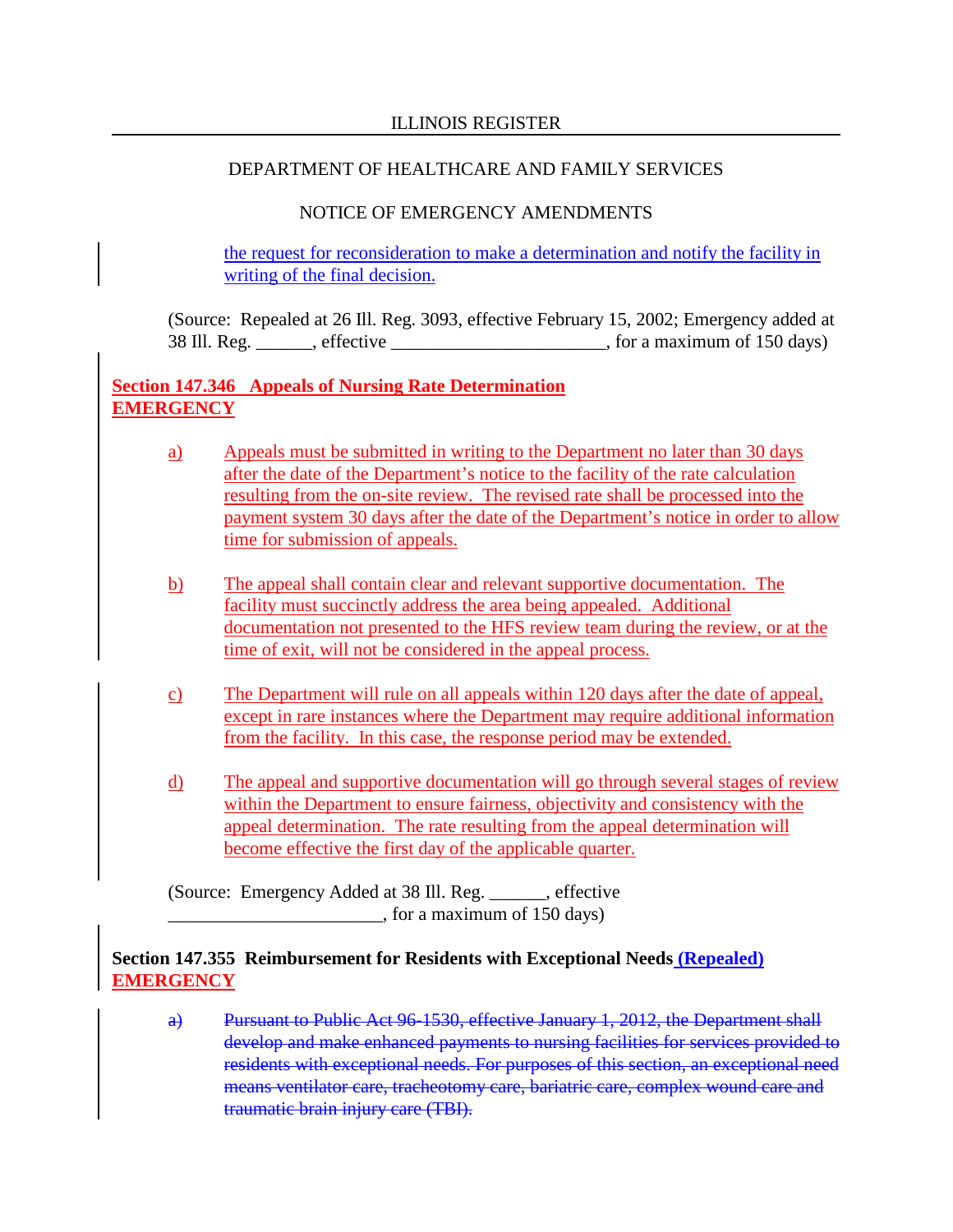the request for reconsideration to make a determination and notify the facility in writing of the final decision.

(Source: Repealed at 26 Ill. Reg. 3093, effective February 15, 2002; Emergency added at 38 Ill. Reg. ______, effective ______________________, for a maximum of 150 days)

**Section 147.346 Appeals of Nursing Rate Determination**
**EMERGENCY**

a) Appeals must be submitted in writing to the Department no later than 30 days after the date of the Department's notice to the facility of the rate calculation resulting from the on-site review. The revised rate shall be processed into the payment system 30 days after the date of the Department's notice in order to allow time for submission of appeals.

b) The appeal shall contain clear and relevant supportive documentation. The facility must succinctly address the area being appealed. Additional documentation not presented to the HFS review team during the review, or at the time of exit, will not be considered in the appeal process.

c) The Department will rule on all appeals within 120 days after the date of appeal, except in rare instances where the Department may require additional information from the facility. In this case, the response period may be extended.

d) The appeal and supportive documentation will go through several stages of review within the Department to ensure fairness, objectivity and consistency with the appeal determination. The rate resulting from the appeal determination will become effective the first day of the applicable quarter.

(Source: Emergency Added at 38 Ill. Reg. ______, effective ______________________, for a maximum of 150 days)

**Section 147.355 Reimbursement for Residents with Exceptional Needs (Repealed)**
**EMERGENCY**

~~a) Pursuant to Public Act 96-1530, effective January 1, 2012, the Department shall develop and make enhanced payments to nursing facilities for services provided to residents with exceptional needs. For purposes of this section, an exceptional need means ventilator care, tracheotomy care, bariatric care, complex wound care and traumatic brain injury care (TBI).~~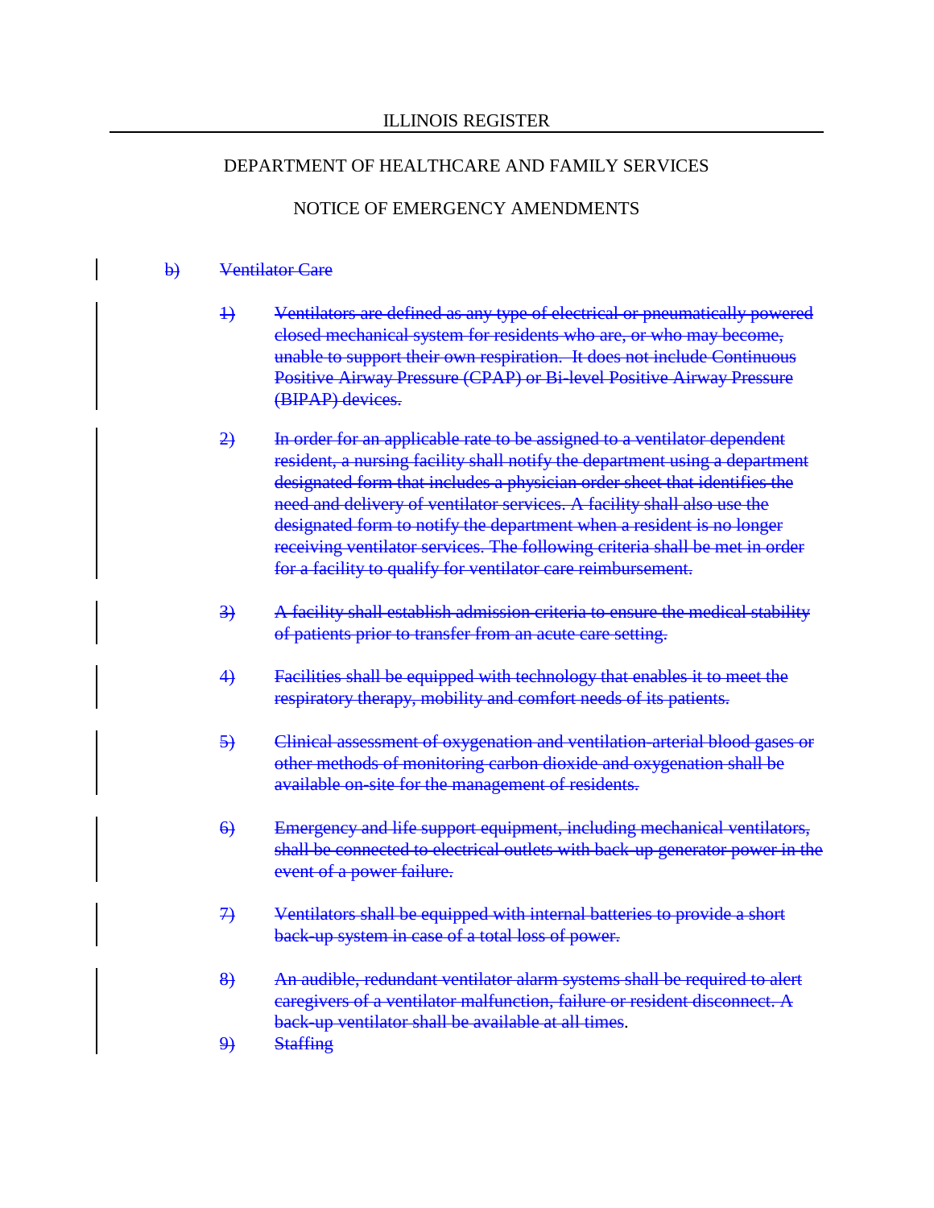b) ~~Ventilator Care~~

1) ~~Ventilators are defined as any type of electrical or pneumatically powered closed mechanical system for residents who are, or who may become, unable to support their own respiration. It does not include Continuous Positive Airway Pressure (CPAP) or Bi-level Positive Airway Pressure (BIPAP) devices.~~

2) ~~In order for an applicable rate to be assigned to a ventilator dependent resident, a nursing facility shall notify the department using a department designated form that includes a physician order sheet that identifies the need and delivery of ventilator services. A facility shall also use the designated form to notify the department when a resident is no longer receiving ventilator services. The following criteria shall be met in order for a facility to qualify for ventilator care reimbursement.~~

3) ~~A facility shall establish admission criteria to ensure the medical stability of patients prior to transfer from an acute care setting.~~

4) ~~Facilities shall be equipped with technology that enables it to meet the respiratory therapy, mobility and comfort needs of its patients.~~

5) ~~Clinical assessment of oxygenation and ventilation-arterial blood gases or other methods of monitoring carbon dioxide and oxygenation shall be available on-site for the management of residents.~~

6) ~~Emergency and life support equipment, including mechanical ventilators, shall be connected to electrical outlets with back-up generator power in the event of a power failure.~~

7) ~~Ventilators shall be equipped with internal batteries to provide a short back-up system in case of a total loss of power.~~

8) ~~An audible, redundant ventilator alarm systems shall be required to alert caregivers of a ventilator malfunction, failure or resident disconnect. A back-up ventilator shall be available at all times~~.

9) ~~Staffing~~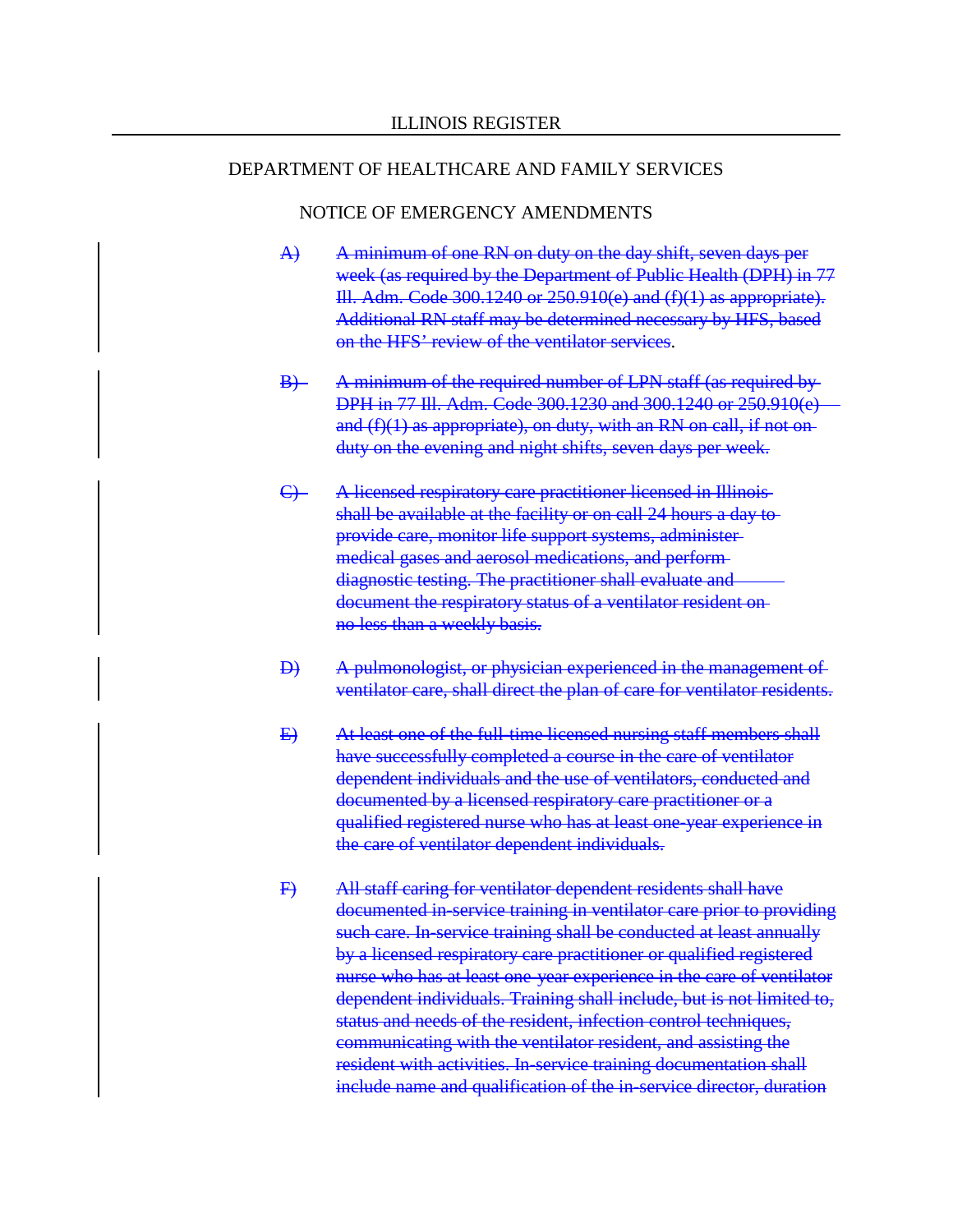A) ~~A minimum of one RN on duty on the day shift, seven days per week (as required by the Department of Public Health (DPH) in 77 Ill. Adm. Code 300.1240 or 250.910(e) and (f)(1) as appropriate). Additional RN staff may be determined necessary by HFS, based on the HFS' review of the ventilator services~~.

B) ~~A minimum of the required number of LPN staff (as required by DPH in 77 Ill. Adm. Code 300.1230 and 300.1240 or 250.910(e) and (f)(1) as appropriate), on duty, with an RN on call, if not on duty on the evening and night shifts, seven days per week.~~

C) ~~A licensed respiratory care practitioner licensed in Illinois shall be available at the facility or on call 24 hours a day to provide care, monitor life support systems, administer medical gases and aerosol medications, and perform diagnostic testing. The practitioner shall evaluate and document the respiratory status of a ventilator resident on no less than a weekly basis.~~

D) ~~A pulmonologist, or physician experienced in the management of ventilator care, shall direct the plan of care for ventilator residents.~~

E) ~~At least one of the full-time licensed nursing staff members shall have successfully completed a course in the care of ventilator dependent individuals and the use of ventilators, conducted and documented by a licensed respiratory care practitioner or a qualified registered nurse who has at least one-year experience in the care of ventilator dependent individuals.~~

F) ~~All staff caring for ventilator dependent residents shall have documented in-service training in ventilator care prior to providing such care. In-service training shall be conducted at least annually by a licensed respiratory care practitioner or qualified registered nurse who has at least one-year experience in the care of ventilator dependent individuals. Training shall include, but is not limited to, status and needs of the resident, infection control techniques, communicating with the ventilator resident, and assisting the resident with activities. In-service training documentation shall include name and qualification of the in-service director, duration~~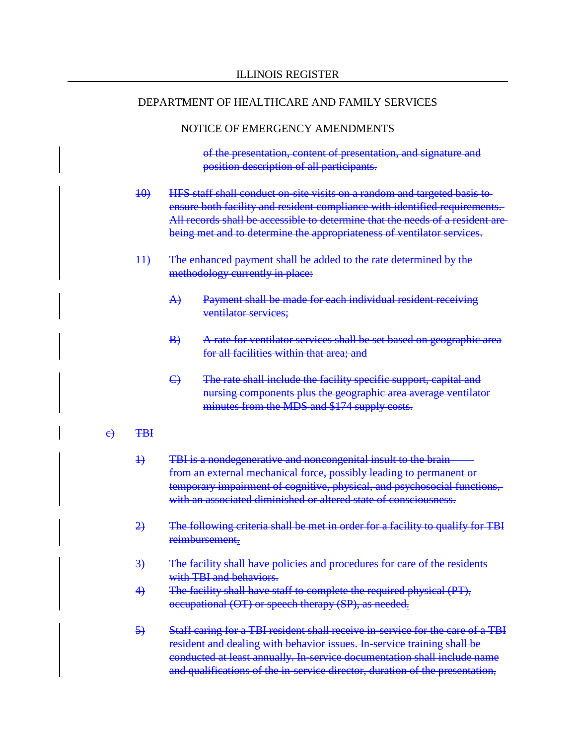ILLINOIS REGISTER

DEPARTMENT OF HEALTHCARE AND FAMILY SERVICES

NOTICE OF EMERGENCY AMENDMENTS

~~of the presentation, content of presentation, and signature and position description of all participants.~~

~~10) HFS staff shall conduct on-site visits on a random and targeted basis to ensure both facility and resident compliance with identified requirements. All records shall be accessible to determine that the needs of a resident are being met and to determine the appropriateness of ventilator services.~~

~~11) The enhanced payment shall be added to the rate determined by the methodology currently in place:~~

~~A) Payment shall be made for each individual resident receiving ventilator services;~~

~~B) A rate for ventilator services shall be set based on geographic area for all facilities within that area; and~~

~~C) The rate shall include the facility specific support, capital and nursing components plus the geographic area average ventilator minutes from the MDS and $174 supply costs.~~

~~c) TBI~~

~~1) TBI is a nondegenerative and noncongenital insult to the brain from an external mechanical force, possibly leading to permanent or temporary impairment of cognitive, physical, and psychosocial functions, with an associated diminished or altered state of consciousness.~~

~~2) The following criteria shall be met in order for a facility to qualify for TBI reimbursement.~~

~~3) The facility shall have policies and procedures for care of the residents with TBI and behaviors.~~

~~4) The facility shall have staff to complete the required physical (PT), occupational (OT) or speech therapy (SP), as needed.~~

~~5) Staff caring for a TBI resident shall receive in-service for the care of a TBI resident and dealing with behavior issues. In-service training shall be conducted at least annually. In-service documentation shall include name and qualifications of the in-service director, duration of the presentation,~~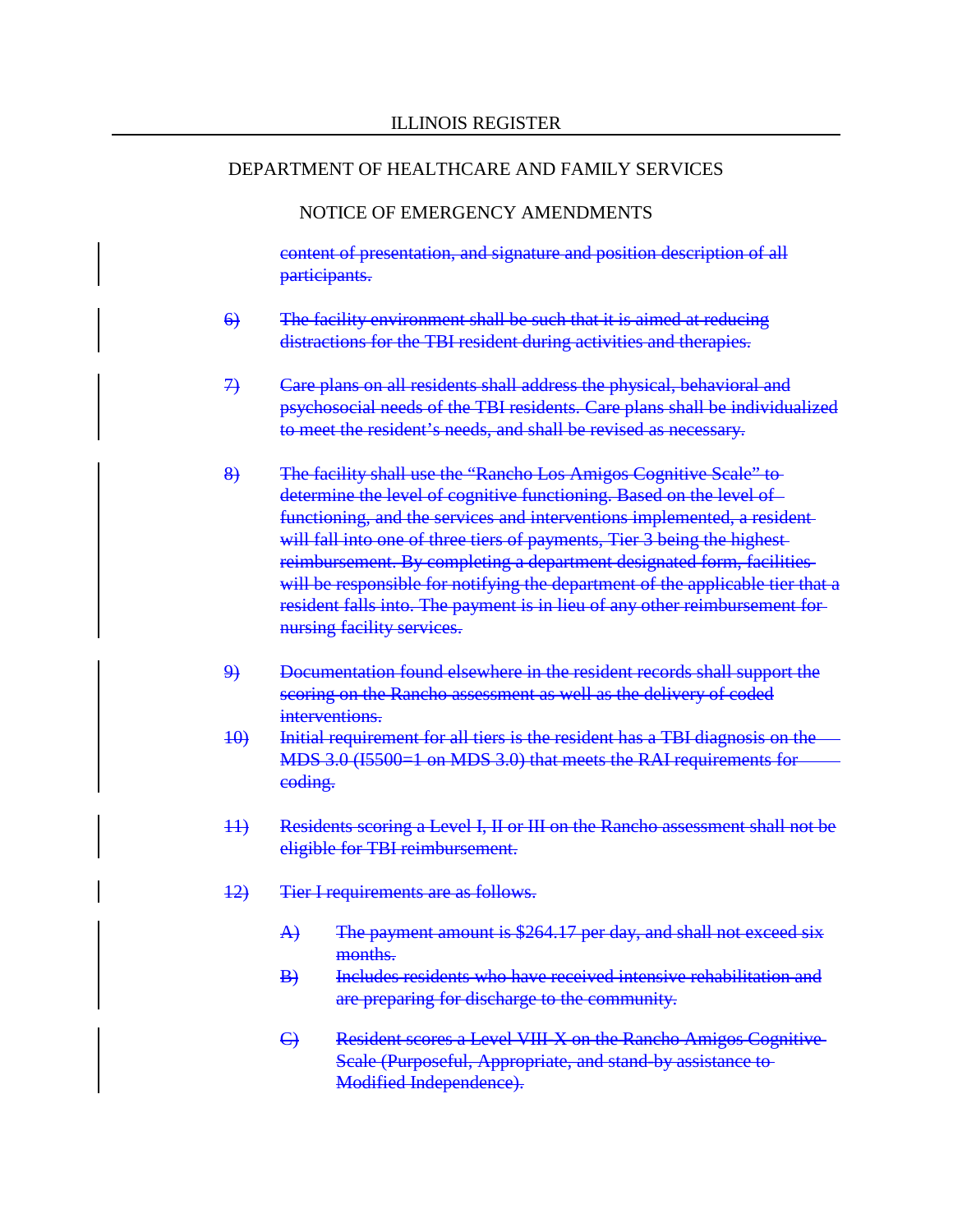ILLINOIS REGISTER

DEPARTMENT OF HEALTHCARE AND FAMILY SERVICES

NOTICE OF EMERGENCY AMENDMENTS

~~content of presentation, and signature and position description of all participants.~~

~~6) The facility environment shall be such that it is aimed at reducing distractions for the TBI resident during activities and therapies.~~

~~7) Care plans on all residents shall address the physical, behavioral and psychosocial needs of the TBI residents. Care plans shall be individualized to meet the resident's needs, and shall be revised as necessary.~~

~~8) The facility shall use the "Rancho Los Amigos Cognitive Scale" to determine the level of cognitive functioning. Based on the level of functioning, and the services and interventions implemented, a resident will fall into one of three tiers of payments, Tier 3 being the highest reimbursement. By completing a department designated form, facilities will be responsible for notifying the department of the applicable tier that a resident falls into. The payment is in lieu of any other reimbursement for nursing facility services.~~

~~9) Documentation found elsewhere in the resident records shall support the scoring on the Rancho assessment as well as the delivery of coded interventions.~~

~~10) Initial requirement for all tiers is the resident has a TBI diagnosis on the MDS 3.0 (I5500=1 on MDS 3.0) that meets the RAI requirements for coding.~~

~~11) Residents scoring a Level I, II or III on the Rancho assessment shall not be eligible for TBI reimbursement.~~

~~12) Tier I requirements are as follows.~~

~~A) The payment amount is $264.17 per day, and shall not exceed six months.~~

~~B) Includes residents who have received intensive rehabilitation and are preparing for discharge to the community.~~

~~C) Resident scores a Level VIII-X on the Rancho Amigos Cognitive Scale (Purposeful, Appropriate, and stand-by assistance to Modified Independence).~~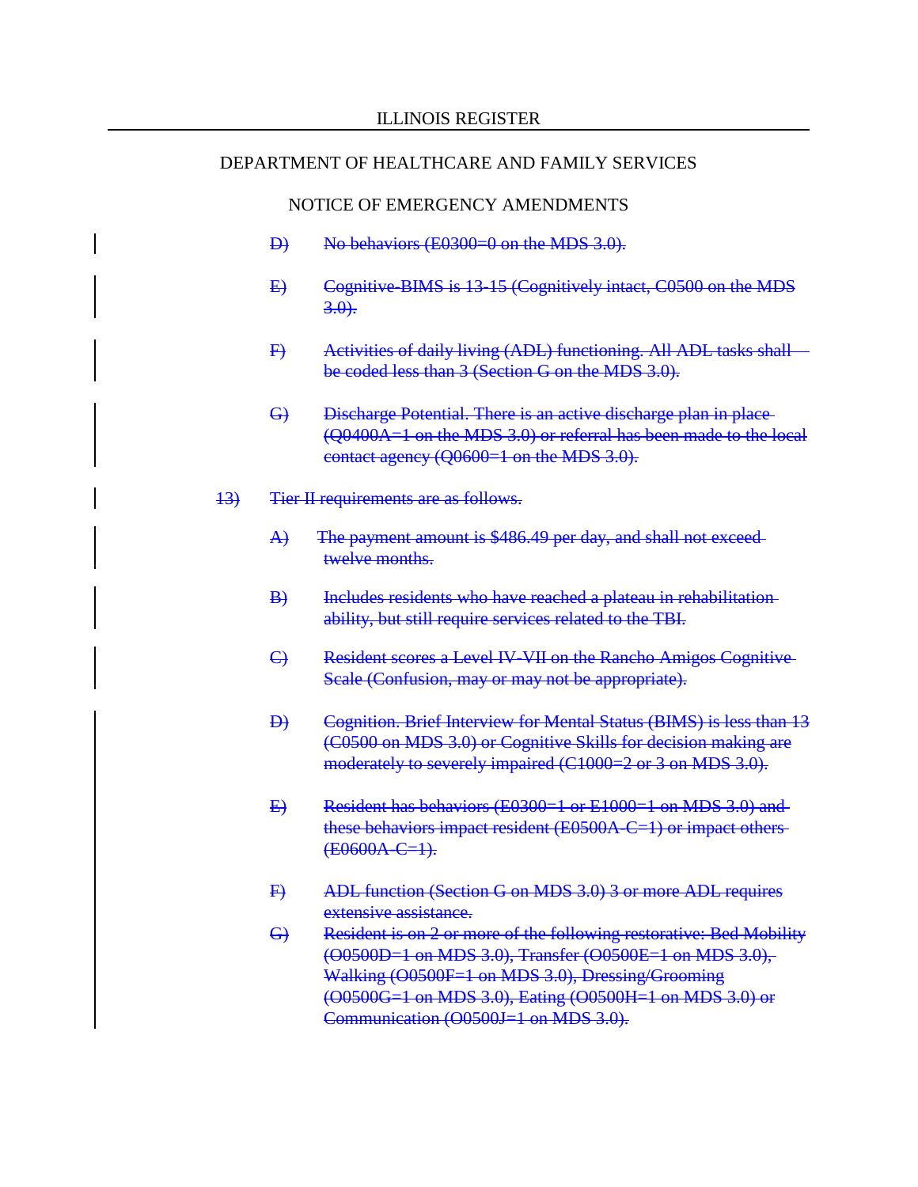ILLINOIS REGISTER

DEPARTMENT OF HEALTHCARE AND FAMILY SERVICES

NOTICE OF EMERGENCY AMENDMENTS

~~D) No behaviors (E0300=0 on the MDS 3.0).~~

~~E) Cognitive-BIMS is 13-15 (Cognitively intact, C0500 on the MDS 3.0).~~

~~F) Activities of daily living (ADL) functioning. All ADL tasks shall be coded less than 3 (Section G on the MDS 3.0).~~

~~G) Discharge Potential. There is an active discharge plan in place (Q0400A=1 on the MDS 3.0) or referral has been made to the local contact agency (Q0600=1 on the MDS 3.0).~~

~~13) Tier II requirements are as follows.~~

~~A) The payment amount is $486.49 per day, and shall not exceed twelve months.~~

~~B) Includes residents who have reached a plateau in rehabilitation ability, but still require services related to the TBI.~~

~~C) Resident scores a Level IV-VII on the Rancho Amigos Cognitive Scale (Confusion, may or may not be appropriate).~~

~~D) Cognition. Brief Interview for Mental Status (BIMS) is less than 13 (C0500 on MDS 3.0) or Cognitive Skills for decision making are moderately to severely impaired (C1000=2 or 3 on MDS 3.0).~~

~~E) Resident has behaviors (E0300=1 or E1000=1 on MDS 3.0) and these behaviors impact resident (E0500A-C=1) or impact others (E0600A-C=1).~~

~~F) ADL function (Section G on MDS 3.0) 3 or more ADL requires extensive assistance.~~

~~G) Resident is on 2 or more of the following restorative: Bed Mobility (O0500D=1 on MDS 3.0), Transfer (O0500E=1 on MDS 3.0), Walking (O0500F=1 on MDS 3.0), Dressing/Grooming (O0500G=1 on MDS 3.0), Eating (O0500H=1 on MDS 3.0) or Communication (O0500J=1 on MDS 3.0).~~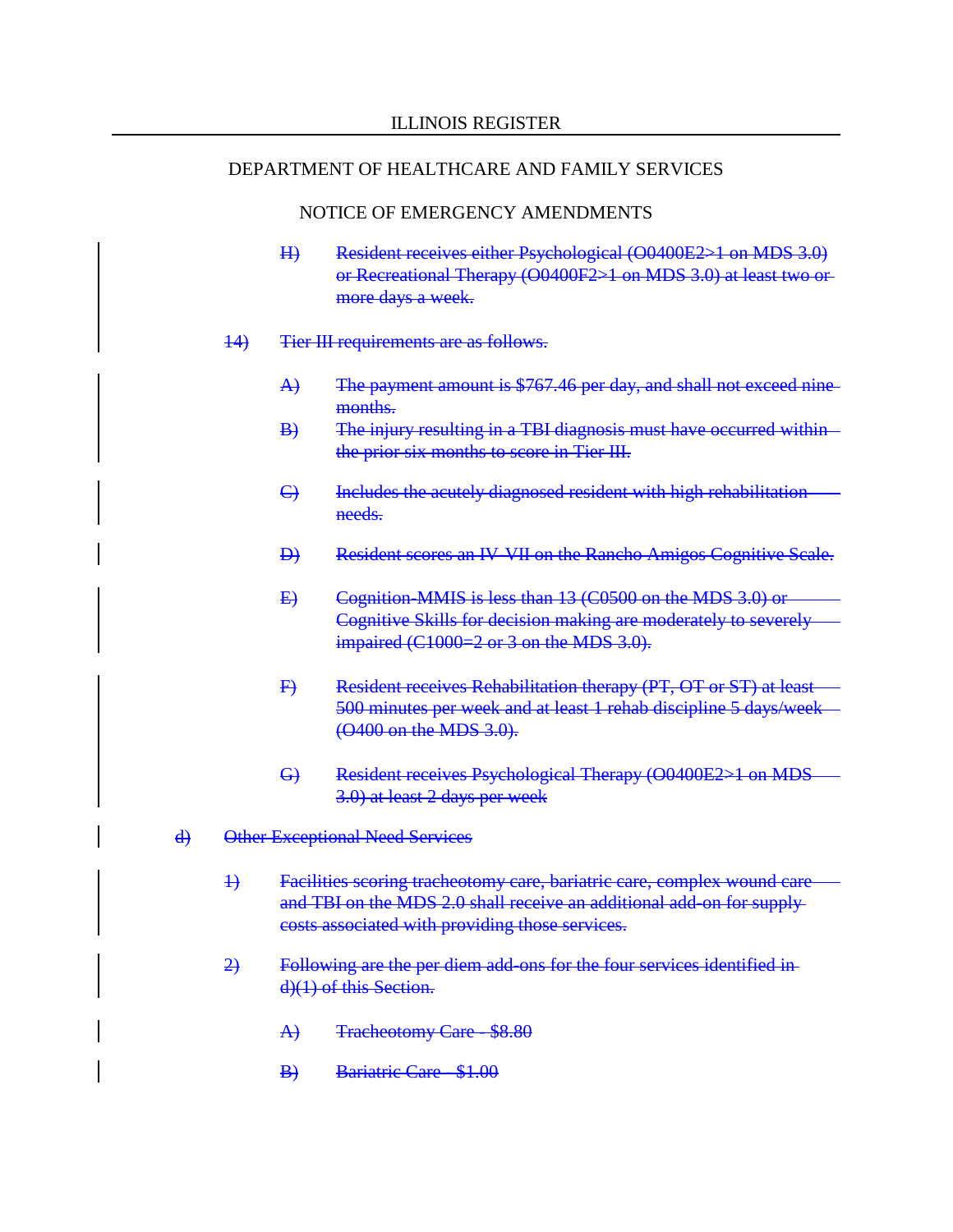ILLINOIS REGISTER

DEPARTMENT OF HEALTHCARE AND FAMILY SERVICES

NOTICE OF EMERGENCY AMENDMENTS

H) ~~Resident receives either Psychological (O0400E2>1 on MDS 3.0) or Recreational Therapy (O0400F2>1 on MDS 3.0) at least two or more days a week.~~

14) ~~Tier III requirements are as follows.~~

A) ~~The payment amount is $767.46 per day, and shall not exceed nine months.~~

B) ~~The injury resulting in a TBI diagnosis must have occurred within the prior six months to score in Tier III.~~

C) ~~Includes the acutely diagnosed resident with high rehabilitation needs.~~

D) ~~Resident scores an IV-VII on the Rancho Amigos Cognitive Scale.~~

E) ~~Cognition-MMIS is less than 13 (C0500 on the MDS 3.0) or Cognitive Skills for decision making are moderately to severely impaired (C1000=2 or 3 on the MDS 3.0).~~

F) ~~Resident receives Rehabilitation therapy (PT, OT or ST) at least 500 minutes per week and at least 1 rehab discipline 5 days/week (O400 on the MDS 3.0).~~

G) ~~Resident receives Psychological Therapy (O0400E2>1 on MDS 3.0) at least 2 days per week~~

d) ~~Other Exceptional Need Services~~

1) ~~Facilities scoring tracheotomy care, bariatric care, complex wound care and TBI on the MDS 2.0 shall receive an additional add-on for supply costs associated with providing those services.~~

2) ~~Following are the per diem add-ons for the four services identified in d)(1) of this Section.~~

A) ~~Tracheotomy Care - $8.80~~

B) ~~Bariatric Care - $1.00~~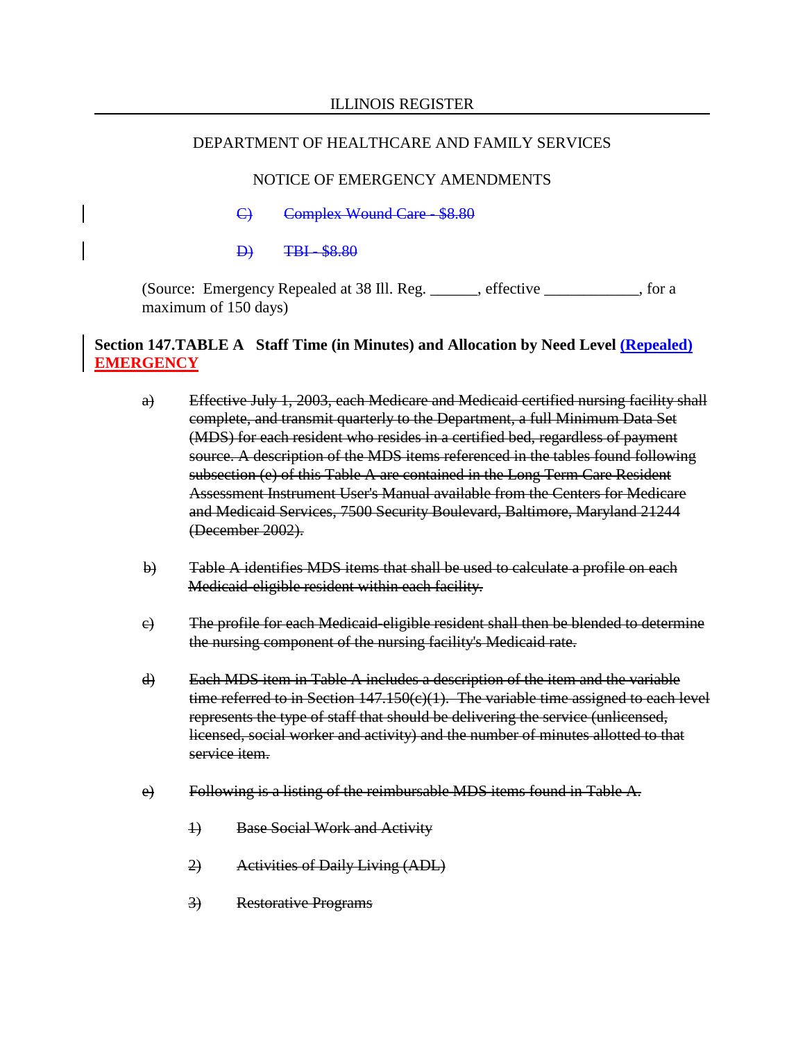ILLINOIS REGISTER

DEPARTMENT OF HEALTHCARE AND FAMILY SERVICES

NOTICE OF EMERGENCY AMENDMENTS

~~C) Complex Wound Care - $8.80~~

~~D) TBI - $8.80~~

(Source: Emergency Repealed at 38 Ill. Reg. ______, effective ____________, for a maximum of 150 days)

**Section 147.TABLE A Staff Time (in Minutes) and Allocation by Need Level (Repealed) EMERGENCY**

~~a) Effective July 1, 2003, each Medicare and Medicaid certified nursing facility shall complete, and transmit quarterly to the Department, a full Minimum Data Set (MDS) for each resident who resides in a certified bed, regardless of payment source. A description of the MDS items referenced in the tables found following subsection (e) of this Table A are contained in the Long Term Care Resident Assessment Instrument User's Manual available from the Centers for Medicare and Medicaid Services, 7500 Security Boulevard, Baltimore, Maryland 21244 (December 2002).~~

~~b) Table A identifies MDS items that shall be used to calculate a profile on each Medicaid-eligible resident within each facility.~~

~~c) The profile for each Medicaid-eligible resident shall then be blended to determine the nursing component of the nursing facility's Medicaid rate.~~

~~d) Each MDS item in Table A includes a description of the item and the variable time referred to in Section 147.150(c)(1). The variable time assigned to each level represents the type of staff that should be delivering the service (unlicensed, licensed, social worker and activity) and the number of minutes allotted to that service item.~~

~~e) Following is a listing of the reimbursable MDS items found in Table A.~~

~~1) Base Social Work and Activity~~

~~2) Activities of Daily Living (ADL)~~

~~3) Restorative Programs~~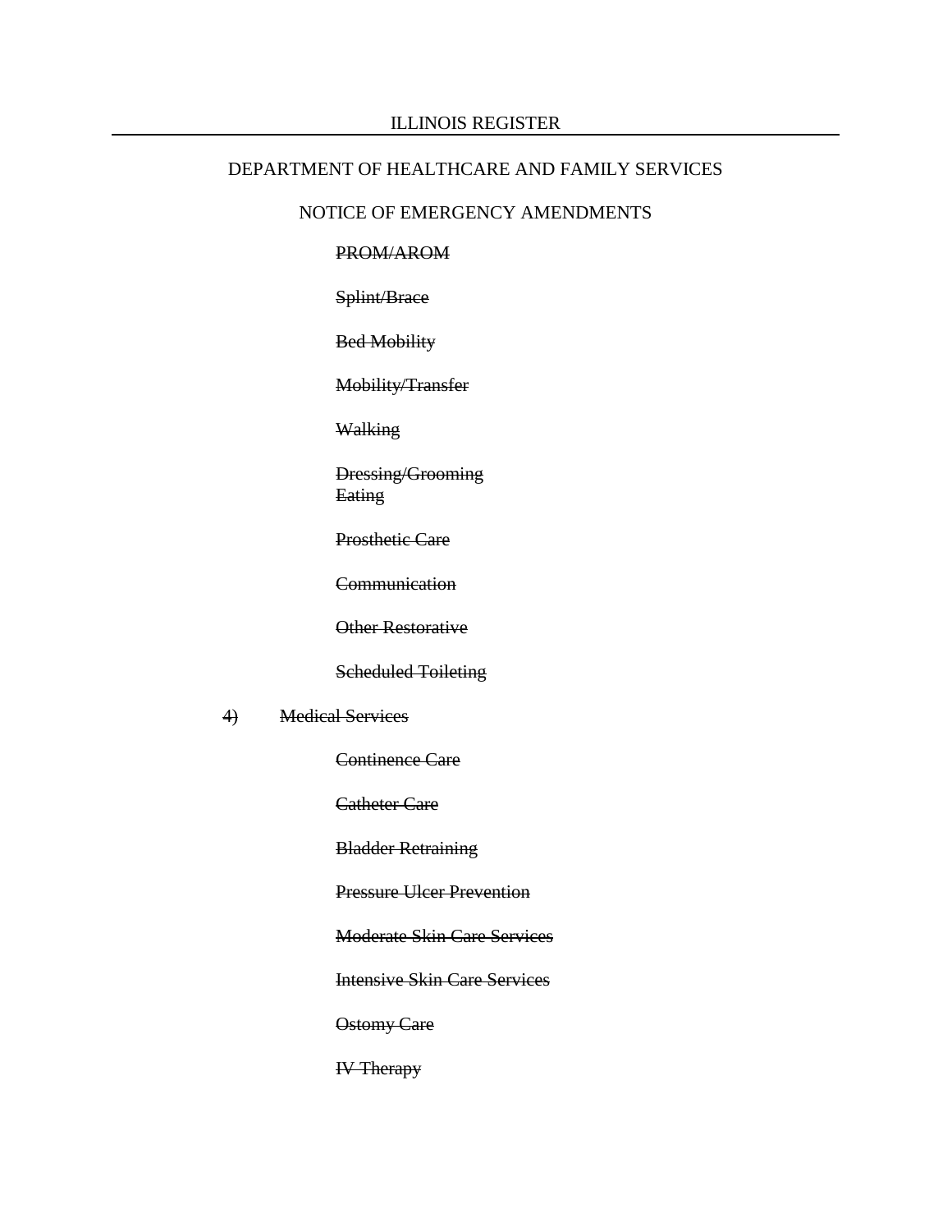~~PROM/AROM~~

~~Splint/Brace~~

~~Bed Mobility~~

~~Mobility/Transfer~~

~~Walking~~

~~Dressing/Grooming~~
~~Eating~~

~~Prosthetic Care~~

~~Communication~~

~~Other Restorative~~

~~Scheduled Toileting~~

~~4) Medical Services~~

~~Continence Care~~

~~Catheter Care~~

~~Bladder Retraining~~

~~Pressure Ulcer Prevention~~

~~Moderate Skin Care Services~~

~~Intensive Skin Care Services~~

~~Ostomy Care~~

~~IV Therapy~~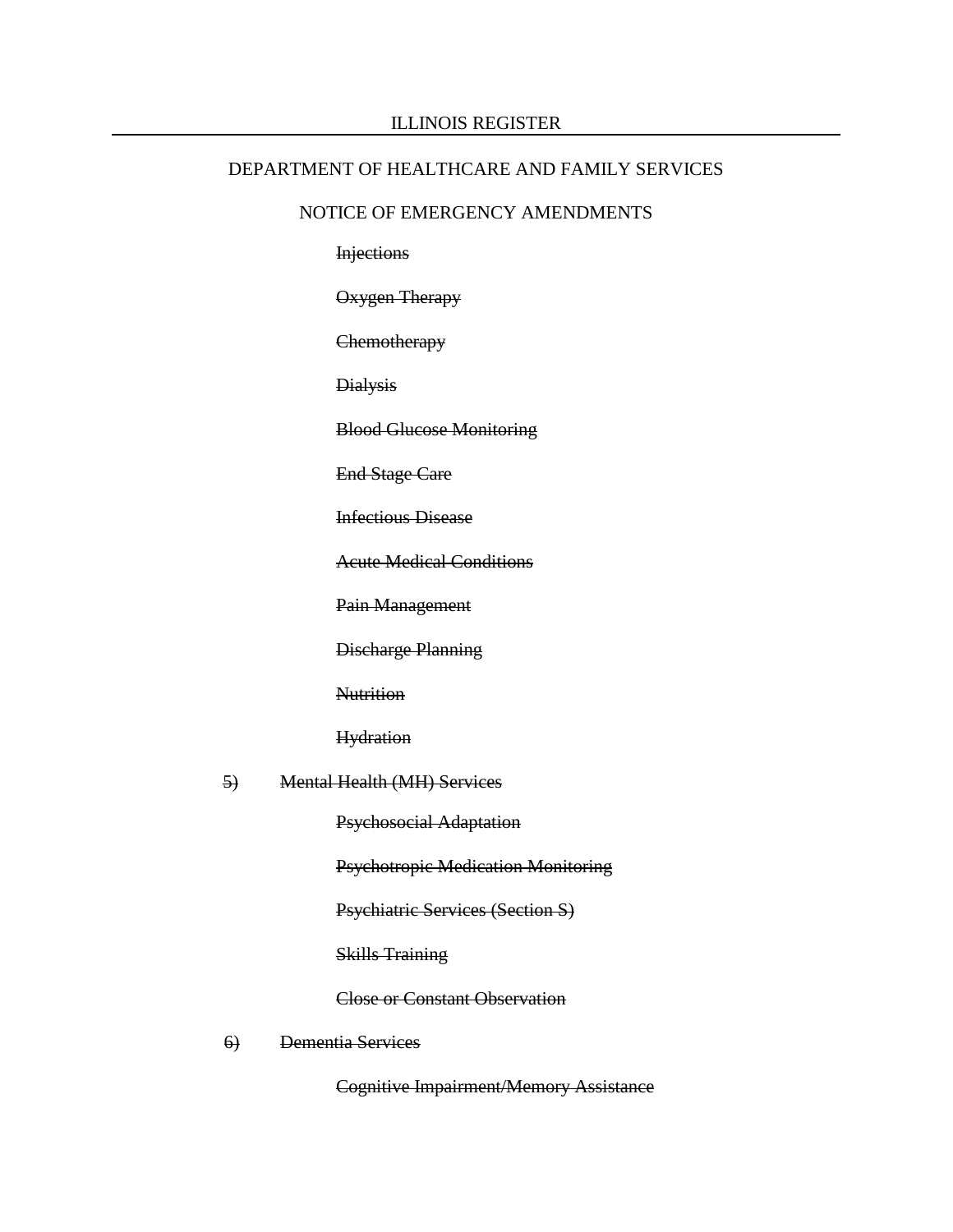~~Injections~~

~~Oxygen Therapy~~

~~Chemotherapy~~

~~Dialysis~~

~~Blood Glucose Monitoring~~

~~End Stage Care~~

~~Infectious Disease~~

~~Acute Medical Conditions~~

~~Pain Management~~

~~Discharge Planning~~

~~Nutrition~~

~~Hydration~~

~~5)~~ ~~Mental Health (MH) Services~~

~~Psychosocial Adaptation~~

~~Psychotropic Medication Monitoring~~

~~Psychiatric Services (Section S)~~

~~Skills Training~~

~~Close or Constant Observation~~

~~6)~~ ~~Dementia Services~~

~~Cognitive Impairment/Memory Assistance~~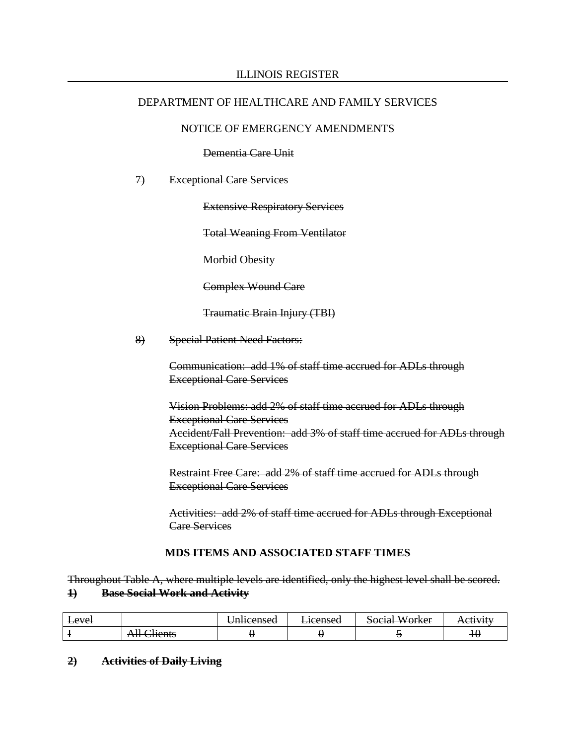Dementia Care Unit

~~7) Exceptional Care Services~~

~~Extensive Respiratory Services~~

~~Total Weaning From Ventilator~~

~~Morbid Obesity~~

~~Complex Wound Care~~

~~Traumatic Brain Injury (TBI)~~

~~8) Special Patient Need Factors:~~

~~Communication: add 1% of staff time accrued for ADLs through Exceptional Care Services~~

~~Vision Problems: add 2% of staff time accrued for ADLs through Exceptional Care Services~~
~~Accident/Fall Prevention: add 3% of staff time accrued for ADLs through Exceptional Care Services~~

~~Restraint Free Care: add 2% of staff time accrued for ADLs through Exceptional Care Services~~

~~Activities: add 2% of staff time accrued for ADLs through Exceptional Care Services~~

**~~MDS ITEMS AND ASSOCIATED STAFF TIMES~~**

~~Throughout Table A, where multiple levels are identified, only the highest level shall be scored.~~

**~~1) Base Social Work and Activity~~**

| ~~Level~~ | | ~~Unlicensed~~ | ~~Licensed~~ | ~~Social Worker~~ | ~~Activity~~ |
|---|---|---|---|---|---|
| ~~I~~ | ~~All Clients~~ | ~~0~~ | ~~0~~ | ~~5~~ | ~~10~~ |

**~~2) Activities of Daily Living~~**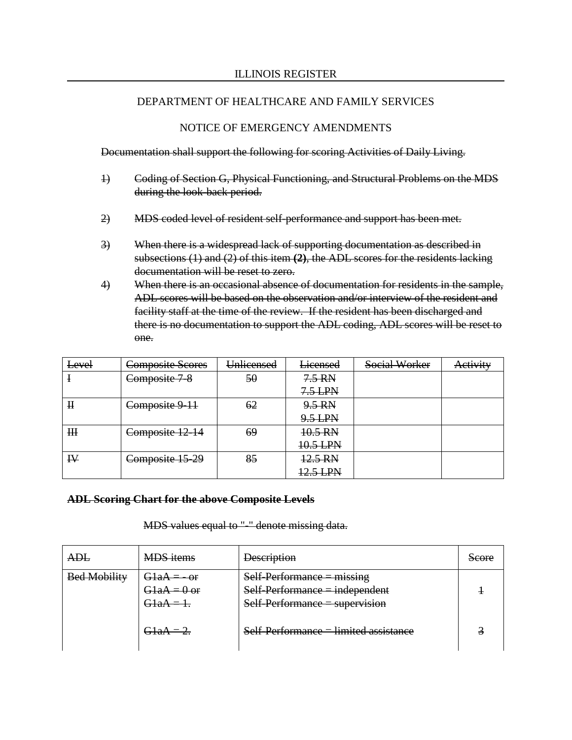ILLINOIS REGISTER

DEPARTMENT OF HEALTHCARE AND FAMILY SERVICES

NOTICE OF EMERGENCY AMENDMENTS

~~Documentation shall support the following for scoring Activities of Daily Living.~~

~~1) Coding of Section G, Physical Functioning, and Structural Problems on the MDS during the look-back period.~~

~~2) MDS coded level of resident self-performance and support has been met.~~

~~3) When there is a widespread lack of supporting documentation as described in subsections (1) and (2) of this item **(2)**, the ADL scores for the residents lacking documentation will be reset to zero.~~

~~4) When there is an occasional absence of documentation for residents in the sample, ADL scores will be based on the observation and/or interview of the resident and facility staff at the time of the review. If the resident has been discharged and there is no documentation to support the ADL coding, ADL scores will be reset to one.~~

| ~~Level~~ | ~~Composite Scores~~ | ~~Unlicensed~~ | ~~Licensed~~ | ~~Social Worker~~ | ~~Activity~~ |
|---|---|---|---|---|---|
| ~~I~~ | ~~Composite 7-8~~ | ~~50~~ | ~~7.5 RN~~<br>~~7.5 LPN~~ | | |
| ~~II~~ | ~~Composite 9-11~~ | ~~62~~ | ~~9.5 RN~~<br>~~9.5 LPN~~ | | |
| ~~III~~ | ~~Composite 12-14~~ | ~~69~~ | ~~10.5 RN~~<br>~~10.5 LPN~~ | | |
| ~~IV~~ | ~~Composite 15-29~~ | ~~85~~ | ~~12.5 RN~~<br>~~12.5 LPN~~ | | |

**~~ADL Scoring Chart for the above Composite Levels~~**

~~MDS values equal to "-" denote missing data.~~

| ~~ADL~~ | ~~MDS items~~ | ~~Description~~ | ~~Score~~ |
|---|---|---|---|
| ~~Bed Mobility~~ | ~~G1aA = - or~~<br>~~G1aA = 0 or~~<br>~~G1aA = 1.~~ | ~~Self-Performance = missing~~<br>~~Self-Performance = independent~~<br>~~Self-Performance = supervision~~ | ~~1~~ |
| | ~~G1aA = 2.~~ | ~~Self-Performance = limited assistance~~ | ~~3~~ |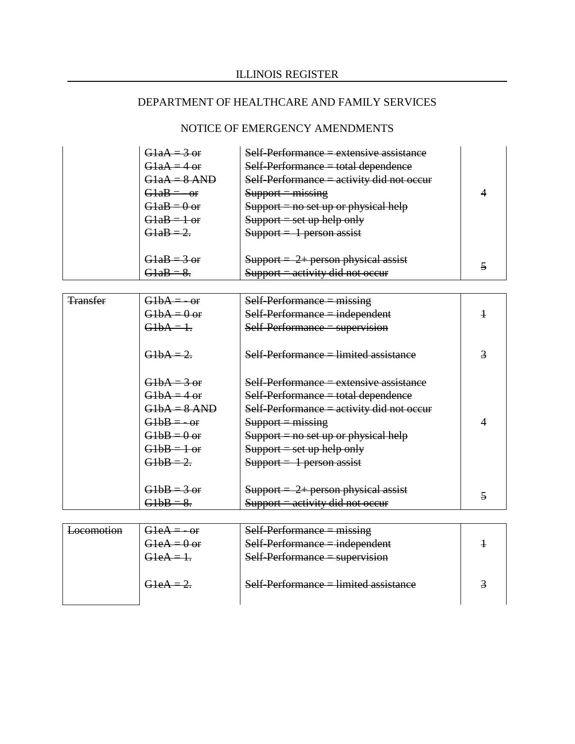| | | | |
|---|---|---|---|
| | ~~G1aA = 3 or~~<br>~~G1aA = 4 or~~<br>~~G1aA = 8 AND~~<br>~~G1aB = - or~~<br>~~G1aB = 0 or~~<br>~~G1aB = 1 or~~<br>~~G1aB = 2.~~ | ~~Self-Performance = extensive assistance~~<br>~~Self-Performance = total dependence~~<br>~~Self-Performance = activity did not occur~~<br>~~Support = missing~~<br>~~Support = no set up or physical help~~<br>~~Support = set up help only~~<br>~~Support = 1 person assist~~ | ~~4~~ |
| | ~~G1aB = 3 or~~<br>~~G1aB = 8.~~ | ~~Support = 2+ person physical assist~~<br>~~Support = activity did not occur~~ | ~~5~~ |

| | | | |
|---|---|---|---|
| ~~Transfer~~ | ~~G1bA = - or~~<br>~~G1bA = 0 or~~<br>~~G1bA = 1.~~ | ~~Self-Performance = missing~~<br>~~Self-Performance = independent~~<br>~~Self-Performance = supervision~~ | ~~1~~ |
| | ~~G1bA = 2.~~ | ~~Self-Performance = limited assistance~~ | ~~3~~ |
| | ~~G1bA = 3 or~~<br>~~G1bA = 4 or~~<br>~~G1bA = 8 AND~~<br>~~G1bB = - or~~<br>~~G1bB = 0 or~~<br>~~G1bB = 1 or~~<br>~~G1bB = 2.~~ | ~~Self-Performance = extensive assistance~~<br>~~Self-Performance = total dependence~~<br>~~Self-Performance = activity did not occur~~<br>~~Support = missing~~<br>~~Support = no set up or physical help~~<br>~~Support = set up help only~~<br>~~Support = 1 person assist~~ | ~~4~~ |
| | ~~G1bB = 3 or~~<br>~~G1bB = 8.~~ | ~~Support = 2+ person physical assist~~<br>~~Support = activity did not occur~~ | ~~5~~ |

| | | | |
|---|---|---|---|
| ~~Locomotion~~ | ~~G1eA = - or~~<br>~~G1eA = 0 or~~<br>~~G1eA = 1.~~ | ~~Self-Performance = missing~~<br>~~Self-Performance = independent~~<br>~~Self-Performance = supervision~~ | ~~1~~ |
| | ~~G1eA = 2.~~ | ~~Self-Performance = limited assistance~~ | ~~3~~ |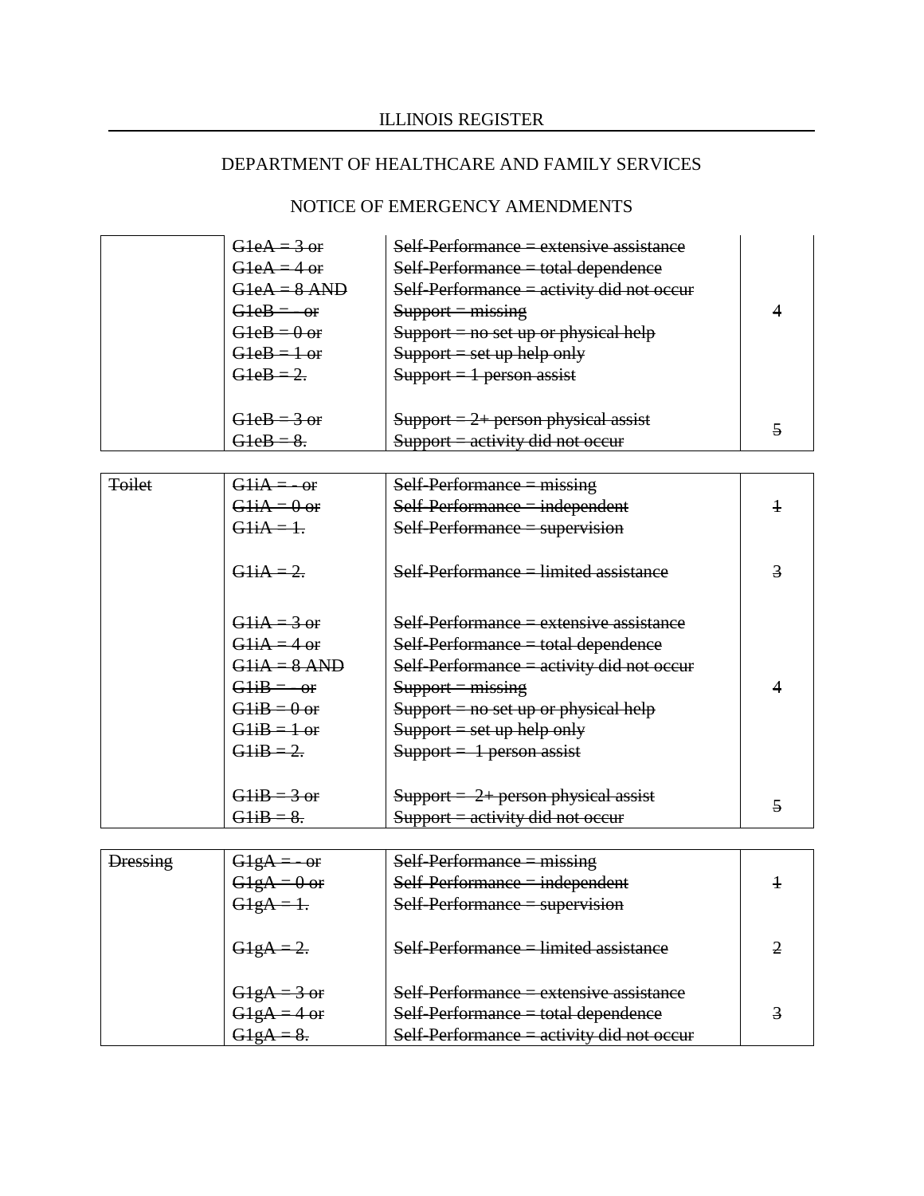ILLINOIS REGISTER

DEPARTMENT OF HEALTHCARE AND FAMILY SERVICES

NOTICE OF EMERGENCY AMENDMENTS

| | | | |
|---|---|---|---|
| | ~~G1eA = 3 or~~<br>~~G1eA = 4 or~~<br>~~G1eA = 8 AND~~<br>~~G1eB = - or~~<br>~~G1eB = 0 or~~<br>~~G1eB = 1 or~~<br>~~G1eB = 2.~~ | ~~Self-Performance = extensive assistance~~<br>~~Self-Performance = total dependence~~<br>~~Self-Performance = activity did not occur~~<br>~~Support = missing~~<br>~~Support = no set up or physical help~~<br>~~Support = set up help only~~<br>~~Support = 1 person assist~~ | ~~4~~ |
| | ~~G1eB = 3 or~~<br>~~G1eB = 8.~~ | ~~Support = 2+ person physical assist~~<br>~~Support = activity did not occur~~ | ~~5~~ |

| | | | |
|---|---|---|---|
| ~~Toilet~~ | ~~G1iA = - or~~<br>~~G1iA = 0 or~~<br>~~G1iA = 1.~~ | ~~Self-Performance = missing~~<br>~~Self-Performance = independent~~<br>~~Self-Performance = supervision~~ | ~~1~~ |
| | ~~G1iA = 2.~~ | ~~Self-Performance = limited assistance~~ | ~~3~~ |
| | ~~G1iA = 3 or~~<br>~~G1iA = 4 or~~<br>~~G1iA = 8 AND~~<br>~~G1iB = - or~~<br>~~G1iB = 0 or~~<br>~~G1iB = 1 or~~<br>~~G1iB = 2.~~ | ~~Self-Performance = extensive assistance~~<br>~~Self-Performance = total dependence~~<br>~~Self-Performance = activity did not occur~~<br>~~Support = missing~~<br>~~Support = no set up or physical help~~<br>~~Support = set up help only~~<br>~~Support = 1 person assist~~ | ~~4~~ |
| | ~~G1iB = 3 or~~<br>~~G1iB = 8.~~ | ~~Support = 2+ person physical assist~~<br>~~Support = activity did not occur~~ | ~~5~~ |

| | | | |
|---|---|---|---|
| ~~Dressing~~ | ~~G1gA = - or~~<br>~~G1gA = 0 or~~<br>~~G1gA = 1.~~ | ~~Self-Performance = missing~~<br>~~Self-Performance = independent~~<br>~~Self-Performance = supervision~~ | ~~1~~ |
| | ~~G1gA = 2.~~ | ~~Self-Performance = limited assistance~~ | ~~2~~ |
| | ~~G1gA = 3 or~~<br>~~G1gA = 4 or~~<br>~~G1gA = 8.~~ | ~~Self-Performance = extensive assistance~~<br>~~Self-Performance = total dependence~~<br>~~Self-Performance = activity did not occur~~ | ~~3~~ |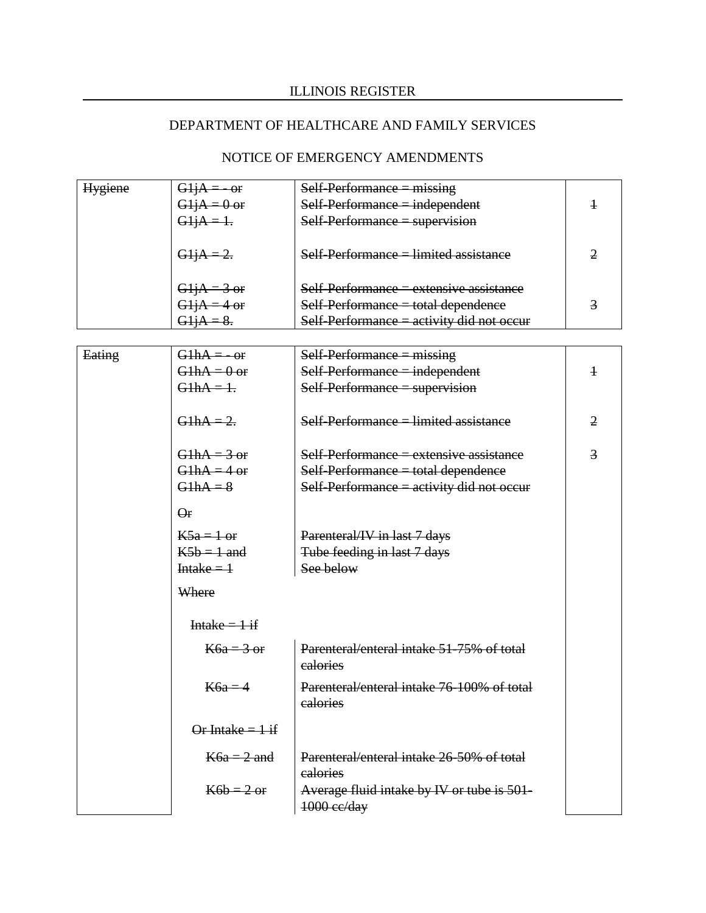ILLINOIS REGISTER

DEPARTMENT OF HEALTHCARE AND FAMILY SERVICES

NOTICE OF EMERGENCY AMENDMENTS

| | | | |
|---|---|---|---|
| ~~Hygiene~~ | ~~G1jA = - or~~<br>~~G1jA = 0 or~~<br>~~G1jA = 1.~~ | ~~Self-Performance = missing~~<br>~~Self-Performance = independent~~<br>~~Self-Performance = supervision~~ | ~~1~~ |
| | ~~G1jA = 2.~~ | ~~Self-Performance = limited assistance~~ | ~~2~~ |
| | ~~G1jA = 3 or~~<br>~~G1jA = 4 or~~<br>~~G1jA = 8.~~ | ~~Self-Performance = extensive assistance~~<br>~~Self-Performance = total dependence~~<br>~~Self-Performance = activity did not occur~~ | ~~3~~ |

| | | | |
|---|---|---|---|
| ~~Eating~~ | ~~G1hA = - or~~<br>~~G1hA = 0 or~~<br>~~G1hA = 1.~~ | ~~Self-Performance = missing~~<br>~~Self-Performance = independent~~<br>~~Self-Performance = supervision~~ | ~~1~~ |
| | ~~G1hA = 2.~~ | ~~Self-Performance = limited assistance~~ | ~~2~~ |
| | ~~G1hA = 3 or~~<br>~~G1hA = 4 or~~<br>~~G1hA = 8~~ | ~~Self-Performance = extensive assistance~~<br>~~Self-Performance = total dependence~~<br>~~Self-Performance = activity did not occur~~ | ~~3~~ |
| | ~~Or~~ | | |
| | ~~K5a = 1 or~~<br>~~K5b = 1 and~~<br>~~Intake = 1~~ | ~~Parenteral/IV in last 7 days~~<br>~~Tube feeding in last 7 days~~<br>~~See below~~ | |
| | ~~Where~~ | | |
| | ~~Intake = 1 if~~ | | |
| | ~~K6a = 3 or~~ | ~~Parenteral/enteral intake 51-75% of total calories~~ | |
| | ~~K6a = 4~~ | ~~Parenteral/enteral intake 76-100% of total calories~~ | |
| | ~~Or Intake = 1 if~~ | | |
| | ~~K6a = 2 and~~ | ~~Parenteral/enteral intake 26-50% of total calories~~ | |
| | ~~K6b = 2 or~~ | ~~Average fluid intake by IV or tube is 501-1000 cc/day~~ | |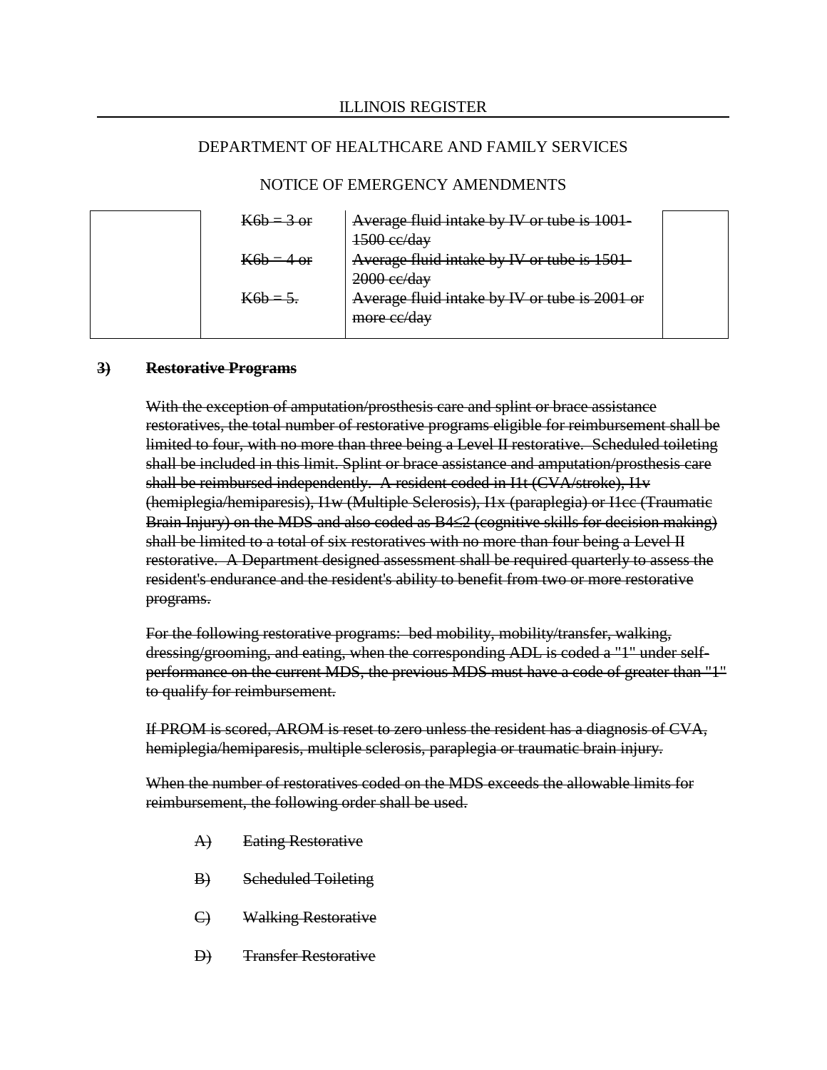| | ~~K6b = 3 or~~ | ~~Average fluid intake by IV or tube is 1001-1500 cc/day~~ | |
|---|---|---|---|
| | ~~K6b = 4 or~~ | ~~Average fluid intake by IV or tube is 1501-2000 cc/day~~ | |
| | ~~K6b = 5.~~ | ~~Average fluid intake by IV or tube is 2001 or more cc/day~~ | |

**~~3) Restorative Programs~~**

~~With the exception of amputation/prosthesis care and splint or brace assistance restoratives, the total number of restorative programs eligible for reimbursement shall be limited to four, with no more than three being a Level II restorative. Scheduled toileting shall be included in this limit. Splint or brace assistance and amputation/prosthesis care shall be reimbursed independently. A resident coded in I1t (CVA/stroke), I1v (hemiplegia/hemiparesis), I1w (Multiple Sclerosis), I1x (paraplegia) or I1cc (Traumatic Brain Injury) on the MDS and also coded as B4≤2 (cognitive skills for decision making) shall be limited to a total of six restoratives with no more than four being a Level II restorative. A Department designed assessment shall be required quarterly to assess the resident's endurance and the resident's ability to benefit from two or more restorative programs.~~

~~For the following restorative programs: bed mobility, mobility/transfer, walking, dressing/grooming, and eating, when the corresponding ADL is coded a "1" under self-performance on the current MDS, the previous MDS must have a code of greater than "1" to qualify for reimbursement.~~

~~If PROM is scored, AROM is reset to zero unless the resident has a diagnosis of CVA, hemiplegia/hemiparesis, multiple sclerosis, paraplegia or traumatic brain injury.~~

~~When the number of restoratives coded on the MDS exceeds the allowable limits for reimbursement, the following order shall be used.~~

~~A) Eating Restorative~~

~~B) Scheduled Toileting~~

~~C) Walking Restorative~~

~~D) Transfer Restorative~~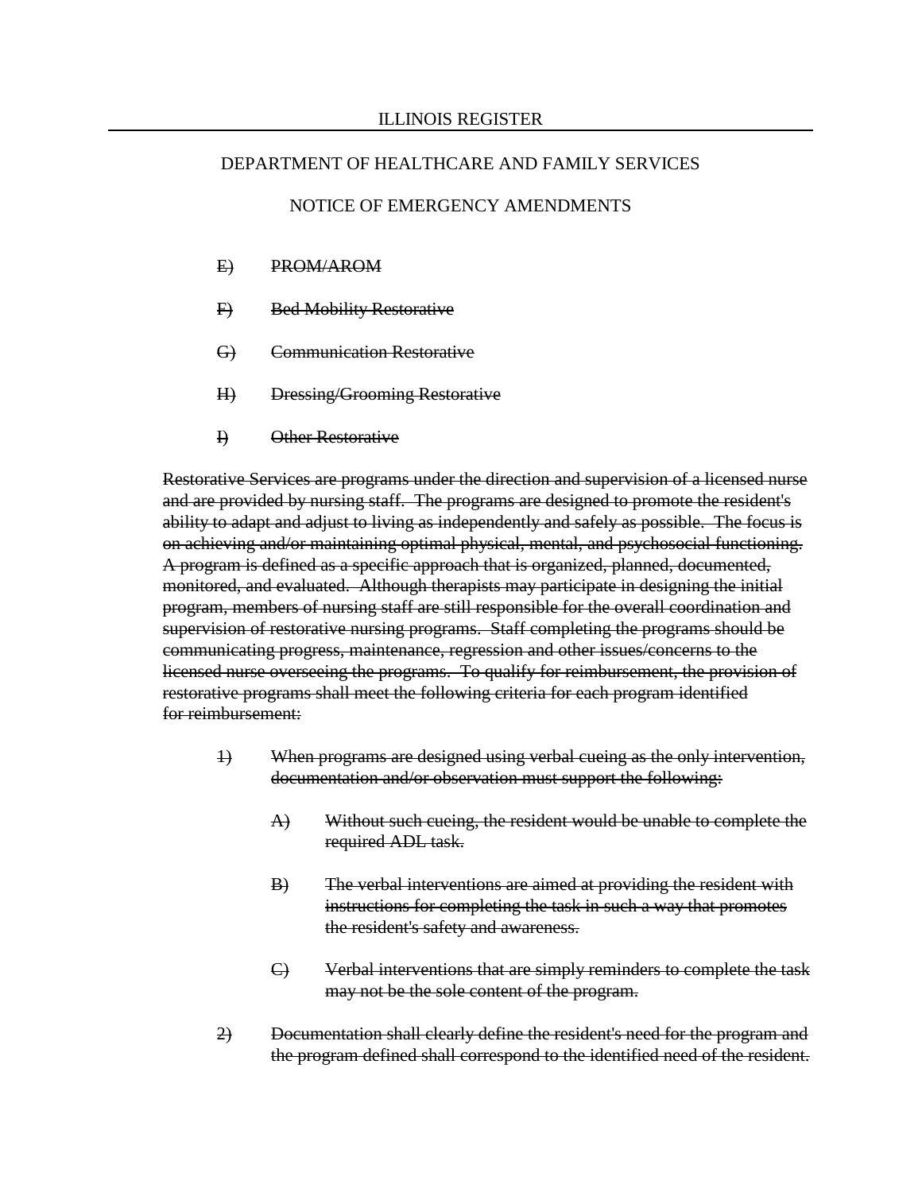ILLINOIS REGISTER

DEPARTMENT OF HEALTHCARE AND FAMILY SERVICES

NOTICE OF EMERGENCY AMENDMENTS

~~E) PROM/AROM~~

~~F) Bed Mobility Restorative~~

~~G) Communication Restorative~~

~~H) Dressing/Grooming Restorative~~

~~I) Other Restorative~~

~~Restorative Services are programs under the direction and supervision of a licensed nurse and are provided by nursing staff. The programs are designed to promote the resident's ability to adapt and adjust to living as independently and safely as possible. The focus is on achieving and/or maintaining optimal physical, mental, and psychosocial functioning. A program is defined as a specific approach that is organized, planned, documented, monitored, and evaluated. Although therapists may participate in designing the initial program, members of nursing staff are still responsible for the overall coordination and supervision of restorative nursing programs. Staff completing the programs should be communicating progress, maintenance, regression and other issues/concerns to the licensed nurse overseeing the programs. To qualify for reimbursement, the provision of restorative programs shall meet the following criteria for each program identified for reimbursement:~~

~~1) When programs are designed using verbal cueing as the only intervention, documentation and/or observation must support the following:~~

~~A) Without such cueing, the resident would be unable to complete the required ADL task.~~

~~B) The verbal interventions are aimed at providing the resident with instructions for completing the task in such a way that promotes the resident's safety and awareness.~~

~~C) Verbal interventions that are simply reminders to complete the task may not be the sole content of the program.~~

~~2) Documentation shall clearly define the resident's need for the program and the program defined shall correspond to the identified need of the resident.~~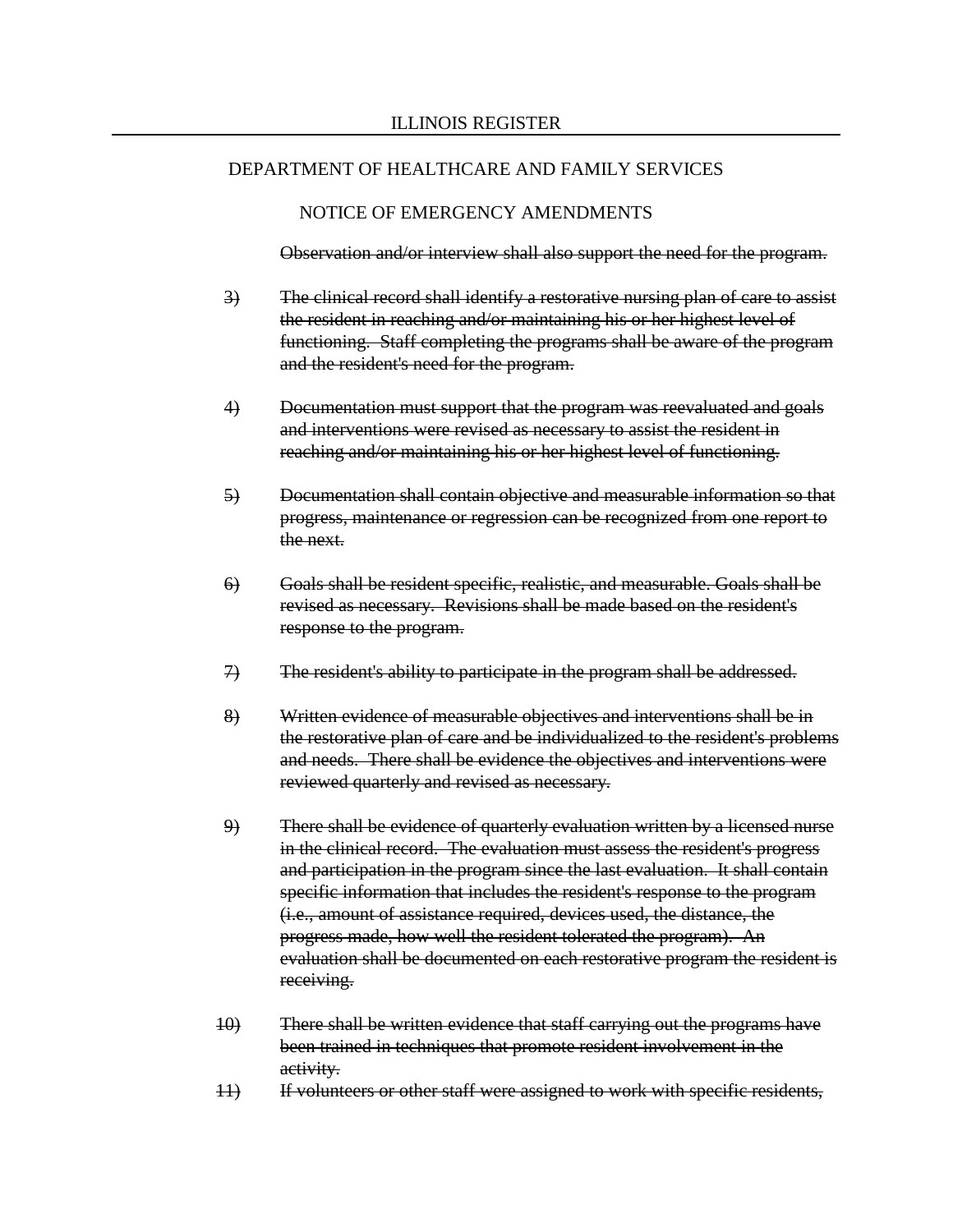~~Observation and/or interview shall also support the need for the program.~~

~~3)~~ ~~The clinical record shall identify a restorative nursing plan of care to assist the resident in reaching and/or maintaining his or her highest level of functioning. Staff completing the programs shall be aware of the program and the resident's need for the program.~~

~~4)~~ ~~Documentation must support that the program was reevaluated and goals and interventions were revised as necessary to assist the resident in reaching and/or maintaining his or her highest level of functioning.~~

~~5)~~ ~~Documentation shall contain objective and measurable information so that progress, maintenance or regression can be recognized from one report to the next.~~

~~6)~~ ~~Goals shall be resident specific, realistic, and measurable. Goals shall be revised as necessary. Revisions shall be made based on the resident's response to the program.~~

~~7)~~ ~~The resident's ability to participate in the program shall be addressed.~~

~~8)~~ ~~Written evidence of measurable objectives and interventions shall be in the restorative plan of care and be individualized to the resident's problems and needs. There shall be evidence the objectives and interventions were reviewed quarterly and revised as necessary.~~

~~9)~~ ~~There shall be evidence of quarterly evaluation written by a licensed nurse in the clinical record. The evaluation must assess the resident's progress and participation in the program since the last evaluation. It shall contain specific information that includes the resident's response to the program (i.e., amount of assistance required, devices used, the distance, the progress made, how well the resident tolerated the program). An evaluation shall be documented on each restorative program the resident is receiving.~~

~~10)~~ ~~There shall be written evidence that staff carrying out the programs have been trained in techniques that promote resident involvement in the activity.~~

~~11)~~ ~~If volunteers or other staff were assigned to work with specific residents,~~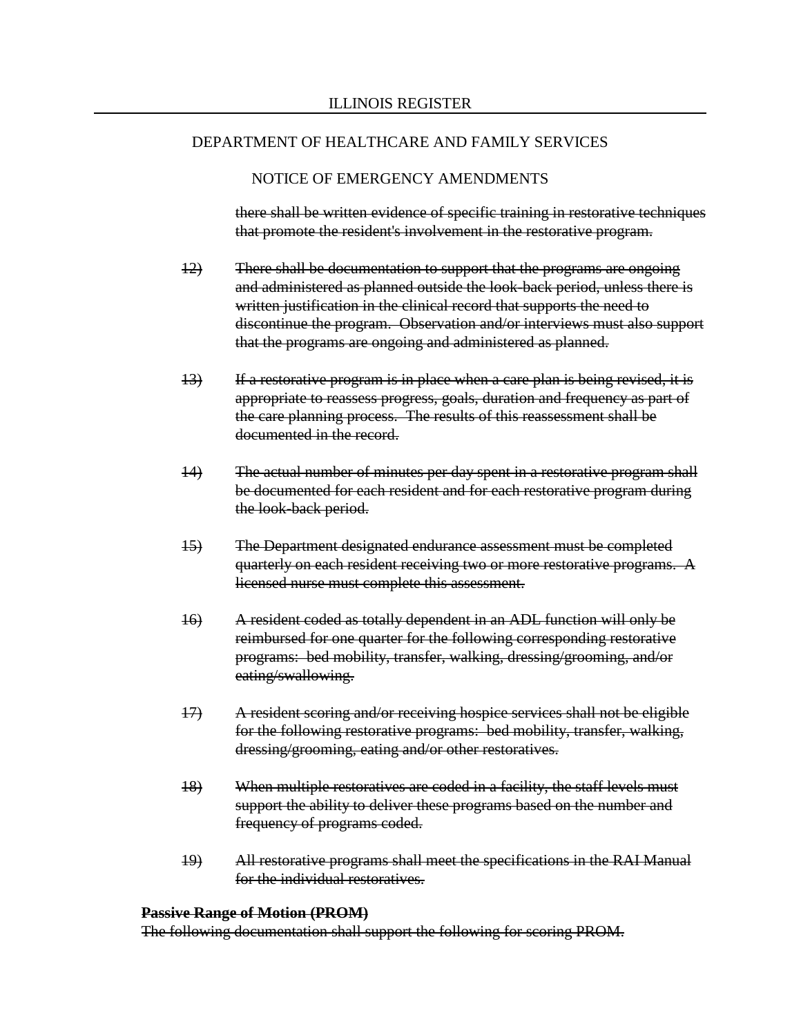ILLINOIS REGISTER

DEPARTMENT OF HEALTHCARE AND FAMILY SERVICES

NOTICE OF EMERGENCY AMENDMENTS

~~there shall be written evidence of specific training in restorative techniques that promote the resident's involvement in the restorative program.~~

~~12)~~ ~~There shall be documentation to support that the programs are ongoing and administered as planned outside the look-back period, unless there is written justification in the clinical record that supports the need to discontinue the program. Observation and/or interviews must also support that the programs are ongoing and administered as planned.~~

~~13)~~ ~~If a restorative program is in place when a care plan is being revised, it is appropriate to reassess progress, goals, duration and frequency as part of the care planning process. The results of this reassessment shall be documented in the record.~~

~~14)~~ ~~The actual number of minutes per day spent in a restorative program shall be documented for each resident and for each restorative program during the look-back period.~~

~~15)~~ ~~The Department designated endurance assessment must be completed quarterly on each resident receiving two or more restorative programs. A licensed nurse must complete this assessment.~~

~~16)~~ ~~A resident coded as totally dependent in an ADL function will only be reimbursed for one quarter for the following corresponding restorative programs: bed mobility, transfer, walking, dressing/grooming, and/or eating/swallowing.~~

~~17)~~ ~~A resident scoring and/or receiving hospice services shall not be eligible for the following restorative programs: bed mobility, transfer, walking, dressing/grooming, eating and/or other restoratives.~~

~~18)~~ ~~When multiple restoratives are coded in a facility, the staff levels must support the ability to deliver these programs based on the number and frequency of programs coded.~~

~~19)~~ ~~All restorative programs shall meet the specifications in the RAI Manual for the individual restoratives.~~

~~**Passive Range of Motion (PROM)**~~
~~The following documentation shall support the following for scoring PROM.~~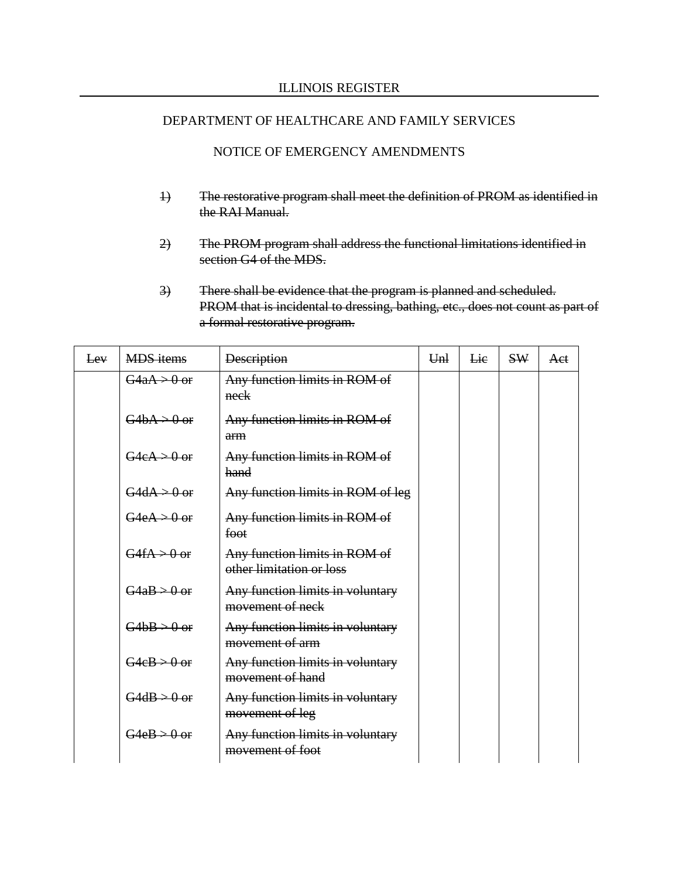1) ~~The restorative program shall meet the definition of PROM as identified in the RAI Manual.~~

2) ~~The PROM program shall address the functional limitations identified in section G4 of the MDS.~~

3) ~~There shall be evidence that the program is planned and scheduled. PROM that is incidental to dressing, bathing, etc., does not count as part of a formal restorative program.~~

| ~~Lev~~ | ~~MDS items~~ | ~~Description~~ | ~~Unl~~ | ~~Lic~~ | ~~SW~~ | ~~Act~~ |
|---|---|---|---|---|---|---|
| | ~~G4aA > 0 or~~ | ~~Any function limits in ROM of neck~~ | | | | |
| | ~~G4bA > 0 or~~ | ~~Any function limits in ROM of arm~~ | | | | |
| | ~~G4cA > 0 or~~ | ~~Any function limits in ROM of hand~~ | | | | |
| | ~~G4dA > 0 or~~ | ~~Any function limits in ROM of leg~~ | | | | |
| | ~~G4eA > 0 or~~ | ~~Any function limits in ROM of foot~~ | | | | |
| | ~~G4fA > 0 or~~ | ~~Any function limits in ROM of other limitation or loss~~ | | | | |
| | ~~G4aB > 0 or~~ | ~~Any function limits in voluntary movement of neck~~ | | | | |
| | ~~G4bB > 0 or~~ | ~~Any function limits in voluntary movement of arm~~ | | | | |
| | ~~G4cB > 0 or~~ | ~~Any function limits in voluntary movement of hand~~ | | | | |
| | ~~G4dB > 0 or~~ | ~~Any function limits in voluntary movement of leg~~ | | | | |
| | ~~G4eB > 0 or~~ | ~~Any function limits in voluntary movement of foot~~ | | | | |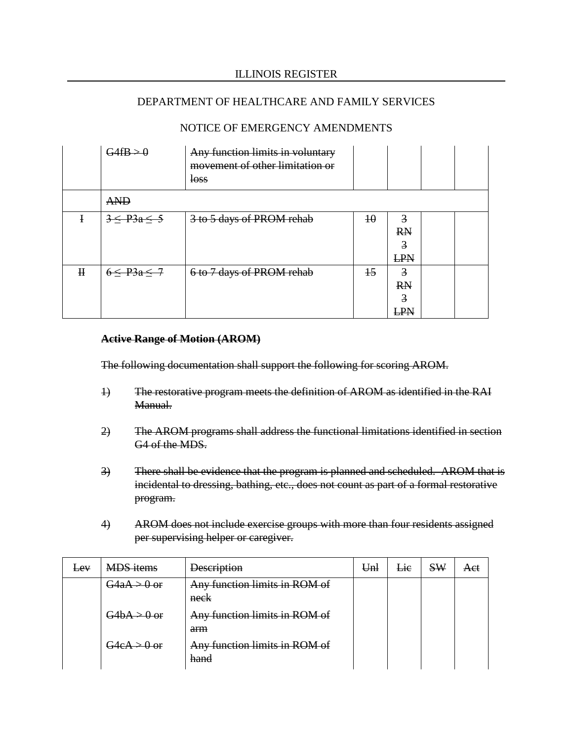| | | | | | | |
|---|---|---|---|---|---|---|
| | ~~G4fB > 0~~ | ~~Any function limits in voluntary movement of other limitation or loss~~ | | | | |
| | ~~AND~~ | | | | | |
| ~~I~~ | ~~3 ≤ P3a ≤ 5~~ | ~~3 to 5 days of PROM rehab~~ | ~~10~~ | ~~3 RN 3 LPN~~ | | |
| ~~II~~ | ~~6 ≤ P3a ≤ 7~~ | ~~6 to 7 days of PROM rehab~~ | ~~15~~ | ~~3 RN 3 LPN~~ | | |

~~**Active Range of Motion (AROM)**~~

~~The following documentation shall support the following for scoring AROM.~~

1) ~~The restorative program meets the definition of AROM as identified in the RAI Manual.~~

2) ~~The AROM programs shall address the functional limitations identified in section G4 of the MDS.~~

3) ~~There shall be evidence that the program is planned and scheduled. AROM that is incidental to dressing, bathing, etc., does not count as part of a formal restorative program.~~

4) ~~AROM does not include exercise groups with more than four residents assigned per supervising helper or caregiver.~~

| ~~Lev~~ | ~~MDS items~~ | ~~Description~~ | ~~Unl~~ | ~~Lic~~ | ~~SW~~ | ~~Act~~ |
|---|---|---|---|---|---|---|
| | ~~G4aA > 0 or~~ | ~~Any function limits in ROM of neck~~ | | | | |
| | ~~G4bA > 0 or~~ | ~~Any function limits in ROM of arm~~ | | | | |
| | ~~G4cA > 0 or~~ | ~~Any function limits in ROM of hand~~ | | | | |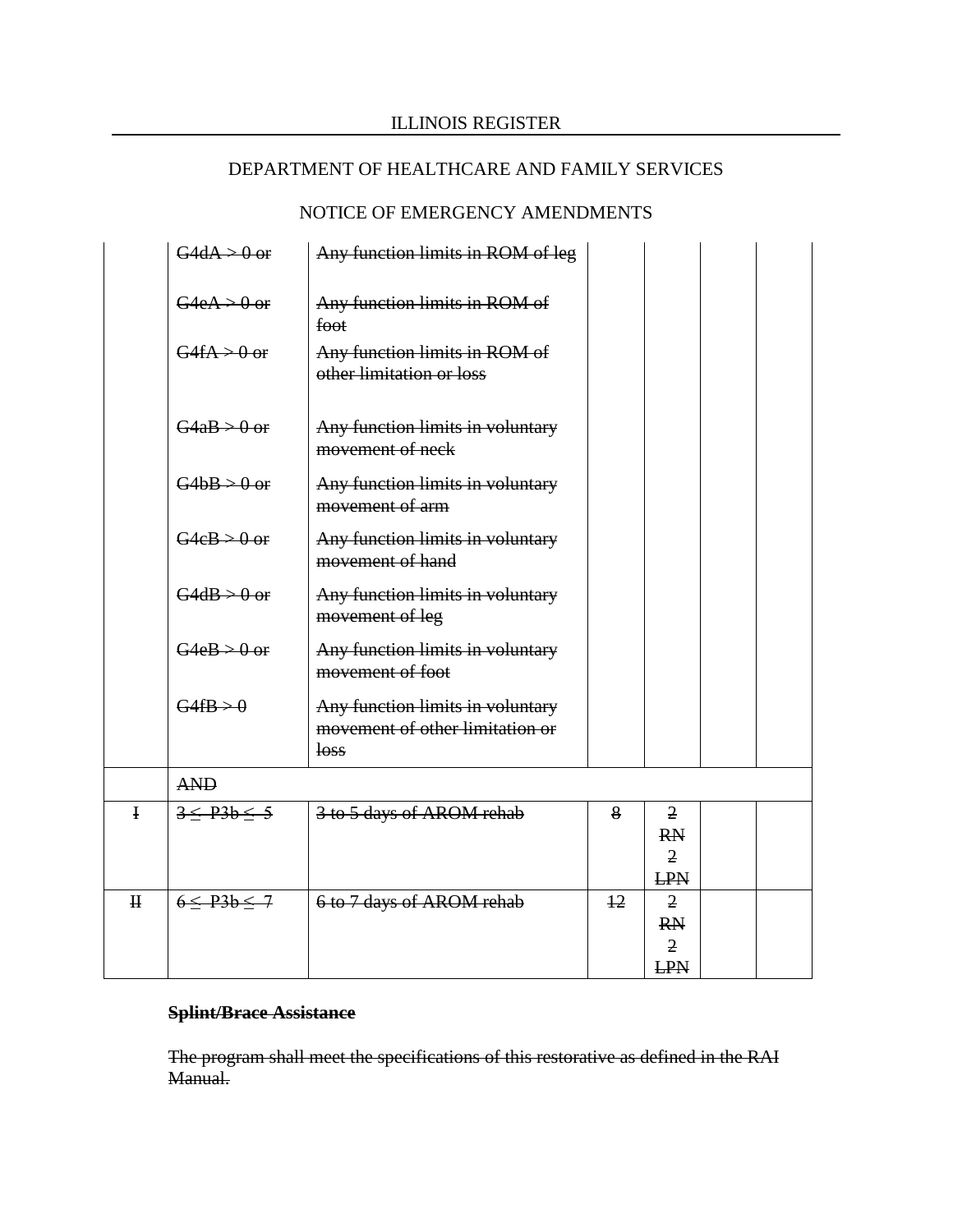| | | | | | | |
|---|---|---|---|---|---|---|
| | ~~G4dA > 0 or~~ | ~~Any function limits in ROM of leg~~ | | | | |
| | ~~G4eA > 0 or~~ | ~~Any function limits in ROM of foot~~ | | | | |
| | ~~G4fA > 0 or~~ | ~~Any function limits in ROM of other limitation or loss~~ | | | | |
| | ~~G4aB > 0 or~~ | ~~Any function limits in voluntary movement of neck~~ | | | | |
| | ~~G4bB > 0 or~~ | ~~Any function limits in voluntary movement of arm~~ | | | | |
| | ~~G4cB > 0 or~~ | ~~Any function limits in voluntary movement of hand~~ | | | | |
| | ~~G4dB > 0 or~~ | ~~Any function limits in voluntary movement of leg~~ | | | | |
| | ~~G4eB > 0 or~~ | ~~Any function limits in voluntary movement of foot~~ | | | | |
| | ~~G4fB > 0~~ | ~~Any function limits in voluntary movement of other limitation or loss~~ | | | | |
| | ~~AND~~ | | | | | |
| ~~I~~ | ~~3 ≤ P3b ≤ 5~~ | ~~3 to 5 days of AROM rehab~~ | ~~8~~ | ~~2 RN 2 LPN~~ | | |
| ~~II~~ | ~~6 ≤ P3b ≤ 7~~ | ~~6 to 7 days of AROM rehab~~ | ~~12~~ | ~~2 RN 2 LPN~~ | | |

~~**Splint/Brace Assistance**~~

~~The program shall meet the specifications of this restorative as defined in the RAI Manual.~~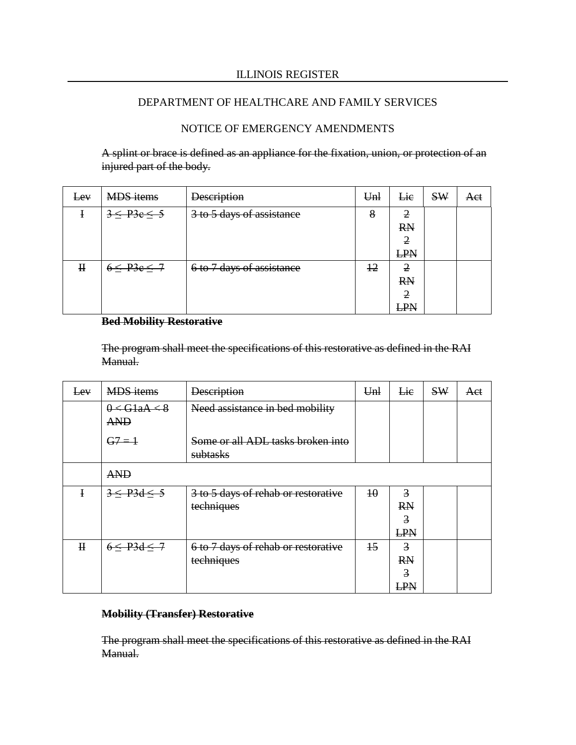ILLINOIS REGISTER

DEPARTMENT OF HEALTHCARE AND FAMILY SERVICES

NOTICE OF EMERGENCY AMENDMENTS

~~A splint or brace is defined as an appliance for the fixation, union, or protection of an injured part of the body.~~

| ~~Lev~~ | ~~MDS items~~ | ~~Description~~ | ~~Unl~~ | ~~Lic~~ | ~~SW~~ | ~~Act~~ |
|---|---|---|---|---|---|---|
| ~~I~~ | ~~3 ≤ P3c ≤ 5~~ | ~~3 to 5 days of assistance~~ | ~~8~~ | ~~2 RN 2 LPN~~ | | |
| ~~II~~ | ~~6 ≤ P3c ≤ 7~~ | ~~6 to 7 days of assistance~~ | ~~12~~ | ~~2 RN 2 LPN~~ | | |

**~~Bed Mobility Restorative~~**

~~The program shall meet the specifications of this restorative as defined in the RAI Manual.~~

| ~~Lev~~ | ~~MDS items~~ | ~~Description~~ | ~~Unl~~ | ~~Lic~~ | ~~SW~~ | ~~Act~~ |
|---|---|---|---|---|---|---|
| | ~~0 < G1aA < 8 AND~~<br>~~G7 = 1~~ | ~~Need assistance in bed mobility~~<br>~~Some or all ADL tasks broken into subtasks~~ | | | | |
| | ~~AND~~ | | | | | |
| ~~I~~ | ~~3 ≤ P3d ≤ 5~~ | ~~3 to 5 days of rehab or restorative techniques~~ | ~~10~~ | ~~3 RN 3 LPN~~ | | |
| ~~II~~ | ~~6 ≤ P3d ≤ 7~~ | ~~6 to 7 days of rehab or restorative techniques~~ | ~~15~~ | ~~3 RN 3 LPN~~ | | |

**~~Mobility (Transfer) Restorative~~**

~~The program shall meet the specifications of this restorative as defined in the RAI Manual.~~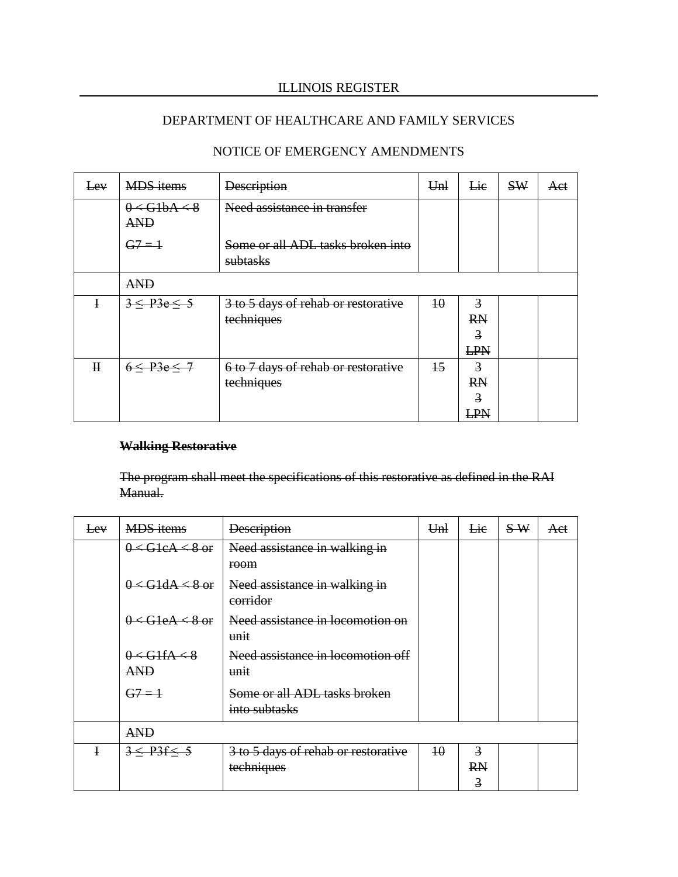ILLINOIS REGISTER

DEPARTMENT OF HEALTHCARE AND FAMILY SERVICES

NOTICE OF EMERGENCY AMENDMENTS

| ~~Lev~~ | ~~MDS items~~ | ~~Description~~ | ~~Unl~~ | ~~Lic~~ | ~~SW~~ | ~~Act~~ |
|---|---|---|---|---|---|---|
| | ~~0 < G1bA < 8 AND~~<br><br>~~G7 = 1~~ | ~~Need assistance in transfer~~<br><br>~~Some or all ADL tasks broken into subtasks~~ | | | | |
| | ~~AND~~ | | | | | |
| ~~I~~ | ~~3 ≤ P3e ≤ 5~~ | ~~3 to 5 days of rehab or restorative techniques~~ | ~~10~~ | ~~3 RN 3 LPN~~ | | |
| ~~II~~ | ~~6 ≤ P3e ≤ 7~~ | ~~6 to 7 days of rehab or restorative techniques~~ | ~~15~~ | ~~3 RN 3 LPN~~ | | |

~~**Walking Restorative**~~

~~The program shall meet the specifications of this restorative as defined in the RAI Manual.~~

| ~~Lev~~ | ~~MDS items~~ | ~~Description~~ | ~~Unl~~ | ~~Lic~~ | ~~S W~~ | ~~Act~~ |
|---|---|---|---|---|---|---|
| | ~~0 < G1cA < 8 or~~<br><br>~~0 < G1dA < 8 or~~<br><br>~~0 < G1eA < 8 or~~<br><br>~~0 < G1fA < 8 AND~~<br><br>~~G7 = 1~~ | ~~Need assistance in walking in room~~<br><br>~~Need assistance in walking in corridor~~<br><br>~~Need assistance in locomotion on unit~~<br><br>~~Need assistance in locomotion off unit~~<br><br>~~Some or all ADL tasks broken into subtasks~~ | | | | |
| | ~~AND~~ | | | | | |
| ~~I~~ | ~~3 ≤ P3f ≤ 5~~ | ~~3 to 5 days of rehab or restorative techniques~~ | ~~10~~ | ~~3 RN 3~~ | | |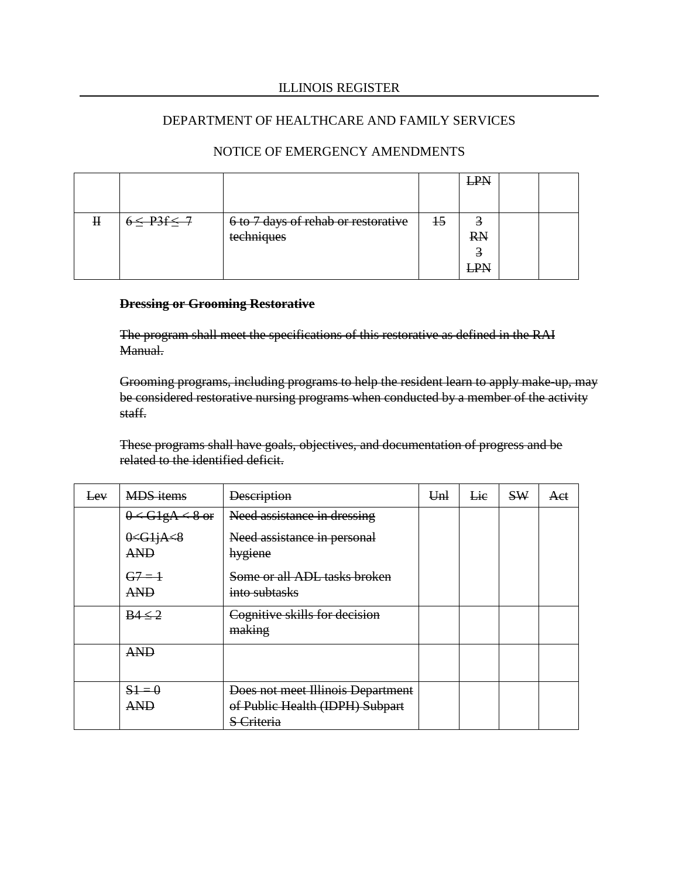ILLINOIS REGISTER

DEPARTMENT OF HEALTHCARE AND FAMILY SERVICES

NOTICE OF EMERGENCY AMENDMENTS

| | | | | | | |
|---|---|---|---|---|---|---|
| | | | | ~~LPN~~ | | |
| ~~II~~ | ~~6 ≤ P3f ≤ 7~~ | ~~6 to 7 days of rehab or restorative techniques~~ | ~~15~~ | ~~3 RN 3 LPN~~ | | |

~~**Dressing or Grooming Restorative**~~

~~The program shall meet the specifications of this restorative as defined in the RAI Manual.~~

~~Grooming programs, including programs to help the resident learn to apply make-up, may be considered restorative nursing programs when conducted by a member of the activity staff.~~

~~These programs shall have goals, objectives, and documentation of progress and be related to the identified deficit.~~

| ~~Lev~~ | ~~MDS items~~ | ~~Description~~ | ~~Unl~~ | ~~Lic~~ | ~~SW~~ | ~~Act~~ |
|---|---|---|---|---|---|---|
| | ~~0 < G1gA < 8 or~~ ~~0<G1jA<8 AND~~ ~~G7 = 1 AND~~ | ~~Need assistance in dressing~~ ~~Need assistance in personal hygiene~~ ~~Some or all ADL tasks broken into subtasks~~ | | | | |
| | ~~B4 ≤ 2~~ | ~~Cognitive skills for decision making~~ | | | | |
| | ~~AND~~ | | | | | |
| | ~~S1 = 0 AND~~ | ~~Does not meet Illinois Department of Public Health (IDPH) Subpart S Criteria~~ | | | | |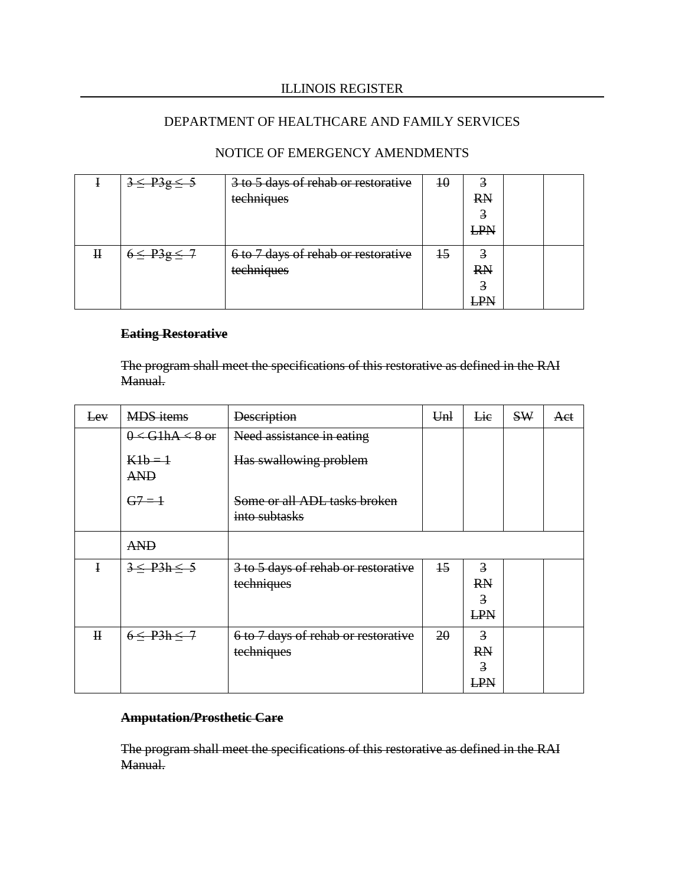| I | ~~3 ≤ P3g ≤ 5~~ | ~~3 to 5 days of rehab or restorative techniques~~ | ~~10~~ | ~~3 RN 3 LPN~~ | | |
|---|---|---|---|---|---|---|
| ~~II~~ | ~~6 ≤ P3g ≤ 7~~ | ~~6 to 7 days of rehab or restorative techniques~~ | ~~15~~ | ~~3 RN 3 LPN~~ | | |

~~**Eating Restorative**~~

~~The program shall meet the specifications of this restorative as defined in the RAI Manual.~~

| ~~Lev~~ | ~~MDS items~~ | ~~Description~~ | ~~Unl~~ | ~~Lic~~ | ~~SW~~ | ~~Act~~ |
|---|---|---|---|---|---|---|
| | ~~0 < G1hA < 8 or~~<br>~~K1b = 1~~<br>~~AND~~<br>~~G7 = 1~~ | ~~Need assistance in eating~~<br>~~Has swallowing problem~~<br>~~Some or all ADL tasks broken into subtasks~~ | | | | |
| | ~~AND~~ | | | | | |
| ~~I~~ | ~~3 ≤ P3h ≤ 5~~ | ~~3 to 5 days of rehab or restorative techniques~~ | ~~15~~ | ~~3 RN 3 LPN~~ | | |
| ~~II~~ | ~~6 ≤ P3h ≤ 7~~ | ~~6 to 7 days of rehab or restorative techniques~~ | ~~20~~ | ~~3 RN 3 LPN~~ | | |

~~**Amputation/Prosthetic Care**~~

~~The program shall meet the specifications of this restorative as defined in the RAI Manual.~~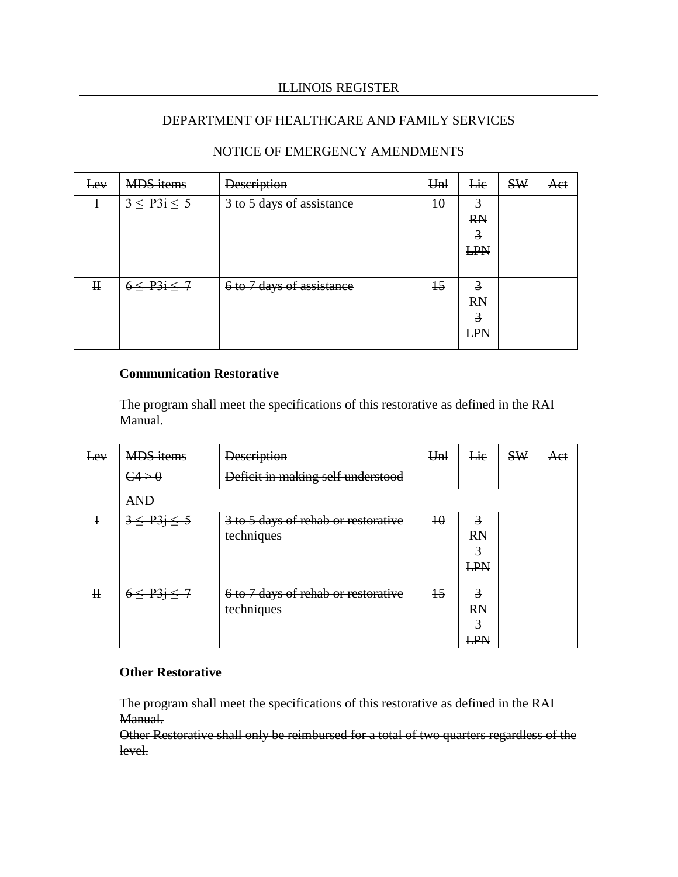ILLINOIS REGISTER

DEPARTMENT OF HEALTHCARE AND FAMILY SERVICES

NOTICE OF EMERGENCY AMENDMENTS

| ~~Lev~~ | ~~MDS items~~ | ~~Description~~ | ~~Unl~~ | ~~Lic~~ | ~~SW~~ | ~~Act~~ |
|---|---|---|---|---|---|---|
| ~~I~~ | ~~3 ≤ P3i ≤ 5~~ | ~~3 to 5 days of assistance~~ | ~~10~~ | ~~3 RN 3 LPN~~ | | |
| ~~II~~ | ~~6 ≤ P3i ≤ 7~~ | ~~6 to 7 days of assistance~~ | ~~15~~ | ~~3 RN 3 LPN~~ | | |

~~**Communication Restorative**~~

~~The program shall meet the specifications of this restorative as defined in the RAI Manual.~~

| ~~Lev~~ | ~~MDS items~~ | ~~Description~~ | ~~Unl~~ | ~~Lic~~ | ~~SW~~ | ~~Act~~ |
|---|---|---|---|---|---|---|
| | ~~C4 > 0~~ | ~~Deficit in making self understood~~ | | | | |
| | ~~AND~~ | | | | | |
| ~~I~~ | ~~3 ≤ P3j ≤ 5~~ | ~~3 to 5 days of rehab or restorative techniques~~ | ~~10~~ | ~~3 RN 3 LPN~~ | | |
| ~~II~~ | ~~6 ≤ P3j ≤ 7~~ | ~~6 to 7 days of rehab or restorative techniques~~ | ~~15~~ | ~~3 RN 3 LPN~~ | | |

~~**Other Restorative**~~

~~The program shall meet the specifications of this restorative as defined in the RAI Manual.~~
~~Other Restorative shall only be reimbursed for a total of two quarters regardless of the level.~~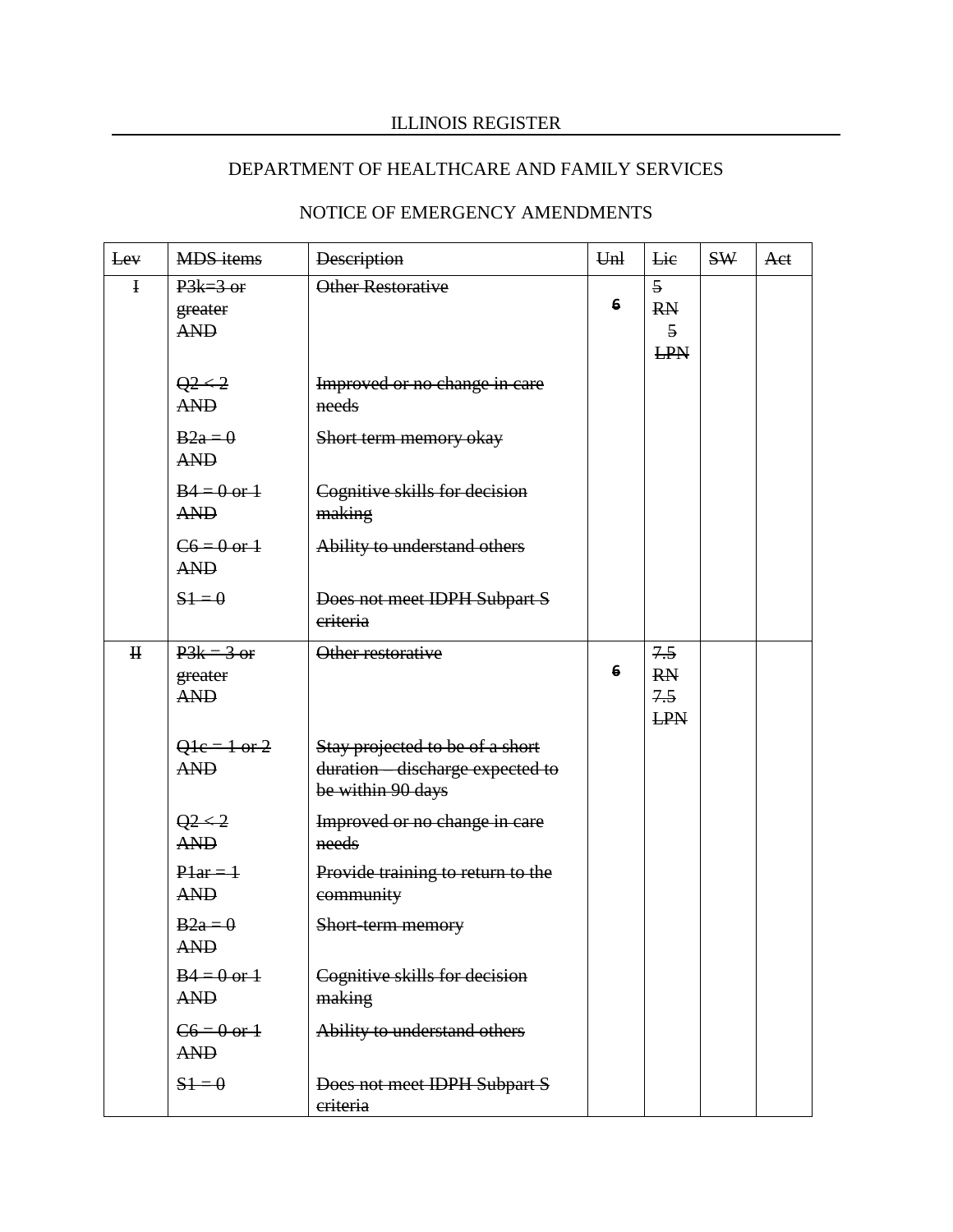ILLINOIS REGISTER

DEPARTMENT OF HEALTHCARE AND FAMILY SERVICES

NOTICE OF EMERGENCY AMENDMENTS

| ~~Lev~~ | ~~MDS items~~ | ~~Description~~ | ~~Unl~~ | ~~Lic~~ | ~~SW~~ | ~~Act~~ |
|---|---|---|---|---|---|---|
| ~~I~~ | ~~P3k=3 or greater AND~~ | ~~Other Restorative~~ | ~~6~~ | ~~5 RN 5 LPN~~ | | |
| | ~~Q2 < 2 AND~~ | ~~Improved or no change in care needs~~ | | | | |
| | ~~B2a = 0 AND~~ | ~~Short term memory okay~~ | | | | |
| | ~~B4 = 0 or 1 AND~~ | ~~Cognitive skills for decision making~~ | | | | |
| | ~~C6 = 0 or 1 AND~~ | ~~Ability to understand others~~ | | | | |
| | ~~S1 = 0~~ | ~~Does not meet IDPH Subpart S criteria~~ | | | | |
| ~~II~~ | ~~P3k = 3 or greater AND~~ | ~~Other restorative~~ | ~~6~~ | ~~7.5 RN 7.5 LPN~~ | | |
| | ~~Q1c = 1 or 2 AND~~ | ~~Stay projected to be of a short duration – discharge expected to be within 90 days~~ | | | | |
| | ~~Q2 < 2 AND~~ | ~~Improved or no change in care needs~~ | | | | |
| | ~~P1ar = 1 AND~~ | ~~Provide training to return to the community~~ | | | | |
| | ~~B2a = 0 AND~~ | ~~Short-term memory~~ | | | | |
| | ~~B4 = 0 or 1 AND~~ | ~~Cognitive skills for decision making~~ | | | | |
| | ~~C6 = 0 or 1 AND~~ | ~~Ability to understand others~~ | | | | |
| | ~~S1 = 0~~ | ~~Does not meet IDPH Subpart S criteria~~ | | | | |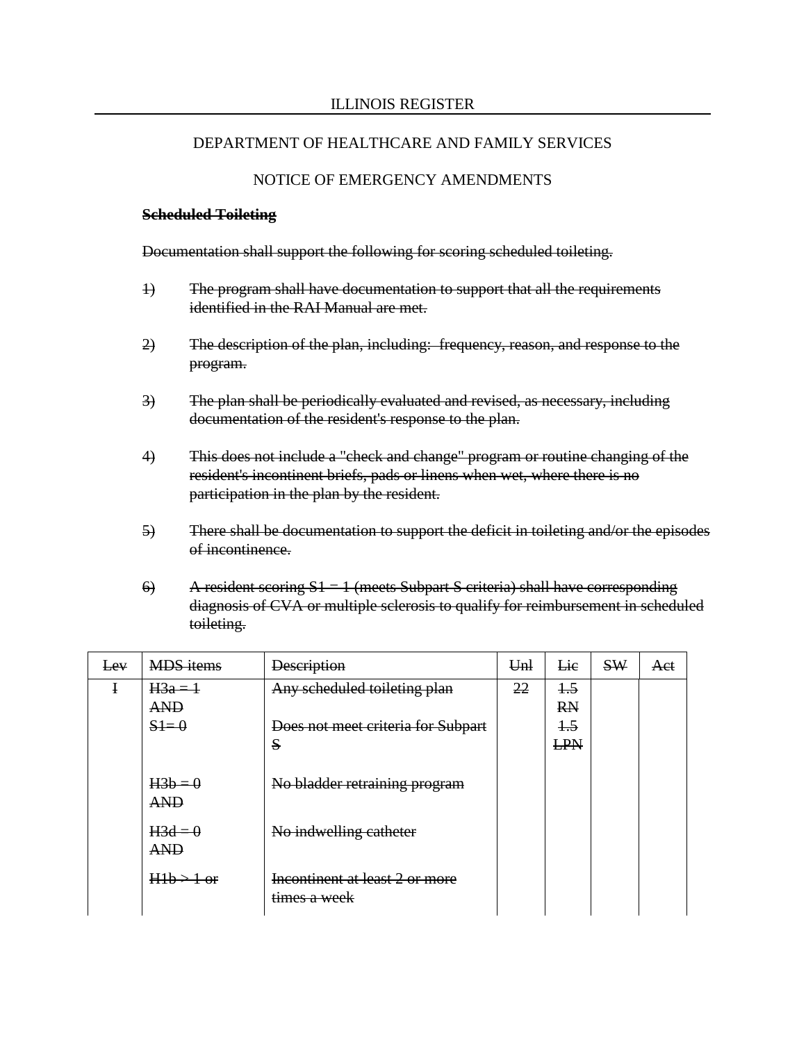~~**Scheduled Toileting**~~

~~Documentation shall support the following for scoring scheduled toileting.~~

1) ~~The program shall have documentation to support that all the requirements identified in the RAI Manual are met.~~

2) ~~The description of the plan, including: frequency, reason, and response to the program.~~

3) ~~The plan shall be periodically evaluated and revised, as necessary, including documentation of the resident's response to the plan.~~

4) ~~This does not include a "check and change" program or routine changing of the resident's incontinent briefs, pads or linens when wet, where there is no participation in the plan by the resident.~~

5) ~~There shall be documentation to support the deficit in toileting and/or the episodes of incontinence.~~

6) ~~A resident scoring S1 = 1 (meets Subpart S criteria) shall have corresponding diagnosis of CVA or multiple sclerosis to qualify for reimbursement in scheduled toileting.~~

| ~~Lev~~ | ~~MDS items~~ | ~~Description~~ | ~~Unl~~ | ~~Lic~~ | ~~SW~~ | ~~Act~~ |
|---|---|---|---|---|---|---|
| ~~I~~ | ~~H3a = 1~~ ~~AND~~ ~~S1= 0~~ | ~~Any scheduled toileting plan~~ ~~Does not meet criteria for Subpart S~~ | ~~22~~ | ~~1.5 RN~~ ~~1.5 LPN~~ | | |
| | ~~H3b = 0~~ ~~AND~~ | ~~No bladder retraining program~~ | | | | |
| | ~~H3d = 0~~ ~~AND~~ | ~~No indwelling catheter~~ | | | | |
| | ~~H1b > 1 or~~ | ~~Incontinent at least 2 or more times a week~~ | | | | |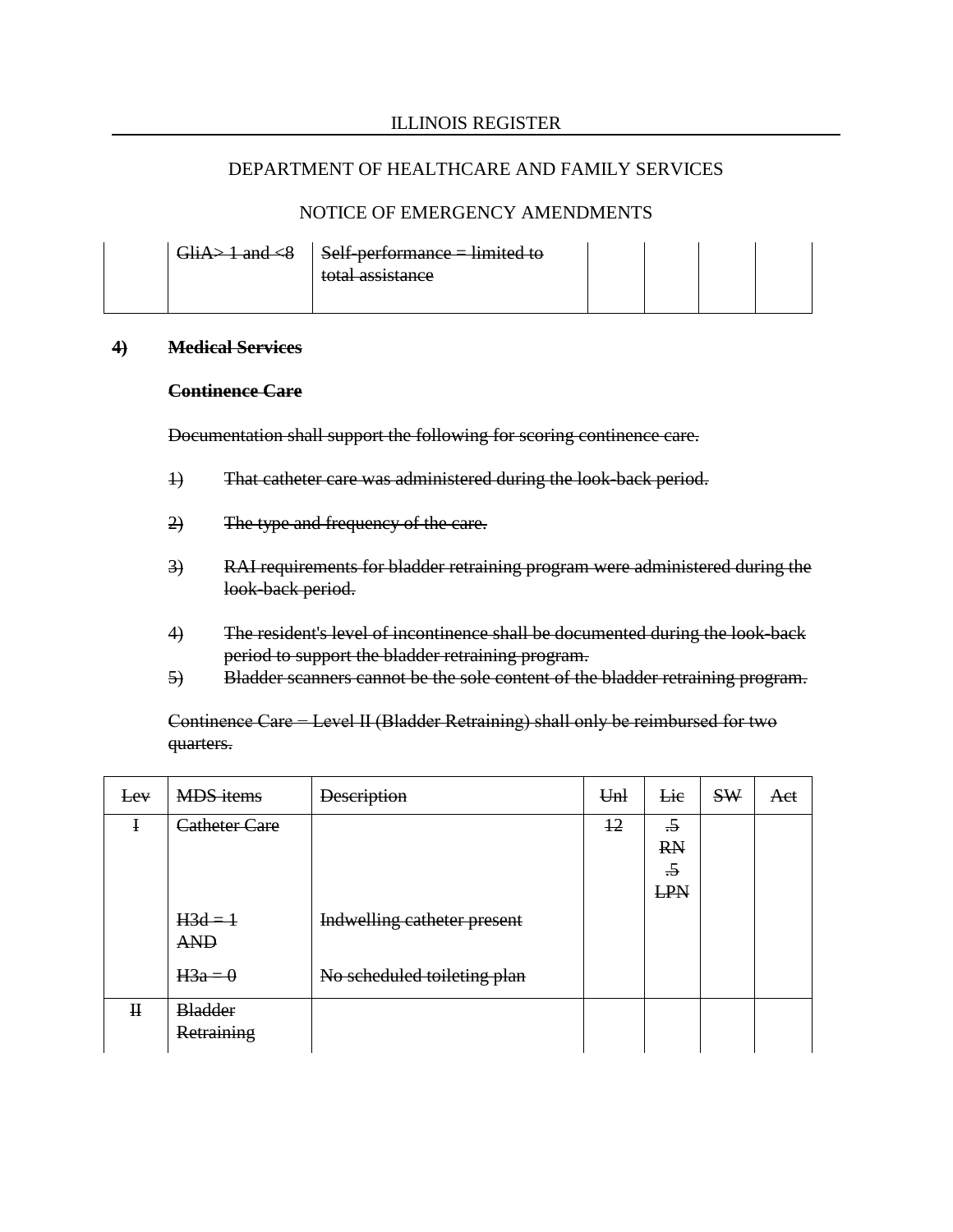| | GliA> 1 and <8 | Self-performance = limited to total assistance | | | | |
|---|---|---|---|---|---|---|

**4) Medical Services**

**Continence Care**

Documentation shall support the following for scoring continence care.

1) That catheter care was administered during the look-back period.

2) The type and frequency of the care.

3) RAI requirements for bladder retraining program were administered during the look-back period.

4) The resident's level of incontinence shall be documented during the look-back period to support the bladder retraining program.

5) Bladder scanners cannot be the sole content of the bladder retraining program.

Continence Care = Level II (Bladder Retraining) shall only be reimbursed for two quarters.

| Lev | MDS items | Description | Unl | Lic | SW | Act |
|---|---|---|---|---|---|---|
| I | Catheter Care | | 12 | .5 RN .5 LPN | | |
| | H3d = 1 AND | Indwelling catheter present | | | | |
| | H3a = 0 | No scheduled toileting plan | | | | |
| II | Bladder Retraining | | | | | |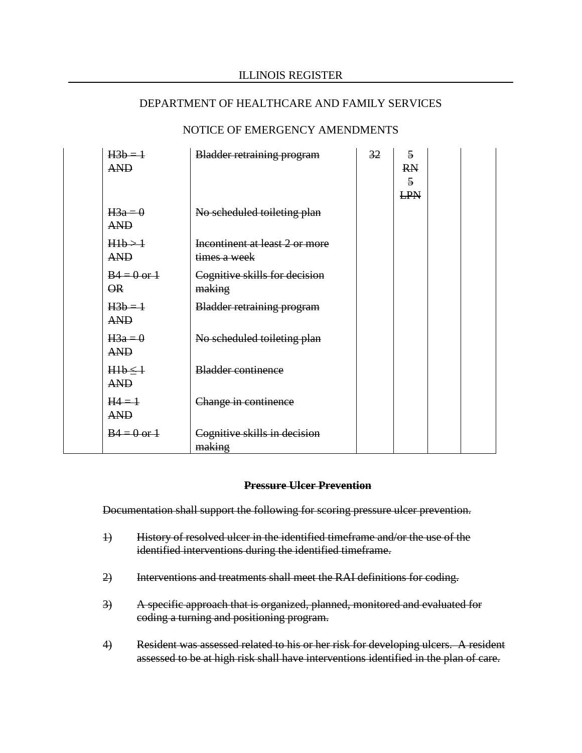| | | | | | | |
|---|---|---|---|---|---|---|
| | ~~H3b = 1 AND~~ | ~~Bladder retraining program~~ | ~~32~~ | ~~5 RN 5 LPN~~ | | |
| | ~~H3a = 0 AND~~ | ~~No scheduled toileting plan~~ | | | | |
| | ~~H1b > 1 AND~~ | ~~Incontinent at least 2 or more times a week~~ | | | | |
| | ~~B4 = 0 or 1 OR~~ | ~~Cognitive skills for decision making~~ | | | | |
| | ~~H3b = 1 AND~~ | ~~Bladder retraining program~~ | | | | |
| | ~~H3a = 0 AND~~ | ~~No scheduled toileting plan~~ | | | | |
| | ~~H1b ≤ 1 AND~~ | ~~Bladder continence~~ | | | | |
| | ~~H4 = 1 AND~~ | ~~Change in continence~~ | | | | |
| | ~~B4 = 0 or 1~~ | ~~Cognitive skills in decision making~~ | | | | |

**~~Pressure Ulcer Prevention~~**

~~Documentation shall support the following for scoring pressure ulcer prevention.~~

~~1) History of resolved ulcer in the identified timeframe and/or the use of the identified interventions during the identified timeframe.~~

~~2) Interventions and treatments shall meet the RAI definitions for coding.~~

~~3) A specific approach that is organized, planned, monitored and evaluated for coding a turning and positioning program.~~

~~4) Resident was assessed related to his or her risk for developing ulcers. A resident assessed to be at high risk shall have interventions identified in the plan of care.~~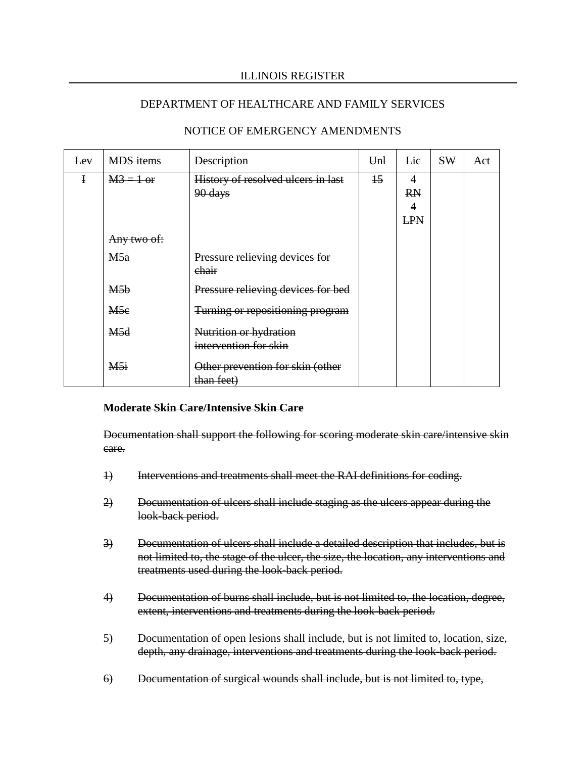ILLINOIS REGISTER

DEPARTMENT OF HEALTHCARE AND FAMILY SERVICES

NOTICE OF EMERGENCY AMENDMENTS

| ~~Lev~~ | ~~MDS items~~ | ~~Description~~ | ~~Unl~~ | ~~Lic~~ | ~~SW~~ | ~~Act~~ |
|---|---|---|---|---|---|---|
| ~~I~~ | ~~M3 = 1 or~~ | ~~History of resolved ulcers in last 90 days~~ | ~~15~~ | 4 ~~RN~~ 4 ~~LPN~~ | | |
| | ~~Any two of:~~ | | | | | |
| | ~~M5a~~ | ~~Pressure relieving devices for chair~~ | | | | |
| | ~~M5b~~ | ~~Pressure relieving devices for bed~~ | | | | |
| | ~~M5c~~ | ~~Turning or repositioning program~~ | | | | |
| | ~~M5d~~ | ~~Nutrition or hydration intervention for skin~~ | | | | |
| | ~~M5i~~ | ~~Other prevention for skin (other than feet)~~ | | | | |

**~~Moderate Skin Care/Intensive Skin Care~~**

~~Documentation shall support the following for scoring moderate skin care/intensive skin care.~~

~~1) Interventions and treatments shall meet the RAI definitions for coding.~~

~~2) Documentation of ulcers shall include staging as the ulcers appear during the look-back period.~~

~~3) Documentation of ulcers shall include a detailed description that includes, but is not limited to, the stage of the ulcer, the size, the location, any interventions and treatments used during the look-back period.~~

~~4) Documentation of burns shall include, but is not limited to, the location, degree, extent, interventions and treatments during the look-back period.~~

~~5) Documentation of open lesions shall include, but is not limited to, location, size, depth, any drainage, interventions and treatments during the look-back period.~~

~~6) Documentation of surgical wounds shall include, but is not limited to, type,~~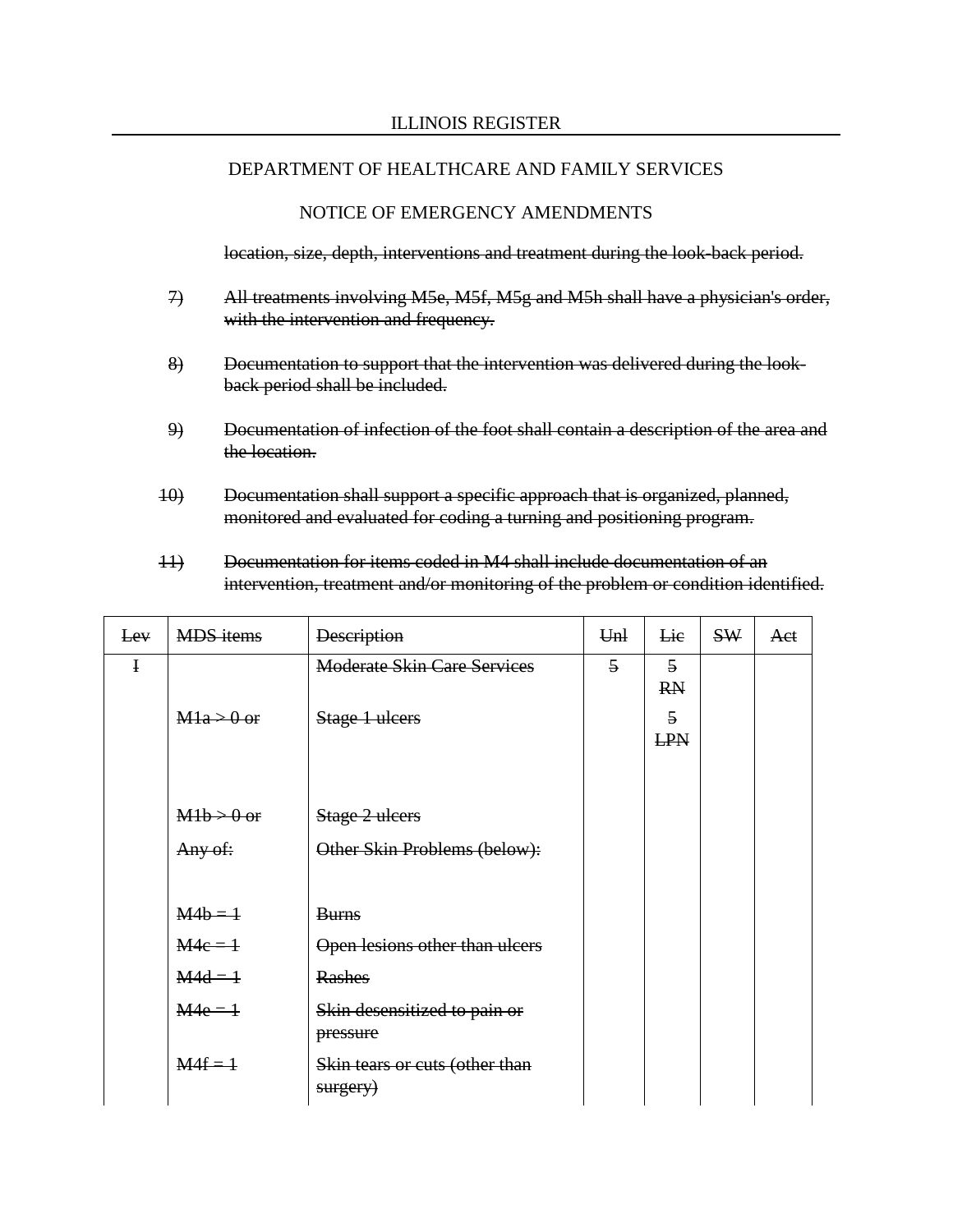ILLINOIS REGISTER

DEPARTMENT OF HEALTHCARE AND FAMILY SERVICES

NOTICE OF EMERGENCY AMENDMENTS

~~location, size, depth, interventions and treatment during the look-back period.~~

~~7) All treatments involving M5e, M5f, M5g and M5h shall have a physician's order, with the intervention and frequency.~~

~~8) Documentation to support that the intervention was delivered during the look-back period shall be included.~~

~~9) Documentation of infection of the foot shall contain a description of the area and the location.~~

~~10) Documentation shall support a specific approach that is organized, planned, monitored and evaluated for coding a turning and positioning program.~~

~~11) Documentation for items coded in M4 shall include documentation of an intervention, treatment and/or monitoring of the problem or condition identified.~~

| ~~Lev~~ | ~~MDS items~~ | ~~Description~~ | ~~Unl~~ | ~~Lic~~ | ~~SW~~ | ~~Act~~ |
|---|---|---|---|---|---|---|
| ~~I~~ | | ~~Moderate Skin Care Services~~ | ~~5~~ | ~~5 RN~~ | | |
| | ~~M1a > 0 or~~ | ~~Stage 1 ulcers~~ | | ~~5 LPN~~ | | |
| | ~~M1b > 0 or~~ | ~~Stage 2 ulcers~~ | | | | |
| | ~~Any of:~~ | ~~Other Skin Problems (below):~~ | | | | |
| | ~~M4b = 1~~ | ~~Burns~~ | | | | |
| | ~~M4c = 1~~ | ~~Open lesions other than ulcers~~ | | | | |
| | ~~M4d = 1~~ | ~~Rashes~~ | | | | |
| | ~~M4e = 1~~ | ~~Skin desensitized to pain or pressure~~ | | | | |
| | ~~M4f = 1~~ | ~~Skin tears or cuts (other than surgery)~~ | | | | |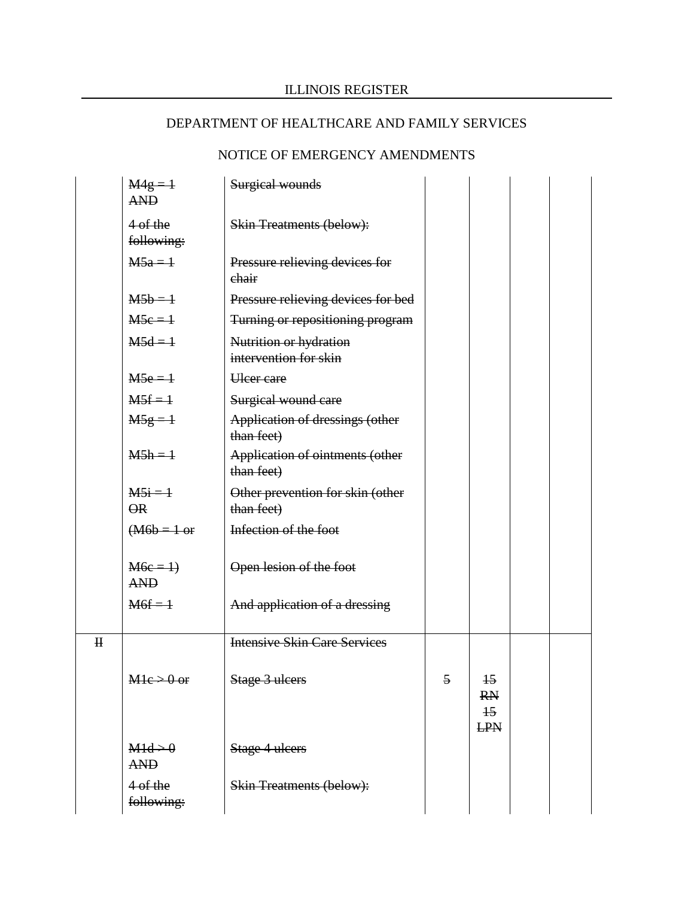ILLINOIS REGISTER

DEPARTMENT OF HEALTHCARE AND FAMILY SERVICES

NOTICE OF EMERGENCY AMENDMENTS

| | | | | | | |
|---|---|---|---|---|---|---|
| | ~~M4g = 1 AND~~ | ~~Surgical wounds~~ | | | | |
| | ~~4 of the following:~~ | ~~Skin Treatments (below):~~ | | | | |
| | ~~M5a = 1~~ | ~~Pressure relieving devices for chair~~ | | | | |
| | ~~M5b = 1~~ | ~~Pressure relieving devices for bed~~ | | | | |
| | ~~M5c = 1~~ | ~~Turning or repositioning program~~ | | | | |
| | ~~M5d = 1~~ | ~~Nutrition or hydration intervention for skin~~ | | | | |
| | ~~M5e = 1~~ | ~~Ulcer care~~ | | | | |
| | ~~M5f = 1~~ | ~~Surgical wound care~~ | | | | |
| | ~~M5g = 1~~ | ~~Application of dressings (other than feet)~~ | | | | |
| | ~~M5h = 1~~ | ~~Application of ointments (other than feet)~~ | | | | |
| | ~~M5i = 1 OR~~ | ~~Other prevention for skin (other than feet)~~ | | | | |
| | ~~(M6b = 1 or~~ | ~~Infection of the foot~~ | | | | |
| | ~~M6c = 1) AND~~ | ~~Open lesion of the foot~~ | | | | |
| | ~~M6f = 1~~ | ~~And application of a dressing~~ | | | | |
| ~~II~~ | | ~~Intensive Skin Care Services~~ | | | | |
| | ~~M1c > 0 or~~ | ~~Stage 3 ulcers~~ | ~~5~~ | ~~15 RN 15 LPN~~ | | |
| | ~~M1d > 0 AND~~ | ~~Stage 4 ulcers~~ | | | | |
| | ~~4 of the following:~~ | ~~Skin Treatments (below):~~ | | | | |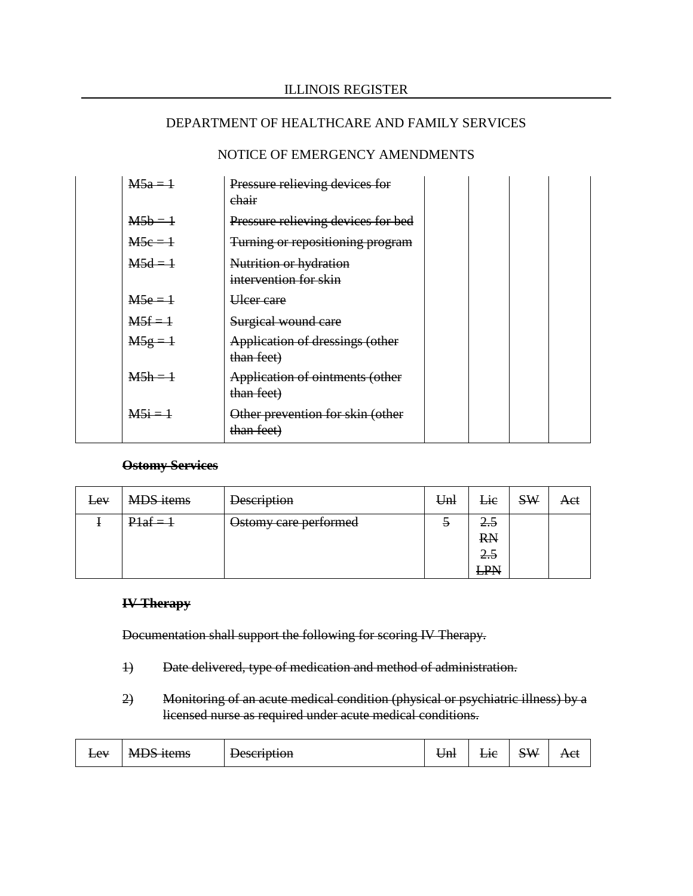| | | | | | | |
|---|---|---|---|---|---|---|
| | ~~M5a = 1~~ | ~~Pressure relieving devices for chair~~ | | | | |
| | ~~M5b = 1~~ | ~~Pressure relieving devices for bed~~ | | | | |
| | ~~M5c = 1~~ | ~~Turning or repositioning program~~ | | | | |
| | ~~M5d = 1~~ | ~~Nutrition or hydration intervention for skin~~ | | | | |
| | ~~M5e = 1~~ | ~~Ulcer care~~ | | | | |
| | ~~M5f = 1~~ | ~~Surgical wound care~~ | | | | |
| | ~~M5g = 1~~ | ~~Application of dressings (other than feet)~~ | | | | |
| | ~~M5h = 1~~ | ~~Application of ointments (other than feet)~~ | | | | |
| | ~~M5i = 1~~ | ~~Other prevention for skin (other than feet)~~ | | | | |

~~**Ostomy Services**~~

| ~~Lev~~ | ~~MDS items~~ | ~~Description~~ | ~~Unl~~ | ~~Lic~~ | ~~SW~~ | ~~Act~~ |
|---|---|---|---|---|---|---|
| ~~I~~ | ~~P1af = 1~~ | ~~Ostomy care performed~~ | ~~5~~ | ~~2.5 RN 2.5 LPN~~ | | |

~~**IV Therapy**~~

~~Documentation shall support the following for scoring IV Therapy.~~

~~1) Date delivered, type of medication and method of administration.~~

~~2) Monitoring of an acute medical condition (physical or psychiatric illness) by a licensed nurse as required under acute medical conditions.~~

| ~~Lev~~ | ~~MDS items~~ | ~~Description~~ | ~~Unl~~ | ~~Lic~~ | ~~SW~~ | ~~Act~~ |
|---|---|---|---|---|---|---|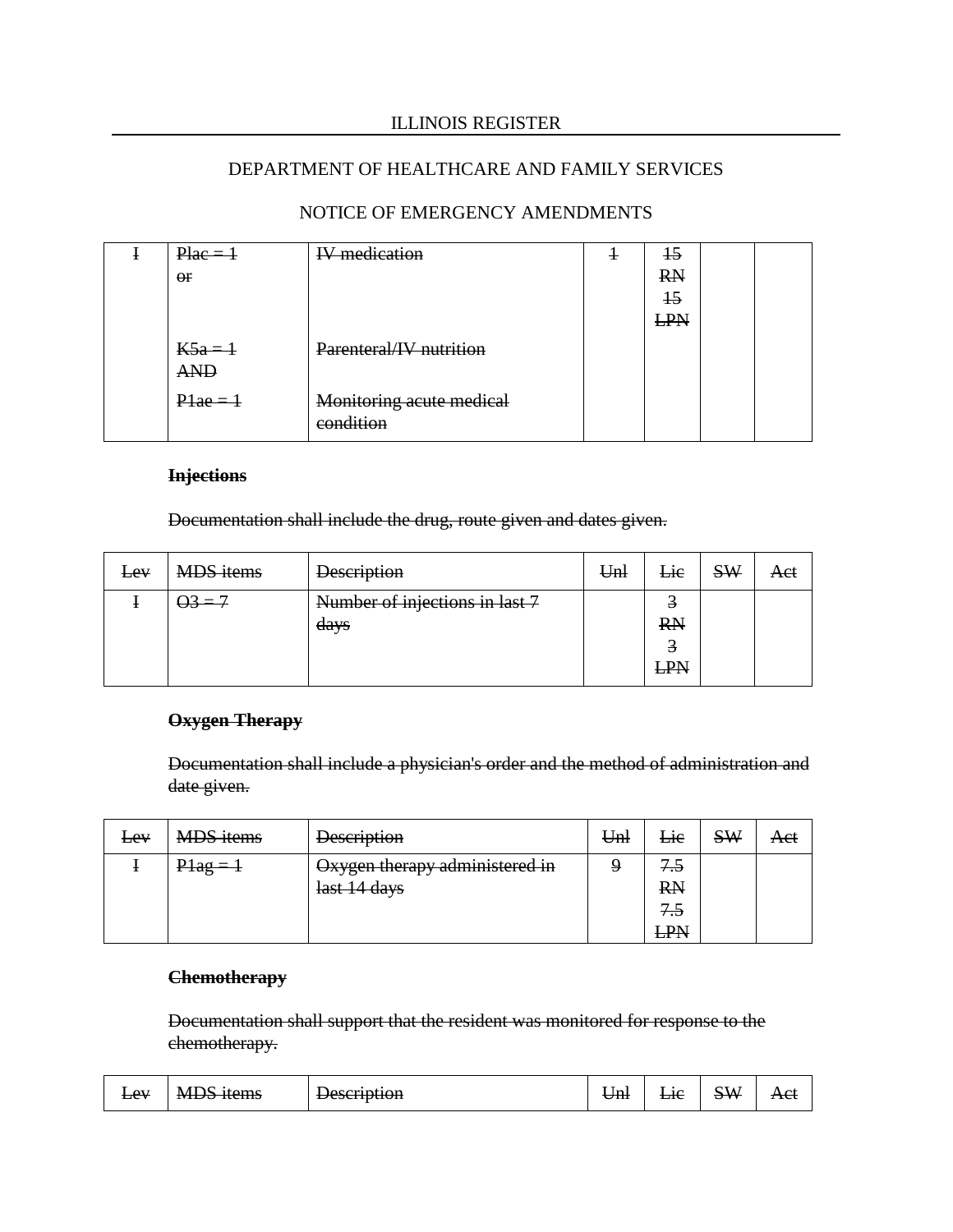| I | Plac = 1<br>or<br><br><br>K5a = 1<br>AND<br>P1ae = 1 | IV medication<br><br><br><br>Parenteral/IV nutrition<br><br>Monitoring acute medical condition | 1 | 15<br>RN<br>15<br>LPN | | |
|---|---|---|---|---|---|---|

**Injections**

Documentation shall include the drug, route given and dates given.

| Lev | MDS items | Description | Unl | Lic | SW | Act |
|---|---|---|---|---|---|---|
| I | O3 = 7 | Number of injections in last 7 days | | 3<br>RN<br>3<br>LPN | | |

**Oxygen Therapy**

Documentation shall include a physician's order and the method of administration and date given.

| Lev | MDS items | Description | Unl | Lic | SW | Act |
|---|---|---|---|---|---|---|
| I | P1ag = 1 | Oxygen therapy administered in last 14 days | 9 | 7.5<br>RN<br>7.5<br>LPN | | |

**Chemotherapy**

Documentation shall support that the resident was monitored for response to the chemotherapy.

| Lev | MDS items | Description | Unl | Lic | SW | Act |
|---|---|---|---|---|---|---|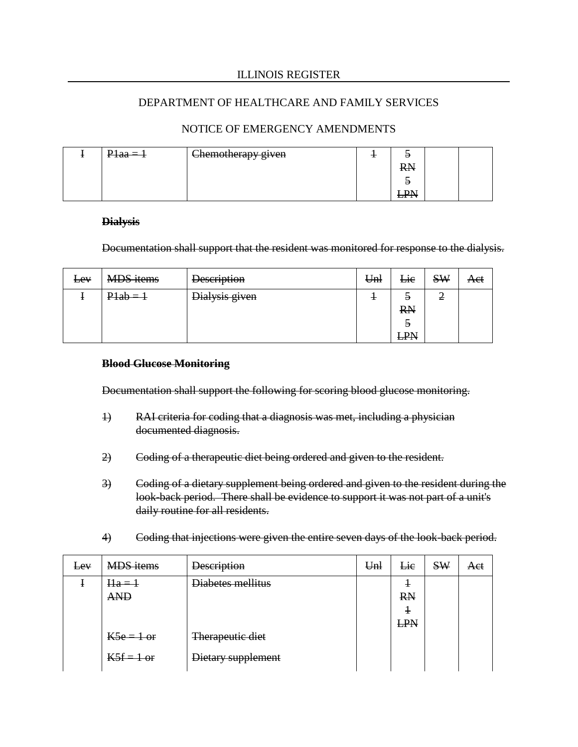| I | P1aa = 1 | Chemotherapy given | 1 | 5 RN 5 LPN | | |
|---|---|---|---|---|---|---|

**Dialysis**

Documentation shall support that the resident was monitored for response to the dialysis.

| Lev | MDS items | Description | Unl | Lic | SW | Act |
|---|---|---|---|---|---|---|
| I | P1ab = 1 | Dialysis given | 1 | 5 RN 5 LPN | 2 | |

**Blood Glucose Monitoring**

Documentation shall support the following for scoring blood glucose monitoring.

1) RAI criteria for coding that a diagnosis was met, including a physician documented diagnosis.

2) Coding of a therapeutic diet being ordered and given to the resident.

3) Coding of a dietary supplement being ordered and given to the resident during the look-back period. There shall be evidence to support it was not part of a unit's daily routine for all residents.

4) Coding that injections were given the entire seven days of the look-back period.

| Lev | MDS items | Description | Unl | Lic | SW | Act |
|---|---|---|---|---|---|---|
| I | I1a = 1 AND | Diabetes mellitus | | 1 RN 1 LPN | | |
| | K5e = 1 or | Therapeutic diet | | | | |
| | K5f = 1 or | Dietary supplement | | | | |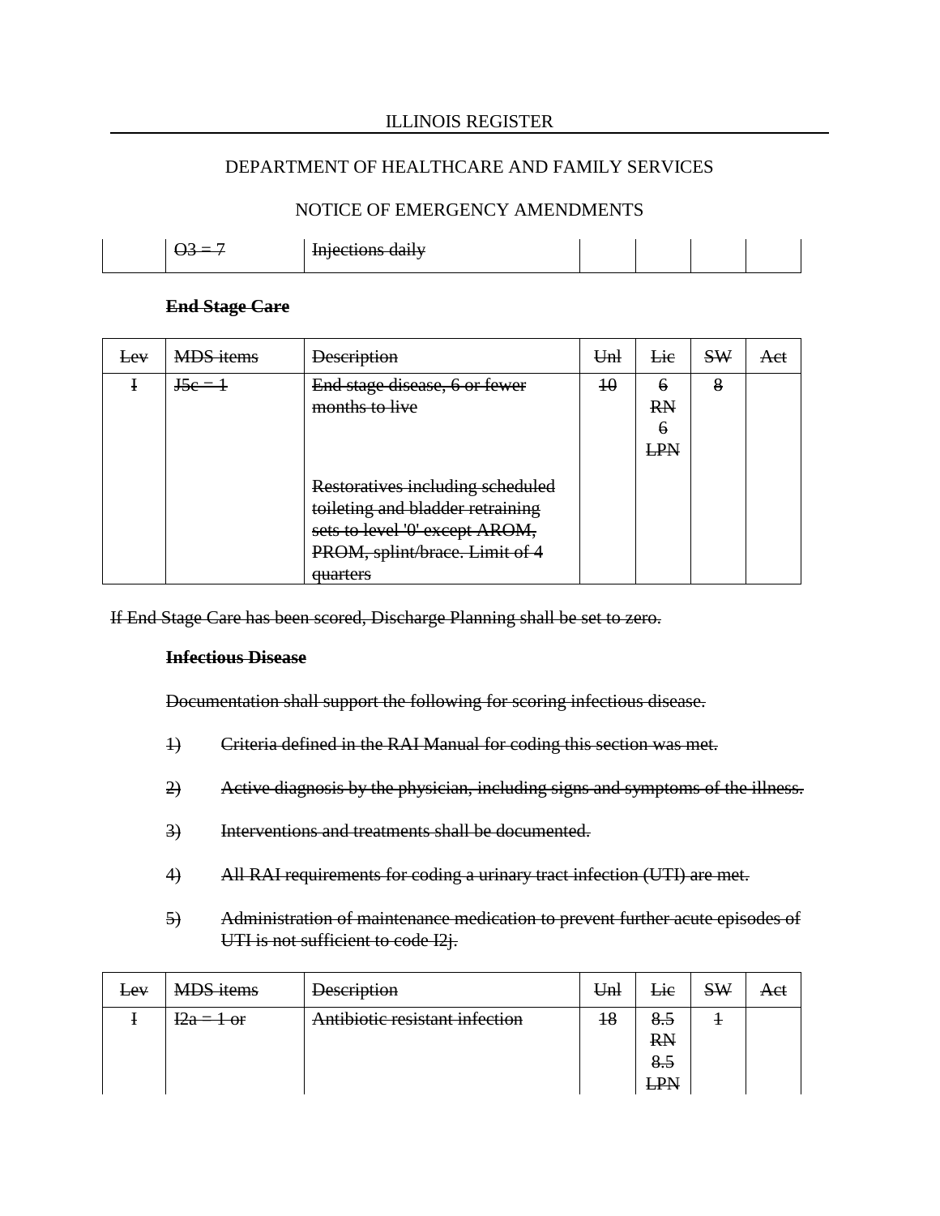| | O3 = 7 | Injections daily | | | | |
|---|---|---|---|---|---|---|

**End Stage Care**

| Lev | MDS items | Description | Unl | Lic | SW | Act |
|---|---|---|---|---|---|---|
| I | J5c = 1 | End stage disease, 6 or fewer months to live<br><br>Restoratives including scheduled toileting and bladder retraining sets to level '0' except AROM, PROM, splint/brace. Limit of 4 quarters | 10 | 6 RN 6 LPN | 8 | |

If End Stage Care has been scored, Discharge Planning shall be set to zero.

**Infectious Disease**

Documentation shall support the following for scoring infectious disease.

1) Criteria defined in the RAI Manual for coding this section was met.

2) Active diagnosis by the physician, including signs and symptoms of the illness.

3) Interventions and treatments shall be documented.

4) All RAI requirements for coding a urinary tract infection (UTI) are met.

5) Administration of maintenance medication to prevent further acute episodes of UTI is not sufficient to code I2j.

| Lev | MDS items | Description | Unl | Lic | SW | Act |
|---|---|---|---|---|---|---|
| I | I2a = 1 or | Antibiotic resistant infection | 18 | 8.5 RN 8.5 LPN | 1 | |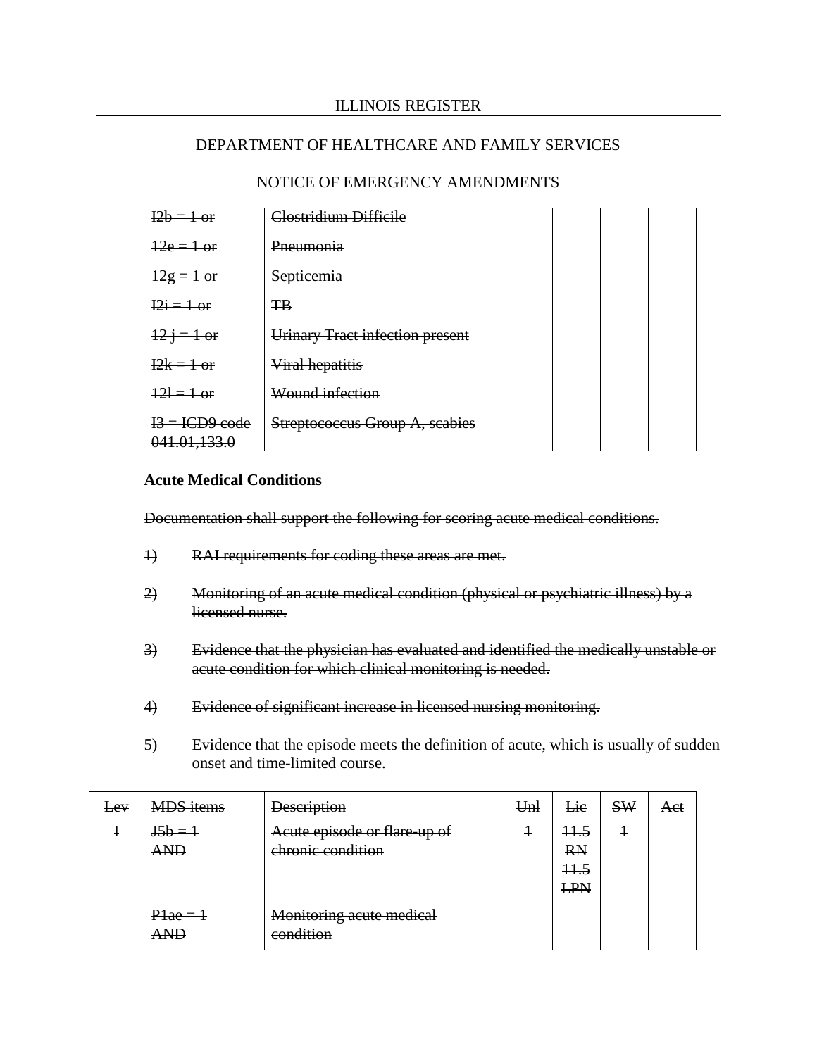ILLINOIS REGISTER

DEPARTMENT OF HEALTHCARE AND FAMILY SERVICES

NOTICE OF EMERGENCY AMENDMENTS

| | | | | | | |
|---|---|---|---|---|---|---|
| | ~~I2b = 1 or~~ | ~~Clostridium Difficile~~ | | | | |
| | ~~12e = 1 or~~ | ~~Pneumonia~~ | | | | |
| | ~~12g = 1 or~~ | ~~Septicemia~~ | | | | |
| | ~~I2i = 1 or~~ | ~~TB~~ | | | | |
| | ~~12 j = 1 or~~ | ~~Urinary Tract infection present~~ | | | | |
| | ~~I2k = 1 or~~ | ~~Viral hepatitis~~ | | | | |
| | ~~12l = 1 or~~ | ~~Wound infection~~ | | | | |
| | ~~I3 = ICD9 code 041.01,133.0~~ | ~~Streptococcus Group A, scabies~~ | | | | |

~~**Acute Medical Conditions**~~

~~Documentation shall support the following for scoring acute medical conditions.~~

~~1) RAI requirements for coding these areas are met.~~

~~2) Monitoring of an acute medical condition (physical or psychiatric illness) by a licensed nurse.~~

~~3) Evidence that the physician has evaluated and identified the medically unstable or acute condition for which clinical monitoring is needed.~~

~~4) Evidence of significant increase in licensed nursing monitoring.~~

~~5) Evidence that the episode meets the definition of acute, which is usually of sudden onset and time-limited course.~~

| ~~Lev~~ | ~~MDS items~~ | ~~Description~~ | ~~Unl~~ | ~~Lic~~ | ~~SW~~ | ~~Act~~ |
|---|---|---|---|---|---|---|
| ~~I~~ | ~~J5b = 1 AND~~ | ~~Acute episode or flare-up of chronic condition~~ | ~~1~~ | ~~11.5 RN 11.5 LPN~~ | ~~1~~ | |
| | ~~P1ae = 1 AND~~ | ~~Monitoring acute medical condition~~ | | | | |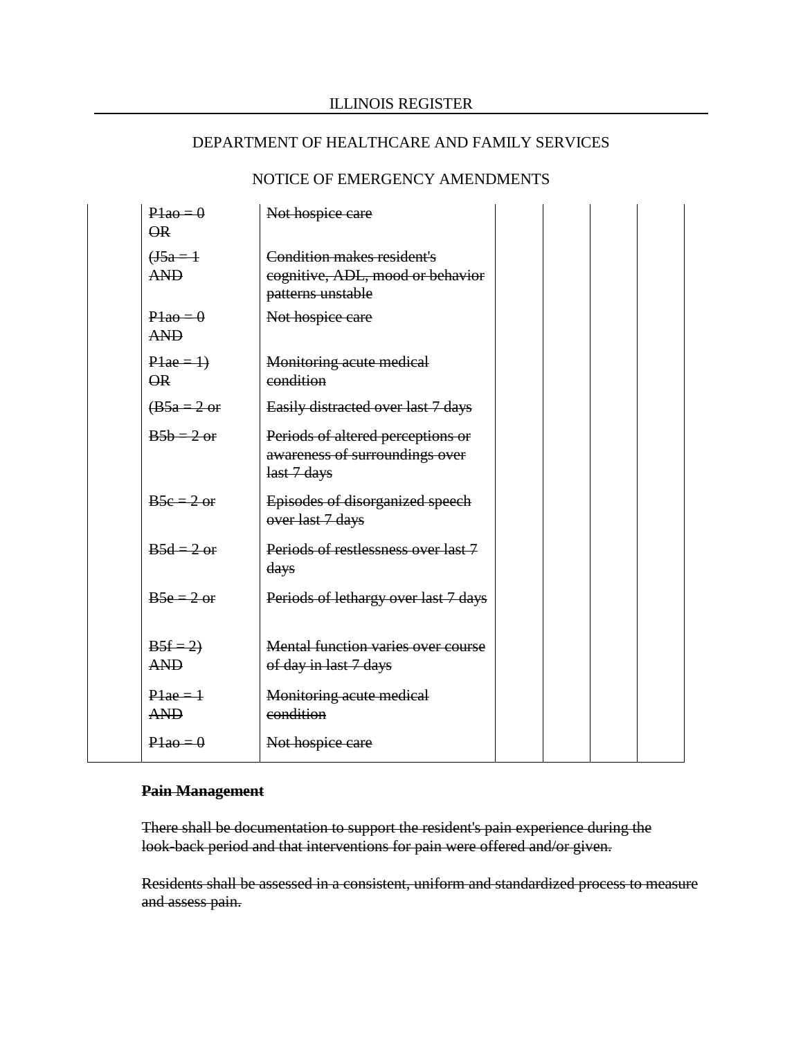| | | | | | | |
|---|---|---|---|---|---|---|
| | ~~P1ao = 0~~<br>~~OR~~ | ~~Not hospice care~~ | | | | |
| | ~~(J5a = 1~~<br>~~AND~~ | ~~Condition makes resident's cognitive, ADL, mood or behavior patterns unstable~~ | | | | |
| | ~~P1ao = 0~~<br>~~AND~~ | ~~Not hospice care~~ | | | | |
| | ~~P1ae = 1)~~<br>~~OR~~ | ~~Monitoring acute medical condition~~ | | | | |
| | ~~(B5a = 2 or~~ | ~~Easily distracted over last 7 days~~ | | | | |
| | ~~B5b = 2 or~~ | ~~Periods of altered perceptions or awareness of surroundings over last 7 days~~ | | | | |
| | ~~B5c = 2 or~~ | ~~Episodes of disorganized speech over last 7 days~~ | | | | |
| | ~~B5d = 2 or~~ | ~~Periods of restlessness over last 7 days~~ | | | | |
| | ~~B5e = 2 or~~ | ~~Periods of lethargy over last 7 days~~ | | | | |
| | ~~B5f = 2)~~<br>~~AND~~ | ~~Mental function varies over course of day in last 7 days~~ | | | | |
| | ~~P1ae = 1~~<br>~~AND~~ | ~~Monitoring acute medical condition~~ | | | | |
| | ~~P1ao = 0~~ | ~~Not hospice care~~ | | | | |

~~**Pain Management**~~

~~There shall be documentation to support the resident's pain experience during the look-back period and that interventions for pain were offered and/or given.~~

~~Residents shall be assessed in a consistent, uniform and standardized process to measure and assess pain.~~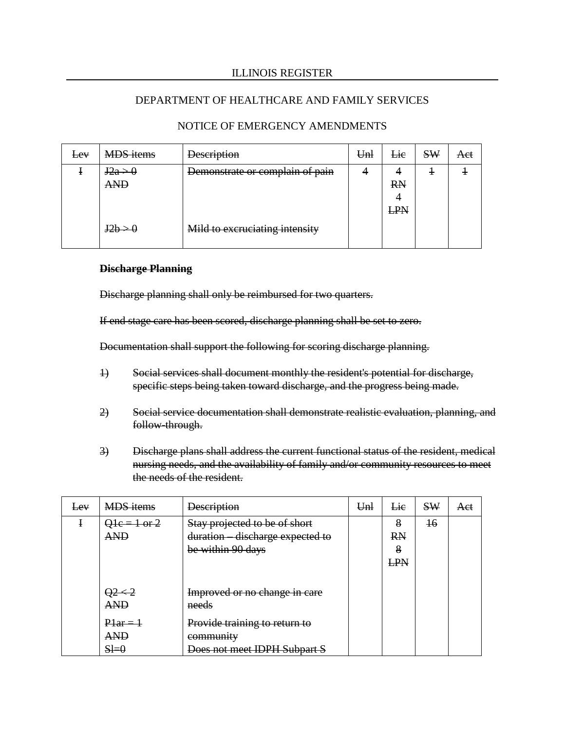ILLINOIS REGISTER

DEPARTMENT OF HEALTHCARE AND FAMILY SERVICES

NOTICE OF EMERGENCY AMENDMENTS

| ~~Lev~~ | ~~MDS items~~ | ~~Description~~ | ~~Unl~~ | ~~Lic~~ | ~~SW~~ | ~~Act~~ |
|---|---|---|---|---|---|---|
| ~~I~~ | ~~J2a > 0~~ ~~AND~~ ~~J2b > 0~~ | ~~Demonstrate or complain of pain~~ ~~Mild to excruciating intensity~~ | ~~4~~ | ~~4 RN 4 LPN~~ | ~~1~~ | ~~1~~ |

~~**Discharge Planning**~~

~~Discharge planning shall only be reimbursed for two quarters.~~

~~If end stage care has been scored, discharge planning shall be set to zero.~~

~~Documentation shall support the following for scoring discharge planning.~~

~~1) Social services shall document monthly the resident's potential for discharge, specific steps being taken toward discharge, and the progress being made.~~

~~2) Social service documentation shall demonstrate realistic evaluation, planning, and follow-through.~~

~~3) Discharge plans shall address the current functional status of the resident, medical nursing needs, and the availability of family and/or community resources to meet the needs of the resident.~~

| ~~Lev~~ | ~~MDS items~~ | ~~Description~~ | ~~Unl~~ | ~~Lic~~ | ~~SW~~ | ~~Act~~ |
|---|---|---|---|---|---|---|
| ~~I~~ | ~~Q1c = 1 or 2~~ ~~AND~~ ~~Q2 < 2~~ ~~AND~~ ~~P1ar = 1~~ ~~AND~~ ~~Sl=0~~ | ~~Stay projected to be of short duration – discharge expected to be within 90 days~~ ~~Improved or no change in care needs~~ ~~Provide training to return to community~~ ~~Does not meet IDPH Subpart S~~ | | ~~8 RN 8 LPN~~ | ~~16~~ | |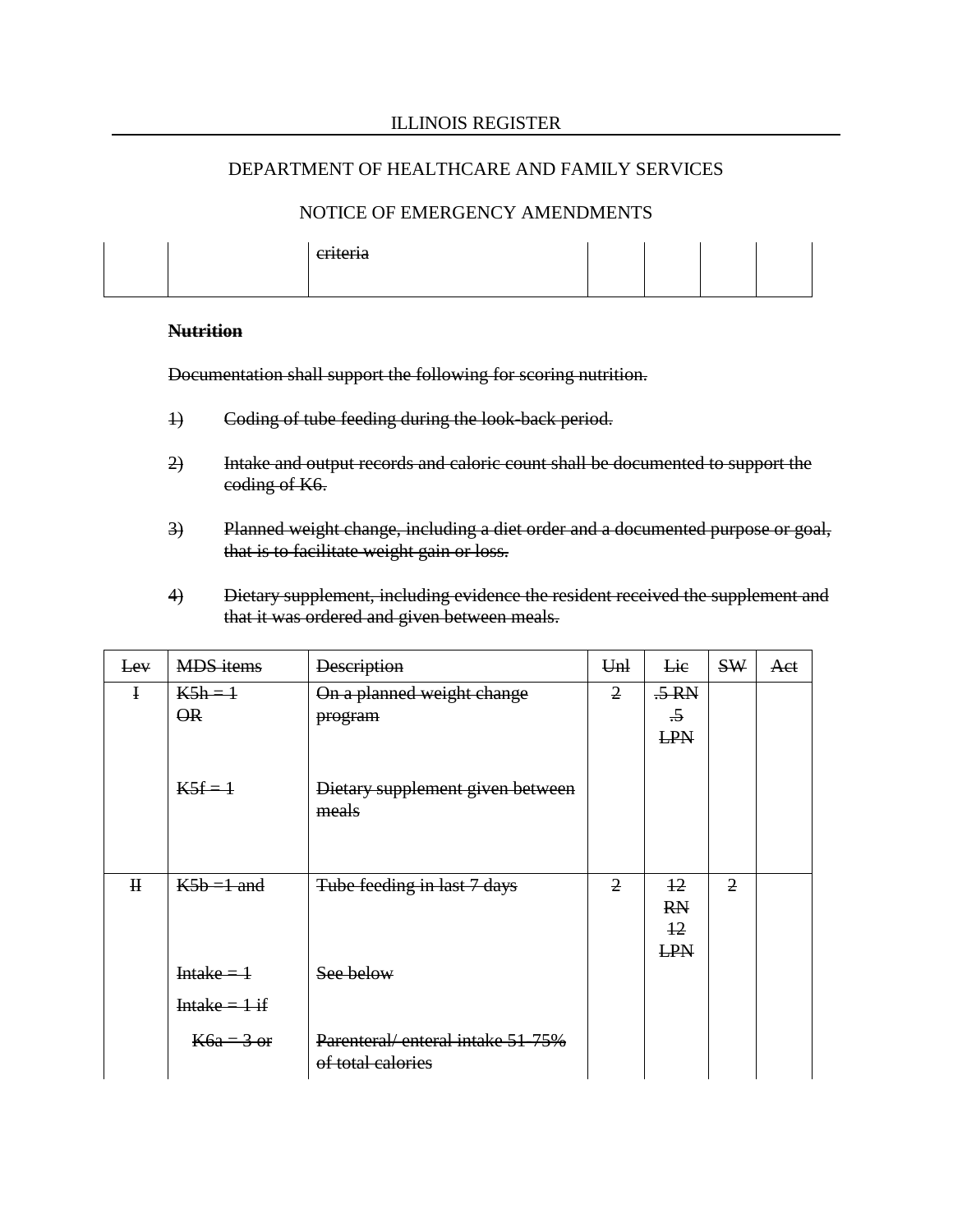| | | criteria | | | | |
|---|---|---|---|---|---|---|

~~**Nutrition**~~

~~Documentation shall support the following for scoring nutrition.~~

1) ~~Coding of tube feeding during the look-back period.~~

2) ~~Intake and output records and caloric count shall be documented to support the coding of K6.~~

3) ~~Planned weight change, including a diet order and a documented purpose or goal, that is to facilitate weight gain or loss.~~

4) ~~Dietary supplement, including evidence the resident received the supplement and that it was ordered and given between meals.~~

| ~~Lev~~ | ~~MDS items~~ | ~~Description~~ | ~~Unl~~ | ~~Lic~~ | ~~SW~~ | ~~Act~~ |
|---|---|---|---|---|---|---|
| ~~I~~ | ~~K5h = 1~~ ~~OR~~ | ~~On a planned weight change program~~ | ~~2~~ | ~~.5 RN .5 LPN~~ | | |
| | ~~K5f = 1~~ | ~~Dietary supplement given between meals~~ | | | | |
| ~~II~~ | ~~K5b =1 and~~ | ~~Tube feeding in last 7 days~~ | ~~2~~ | ~~12 RN 12 LPN~~ | ~~2~~ | |
| | ~~Intake = 1~~ | ~~See below~~ | | | | |
| | ~~Intake = 1 if~~ | | | | | |
| | ~~K6a = 3 or~~ | ~~Parenteral/ enteral intake 51-75% of total calories~~ | | | | |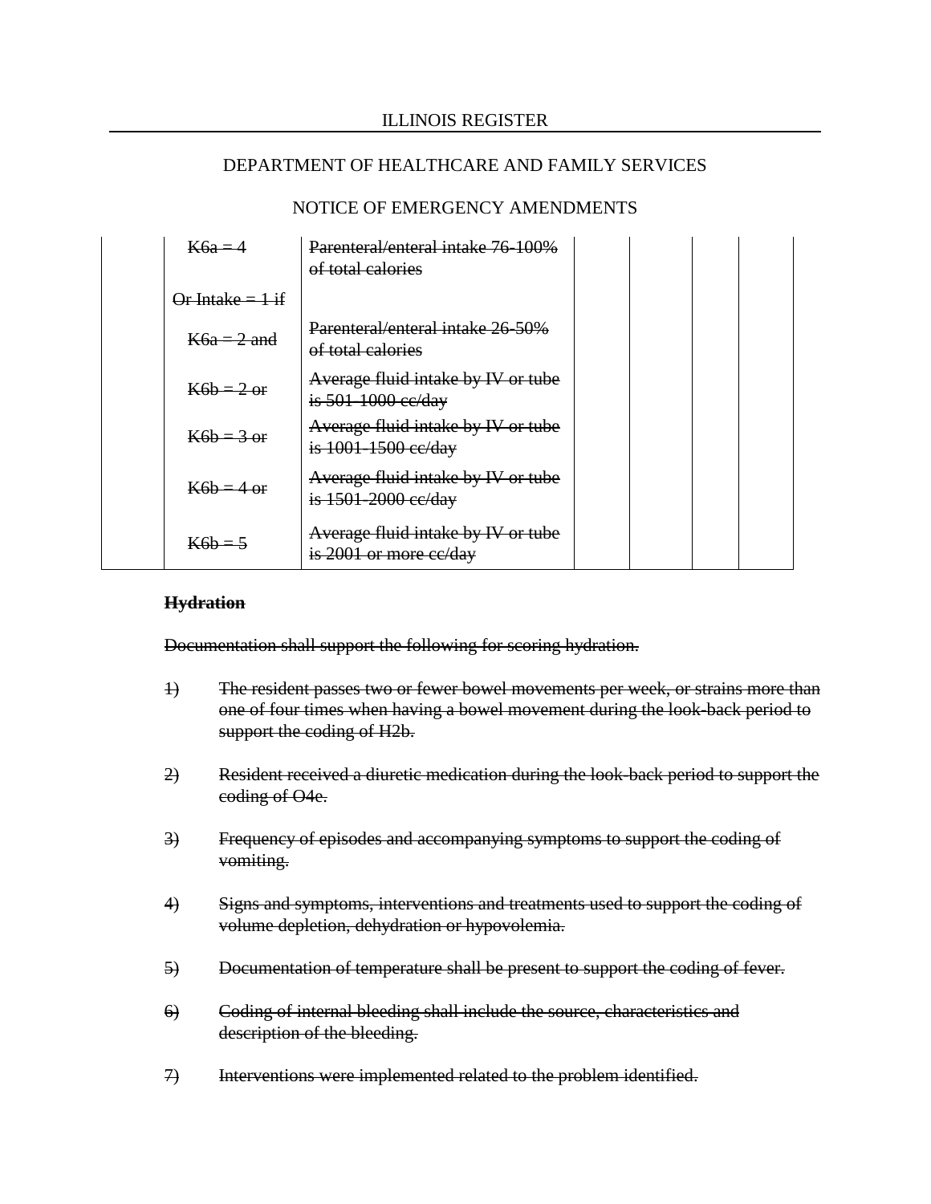| | | | | | | |
|---|---|---|---|---|---|---|
| | ~~K6a = 4~~ | ~~Parenteral/enteral intake 76-100% of total calories~~ | | | | |
| | ~~Or Intake = 1 if~~ | | | | | |
| | ~~K6a = 2 and~~ | ~~Parenteral/enteral intake 26-50% of total calories~~ | | | | |
| | ~~K6b = 2 or~~ | ~~Average fluid intake by IV or tube is 501-1000 cc/day~~ | | | | |
| | ~~K6b = 3 or~~ | ~~Average fluid intake by IV or tube is 1001-1500 cc/day~~ | | | | |
| | ~~K6b = 4 or~~ | ~~Average fluid intake by IV or tube is 1501-2000 cc/day~~ | | | | |
| | ~~K6b = 5~~ | ~~Average fluid intake by IV or tube is 2001 or more cc/day~~ | | | | |

**~~Hydration~~**

~~Documentation shall support the following for scoring hydration.~~

~~1)~~ ~~The resident passes two or fewer bowel movements per week, or strains more than one of four times when having a bowel movement during the look-back period to support the coding of H2b.~~

~~2)~~ ~~Resident received a diuretic medication during the look-back period to support the coding of O4e.~~

~~3)~~ ~~Frequency of episodes and accompanying symptoms to support the coding of vomiting.~~

~~4)~~ ~~Signs and symptoms, interventions and treatments used to support the coding of volume depletion, dehydration or hypovolemia.~~

~~5)~~ ~~Documentation of temperature shall be present to support the coding of fever.~~

~~6)~~ ~~Coding of internal bleeding shall include the source, characteristics and description of the bleeding.~~

~~7)~~ ~~Interventions were implemented related to the problem identified.~~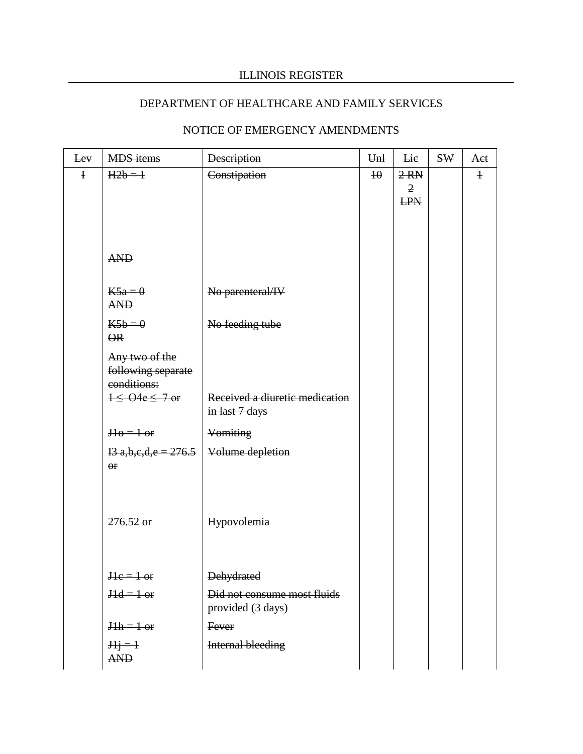ILLINOIS REGISTER

DEPARTMENT OF HEALTHCARE AND FAMILY SERVICES

NOTICE OF EMERGENCY AMENDMENTS

| ~~Lev~~ | ~~MDS items~~ | ~~Description~~ | ~~Unl~~ | ~~Lic~~ | ~~SW~~ | ~~Act~~ |
|---|---|---|---|---|---|---|
| ~~I~~ | ~~H2b = 1~~ | ~~Constipation~~ | ~~10~~ | ~~2 RN 2 LPN~~ | | ~~1~~ |
| | ~~AND~~ | | | | | |
| | ~~K5a = 0~~ ~~AND~~ | ~~No parenteral/IV~~ | | | | |
| | ~~K5b = 0~~ ~~OR~~ | ~~No feeding tube~~ | | | | |
| | ~~Any two of the following separate conditions:~~ | | | | | |
| | ~~1 ≤ O4e ≤ 7 or~~ | ~~Received a diuretic medication in last 7 days~~ | | | | |
| | ~~J1o = 1 or~~ | ~~Vomiting~~ | | | | |
| | ~~I3 a,b,c,d,e = 276.5 or~~ | ~~Volume depletion~~ | | | | |
| | ~~276.52 or~~ | ~~Hypovolemia~~ | | | | |
| | ~~J1c = 1 or~~ | ~~Dehydrated~~ | | | | |
| | ~~J1d = 1 or~~ | ~~Did not consume most fluids provided (3 days)~~ | | | | |
| | ~~J1h = 1 or~~ | ~~Fever~~ | | | | |
| | ~~J1j = 1~~ ~~AND~~ | ~~Internal bleeding~~ | | | | |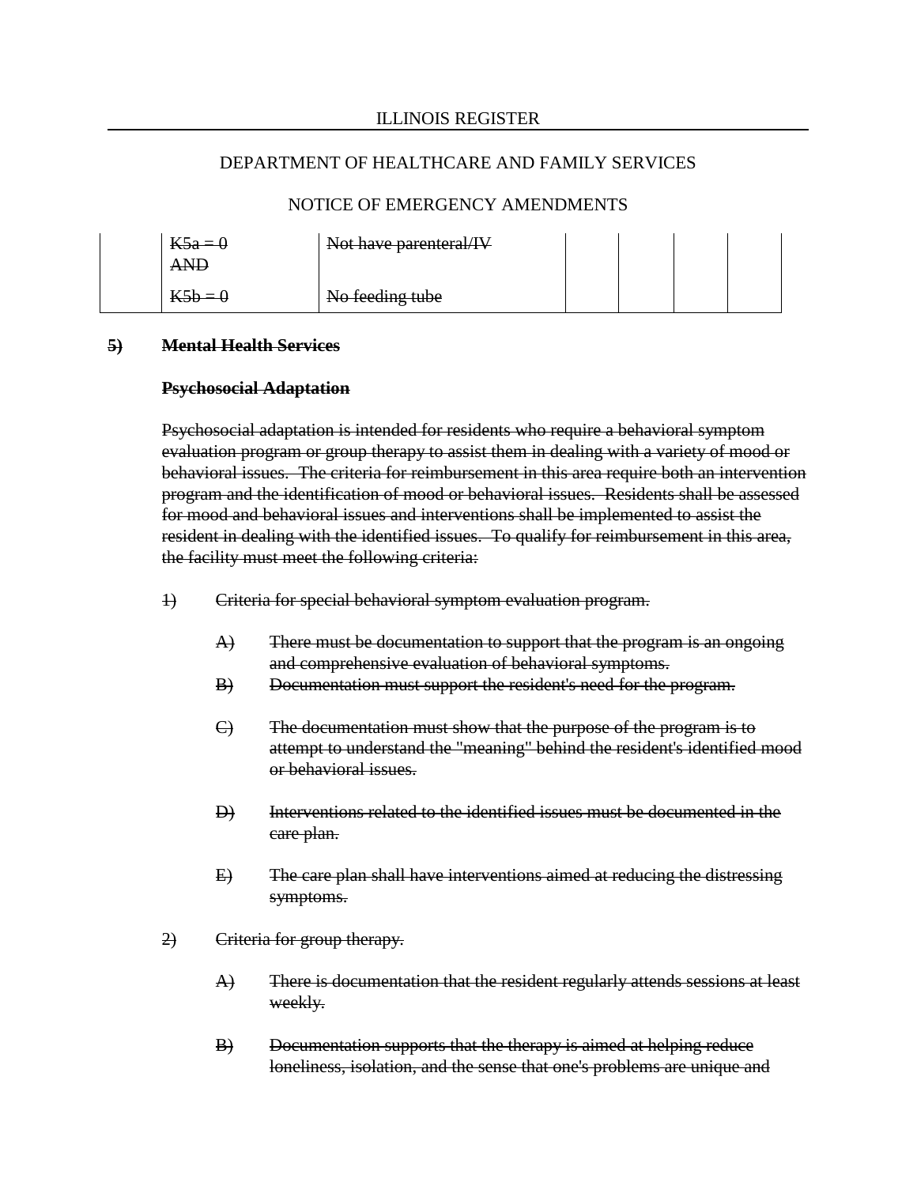| | ~~K5a = 0 AND~~ | ~~Not have parenteral/IV~~ | | | | |
|---|---|---|---|---|---|---|
| | ~~K5b = 0~~ | ~~No feeding tube~~ | | | | |

**~~5) Mental Health Services~~**

**~~Psychosocial Adaptation~~**

~~Psychosocial adaptation is intended for residents who require a behavioral symptom evaluation program or group therapy to assist them in dealing with a variety of mood or behavioral issues. The criteria for reimbursement in this area require both an intervention program and the identification of mood or behavioral issues. Residents shall be assessed for mood and behavioral issues and interventions shall be implemented to assist the resident in dealing with the identified issues. To qualify for reimbursement in this area, the facility must meet the following criteria:~~

~~1) Criteria for special behavioral symptom evaluation program.~~

~~A) There must be documentation to support that the program is an ongoing and comprehensive evaluation of behavioral symptoms.~~

~~B) Documentation must support the resident's need for the program.~~

~~C) The documentation must show that the purpose of the program is to attempt to understand the "meaning" behind the resident's identified mood or behavioral issues.~~

~~D) Interventions related to the identified issues must be documented in the care plan.~~

~~E) The care plan shall have interventions aimed at reducing the distressing symptoms.~~

~~2) Criteria for group therapy.~~

~~A) There is documentation that the resident regularly attends sessions at least weekly.~~

~~B) Documentation supports that the therapy is aimed at helping reduce loneliness, isolation, and the sense that one's problems are unique and~~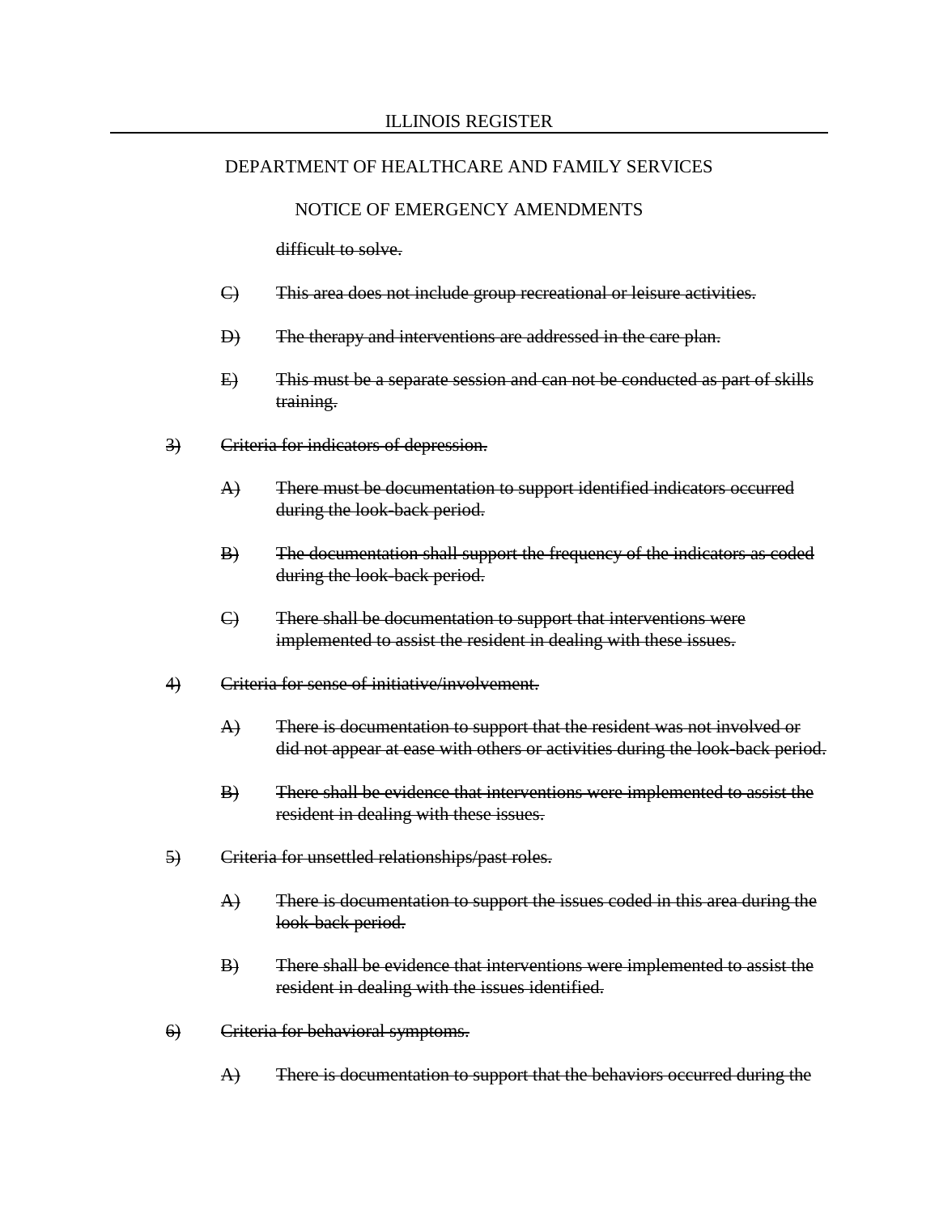~~difficult to solve.~~

~~C) This area does not include group recreational or leisure activities.~~

~~D) The therapy and interventions are addressed in the care plan.~~

~~E) This must be a separate session and can not be conducted as part of skills training.~~

~~3) Criteria for indicators of depression.~~

~~A) There must be documentation to support identified indicators occurred during the look-back period.~~

~~B) The documentation shall support the frequency of the indicators as coded during the look-back period.~~

~~C) There shall be documentation to support that interventions were implemented to assist the resident in dealing with these issues.~~

~~4) Criteria for sense of initiative/involvement.~~

~~A) There is documentation to support that the resident was not involved or did not appear at ease with others or activities during the look-back period.~~

~~B) There shall be evidence that interventions were implemented to assist the resident in dealing with these issues.~~

~~5) Criteria for unsettled relationships/past roles.~~

~~A) There is documentation to support the issues coded in this area during the look-back period.~~

~~B) There shall be evidence that interventions were implemented to assist the resident in dealing with the issues identified.~~

~~6) Criteria for behavioral symptoms.~~

~~A) There is documentation to support that the behaviors occurred during the~~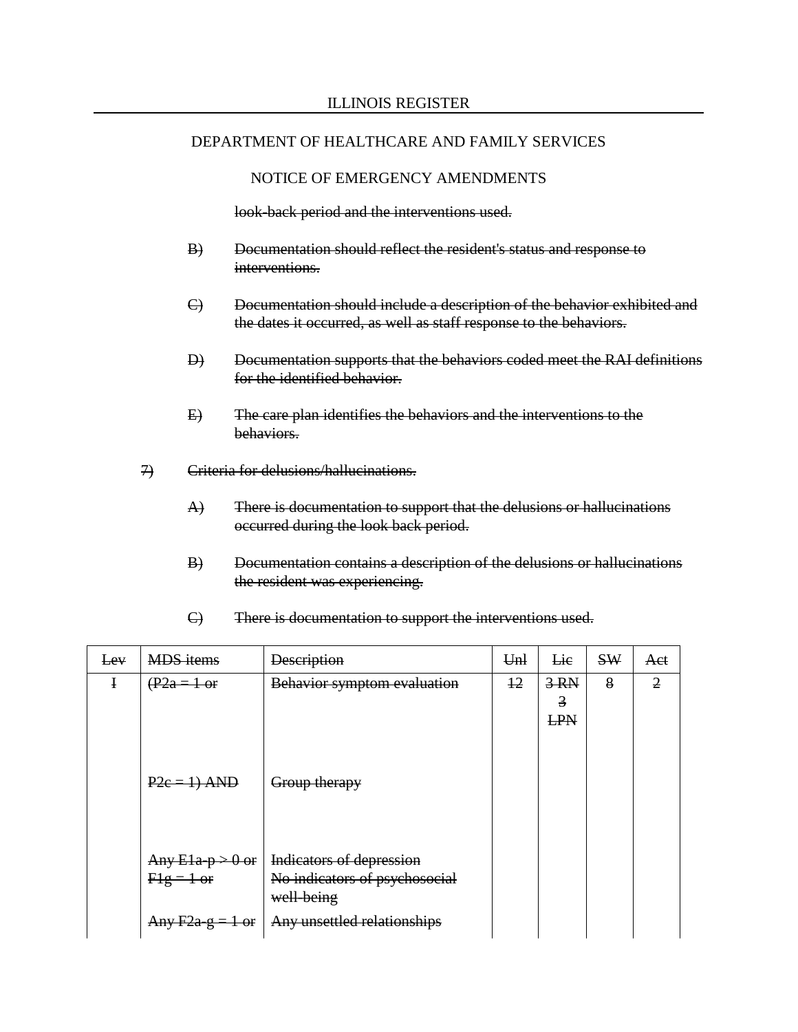~~look-back period and the interventions used.~~

~~B) Documentation should reflect the resident's status and response to interventions.~~

~~C) Documentation should include a description of the behavior exhibited and the dates it occurred, as well as staff response to the behaviors.~~

~~D) Documentation supports that the behaviors coded meet the RAI definitions for the identified behavior.~~

~~E) The care plan identifies the behaviors and the interventions to the behaviors.~~

~~7) Criteria for delusions/hallucinations.~~

~~A) There is documentation to support that the delusions or hallucinations occurred during the look back period.~~

~~B) Documentation contains a description of the delusions or hallucinations the resident was experiencing.~~

~~C) There is documentation to support the interventions used.~~

| ~~Lev~~ | ~~MDS items~~ | ~~Description~~ | ~~Unl~~ | ~~Lic~~ | ~~SW~~ | ~~Act~~ |
|---|---|---|---|---|---|---|
| ~~I~~ | ~~(P2a = 1 or~~ | ~~Behavior symptom evaluation~~ | ~~12~~ | ~~3 RN 3 LPN~~ | ~~8~~ | ~~2~~ |
| | ~~P2c = 1) AND~~ | ~~Group therapy~~ | | | | |
| | ~~Any E1a-p > 0 or F1g = 1 or~~ | ~~Indicators of depression No indicators of psychosocial well-being~~ | | | | |
| | ~~Any F2a-g = 1 or~~ | ~~Any unsettled relationships~~ | | | | |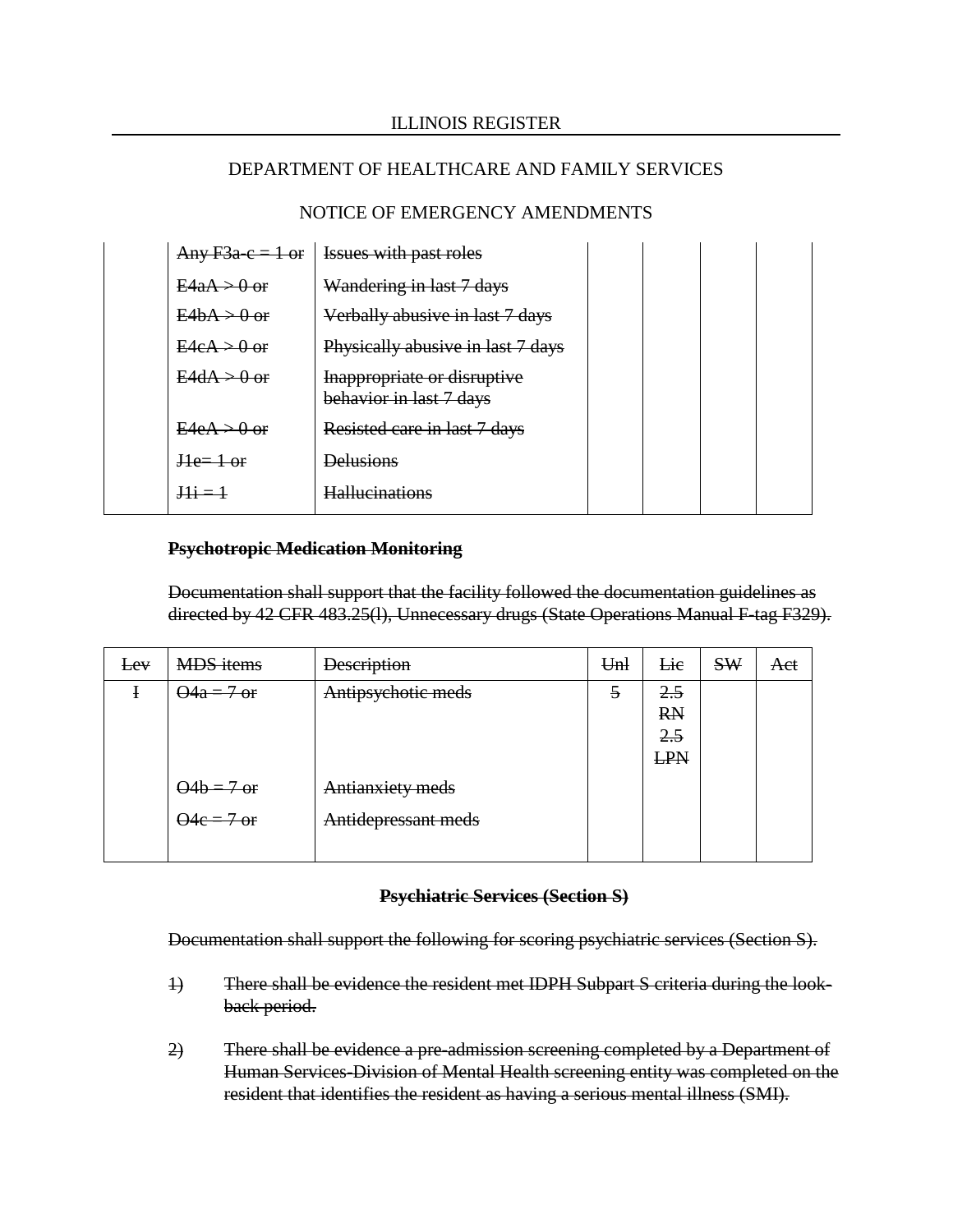| | | | | | | |
|---|---|---|---|---|---|---|
| | ~~Any F3a-c = 1 or~~ | ~~Issues with past roles~~ | | | | |
| | ~~E4aA > 0 or~~ | ~~Wandering in last 7 days~~ | | | | |
| | ~~E4bA > 0 or~~ | ~~Verbally abusive in last 7 days~~ | | | | |
| | ~~E4cA > 0 or~~ | ~~Physically abusive in last 7 days~~ | | | | |
| | ~~E4dA > 0 or~~ | ~~Inappropriate or disruptive behavior in last 7 days~~ | | | | |
| | ~~E4eA > 0 or~~ | ~~Resisted care in last 7 days~~ | | | | |
| | ~~J1e= 1 or~~ | ~~Delusions~~ | | | | |
| | ~~J1i = 1~~ | ~~Hallucinations~~ | | | | |

**~~Psychotropic Medication Monitoring~~**

~~Documentation shall support that the facility followed the documentation guidelines as directed by 42 CFR 483.25(l), Unnecessary drugs (State Operations Manual F-tag F329).~~

| ~~Lev~~ | ~~MDS items~~ | ~~Description~~ | ~~Unl~~ | ~~Lic~~ | ~~SW~~ | ~~Act~~ |
|---|---|---|---|---|---|---|
| ~~I~~ | ~~O4a = 7 or~~ | ~~Antipsychotic meds~~ | ~~5~~ | ~~2.5 RN 2.5 LPN~~ | | |
| | ~~O4b = 7 or~~ | ~~Antianxiety meds~~ | | | | |
| | ~~O4c = 7 or~~ | ~~Antidepressant meds~~ | | | | |

**~~Psychiatric Services (Section S)~~**

~~Documentation shall support the following for scoring psychiatric services (Section S).~~

~~1)~~ ~~There shall be evidence the resident met IDPH Subpart S criteria during the look-back period.~~

~~2)~~ ~~There shall be evidence a pre-admission screening completed by a Department of Human Services-Division of Mental Health screening entity was completed on the resident that identifies the resident as having a serious mental illness (SMI).~~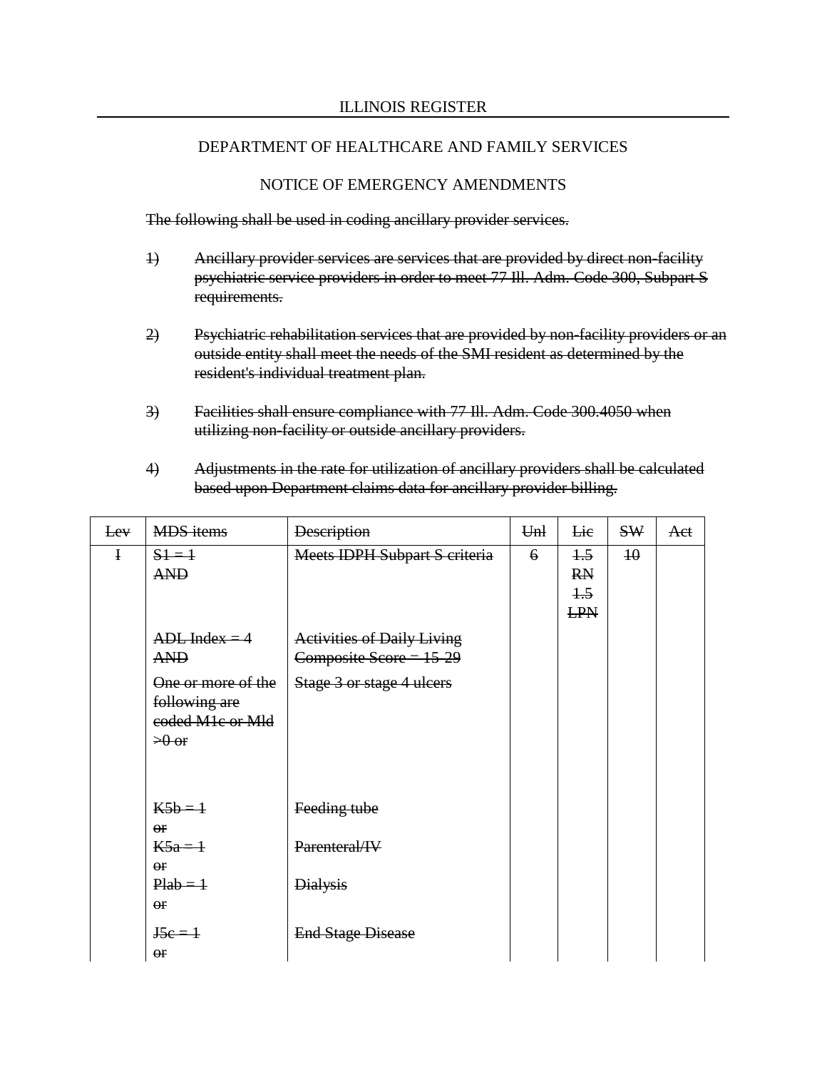ILLINOIS REGISTER

DEPARTMENT OF HEALTHCARE AND FAMILY SERVICES

NOTICE OF EMERGENCY AMENDMENTS

~~The following shall be used in coding ancillary provider services.~~

~~1) Ancillary provider services are services that are provided by direct non-facility psychiatric service providers in order to meet 77 Ill. Adm. Code 300, Subpart S requirements.~~

~~2) Psychiatric rehabilitation services that are provided by non-facility providers or an outside entity shall meet the needs of the SMI resident as determined by the resident's individual treatment plan.~~

~~3) Facilities shall ensure compliance with 77 Ill. Adm. Code 300.4050 when utilizing non-facility or outside ancillary providers.~~

~~4) Adjustments in the rate for utilization of ancillary providers shall be calculated based upon Department claims data for ancillary provider billing.~~

| ~~Lev~~ | ~~MDS items~~ | ~~Description~~ | ~~Unl~~ | ~~Lic~~ | ~~SW~~ | ~~Act~~ |
|---|---|---|---|---|---|---|
| ~~I~~ | ~~S1 = 1~~<br>~~AND~~ | ~~Meets IDPH Subpart S criteria~~ | ~~6~~ | ~~1.5 RN~~<br>~~1.5 LPN~~ | ~~10~~ | |
| | ~~ADL Index = 4~~<br>~~AND~~ | ~~Activities of Daily Living Composite Score = 15-29~~ | | | | |
| | ~~One or more of the following are coded M1c or Mld >0 or~~ | ~~Stage 3 or stage 4 ulcers~~ | | | | |
| | ~~K5b = 1~~<br>~~or~~ | ~~Feeding tube~~ | | | | |
| | ~~K5a = 1~~<br>~~or~~ | ~~Parenteral/IV~~ | | | | |
| | ~~Plab = 1~~<br>~~or~~ | ~~Dialysis~~ | | | | |
| | ~~J5c = 1~~<br>~~or~~ | ~~End Stage Disease~~ | | | | |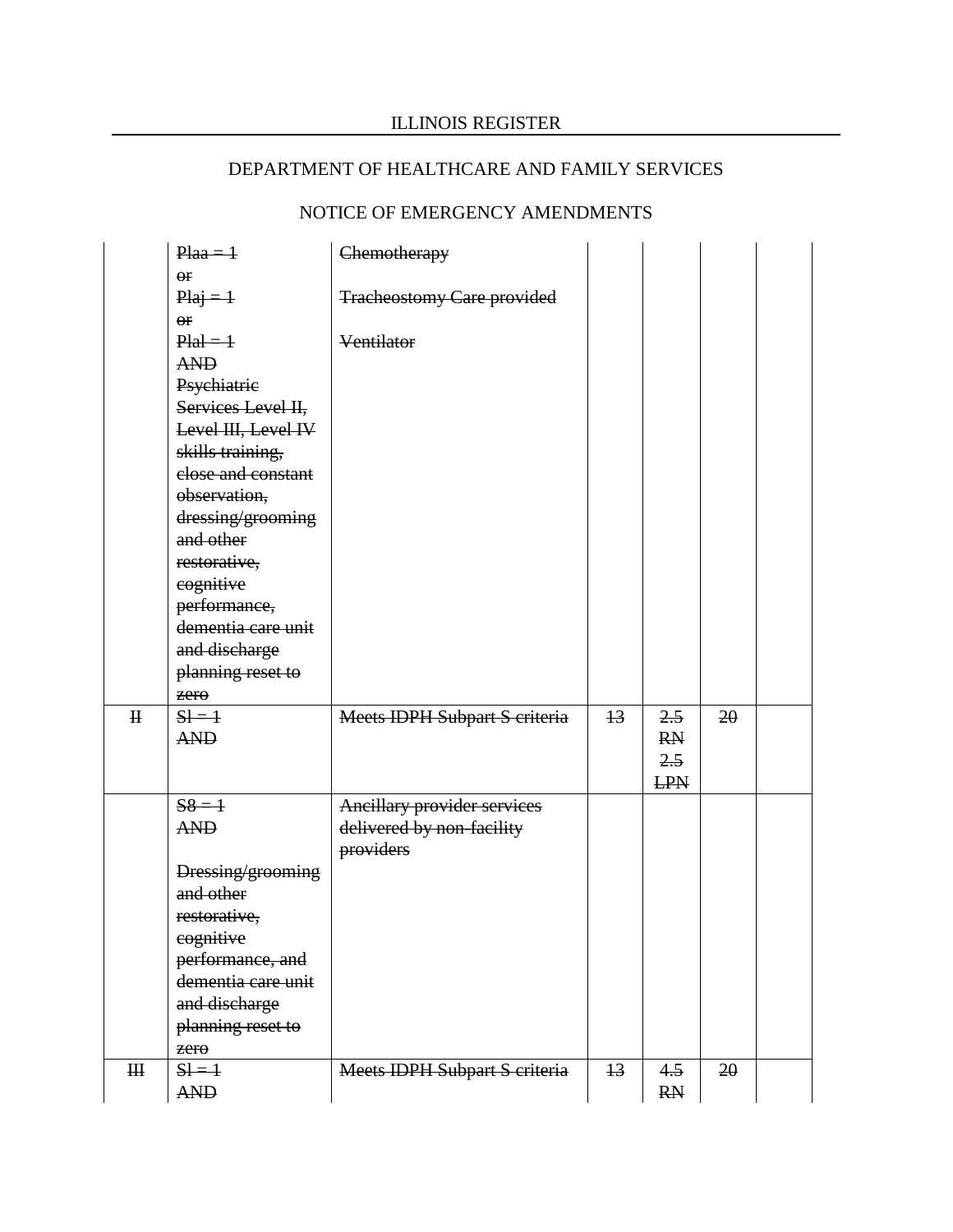ILLINOIS REGISTER

DEPARTMENT OF HEALTHCARE AND FAMILY SERVICES

NOTICE OF EMERGENCY AMENDMENTS

| | | | | | | |
|---|---|---|---|---|---|---|
| | ~~Plaa = 1 or Plaj = 1 or Plal = 1 AND Psychiatric Services Level II, Level III, Level IV skills training, close and constant observation, dressing/grooming and other restorative, cognitive performance, dementia care unit and discharge planning reset to zero~~ | ~~Chemotherapy~~<br><br>~~Tracheostomy Care provided~~<br><br>~~Ventilator~~ | | | | |
| ~~II~~ | ~~Sl = 1 AND~~ | ~~Meets IDPH Subpart S criteria~~ | ~~13~~ | ~~2.5 RN 2.5 LPN~~ | ~~20~~ | |
| | ~~S8 = 1 AND~~<br><br>~~Dressing/grooming and other restorative, cognitive performance, and dementia care unit and discharge planning reset to zero~~ | ~~Ancillary provider services delivered by non-facility providers~~ | | | | |
| ~~III~~ | ~~Sl = 1 AND~~ | ~~Meets IDPH Subpart S criteria~~ | ~~13~~ | ~~4.5 RN~~ | ~~20~~ | |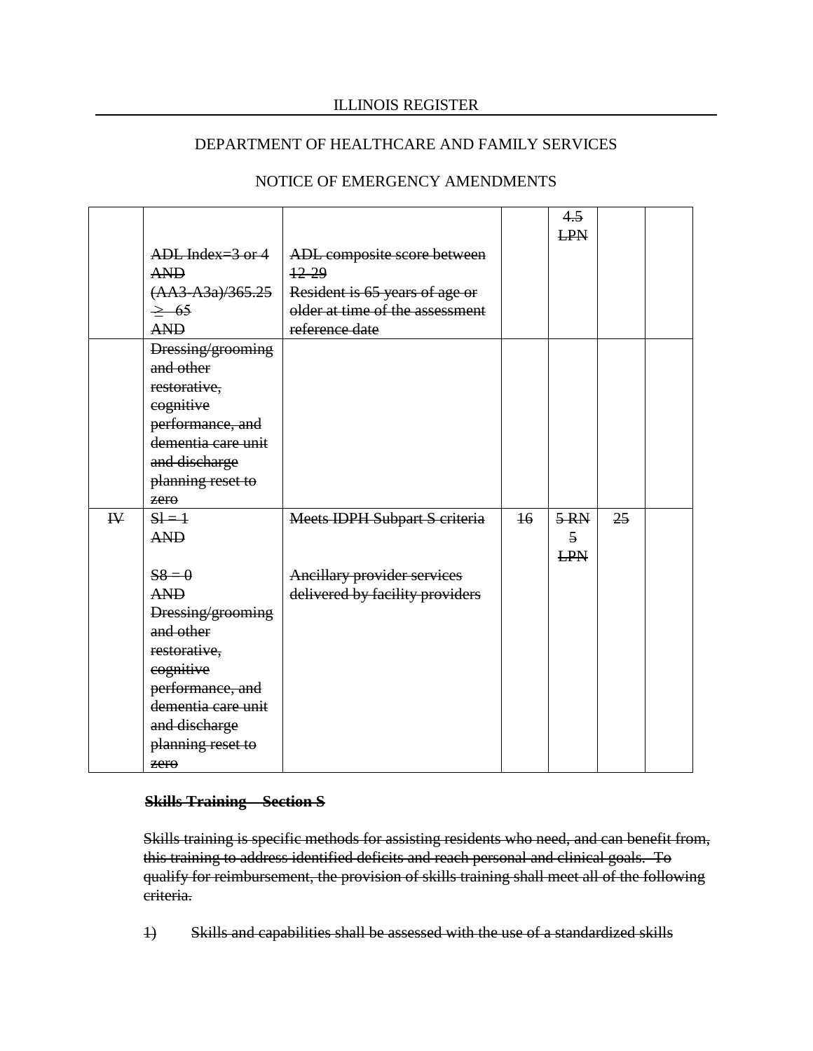| | | | | | | |
|---|---|---|---|---|---|---|
| | ~~ADL Index=3 or 4~~<br>~~AND~~<br>~~(AA3-A3a)/365.25 ≥ 65~~<br>~~AND~~ | ~~ADL composite score between 12-29~~<br>~~Resident is 65 years of age or older at time of the assessment reference date~~ | | ~~4.5 LPN~~ | | |
| | ~~Dressing/grooming and other restorative, cognitive performance, and dementia care unit and discharge planning reset to zero~~ | | | | | |
| ~~IV~~ | ~~Sl = 1~~<br>~~AND~~<br><br>~~S8 = 0~~<br>~~AND~~<br>~~Dressing/grooming and other restorative, cognitive performance, and dementia care unit and discharge planning reset to zero~~ | ~~Meets IDPH Subpart S criteria~~<br><br><br>~~Ancillary provider services delivered by facility providers~~ | ~~16~~ | ~~5 RN~~<br>~~5 LPN~~ | ~~25~~ | |

~~**Skills Training – Section S**~~

~~Skills training is specific methods for assisting residents who need, and can benefit from, this training to address identified deficits and reach personal and clinical goals. To qualify for reimbursement, the provision of skills training shall meet all of the following criteria.~~

~~1) Skills and capabilities shall be assessed with the use of a standardized skills~~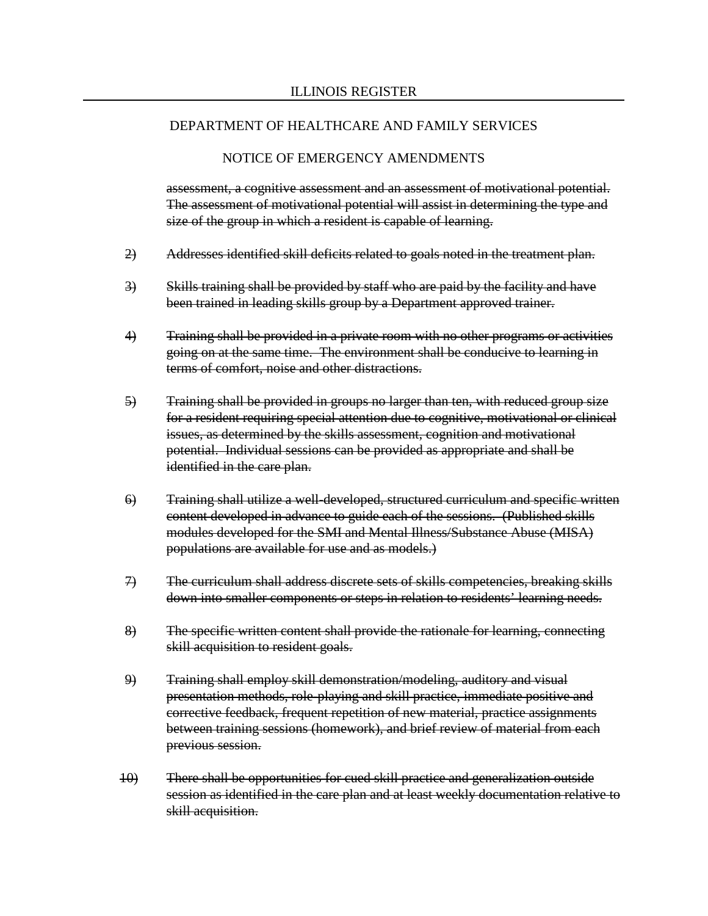ILLINOIS REGISTER

DEPARTMENT OF HEALTHCARE AND FAMILY SERVICES

NOTICE OF EMERGENCY AMENDMENTS

~~assessment, a cognitive assessment and an assessment of motivational potential. The assessment of motivational potential will assist in determining the type and size of the group in which a resident is capable of learning.~~

~~2) Addresses identified skill deficits related to goals noted in the treatment plan.~~

~~3) Skills training shall be provided by staff who are paid by the facility and have been trained in leading skills group by a Department approved trainer.~~

~~4) Training shall be provided in a private room with no other programs or activities going on at the same time. The environment shall be conducive to learning in terms of comfort, noise and other distractions.~~

~~5) Training shall be provided in groups no larger than ten, with reduced group size for a resident requiring special attention due to cognitive, motivational or clinical issues, as determined by the skills assessment, cognition and motivational potential. Individual sessions can be provided as appropriate and shall be identified in the care plan.~~

~~6) Training shall utilize a well-developed, structured curriculum and specific written content developed in advance to guide each of the sessions. (Published skills modules developed for the SMI and Mental Illness/Substance Abuse (MISA) populations are available for use and as models.)~~

~~7) The curriculum shall address discrete sets of skills competencies, breaking skills down into smaller components or steps in relation to residents' learning needs.~~

~~8) The specific written content shall provide the rationale for learning, connecting skill acquisition to resident goals.~~

~~9) Training shall employ skill demonstration/modeling, auditory and visual presentation methods, role-playing and skill practice, immediate positive and corrective feedback, frequent repetition of new material, practice assignments between training sessions (homework), and brief review of material from each previous session.~~

~~10) There shall be opportunities for cued skill practice and generalization outside session as identified in the care plan and at least weekly documentation relative to skill acquisition.~~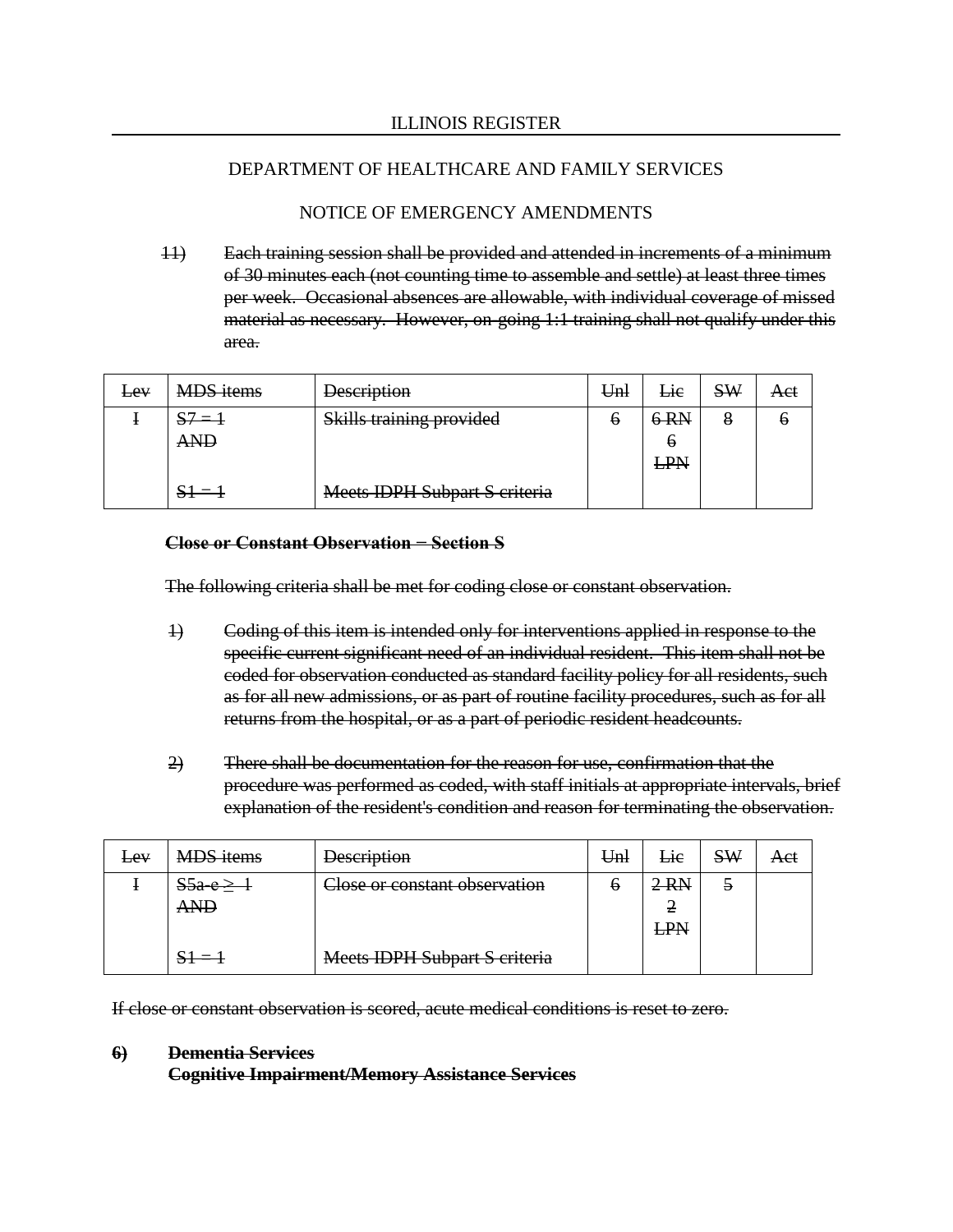ILLINOIS REGISTER

DEPARTMENT OF HEALTHCARE AND FAMILY SERVICES

NOTICE OF EMERGENCY AMENDMENTS

~~11) Each training session shall be provided and attended in increments of a minimum of 30 minutes each (not counting time to assemble and settle) at least three times per week. Occasional absences are allowable, with individual coverage of missed material as necessary. However, on-going 1:1 training shall not qualify under this area.~~

| ~~Lev~~ | ~~MDS items~~ | ~~Description~~ | ~~Unl~~ | ~~Lic~~ | ~~SW~~ | ~~Act~~ |
|---|---|---|---|---|---|---|
| ~~I~~ | ~~S7 = 1~~ ~~AND~~ ~~S1 = 1~~ | ~~Skills training provided~~ ~~Meets IDPH Subpart S criteria~~ | ~~6~~ | ~~6 RN 6 LPN~~ | ~~8~~ | ~~6~~ |

**~~Close or Constant Observation − Section S~~**

~~The following criteria shall be met for coding close or constant observation.~~

~~1) Coding of this item is intended only for interventions applied in response to the specific current significant need of an individual resident. This item shall not be coded for observation conducted as standard facility policy for all residents, such as for all new admissions, or as part of routine facility procedures, such as for all returns from the hospital, or as a part of periodic resident headcounts.~~

~~2) There shall be documentation for the reason for use, confirmation that the procedure was performed as coded, with staff initials at appropriate intervals, brief explanation of the resident's condition and reason for terminating the observation.~~

| ~~Lev~~ | ~~MDS items~~ | ~~Description~~ | ~~Unl~~ | ~~Lic~~ | ~~SW~~ | ~~Act~~ |
|---|---|---|---|---|---|---|
| ~~I~~ | ~~S5a-e ≥ 1~~ ~~AND~~ ~~S1 = 1~~ | ~~Close or constant observation~~ ~~Meets IDPH Subpart S criteria~~ | ~~6~~ | ~~2 RN 2 LPN~~ | ~~5~~ | |

~~If close or constant observation is scored, acute medical conditions is reset to zero.~~

**~~6) Dementia Services~~**
**~~Cognitive Impairment/Memory Assistance Services~~**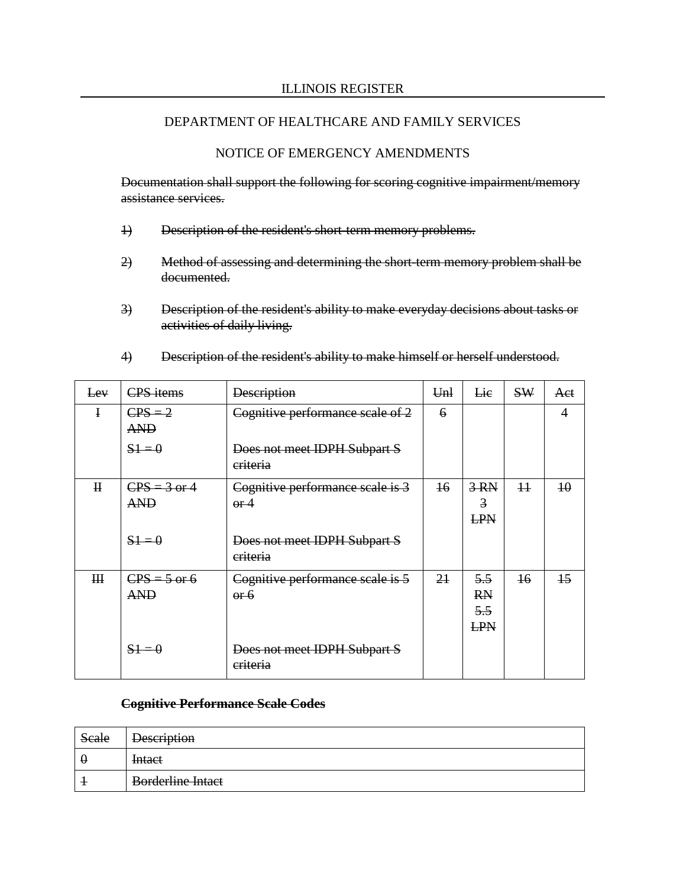~~Documentation shall support the following for scoring cognitive impairment/memory assistance services.~~

~~1) Description of the resident's short-term memory problems.~~

~~2) Method of assessing and determining the short-term memory problem shall be documented.~~

~~3) Description of the resident's ability to make everyday decisions about tasks or activities of daily living.~~

~~4) Description of the resident's ability to make himself or herself understood.~~

| ~~Lev~~ | ~~CPS items~~ | ~~Description~~ | ~~Unl~~ | ~~Lic~~ | ~~SW~~ | ~~Act~~ |
|---|---|---|---|---|---|---|
| ~~I~~ | ~~CPS = 2 AND~~<br>~~S1 = 0~~ | ~~Cognitive performance scale of 2~~<br>~~Does not meet IDPH Subpart S criteria~~ | ~~6~~ | | | 4 |
| ~~II~~ | ~~CPS = 3 or 4 AND~~<br>~~S1 = 0~~ | ~~Cognitive performance scale is 3 or 4~~<br>~~Does not meet IDPH Subpart S criteria~~ | ~~16~~ | ~~3 RN 3 LPN~~ | ~~11~~ | ~~10~~ |
| ~~III~~ | ~~CPS = 5 or 6 AND~~<br>~~S1 = 0~~ | ~~Cognitive performance scale is 5 or 6~~<br>~~Does not meet IDPH Subpart S criteria~~ | ~~21~~ | ~~5.5 RN 5.5 LPN~~ | ~~16~~ | ~~15~~ |

**~~Cognitive Performance Scale Codes~~**

| ~~Scale~~ | ~~Description~~ |
|---|---|
| ~~0~~ | ~~Intact~~ |
| ~~1~~ | ~~Borderline Intact~~ |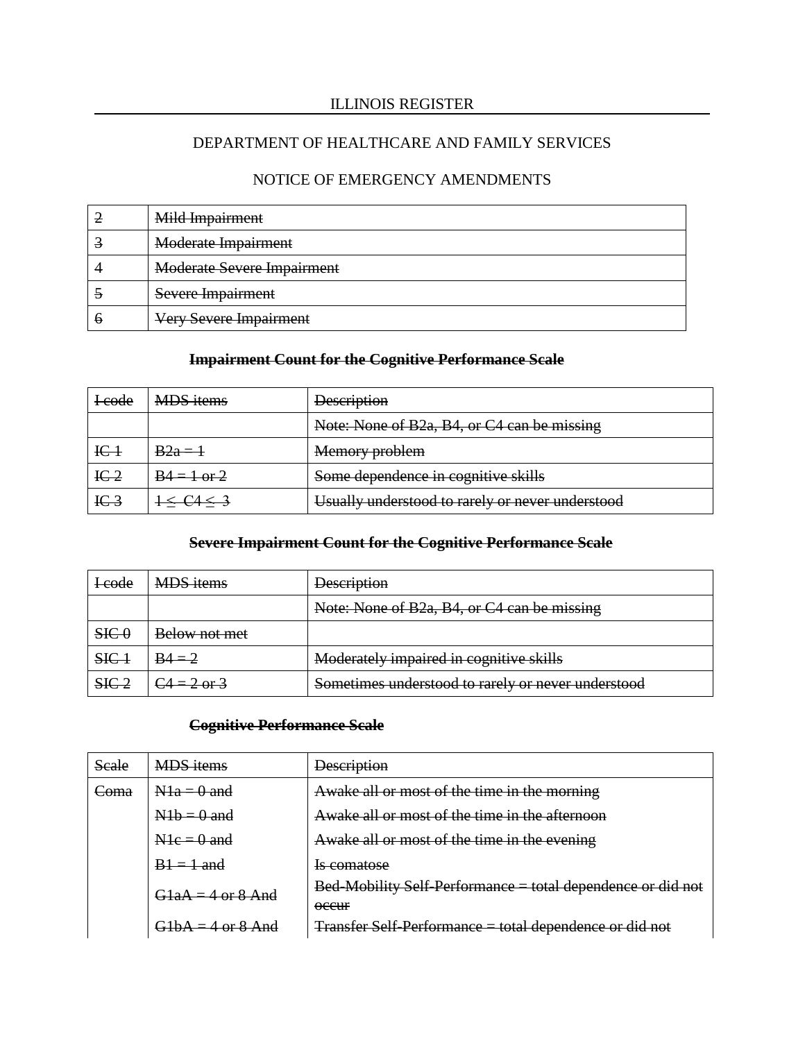| ~~2~~ | ~~Mild Impairment~~ |
|---|---|
| ~~3~~ | ~~Moderate Impairment~~ |
| 4 | ~~Moderate Severe Impairment~~ |
| ~~5~~ | ~~Severe Impairment~~ |
| ~~6~~ | ~~Very Severe Impairment~~ |

**~~Impairment Count for the Cognitive Performance Scale~~**

| ~~I code~~ | ~~MDS items~~ | ~~Description~~ |
|---|---|---|
| | | ~~Note: None of B2a, B4, or C4 can be missing~~ |
| ~~IC 1~~ | ~~B2a = 1~~ | ~~Memory problem~~ |
| ~~IC 2~~ | ~~B4 = 1 or 2~~ | ~~Some dependence in cognitive skills~~ |
| ~~IC 3~~ | ~~1 ≤ C4 ≤ 3~~ | ~~Usually understood to rarely or never understood~~ |

**~~Severe Impairment Count for the Cognitive Performance Scale~~**

| ~~I code~~ | ~~MDS items~~ | ~~Description~~ |
|---|---|---|
| | | ~~Note: None of B2a, B4, or C4 can be missing~~ |
| ~~SIC 0~~ | ~~Below not met~~ | |
| ~~SIC 1~~ | ~~B4 = 2~~ | ~~Moderately impaired in cognitive skills~~ |
| ~~SIC 2~~ | ~~C4 = 2 or 3~~ | ~~Sometimes understood to rarely or never understood~~ |

**~~Cognitive Performance Scale~~**

| ~~Scale~~ | ~~MDS items~~ | ~~Description~~ |
|---|---|---|
| ~~Coma~~ | ~~N1a = 0 and~~ | ~~Awake all or most of the time in the morning~~ |
| | ~~N1b = 0 and~~ | ~~Awake all or most of the time in the afternoon~~ |
| | ~~N1c = 0 and~~ | ~~Awake all or most of the time in the evening~~ |
| | ~~B1 = 1 and~~ | ~~Is comatose~~ |
| | ~~G1aA = 4 or 8 And~~ | ~~Bed-Mobility Self-Performance = total dependence or did not occur~~ |
| | ~~G1bA = 4 or 8 And~~ | ~~Transfer Self-Performance = total dependence or did not~~ |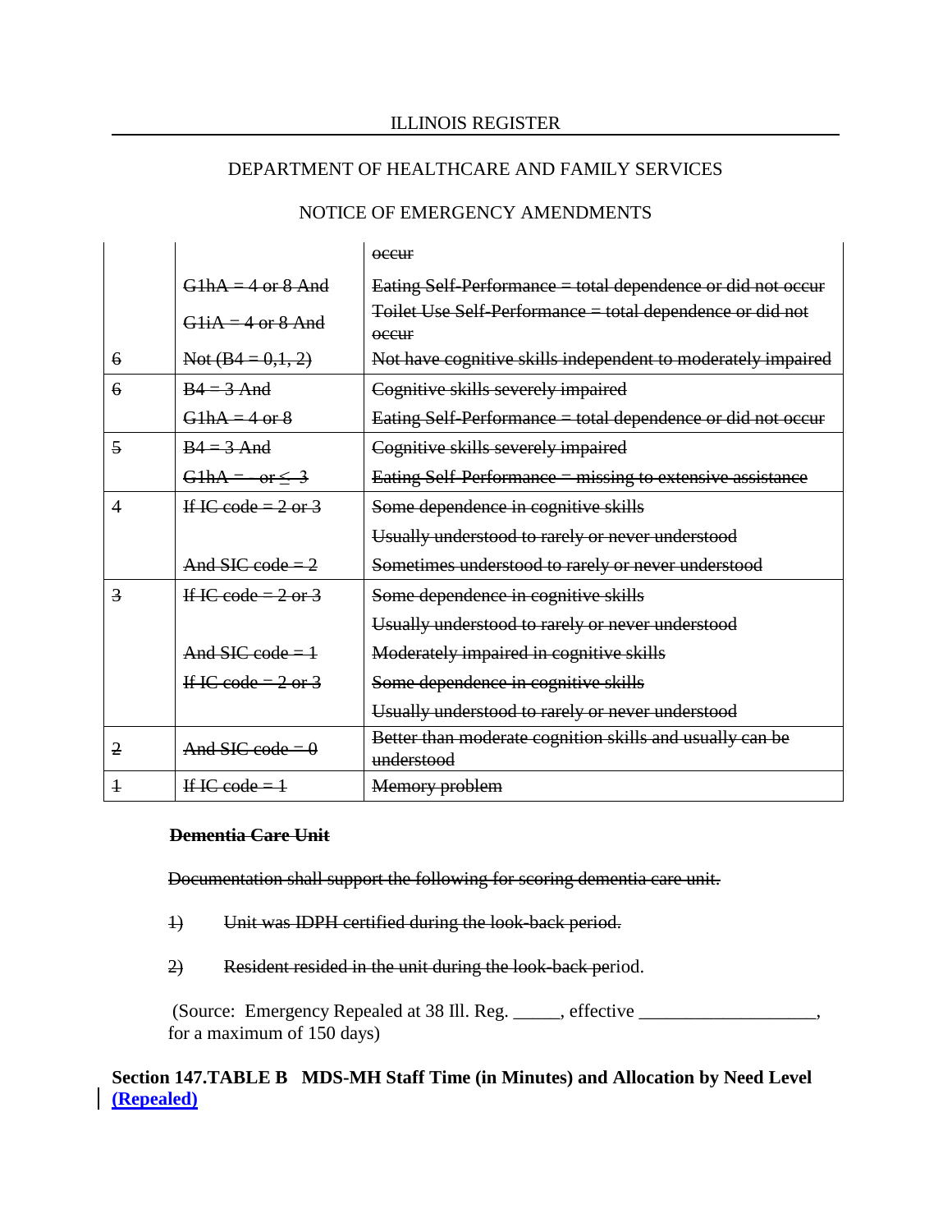| | | occur |
|---|---|---|
| | G1hA = 4 or 8 And | Eating Self-Performance = total dependence or did not occur |
| | G1iA = 4 or 8 And | Toilet Use Self-Performance = total dependence or did not occur |
| 6 | Not (B4 = 0,1, 2) | Not have cognitive skills independent to moderately impaired |
| 6 | B4 = 3 And | Cognitive skills severely impaired |
| | G1hA = 4 or 8 | Eating Self-Performance = total dependence or did not occur |
| 5 | B4 = 3 And | Cognitive skills severely impaired |
| | G1hA = - or ≤ 3 | Eating Self-Performance = missing to extensive assistance |
| 4 | If IC code = 2 or 3 | Some dependence in cognitive skills |
| | | Usually understood to rarely or never understood |
| | And SIC code = 2 | Sometimes understood to rarely or never understood |
| 3 | If IC code = 2 or 3 | Some dependence in cognitive skills |
| | | Usually understood to rarely or never understood |
| | And SIC code = 1 | Moderately impaired in cognitive skills |
| | If IC code = 2 or 3 | Some dependence in cognitive skills |
| | | Usually understood to rarely or never understood |
| 2 | And SIC code = 0 | Better than moderate cognition skills and usually can be understood |
| 1 | If IC code = 1 | Memory problem |

**Dementia Care Unit**

Documentation shall support the following for scoring dementia care unit.

1) Unit was IDPH certified during the look-back period.

2) Resident resided in the unit during the look-back period.

(Source: Emergency Repealed at 38 Ill. Reg. _____, effective ___________________, for a maximum of 150 days)

**Section 147.TABLE B MDS-MH Staff Time (in Minutes) and Allocation by Need Level (Repealed)**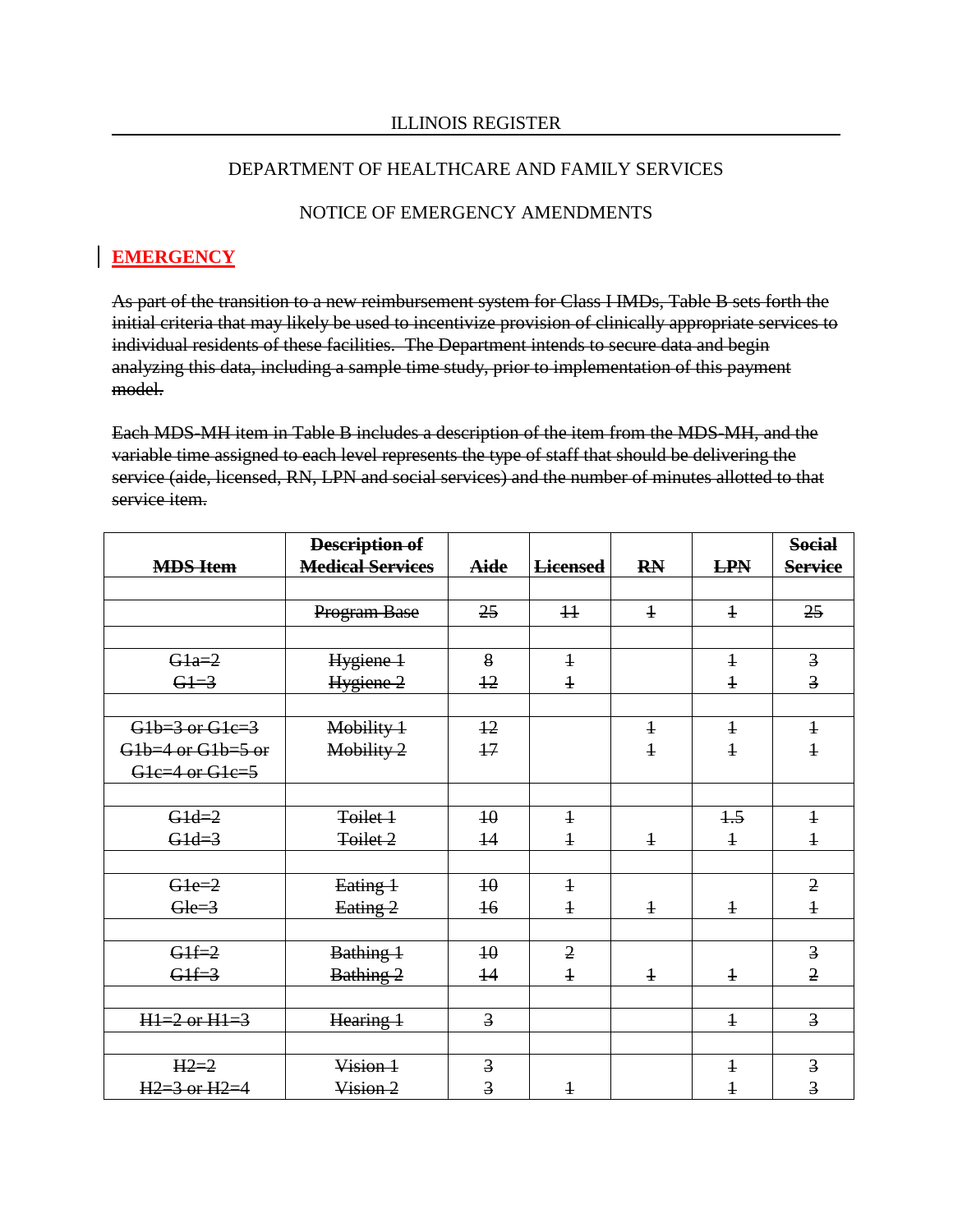DEPARTMENT OF HEALTHCARE AND FAMILY SERVICES

NOTICE OF EMERGENCY AMENDMENTS

**EMERGENCY**

~~As part of the transition to a new reimbursement system for Class I IMDs, Table B sets forth the initial criteria that may likely be used to incentivize provision of clinically appropriate services to individual residents of these facilities. The Department intends to secure data and begin analyzing this data, including a sample time study, prior to implementation of this payment model.~~

~~Each MDS-MH item in Table B includes a description of the item from the MDS-MH, and the variable time assigned to each level represents the type of staff that should be delivering the service (aide, licensed, RN, LPN and social services) and the number of minutes allotted to that service item.~~

| ~~MDS Item~~ | ~~Description of Medical Services~~ | ~~Aide~~ | ~~Licensed~~ | ~~RN~~ | ~~LPN~~ | ~~Social Service~~ |
|---|---|---|---|---|---|---|
| | | | | | | |
| | ~~Program Base~~ | ~~25~~ | ~~11~~ | ~~1~~ | ~~1~~ | ~~25~~ |
| | | | | | | |
| ~~G1a=2~~ | ~~Hygiene 1~~ | ~~8~~ | ~~1~~ | | ~~1~~ | ~~3~~ |
| ~~G1=3~~ | ~~Hygiene 2~~ | ~~12~~ | ~~1~~ | | ~~1~~ | ~~3~~ |
| | | | | | | |
| ~~G1b=3 or G1c=3~~ | ~~Mobility 1~~ | ~~12~~ | | ~~1~~ | ~~1~~ | ~~1~~ |
| ~~G1b=4 or G1b=5 or G1c=4 or G1c=5~~ | ~~Mobility 2~~ | ~~17~~ | | ~~1~~ | ~~1~~ | ~~1~~ |
| | | | | | | |
| ~~G1d=2~~ | ~~Toilet 1~~ | ~~10~~ | ~~1~~ | | ~~1.5~~ | ~~1~~ |
| ~~G1d=3~~ | ~~Toilet 2~~ | ~~14~~ | ~~1~~ | ~~1~~ | ~~1~~ | ~~1~~ |
| | | | | | | |
| ~~G1e=2~~ | ~~Eating 1~~ | ~~10~~ | ~~1~~ | | | ~~2~~ |
| ~~Gle=3~~ | ~~Eating 2~~ | ~~16~~ | ~~1~~ | ~~1~~ | ~~1~~ | ~~1~~ |
| | | | | | | |
| ~~G1f=2~~ | ~~Bathing 1~~ | ~~10~~ | ~~2~~ | | | ~~3~~ |
| ~~G1f=3~~ | ~~Bathing 2~~ | ~~14~~ | ~~1~~ | ~~1~~ | ~~1~~ | ~~2~~ |
| | | | | | | |
| ~~H1=2 or H1=3~~ | ~~Hearing 1~~ | ~~3~~ | | | ~~1~~ | ~~3~~ |
| | | | | | | |
| ~~H2=2~~ | ~~Vision 1~~ | ~~3~~ | | | ~~1~~ | ~~3~~ |
| ~~H2=3 or H2=4~~ | ~~Vision 2~~ | ~~3~~ | ~~1~~ | | ~~1~~ | ~~3~~ |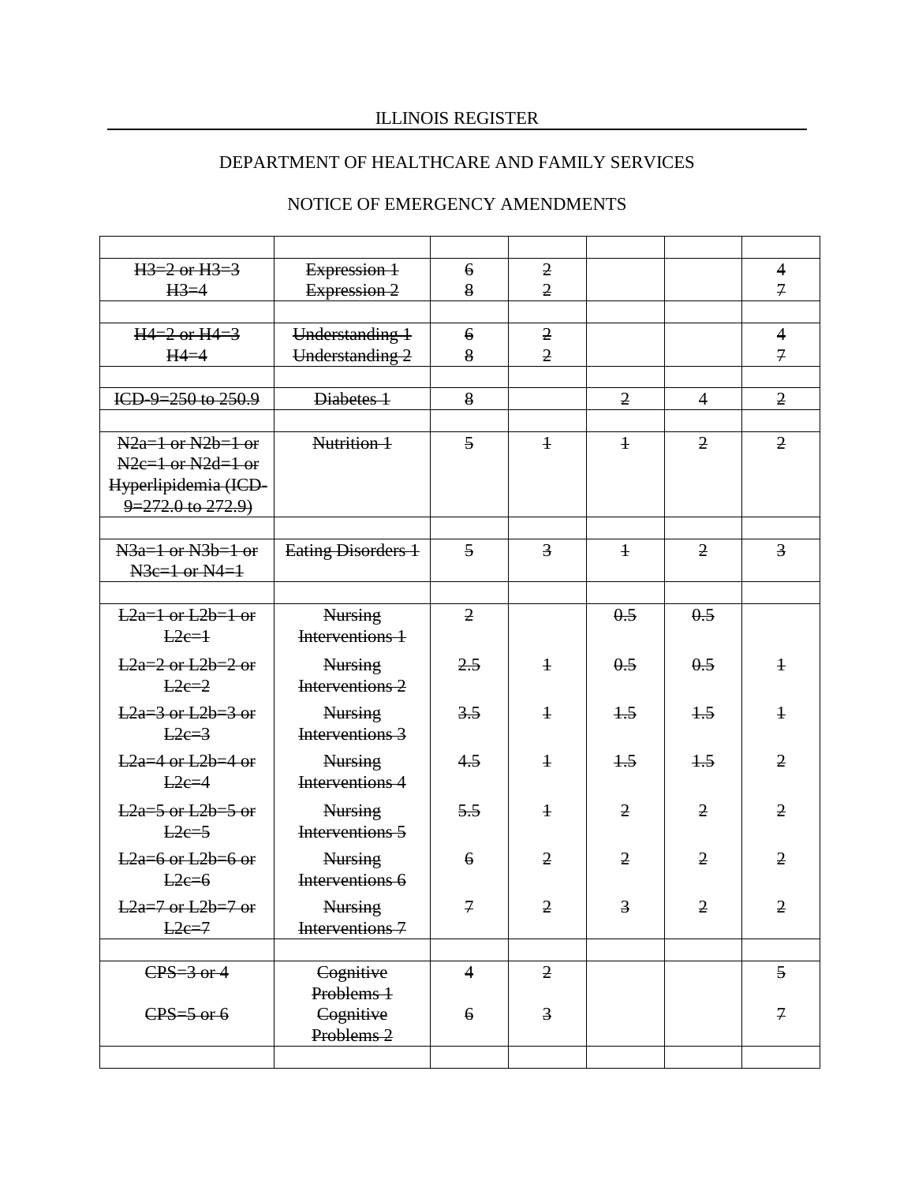| | | | | | | |
|---|---|---|---|---|---|---|
| ~~H3=2 or H3=3~~<br>~~H3=4~~ | ~~Expression 1~~<br>~~Expression 2~~ | ~~6~~<br>~~8~~ | ~~2~~<br>~~2~~ | | | ~~4~~<br>~~7~~ |
| | | | | | | |
| ~~H4=2 or H4=3~~<br>~~H4=4~~ | ~~Understanding 1~~<br>~~Understanding 2~~ | ~~6~~<br>~~8~~ | ~~2~~<br>~~2~~ | | | ~~4~~<br>~~7~~ |
| | | | | | | |
| ~~ICD-9=250 to 250.9~~ | ~~Diabetes 1~~ | ~~8~~ | | ~~2~~ | ~~4~~ | ~~2~~ |
| | | | | | | |
| ~~N2a=1 or N2b=1 or N2c=1 or N2d=1 or Hyperlipidemia (ICD-9=272.0 to 272.9)~~ | ~~Nutrition 1~~ | ~~5~~ | ~~1~~ | ~~1~~ | ~~2~~ | ~~2~~ |
| | | | | | | |
| ~~N3a=1 or N3b=1 or N3c=1 or N4=1~~ | ~~Eating Disorders 1~~ | ~~5~~ | ~~3~~ | ~~1~~ | ~~2~~ | ~~3~~ |
| | | | | | | |
| ~~L2a=1 or L2b=1 or L2c=1~~ | ~~Nursing Interventions 1~~ | ~~2~~ | | ~~0.5~~ | ~~0.5~~ | |
| ~~L2a=2 or L2b=2 or L2c=2~~ | ~~Nursing Interventions 2~~ | ~~2.5~~ | ~~1~~ | ~~0.5~~ | ~~0.5~~ | ~~1~~ |
| ~~L2a=3 or L2b=3 or L2c=3~~ | ~~Nursing Interventions 3~~ | ~~3.5~~ | ~~1~~ | ~~1.5~~ | ~~1.5~~ | ~~1~~ |
| ~~L2a=4 or L2b=4 or L2c=4~~ | ~~Nursing Interventions 4~~ | ~~4.5~~ | ~~1~~ | ~~1.5~~ | ~~1.5~~ | ~~2~~ |
| ~~L2a=5 or L2b=5 or L2c=5~~ | ~~Nursing Interventions 5~~ | ~~5.5~~ | ~~1~~ | ~~2~~ | ~~2~~ | ~~2~~ |
| ~~L2a=6 or L2b=6 or L2c=6~~ | ~~Nursing Interventions 6~~ | ~~6~~ | ~~2~~ | ~~2~~ | ~~2~~ | ~~2~~ |
| ~~L2a=7 or L2b=7 or L2c=7~~ | ~~Nursing Interventions 7~~ | ~~7~~ | ~~2~~ | ~~3~~ | ~~2~~ | ~~2~~ |
| | | | | | | |
| ~~CPS=3 or 4~~<br>~~CPS=5 or 6~~ | ~~Cognitive Problems 1~~<br>~~Cognitive Problems 2~~ | ~~4~~<br>~~6~~ | ~~2~~<br>~~3~~ | | | ~~5~~<br>~~7~~ |
| | | | | | | |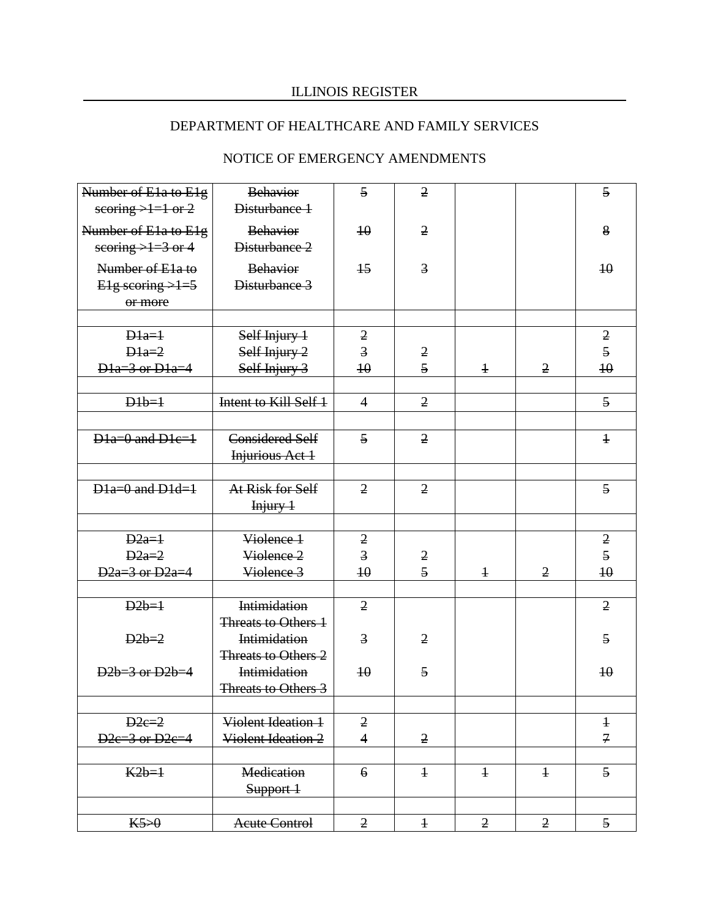| | | | | | | |
|---|---|---|---|---|---|---|
| ~~Number of E1a to E1g scoring >1=1 or 2~~ | ~~Behavior Disturbance 1~~ | ~~5~~ | ~~2~~ | | | ~~5~~ |
| ~~Number of E1a to E1g scoring >1=3 or 4~~ | ~~Behavior Disturbance 2~~ | ~~10~~ | ~~2~~ | | | ~~8~~ |
| ~~Number of E1a to E1g scoring >1=5 or more~~ | ~~Behavior Disturbance 3~~ | ~~15~~ | ~~3~~ | | | ~~10~~ |
| | | | | | | |
| ~~D1a=1~~ | ~~Self Injury 1~~ | ~~2~~ | | | | ~~2~~ |
| ~~D1a=2~~ | ~~Self Injury 2~~ | ~~3~~ | ~~2~~ | | | ~~5~~ |
| ~~D1a=3 or D1a=4~~ | ~~Self Injury 3~~ | ~~10~~ | ~~5~~ | ~~1~~ | ~~2~~ | ~~10~~ |
| | | | | | | |
| ~~D1b=1~~ | ~~Intent to Kill Self 1~~ | ~~4~~ | ~~2~~ | | | ~~5~~ |
| | | | | | | |
| ~~D1a=0 and D1c=1~~ | ~~Considered Self Injurious Act 1~~ | ~~5~~ | ~~2~~ | | | ~~1~~ |
| | | | | | | |
| ~~D1a=0 and D1d=1~~ | ~~At Risk for Self Injury 1~~ | ~~2~~ | ~~2~~ | | | ~~5~~ |
| | | | | | | |
| ~~D2a=1~~ | ~~Violence 1~~ | ~~2~~ | | | | ~~2~~ |
| ~~D2a=2~~ | ~~Violence 2~~ | ~~3~~ | ~~2~~ | | | ~~5~~ |
| ~~D2a=3 or D2a=4~~ | ~~Violence 3~~ | ~~10~~ | ~~5~~ | ~~1~~ | ~~2~~ | ~~10~~ |
| | | | | | | |
| ~~D2b=1~~ | ~~Intimidation Threats to Others 1~~ | ~~2~~ | | | | ~~2~~ |
| ~~D2b=2~~ | ~~Intimidation Threats to Others 2~~ | ~~3~~ | ~~2~~ | | | ~~5~~ |
| ~~D2b=3 or D2b=4~~ | ~~Intimidation Threats to Others 3~~ | ~~10~~ | ~~5~~ | | | ~~10~~ |
| | | | | | | |
| ~~D2c=2~~ | ~~Violent Ideation 1~~ | ~~2~~ | | | | ~~1~~ |
| ~~D2c=3 or D2c=4~~ | ~~Violent Ideation 2~~ | ~~4~~ | ~~2~~ | | | ~~7~~ |
| | | | | | | |
| ~~K2b=1~~ | ~~Medication Support 1~~ | ~~6~~ | ~~1~~ | ~~1~~ | ~~1~~ | ~~5~~ |
| | | | | | | |
| ~~K5>0~~ | ~~Acute Control~~ | ~~2~~ | ~~1~~ | ~~2~~ | ~~2~~ | ~~5~~ |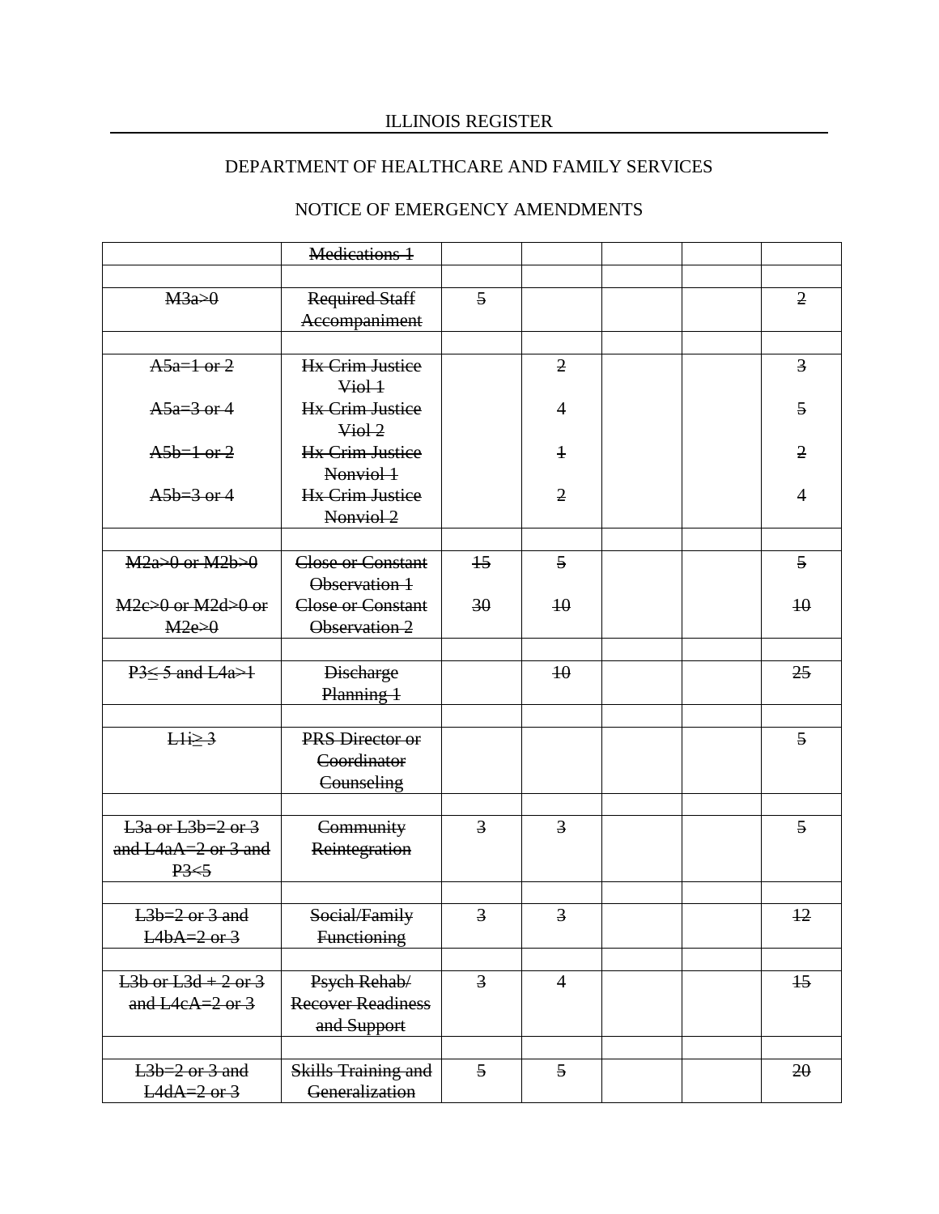ILLINOIS REGISTER

DEPARTMENT OF HEALTHCARE AND FAMILY SERVICES

NOTICE OF EMERGENCY AMENDMENTS

| | | | | | | |
|---|---|---|---|---|---|---|
| | ~~Medications 1~~ | | | | | |
| | | | | | | |
| ~~M3a>0~~ | ~~Required Staff Accompaniment~~ | ~~5~~ | | | | ~~2~~ |
| | | | | | | |
| ~~A5a=1 or 2~~ | ~~Hx Crim Justice Viol 1~~ | | ~~2~~ | | | ~~3~~ |
| ~~A5a=3 or 4~~ | ~~Hx Crim Justice Viol 2~~ | | ~~4~~ | | | ~~5~~ |
| ~~A5b=1 or 2~~ | ~~Hx Crim Justice Nonviol 1~~ | | ~~1~~ | | | ~~2~~ |
| ~~A5b=3 or 4~~ | ~~Hx Crim Justice Nonviol 2~~ | | ~~2~~ | | | ~~4~~ |
| | | | | | | |
| ~~M2a>0 or M2b>0~~ | ~~Close or Constant Observation 1~~ | ~~15~~ | ~~5~~ | | | ~~5~~ |
| ~~M2c>0 or M2d>0 or M2e>0~~ | ~~Close or Constant Observation 2~~ | ~~30~~ | ~~10~~ | | | ~~10~~ |
| | | | | | | |
| ~~P3≤ 5 and L4a>1~~ | ~~Discharge Planning 1~~ | | ~~10~~ | | | ~~25~~ |
| | | | | | | |
| ~~L1i≥ 3~~ | ~~PRS Director or Coordinator Counseling~~ | | | | | ~~5~~ |
| | | | | | | |
| ~~L3a or L3b=2 or 3 and L4aA=2 or 3 and P3<5~~ | ~~Community Reintegration~~ | ~~3~~ | ~~3~~ | | | ~~5~~ |
| | | | | | | |
| ~~L3b=2 or 3 and L4bA=2 or 3~~ | ~~Social/Family Functioning~~ | ~~3~~ | ~~3~~ | | | ~~12~~ |
| | | | | | | |
| ~~L3b or L3d + 2 or 3 and L4cA=2 or 3~~ | ~~Psych Rehab/ Recover Readiness and Support~~ | ~~3~~ | ~~4~~ | | | ~~15~~ |
| | | | | | | |
| ~~L3b=2 or 3 and L4dA=2 or 3~~ | ~~Skills Training and Generalization~~ | ~~5~~ | ~~5~~ | | | ~~20~~ |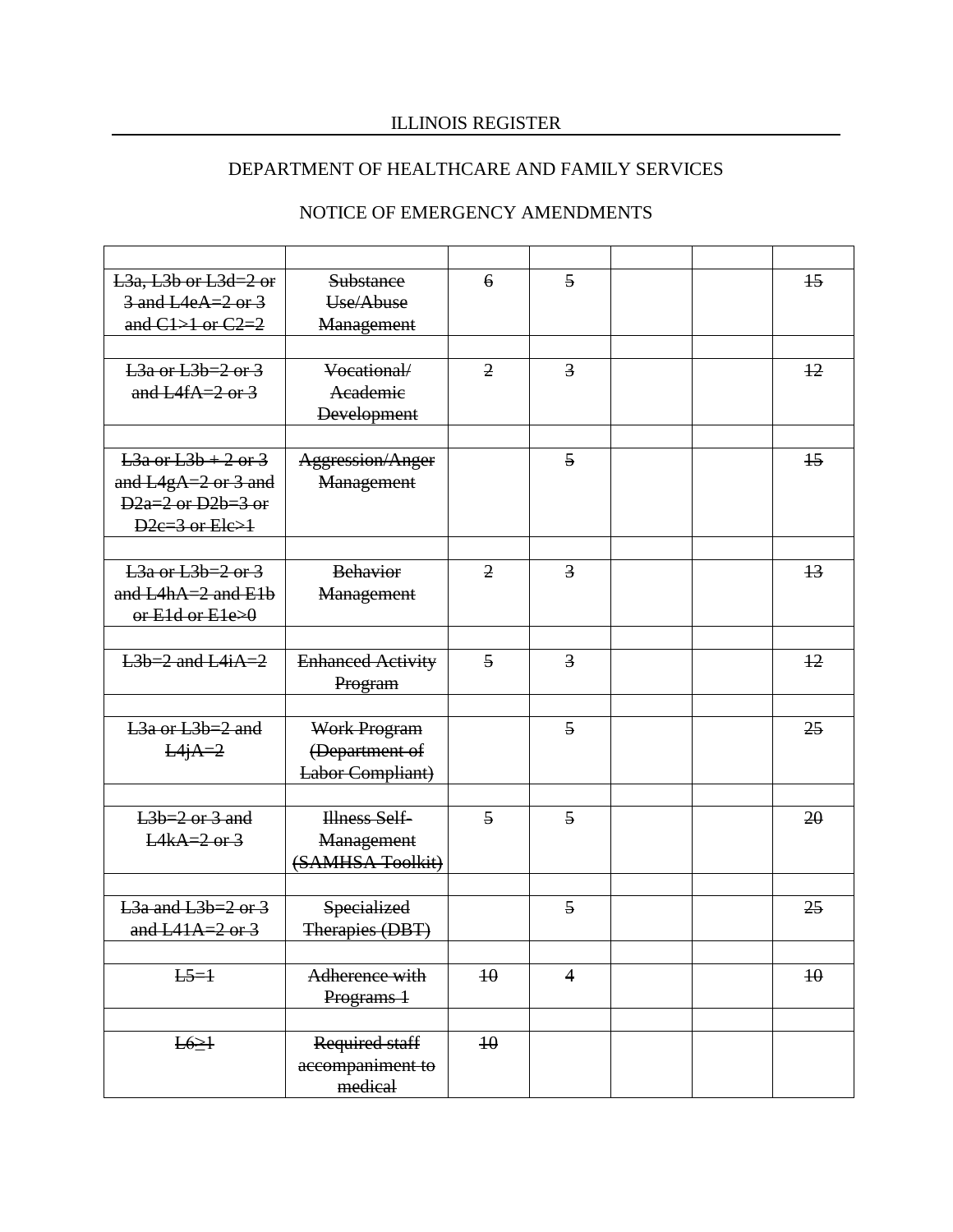| | | | | | | |
|---|---|---|---|---|---|---|
| ~~L3a, L3b or L3d=2 or 3 and L4eA=2 or 3 and C1>1 or C2=2~~ | ~~Substance Use/Abuse Management~~ | ~~6~~ | ~~5~~ | | | ~~15~~ |
| | | | | | | |
| ~~L3a or L3b=2 or 3 and L4fA=2 or 3~~ | ~~Vocational/ Academic Development~~ | ~~2~~ | ~~3~~ | | | ~~12~~ |
| | | | | | | |
| ~~L3a or L3b + 2 or 3 and L4gA=2 or 3 and D2a=2 or D2b=3 or D2c=3 or Elc>1~~ | ~~Aggression/Anger Management~~ | | ~~5~~ | | | ~~15~~ |
| | | | | | | |
| ~~L3a or L3b=2 or 3 and L4hA=2 and E1b or E1d or E1e>0~~ | ~~Behavior Management~~ | ~~2~~ | ~~3~~ | | | ~~13~~ |
| | | | | | | |
| ~~L3b=2 and L4iA=2~~ | ~~Enhanced Activity Program~~ | ~~5~~ | ~~3~~ | | | ~~12~~ |
| | | | | | | |
| ~~L3a or L3b=2 and L4jA=2~~ | ~~Work Program (Department of Labor Compliant)~~ | | ~~5~~ | | | ~~25~~ |
| | | | | | | |
| ~~L3b=2 or 3 and L4kA=2 or 3~~ | ~~Illness Self-Management (SAMHSA Toolkit)~~ | ~~5~~ | ~~5~~ | | | ~~20~~ |
| | | | | | | |
| ~~L3a and L3b=2 or 3 and L41A=2 or 3~~ | ~~Specialized Therapies (DBT)~~ | | ~~5~~ | | | ~~25~~ |
| | | | | | | |
| ~~L5=1~~ | ~~Adherence with Programs 1~~ | ~~10~~ | ~~4~~ | | | ~~10~~ |
| | | | | | | |
| ~~L6≥1~~ | ~~Required staff accompaniment to medical~~ | ~~10~~ | | | | |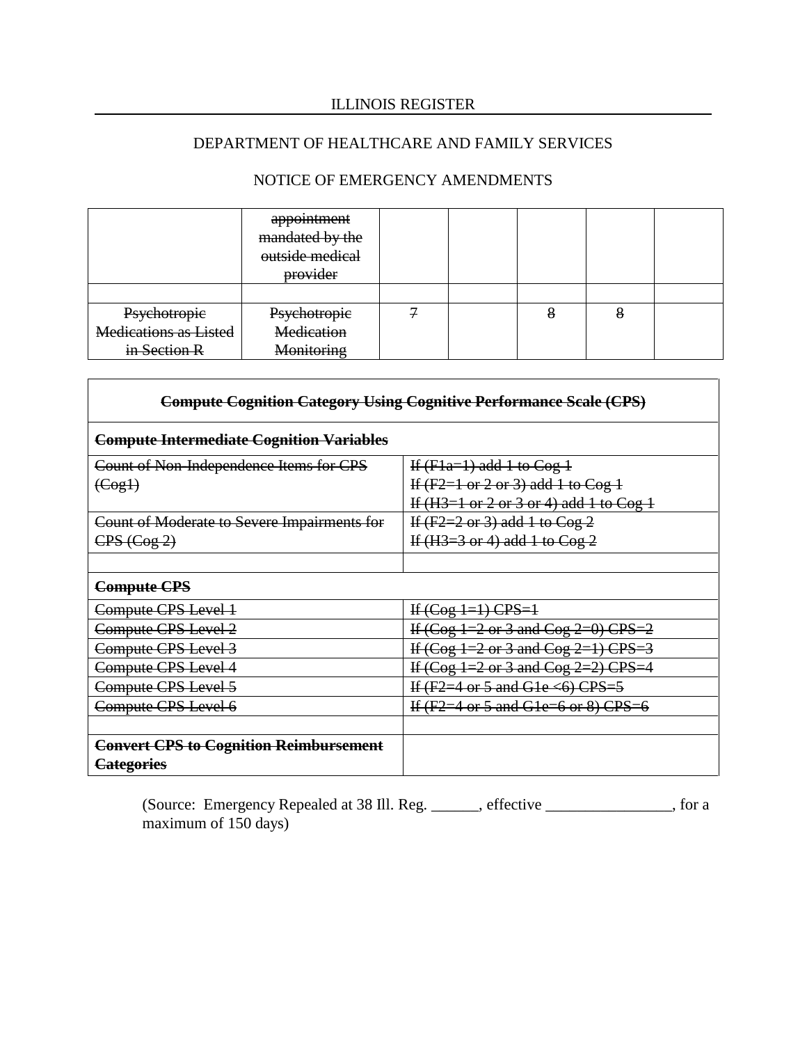| | | | | | | |
|---|---|---|---|---|---|---|
| | ~~appointment mandated by the outside medical provider~~ | | | | | |
| | | | | | | |
| ~~Psychotropic Medications as Listed in Section R~~ | ~~Psychotropic Medication Monitoring~~ | ~~7~~ | | ~~8~~ | ~~8~~ | |

| ~~**Compute Cognition Category Using Cognitive Performance Scale (CPS)**~~ | |
|---|---|
| ~~**Compute Intermediate Cognition Variables**~~ | |
| ~~Count of Non-Independence Items for CPS (Cog1)~~ | ~~If (F1a=1) add 1 to Cog 1~~<br>~~If (F2=1 or 2 or 3) add 1 to Cog 1~~<br>~~If (H3=1 or 2 or 3 or 4) add 1 to Cog 1~~ |
| ~~Count of Moderate to Severe Impairments for CPS (Cog 2)~~ | ~~If (F2=2 or 3) add 1 to Cog 2~~<br>~~If (H3=3 or 4) add 1 to Cog 2~~ |
| | |
| ~~**Compute CPS**~~ | |
| ~~Compute CPS Level 1~~ | ~~If (Cog 1=1) CPS=1~~ |
| ~~Compute CPS Level 2~~ | ~~If (Cog 1=2 or 3 and Cog 2=0) CPS=2~~ |
| ~~Compute CPS Level 3~~ | ~~If (Cog 1=2 or 3 and Cog 2=1) CPS=3~~ |
| ~~Compute CPS Level 4~~ | ~~If (Cog 1=2 or 3 and Cog 2=2) CPS=4~~ |
| ~~Compute CPS Level 5~~ | ~~If (F2=4 or 5 and G1e <6) CPS=5~~ |
| ~~Compute CPS Level 6~~ | ~~If (F2=4 or 5 and G1e=6 or 8) CPS=6~~ |
| | |
| ~~**Convert CPS to Cognition Reimbursement Categories**~~ | |

(Source: Emergency Repealed at 38 Ill. Reg. ______, effective ________________, for a maximum of 150 days)